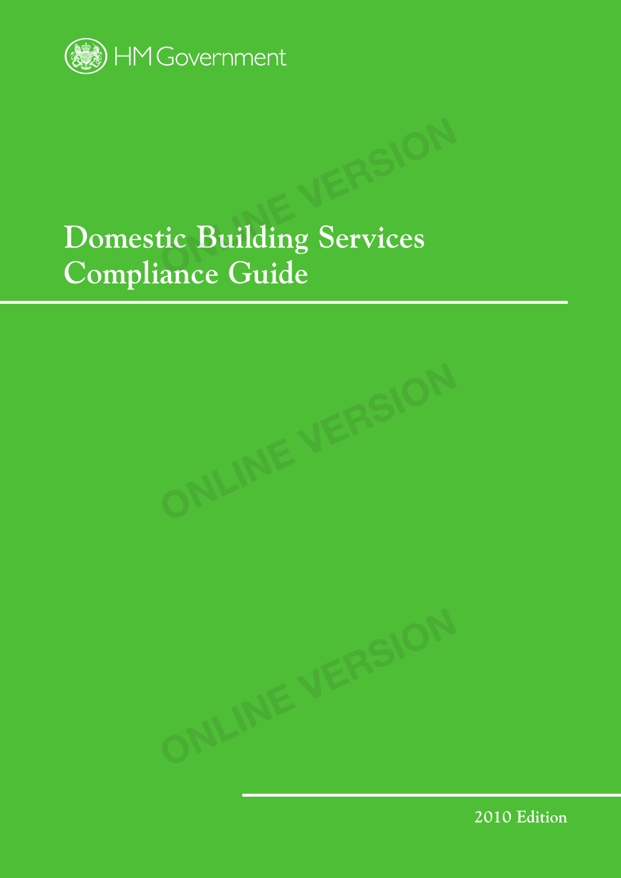HM Government

# Domestic Building Services Compliance Guide

2010 Edition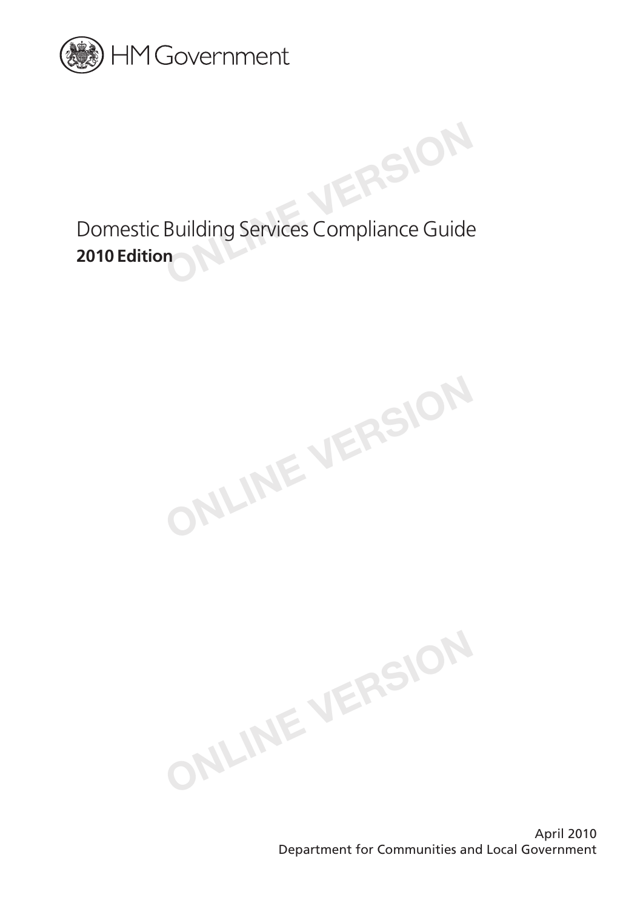HM Government

# Domestic Building Services Compliance Guide

**2010 Edition**

April 2010
Department for Communities and Local Government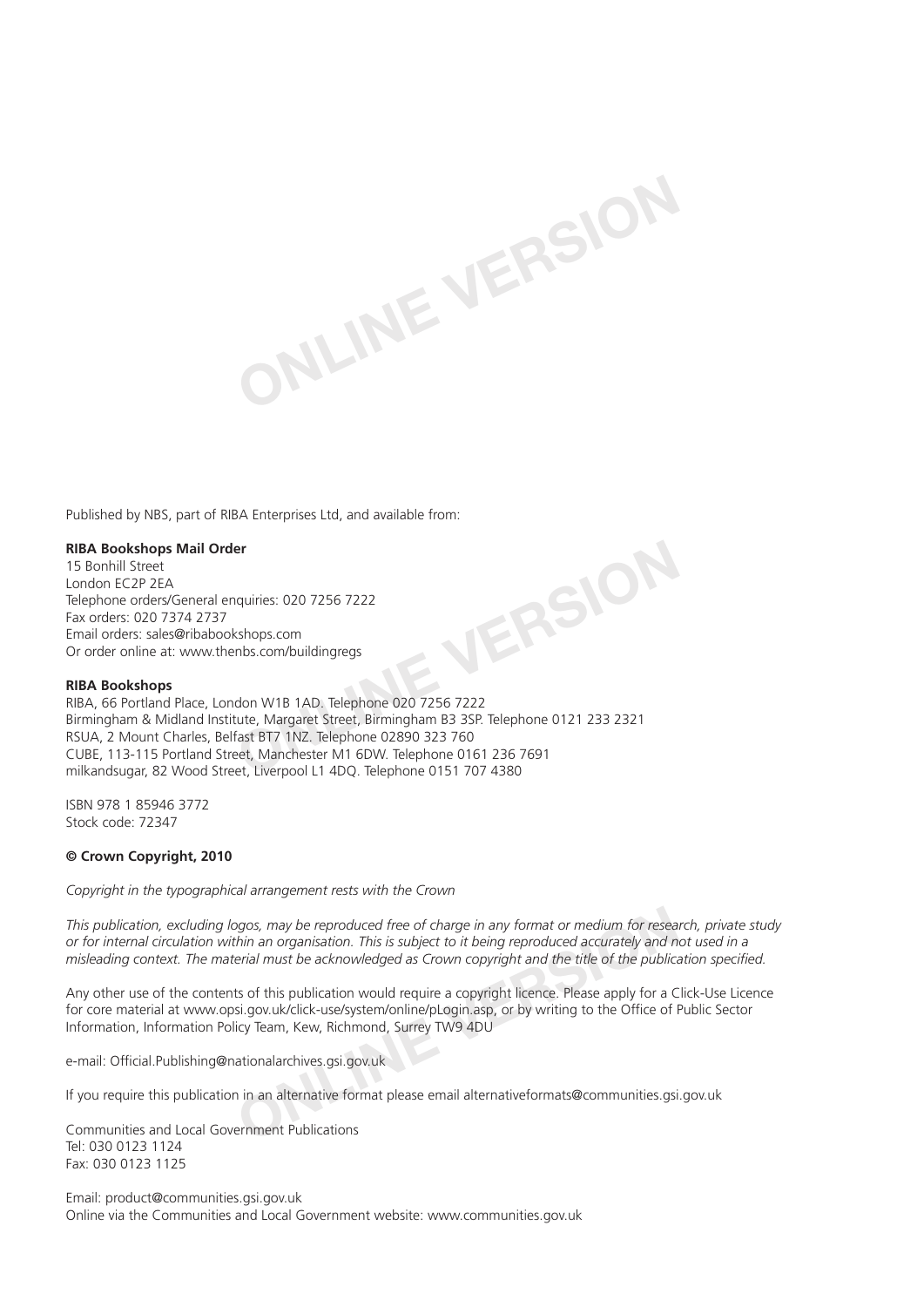Published by NBS, part of RIBA Enterprises Ltd, and available from:

**RIBA Bookshops Mail Order**
15 Bonhill Street
London EC2P 2EA
Telephone orders/General enquiries: 020 7256 7222
Fax orders: 020 7374 2737
Email orders: sales@ribabookshops.com
Or order online at: www.thenbs.com/buildingregs

**RIBA Bookshops**
RIBA, 66 Portland Place, London W1B 1AD. Telephone 020 7256 7222
Birmingham & Midland Institute, Margaret Street, Birmingham B3 3SP. Telephone 0121 233 2321
RSUA, 2 Mount Charles, Belfast BT7 1NZ. Telephone 02890 323 760
CUBE, 113-115 Portland Street, Manchester M1 6DW. Telephone 0161 236 7691
milkandsugar, 82 Wood Street, Liverpool L1 4DQ. Telephone 0151 707 4380

ISBN 978 1 85946 3772
Stock code: 72347

**© Crown Copyright, 2010**

*Copyright in the typographical arrangement rests with the Crown*

*This publication, excluding logos, may be reproduced free of charge in any format or medium for research, private study or for internal circulation within an organisation. This is subject to it being reproduced accurately and not used in a misleading context. The material must be acknowledged as Crown copyright and the title of the publication specified.*

Any other use of the contents of this publication would require a copyright licence. Please apply for a Click-Use Licence for core material at www.opsi.gov.uk/click-use/system/online/pLogin.asp, or by writing to the Office of Public Sector Information, Information Policy Team, Kew, Richmond, Surrey TW9 4DU

e-mail: Official.Publishing@nationalarchives.gsi.gov.uk

If you require this publication in an alternative format please email alternativeformats@communities.gsi.gov.uk

Communities and Local Government Publications
Tel: 030 0123 1124
Fax: 030 0123 1125

Email: product@communities.gsi.gov.uk
Online via the Communities and Local Government website: www.communities.gov.uk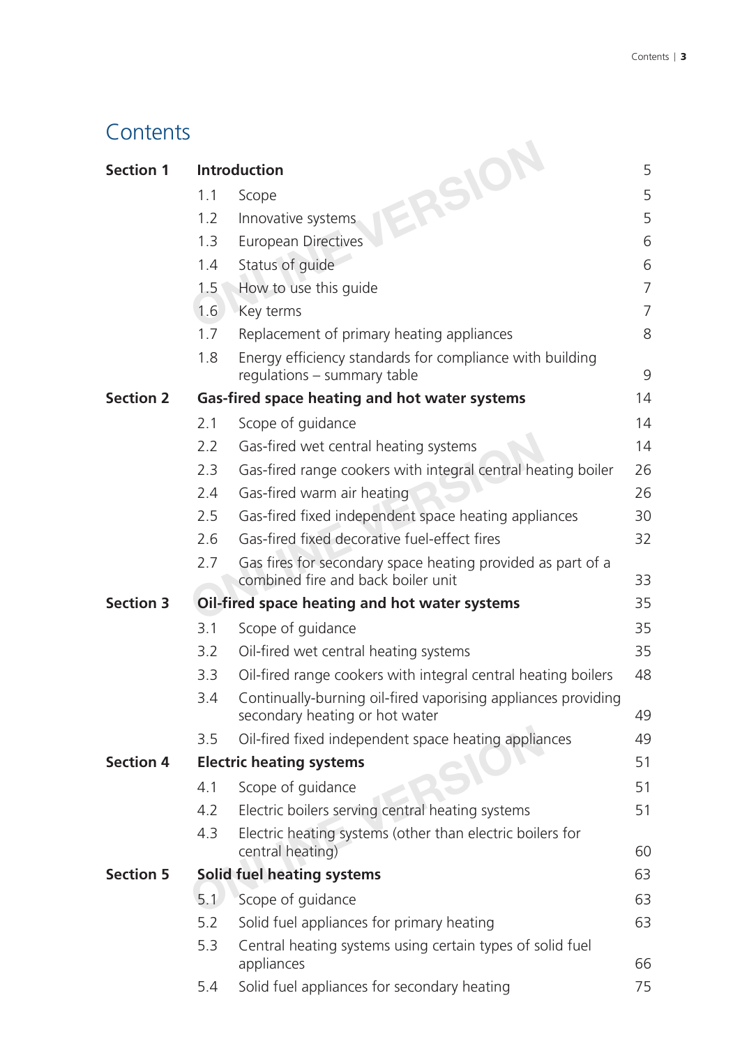# Contents

| | | | |
|---|---|---|---|
| **Section 1** | **Introduction** | | 5 |
| | 1.1 | Scope | 5 |
| | 1.2 | Innovative systems | 5 |
| | 1.3 | European Directives | 6 |
| | 1.4 | Status of guide | 6 |
| | 1.5 | How to use this guide | 7 |
| | 1.6 | Key terms | 7 |
| | 1.7 | Replacement of primary heating appliances | 8 |
| | 1.8 | Energy efficiency standards for compliance with building regulations – summary table | 9 |
| **Section 2** | **Gas-fired space heating and hot water systems** | | 14 |
| | 2.1 | Scope of guidance | 14 |
| | 2.2 | Gas-fired wet central heating systems | 14 |
| | 2.3 | Gas-fired range cookers with integral central heating boiler | 26 |
| | 2.4 | Gas-fired warm air heating | 26 |
| | 2.5 | Gas-fired fixed independent space heating appliances | 30 |
| | 2.6 | Gas-fired fixed decorative fuel-effect fires | 32 |
| | 2.7 | Gas fires for secondary space heating provided as part of a combined fire and back boiler unit | 33 |
| **Section 3** | **Oil-fired space heating and hot water systems** | | 35 |
| | 3.1 | Scope of guidance | 35 |
| | 3.2 | Oil-fired wet central heating systems | 35 |
| | 3.3 | Oil-fired range cookers with integral central heating boilers | 48 |
| | 3.4 | Continually-burning oil-fired vaporising appliances providing secondary heating or hot water | 49 |
| | 3.5 | Oil-fired fixed independent space heating appliances | 49 |
| **Section 4** | **Electric heating systems** | | 51 |
| | 4.1 | Scope of guidance | 51 |
| | 4.2 | Electric boilers serving central heating systems | 51 |
| | 4.3 | Electric heating systems (other than electric boilers for central heating) | 60 |
| **Section 5** | **Solid fuel heating systems** | | 63 |
| | 5.1 | Scope of guidance | 63 |
| | 5.2 | Solid fuel appliances for primary heating | 63 |
| | 5.3 | Central heating systems using certain types of solid fuel appliances | 66 |
| | 5.4 | Solid fuel appliances for secondary heating | 75 |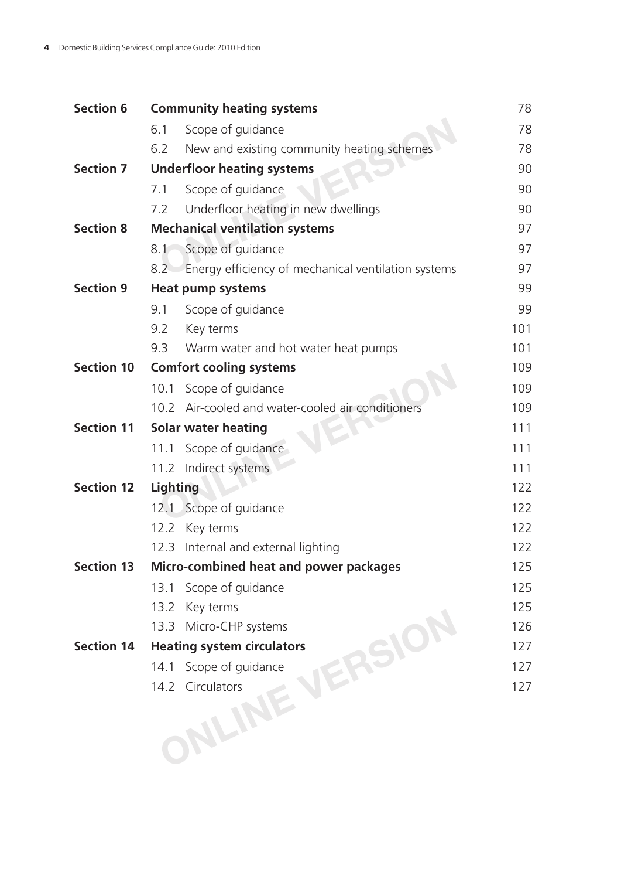| | | |
|---|---|---|
| **Section 6** | **Community heating systems** | 78 |
| | 6.1 Scope of guidance | 78 |
| | 6.2 New and existing community heating schemes | 78 |
| **Section 7** | **Underfloor heating systems** | 90 |
| | 7.1 Scope of guidance | 90 |
| | 7.2 Underfloor heating in new dwellings | 90 |
| **Section 8** | **Mechanical ventilation systems** | 97 |
| | 8.1 Scope of guidance | 97 |
| | 8.2 Energy efficiency of mechanical ventilation systems | 97 |
| **Section 9** | **Heat pump systems** | 99 |
| | 9.1 Scope of guidance | 99 |
| | 9.2 Key terms | 101 |
| | 9.3 Warm water and hot water heat pumps | 101 |
| **Section 10** | **Comfort cooling systems** | 109 |
| | 10.1 Scope of guidance | 109 |
| | 10.2 Air-cooled and water-cooled air conditioners | 109 |
| **Section 11** | **Solar water heating** | 111 |
| | 11.1 Scope of guidance | 111 |
| | 11.2 Indirect systems | 111 |
| **Section 12** | **Lighting** | 122 |
| | 12.1 Scope of guidance | 122 |
| | 12.2 Key terms | 122 |
| | 12.3 Internal and external lighting | 122 |
| **Section 13** | **Micro-combined heat and power packages** | 125 |
| | 13.1 Scope of guidance | 125 |
| | 13.2 Key terms | 125 |
| | 13.3 Micro-CHP systems | 126 |
| **Section 14** | **Heating system circulators** | 127 |
| | 14.1 Scope of guidance | 127 |
| | 14.2 Circulators | 127 |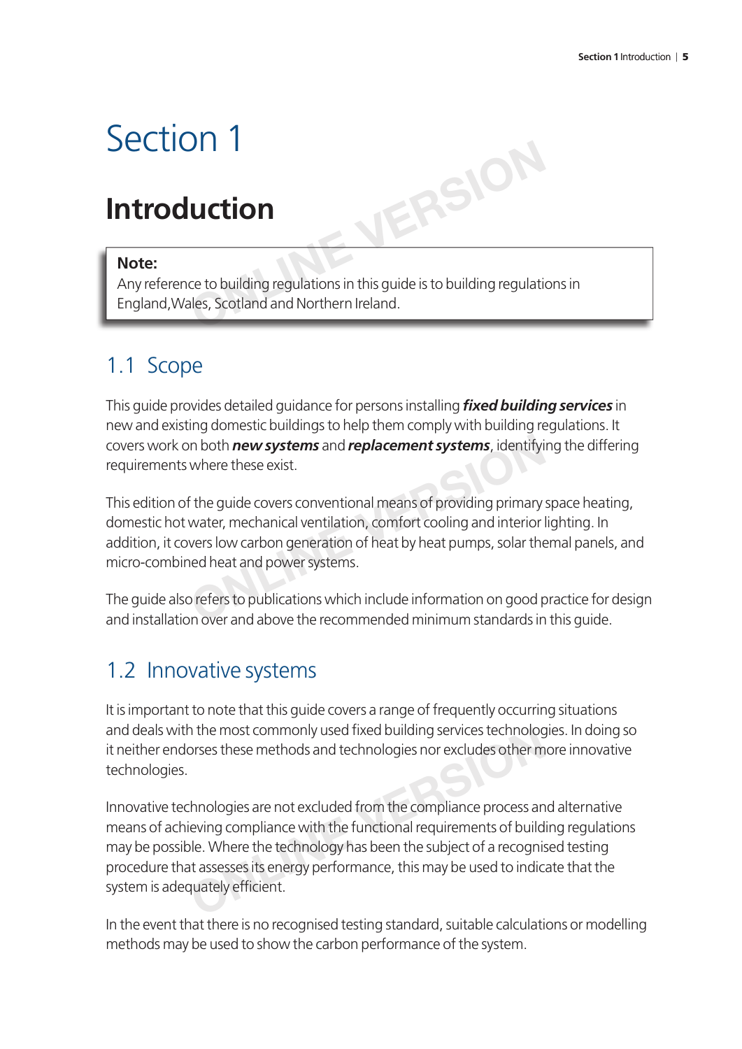# Section 1

## Introduction

> **Note:**
> Any reference to building regulations in this guide is to building regulations in England,Wales, Scotland and Northern Ireland.

### 1.1 Scope

This guide provides detailed guidance for persons installing ***fixed building services*** in new and existing domestic buildings to help them comply with building regulations. It covers work on both ***new systems*** and ***replacement systems***, identifying the differing requirements where these exist.

This edition of the guide covers conventional means of providing primary space heating, domestic hot water, mechanical ventilation, comfort cooling and interior lighting. In addition, it covers low carbon generation of heat by heat pumps, solar themal panels, and micro-combined heat and power systems.

The guide also refers to publications which include information on good practice for design and installation over and above the recommended minimum standards in this guide.

### 1.2 Innovative systems

It is important to note that this guide covers a range of frequently occurring situations and deals with the most commonly used fixed building services technologies. In doing so it neither endorses these methods and technologies nor excludes other more innovative technologies.

Innovative technologies are not excluded from the compliance process and alternative means of achieving compliance with the functional requirements of building regulations may be possible. Where the technology has been the subject of a recognised testing procedure that assesses its energy performance, this may be used to indicate that the system is adequately efficient.

In the event that there is no recognised testing standard, suitable calculations or modelling methods may be used to show the carbon performance of the system.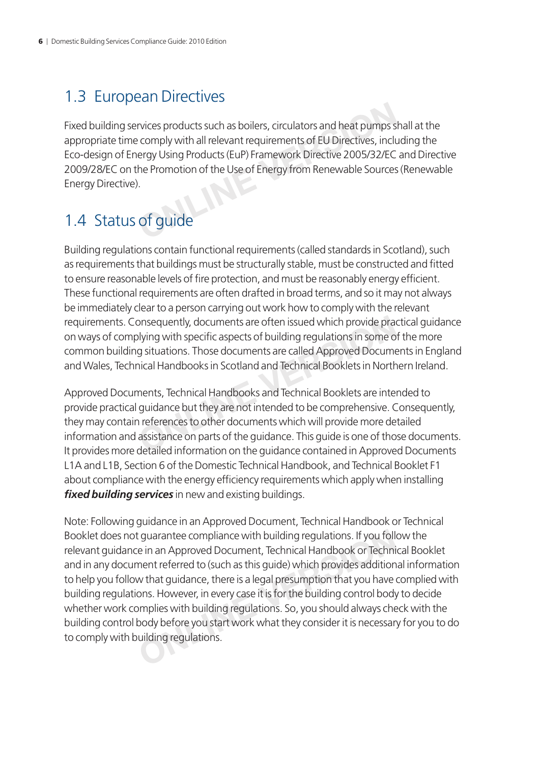## 1.3 European Directives

Fixed building services products such as boilers, circulators and heat pumps shall at the appropriate time comply with all relevant requirements of EU Directives, including the Eco-design of Energy Using Products (EuP) Framework Directive 2005/32/EC and Directive 2009/28/EC on the Promotion of the Use of Energy from Renewable Sources (Renewable Energy Directive).

## 1.4 Status of guide

Building regulations contain functional requirements (called standards in Scotland), such as requirements that buildings must be structurally stable, must be constructed and fitted to ensure reasonable levels of fire protection, and must be reasonably energy efficient. These functional requirements are often drafted in broad terms, and so it may not always be immediately clear to a person carrying out work how to comply with the relevant requirements. Consequently, documents are often issued which provide practical guidance on ways of complying with specific aspects of building regulations in some of the more common building situations. Those documents are called Approved Documents in England and Wales, Technical Handbooks in Scotland and Technical Booklets in Northern Ireland.

Approved Documents, Technical Handbooks and Technical Booklets are intended to provide practical guidance but they are not intended to be comprehensive. Consequently, they may contain references to other documents which will provide more detailed information and assistance on parts of the guidance. This guide is one of those documents. It provides more detailed information on the guidance contained in Approved Documents L1A and L1B, Section 6 of the Domestic Technical Handbook, and Technical Booklet F1 about compliance with the energy efficiency requirements which apply when installing ***fixed building services*** in new and existing buildings.

Note: Following guidance in an Approved Document, Technical Handbook or Technical Booklet does not guarantee compliance with building regulations. If you follow the relevant guidance in an Approved Document, Technical Handbook or Technical Booklet and in any document referred to (such as this guide) which provides additional information to help you follow that guidance, there is a legal presumption that you have complied with building regulations. However, in every case it is for the building control body to decide whether work complies with building regulations. So, you should always check with the building control body before you start work what they consider it is necessary for you to do to comply with building regulations.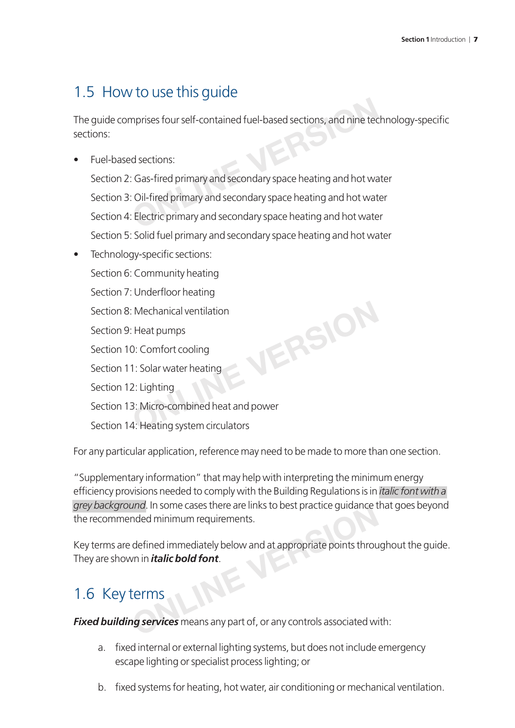## 1.5 How to use this guide

The guide comprises four self-contained fuel-based sections, and nine technology-specific sections:

- Fuel-based sections:

  Section 2: Gas-fired primary and secondary space heating and hot water

  Section 3: Oil-fired primary and secondary space heating and hot water

  Section 4: Electric primary and secondary space heating and hot water

  Section 5: Solid fuel primary and secondary space heating and hot water

- Technology-specific sections:

  Section 6: Community heating

  Section 7: Underfloor heating

  Section 8: Mechanical ventilation

  Section 9: Heat pumps

  Section 10: Comfort cooling

  Section 11: Solar water heating

  Section 12: Lighting

  Section 13: Micro-combined heat and power

  Section 14: Heating system circulators

For any particular application, reference may need to be made to more than one section.

"Supplementary information" that may help with interpreting the minimum energy efficiency provisions needed to comply with the Building Regulations is in *italic font with a grey background*. In some cases there are links to best practice guidance that goes beyond the recommended minimum requirements.

Key terms are defined immediately below and at appropriate points throughout the guide. They are shown in ***italic bold font***.

## 1.6 Key terms

***Fixed building services*** means any part of, or any controls associated with:

a. fixed internal or external lighting systems, but does not include emergency escape lighting or specialist process lighting; or

b. fixed systems for heating, hot water, air conditioning or mechanical ventilation.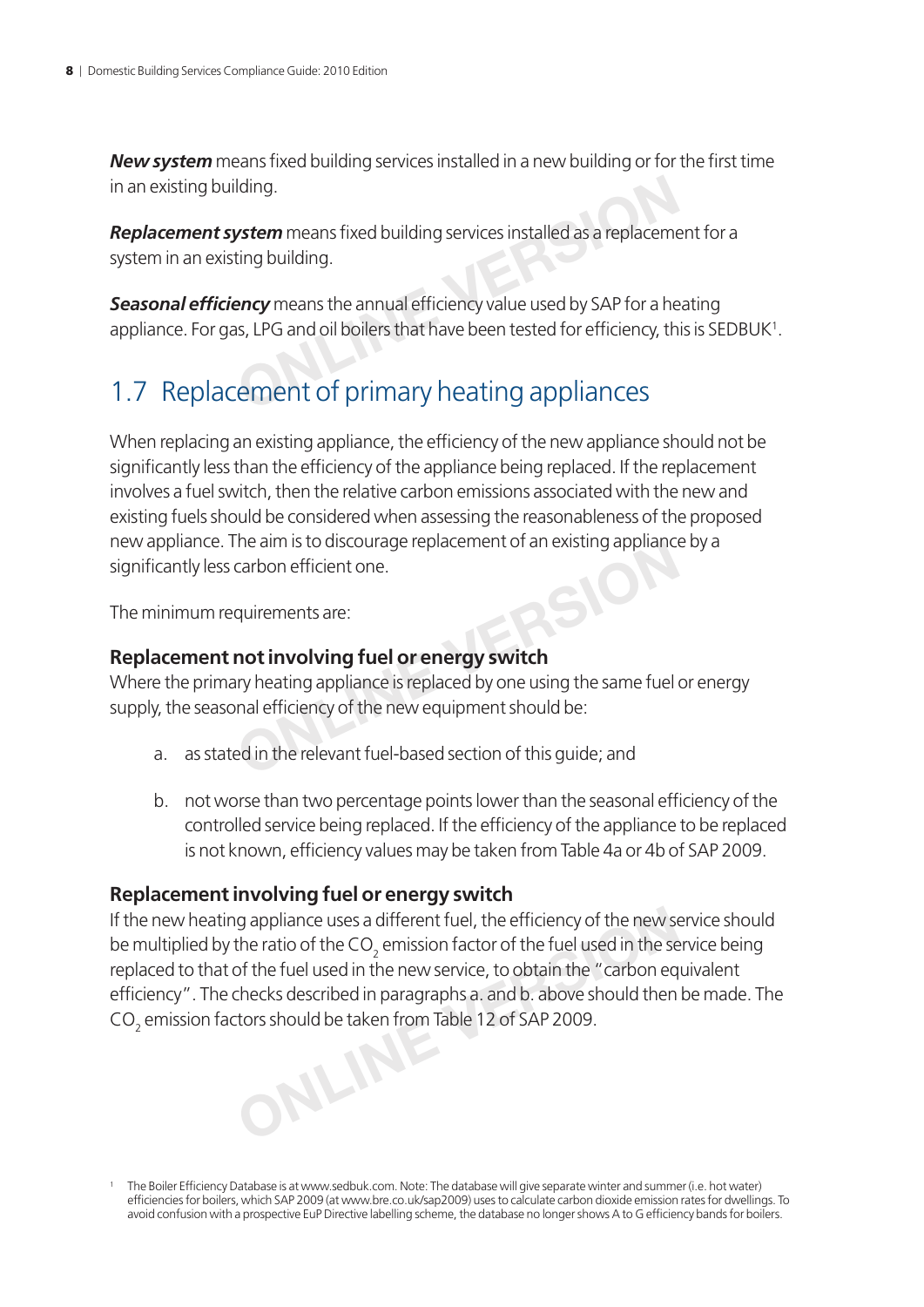***New system*** means fixed building services installed in a new building or for the first time in an existing building.

***Replacement system*** means fixed building services installed as a replacement for a system in an existing building.

***Seasonal efficiency*** means the annual efficiency value used by SAP for a heating appliance. For gas, LPG and oil boilers that have been tested for efficiency, this is SEDBUK[1].

## 1.7 Replacement of primary heating appliances

When replacing an existing appliance, the efficiency of the new appliance should not be significantly less than the efficiency of the appliance being replaced. If the replacement involves a fuel switch, then the relative carbon emissions associated with the new and existing fuels should be considered when assessing the reasonableness of the proposed new appliance. The aim is to discourage replacement of an existing appliance by a significantly less carbon efficient one.

The minimum requirements are:

### Replacement not involving fuel or energy switch

Where the primary heating appliance is replaced by one using the same fuel or energy supply, the seasonal efficiency of the new equipment should be:

a. as stated in the relevant fuel-based section of this guide; and

b. not worse than two percentage points lower than the seasonal efficiency of the controlled service being replaced. If the efficiency of the appliance to be replaced is not known, efficiency values may be taken from Table 4a or 4b of SAP 2009.

### Replacement involving fuel or energy switch

If the new heating appliance uses a different fuel, the efficiency of the new service should be multiplied by the ratio of the $CO_2$ emission factor of the fuel used in the service being replaced to that of the fuel used in the new service, to obtain the "carbon equivalent efficiency". The checks described in paragraphs a. and b. above should then be made. The $CO_2$ emission factors should be taken from Table 12 of SAP 2009.

[1] The Boiler Efficiency Database is at www.sedbuk.com. Note: The database will give separate winter and summer (i.e. hot water) efficiencies for boilers, which SAP 2009 (at www.bre.co.uk/sap2009) uses to calculate carbon dioxide emission rates for dwellings. To avoid confusion with a prospective EuP Directive labelling scheme, the database no longer shows A to G efficiency bands for boilers.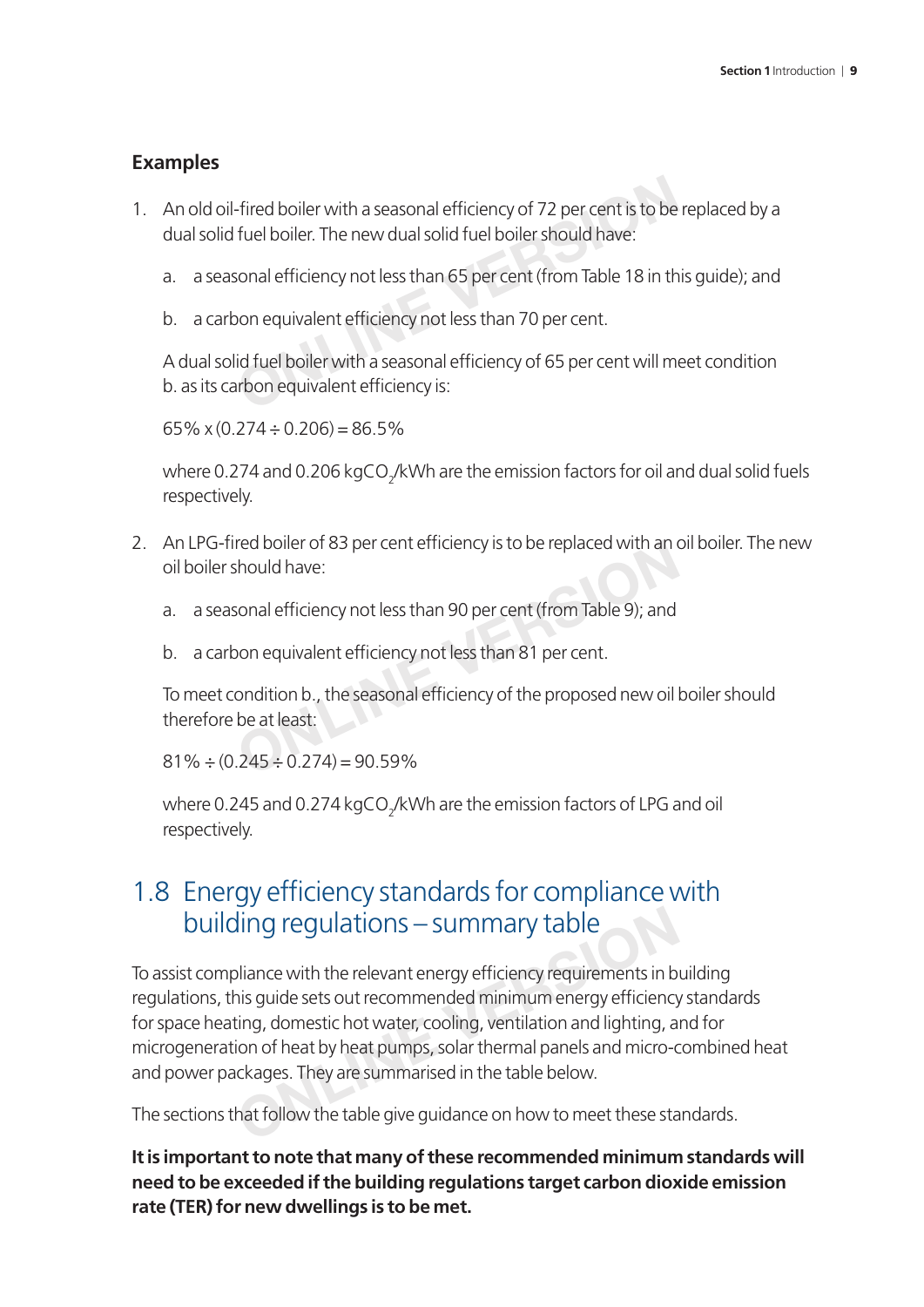### Examples

1. An old oil-fired boiler with a seasonal efficiency of 72 per cent is to be replaced by a dual solid fuel boiler. The new dual solid fuel boiler should have:

   a. a seasonal efficiency not less than 65 per cent (from Table 18 in this guide); and

   b. a carbon equivalent efficiency not less than 70 per cent.

   A dual solid fuel boiler with a seasonal efficiency of 65 per cent will meet condition b. as its carbon equivalent efficiency is:

   $65\% \times (0.274 \div 0.206) = 86.5\%$

   where 0.274 and 0.206 kg$CO_2$/kWh are the emission factors for oil and dual solid fuels respectively.

2. An LPG-fired boiler of 83 per cent efficiency is to be replaced with an oil boiler. The new oil boiler should have:

   a. a seasonal efficiency not less than 90 per cent (from Table 9); and

   b. a carbon equivalent efficiency not less than 81 per cent.

   To meet condition b., the seasonal efficiency of the proposed new oil boiler should therefore be at least:

   $81\% \div (0.245 \div 0.274) = 90.59\%$

   where 0.245 and 0.274 kg$CO_2$/kWh are the emission factors of LPG and oil respectively.

## 1.8 Energy efficiency standards for compliance with building regulations – summary table

To assist compliance with the relevant energy efficiency requirements in building regulations, this guide sets out recommended minimum energy efficiency standards for space heating, domestic hot water, cooling, ventilation and lighting, and for microgeneration of heat by heat pumps, solar thermal panels and micro-combined heat and power packages. They are summarised in the table below.

The sections that follow the table give guidance on how to meet these standards.

**It is important to note that many of these recommended minimum standards will need to be exceeded if the building regulations target carbon dioxide emission rate (TER) for new dwellings is to be met.**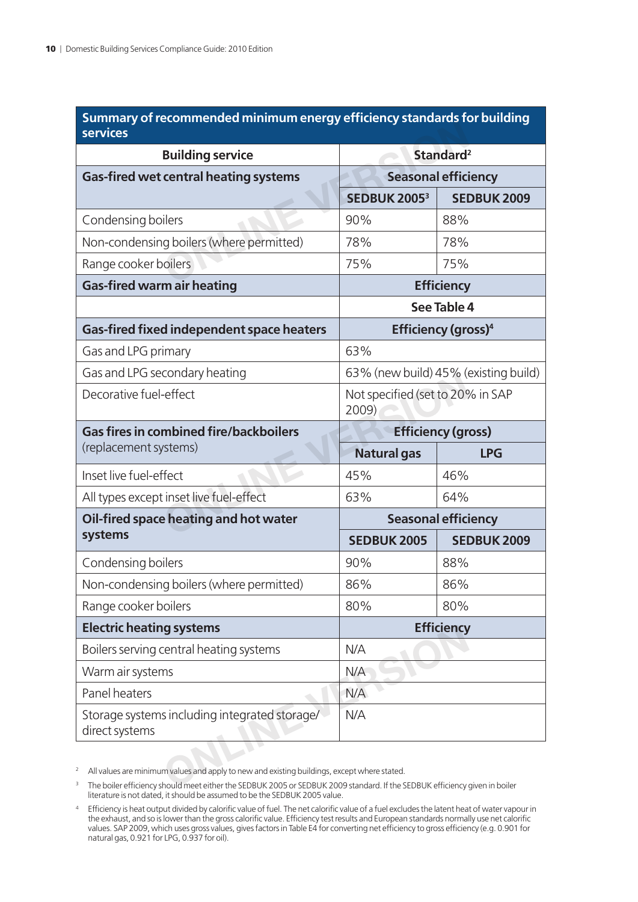| Summary of recommended minimum energy efficiency standards for building services | | |
|---|---|---|
| **Building service** | **Standard[2]** | |
| **Gas-fired wet central heating systems** | **Seasonal efficiency** | |
| | **SEDBUK 2005[3]** | **SEDBUK 2009** |
| Condensing boilers | 90% | 88% |
| Non-condensing boilers (where permitted) | 78% | 78% |
| Range cooker boilers | 75% | 75% |
| **Gas-fired warm air heating** | **Efficiency** | |
| | **See Table 4** | |
| **Gas-fired fixed independent space heaters** | **Efficiency (gross)[4]** | |
| Gas and LPG primary | 63% | |
| Gas and LPG secondary heating | 63% (new build) 45% (existing build) | |
| Decorative fuel-effect | Not specified (set to 20% in SAP 2009) | |
| **Gas fires in combined fire/backboilers** (replacement systems) | **Efficiency (gross)** | |
| | **Natural gas** | **LPG** |
| Inset live fuel-effect | 45% | 46% |
| All types except inset live fuel-effect | 63% | 64% |
| **Oil-fired space heating and hot water systems** | **Seasonal efficiency** | |
| | **SEDBUK 2005** | **SEDBUK 2009** |
| Condensing boilers | 90% | 88% |
| Non-condensing boilers (where permitted) | 86% | 86% |
| Range cooker boilers | 80% | 80% |
| **Electric heating systems** | **Efficiency** | |
| Boilers serving central heating systems | N/A | |
| Warm air systems | N/A | |
| Panel heaters | N/A | |
| Storage systems including integrated storage/direct systems | N/A | |

[2] All values are minimum values and apply to new and existing buildings, except where stated.

[3] The boiler efficiency should meet either the SEDBUK 2005 or SEDBUK 2009 standard. If the SEDBUK efficiency given in boiler literature is not dated, it should be assumed to be the SEDBUK 2005 value.

[4] Efficiency is heat output divided by calorific value of fuel. The net calorific value of a fuel excludes the latent heat of water vapour in the exhaust, and so is lower than the gross calorific value. Efficiency test results and European standards normally use net calorific values. SAP 2009, which uses gross values, gives factors in Table E4 for converting net efficiency to gross efficiency (e.g. 0.901 for natural gas, 0.921 for LPG, 0.937 for oil).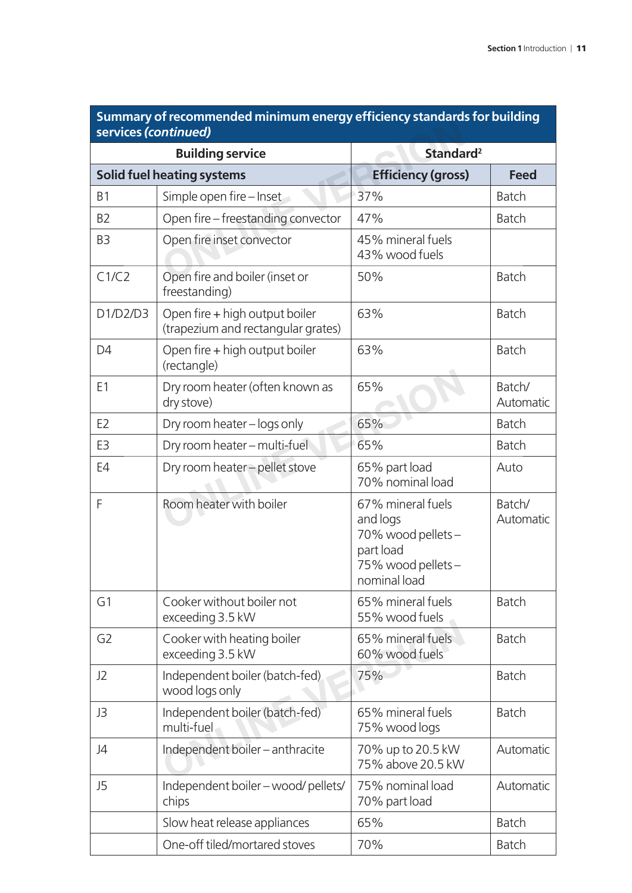| Summary of recommended minimum energy efficiency standards for building services *(continued)* | | | |
|---|---|---|---|
| **Building service** | | **Standard**[2] | |
| **Solid fuel heating systems** | | **Efficiency (gross)** | **Feed** |
| B1 | Simple open fire – Inset | 37% | Batch |
| B2 | Open fire – freestanding convector | 47% | Batch |
| B3 | Open fire inset convector | 45% mineral fuels<br>43% wood fuels | |
| C1/C2 | Open fire and boiler (inset or freestanding) | 50% | Batch |
| D1/D2/D3 | Open fire + high output boiler (trapezium and rectangular grates) | 63% | Batch |
| D4 | Open fire + high output boiler (rectangle) | 63% | Batch |
| E1 | Dry room heater (often known as dry stove) | 65% | Batch/ Automatic |
| E2 | Dry room heater – logs only | 65% | Batch |
| E3 | Dry room heater – multi-fuel | 65% | Batch |
| E4 | Dry room heater – pellet stove | 65% part load<br>70% nominal load | Auto |
| F | Room heater with boiler | 67% mineral fuels and logs<br>70% wood pellets – part load<br>75% wood pellets – nominal load | Batch/ Automatic |
| G1 | Cooker without boiler not exceeding 3.5 kW | 65% mineral fuels<br>55% wood fuels | Batch |
| G2 | Cooker with heating boiler exceeding 3.5 kW | 65% mineral fuels<br>60% wood fuels | Batch |
| J2 | Independent boiler (batch-fed) wood logs only | 75% | Batch |
| J3 | Independent boiler (batch-fed) multi-fuel | 65% mineral fuels<br>75% wood logs | Batch |
| J4 | Independent boiler – anthracite | 70% up to 20.5 kW<br>75% above 20.5 kW | Automatic |
| J5 | Independent boiler – wood/ pellets/ chips | 75% nominal load<br>70% part load | Automatic |
| | Slow heat release appliances | 65% | Batch |
| | One-off tiled/mortared stoves | 70% | Batch |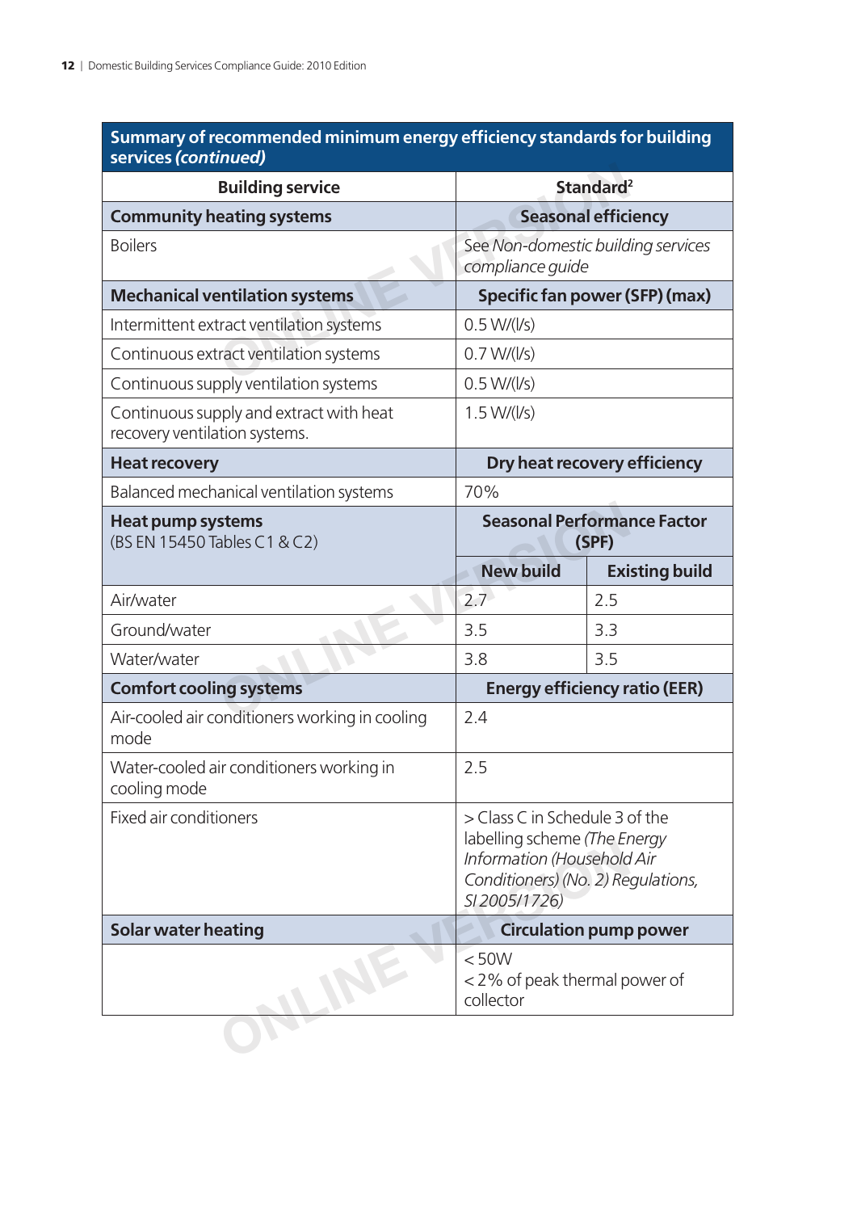| **Summary of recommended minimum energy efficiency standards for building services *(continued)*** | | |
|---|---|---|
| **Building service** | **Standard[2]** | |
| **Community heating systems** | **Seasonal efficiency** | |
| Boilers | See *Non-domestic building services compliance guide* | |
| **Mechanical ventilation systems** | **Specific fan power (SFP) (max)** | |
| Intermittent extract ventilation systems | 0.5 W/(l/s) | |
| Continuous extract ventilation systems | 0.7 W/(l/s) | |
| Continuous supply ventilation systems | 0.5 W/(l/s) | |
| Continuous supply and extract with heat recovery ventilation systems. | 1.5 W/(l/s) | |
| **Heat recovery** | **Dry heat recovery efficiency** | |
| Balanced mechanical ventilation systems | 70% | |
| **Heat pump systems** (BS EN 15450 Tables C1 & C2) | **Seasonal Performance Factor (SPF)** | |
| | **New build** | **Existing build** |
| Air/water | 2.7 | 2.5 |
| Ground/water | 3.5 | 3.3 |
| Water/water | 3.8 | 3.5 |
| **Comfort cooling systems** | **Energy efficiency ratio (EER)** | |
| Air-cooled air conditioners working in cooling mode | 2.4 | |
| Water-cooled air conditioners working in cooling mode | 2.5 | |
| Fixed air conditioners | > Class C in Schedule 3 of the labelling scheme *(The Energy Information (Household Air Conditioners) (No. 2) Regulations, SI 2005/1726)* | |
| **Solar water heating** | **Circulation pump power** | |
| | < 50W<br>< 2% of peak thermal power of collector | |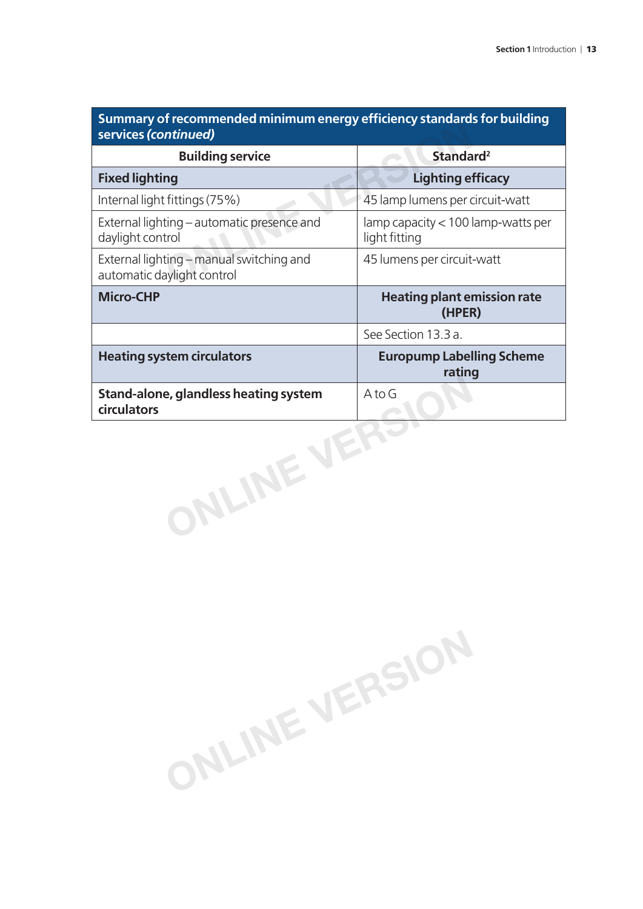| Summary of recommended minimum energy efficiency standards for building services *(continued)* | |
|---|---|
| **Building service** | **Standard[2]** |
| **Fixed lighting** | **Lighting efficacy** |
| Internal light fittings (75%) | 45 lamp lumens per circuit-watt |
| External lighting – automatic presence and daylight control | lamp capacity < 100 lamp-watts per light fitting |
| External lighting – manual switching and automatic daylight control | 45 lumens per circuit-watt |
| **Micro-CHP** | **Heating plant emission rate (HPER)** |
| | See Section 13.3 a. |
| **Heating system circulators** | **Europump Labelling Scheme rating** |
| **Stand-alone, glandless heating system circulators** | A to G |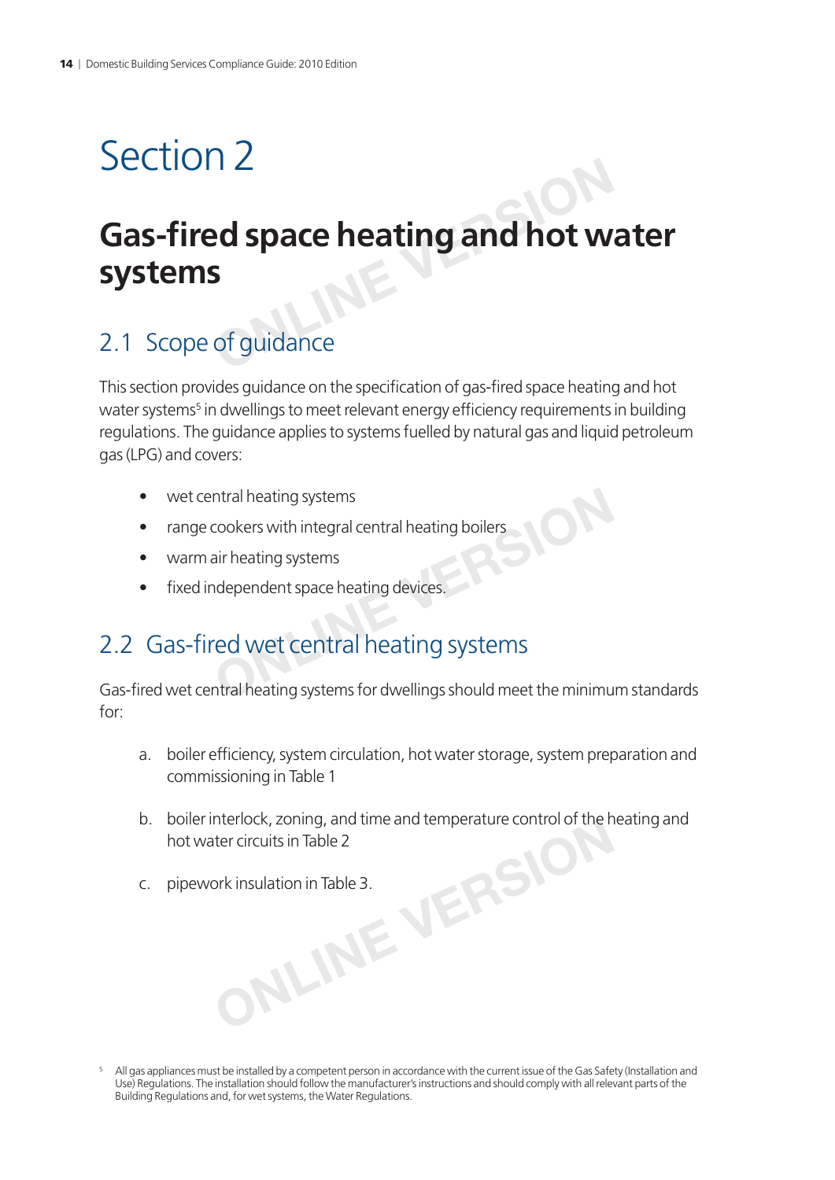# Section 2

# Gas-fired space heating and hot water systems

## 2.1 Scope of guidance

This section provides guidance on the specification of gas-fired space heating and hot water systems[5] in dwellings to meet relevant energy efficiency requirements in building regulations. The guidance applies to systems fuelled by natural gas and liquid petroleum gas (LPG) and covers:

- wet central heating systems
- range cookers with integral central heating boilers
- warm air heating systems
- fixed independent space heating devices.

## 2.2 Gas-fired wet central heating systems

Gas-fired wet central heating systems for dwellings should meet the minimum standards for:

a. boiler efficiency, system circulation, hot water storage, system preparation and commissioning in Table 1

b. boiler interlock, zoning, and time and temperature control of the heating and hot water circuits in Table 2

c. pipework insulation in Table 3.

[5] All gas appliances must be installed by a competent person in accordance with the current issue of the Gas Safety (Installation and Use) Regulations. The installation should follow the manufacturer's instructions and should comply with all relevant parts of the Building Regulations and, for wet systems, the Water Regulations.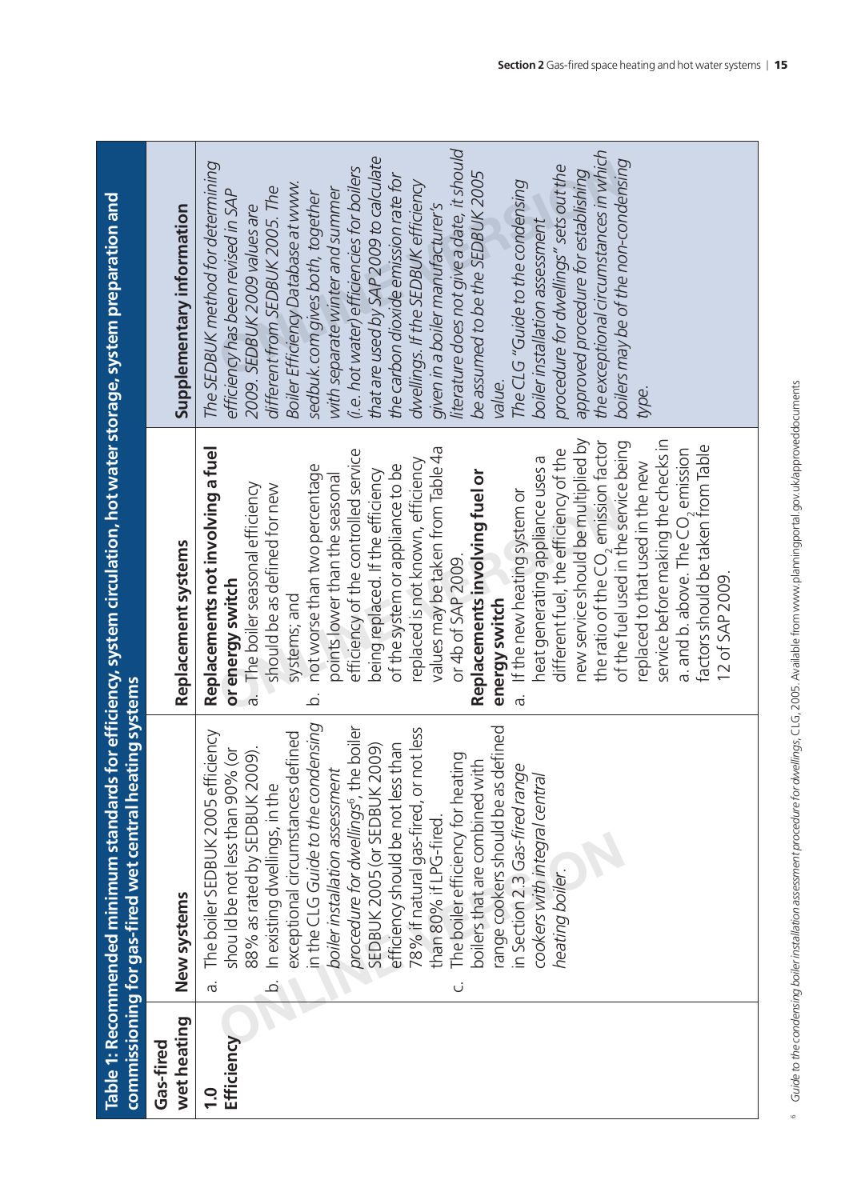**Table 1: Recommended minimum standards for efficiency, system circulation, hot water storage, system preparation and commissioning for gas-fired wet central heating systems**

| Gas-fired wet heating | New systems | Replacement systems | Supplementary information |
|---|---|---|---|
| **1.0 Efficiency** | a. The boiler SEDBUK 2005 efficiency should be not less than 90% (or 88% as rated by SEDBUK 2009).<br>b. In existing dwellings, in the exceptional circumstances defined in the CLG *Guide to the condensing boiler installation assessment procedure for dwellings*[6], the boiler SEDBUK 2005 (or SEDBUK 2009) efficiency should be not less than 78% if natural gas-fired, or not less than 80% if LPG-fired.<br>c. The boiler efficiency for heating boilers that are combined with range cookers should be as defined in Section 2.3 *Gas-fired range cookers with integral central heating boiler*. | **Replacements not involving a fuel or energy switch**<br>a. The boiler seasonal efficiency should be as defined for new systems; and<br>b. not worse than two percentage points lower than the seasonal efficiency of the controlled service being replaced. If the efficiency of the system or appliance to be replaced is not known, efficiency values may be taken from Table 4a or 4b of SAP 2009.<br>**Replacements involving fuel or energy switch**<br>a. If the new heating system or heat generating appliance uses a different fuel, the efficiency of the new service should be multiplied by the ratio of the $CO_2$ emission factor of the fuel used in the service being replaced to that used in the new service before making the checks in a. and b. above. The $CO_2$ emission factors should be taken from Table 12 of SAP 2009. | *The SEDBUK method for determining efficiency has been revised in SAP 2009. SEDBUK 2009 values are different from SEDBUK 2005. The Boiler Efficiency Database at www.sedbuk.com gives both, together with separate winter and summer (i.e. hot water) efficiencies for boilers that are used by SAP 2009 to calculate the carbon dioxide emission rate for dwellings. If the SEDBUK efficiency given in a boiler manufacturer's literature does not give a date, it should be assumed to be the SEDBUK 2005 value.*<br>*The CLG "Guide to the condensing boiler installation assessment procedure for dwellings" sets out the approved procedure for establishing the exceptional circumstances in which boilers may be of the non-condensing type.* |

[6] *Guide to the condensing boiler installation assessment procedure for dwellings*, CLG, 2005. Available from www.planningportal.gov.uk/approveddocuments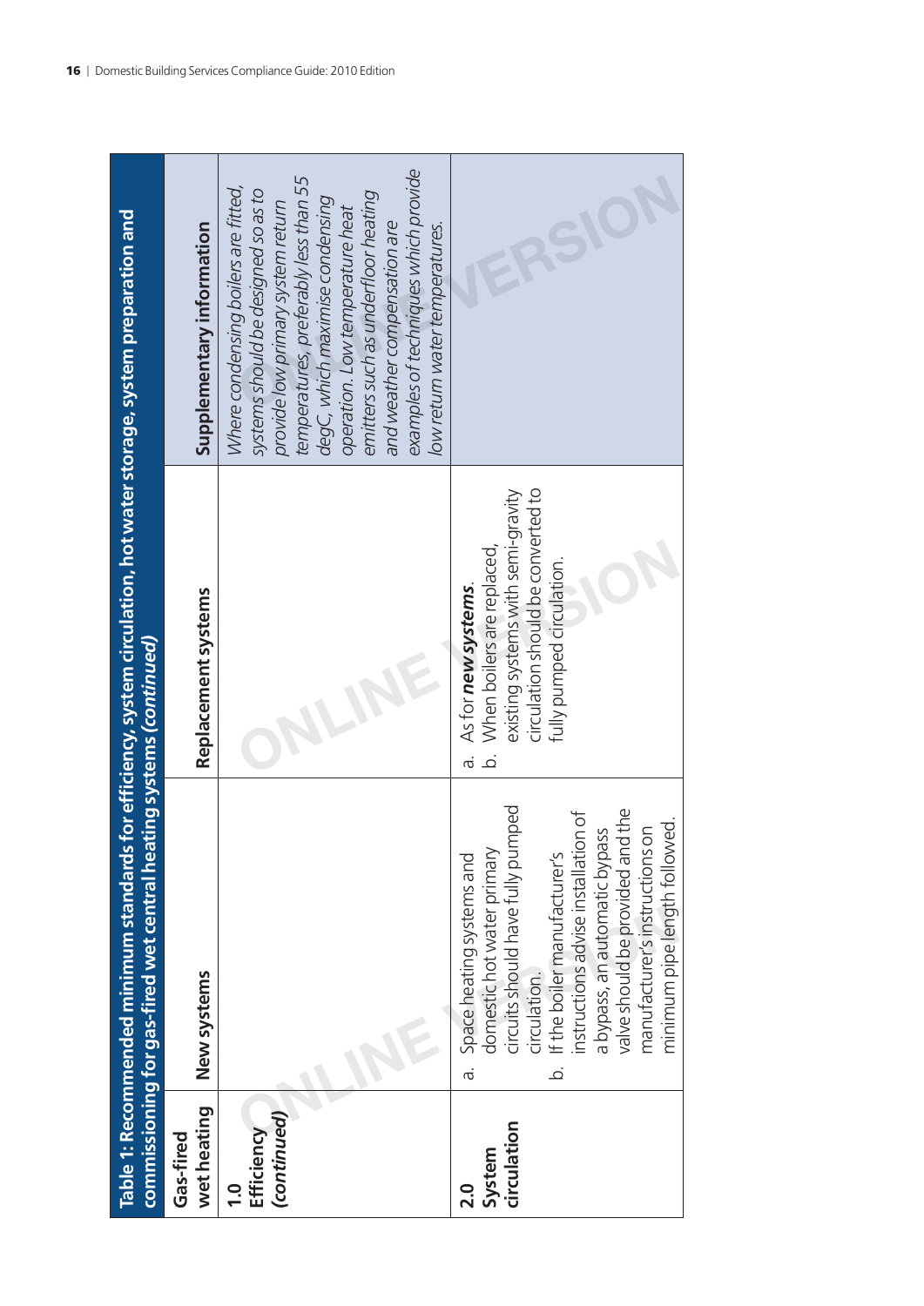**Table 1: Recommended minimum standards for efficiency, system circulation, hot water storage, system preparation and commissioning for gas-fired wet central heating systems (*continued*)**

| Gas-fired wet heating | New systems | Replacement systems | Supplementary information |
|---|---|---|---|
| **1.0 Efficiency *(continued)*** | | | *Where condensing boilers are fitted, systems should be designed so as to provide low primary system return temperatures, preferably less than 55 degC, which maximise condensing operation. Low temperature heat emitters such as underfloor heating and weather compensation are examples of techniques which provide low return water temperatures.* |
| **2.0 System circulation** | a. Space heating systems and domestic hot water primary circuits should have fully pumped circulation.<br>b. If the boiler manufacturer's instructions advise installation of a bypass, an automatic bypass valve should be provided and the manufacturer's instructions on minimum pipe length followed. | a. As for ***new systems***.<br>b. When boilers are replaced, existing systems with semi-gravity circulation should be converted to fully pumped circulation. | |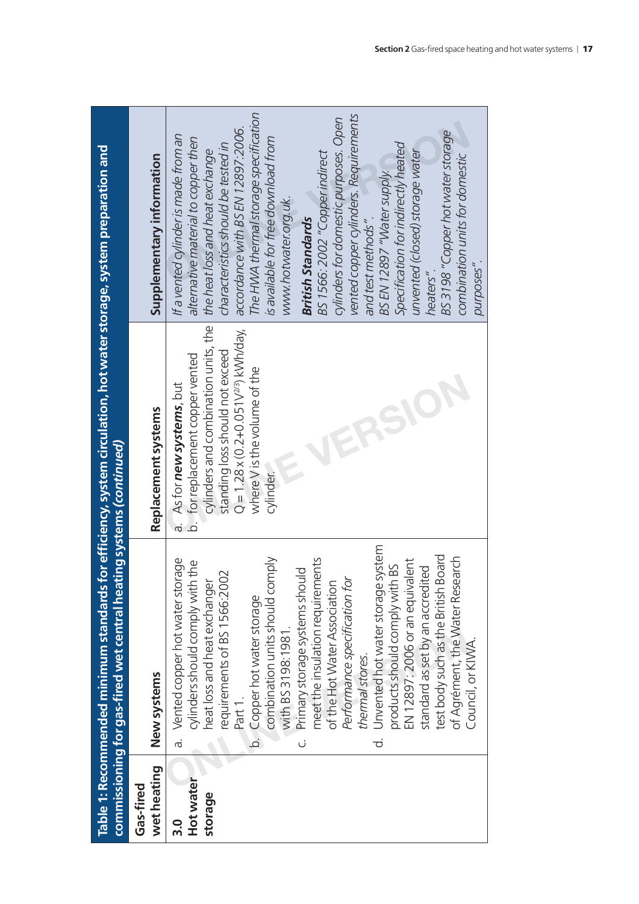**Table 1: Recommended minimum standards for efficiency, system circulation, hot water storage, system preparation and commissioning for gas-fired wet central heating systems (*continued*)**

| Gas-fired wet heating | New systems | Replacement systems | Supplementary information |
|---|---|---|---|
| **3.0 Hot water storage** | a. Vented copper hot water storage cylinders should comply with the heat loss and heat exchanger requirements of BS 1566:2002 Part 1.<br>b. Copper hot water storage combination units should comply with BS 3198:1981.<br>c. Primary storage systems should meet the insulation requirements of the Hot Water Association *Performance specification for thermal stores*.<br>d. Unvented hot water storage system products should comply with BS EN 12897: 2006 or an equivalent standard as set by an accredited test body such as the British Board of Agrément, the Water Research Council, or KIWA. | a. As for ***new systems***, but<br>b. for replacement copper vented cylinders and combination units, the standing loss should not exceed $Q = 1.28 \times (0.2+0.051V^{2/3})$ kWh/day, where V is the volume of the cylinder. | *If a vented cylinder is made from an alternative material to copper then the heat loss and heat exchange characteristics should be tested in accordance with BS EN 12897:2006.*<br>*The HWA thermal storage specification is available for free download from www.hotwater.org.uk.*<br>***British Standards***<br>*BS 1566: 2002 "Copper indirect cylinders for domestic purposes. Open vented copper cylinders. Requirements and test methods".*<br>*BS EN 12897 "Water supply. Specification for indirectly heated unvented (closed) storage water heaters".*<br>*BS 3198 "Copper hot water storage combination units for domestic purposes".* |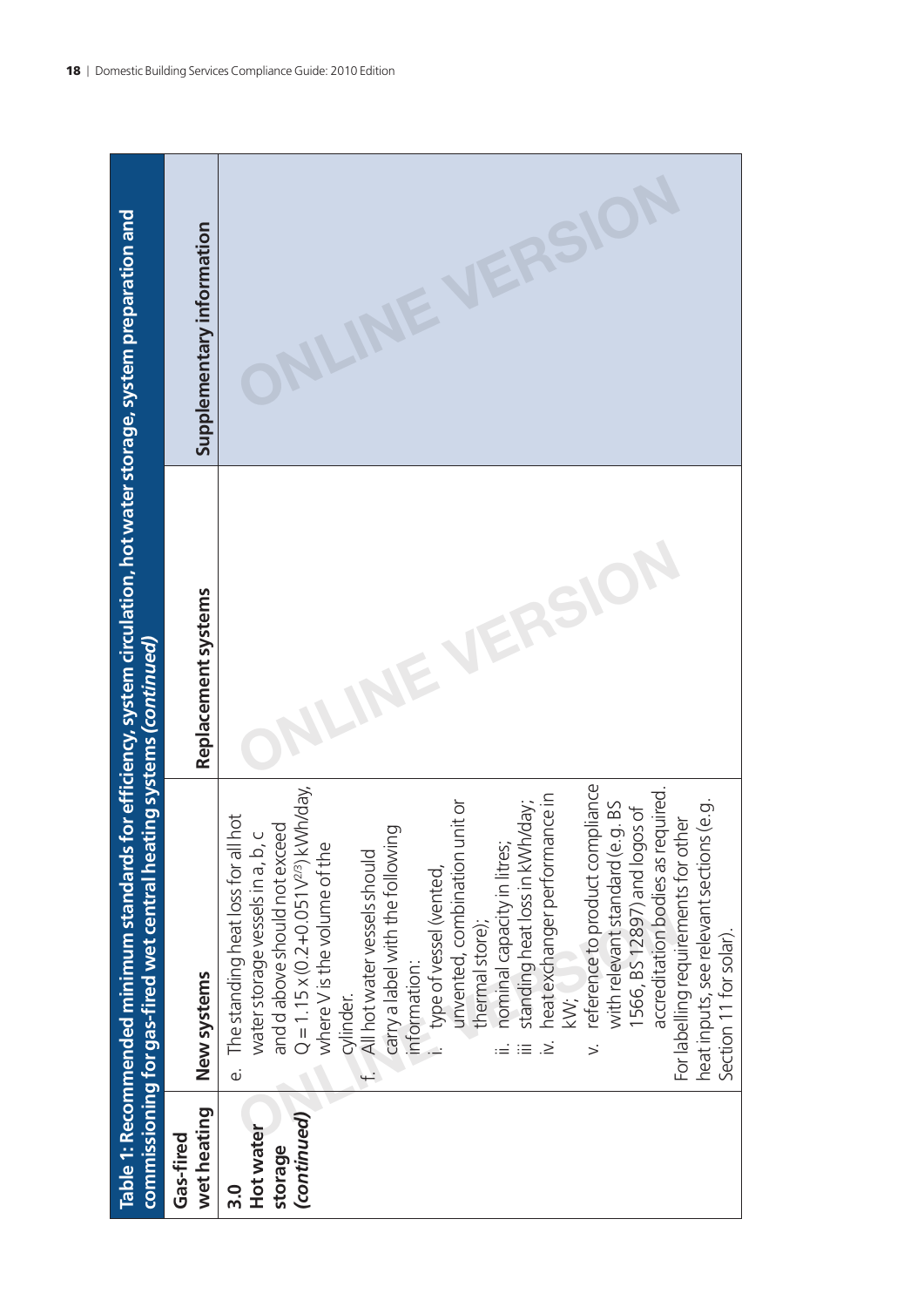**Table 1: Recommended minimum standards for efficiency, system circulation, hot water storage, system preparation and commissioning for gas-fired wet central heating systems (*continued*)**

| Gas-fired wet heating | New systems | Replacement systems | Supplementary information |
|---|---|---|---|
| **3.0 Hot water storage (*continued*)** | e. The standing heat loss for all hot water storage vessels in a, b, c and d above should not exceed $Q = 1.15 \times (0.2 + 0.051V^{2/3})$ kWh/day, where V is the volume of the cylinder.<br>f. All hot water vessels should carry a label with the following information:<br>i. type of vessel (vented, unvented, combination unit or thermal store);<br>ii. nominal capacity in litres;<br>iii standing heat loss in kWh/day;<br>iv. heat exchanger performance in kW;<br>v. reference to product compliance with relevant standard (e.g. BS 1566, BS 12897) and logos of accreditation bodies as required.<br>For labelling requirements for other heat inputs, see relevant sections (e.g. Section 11 for solar). | | |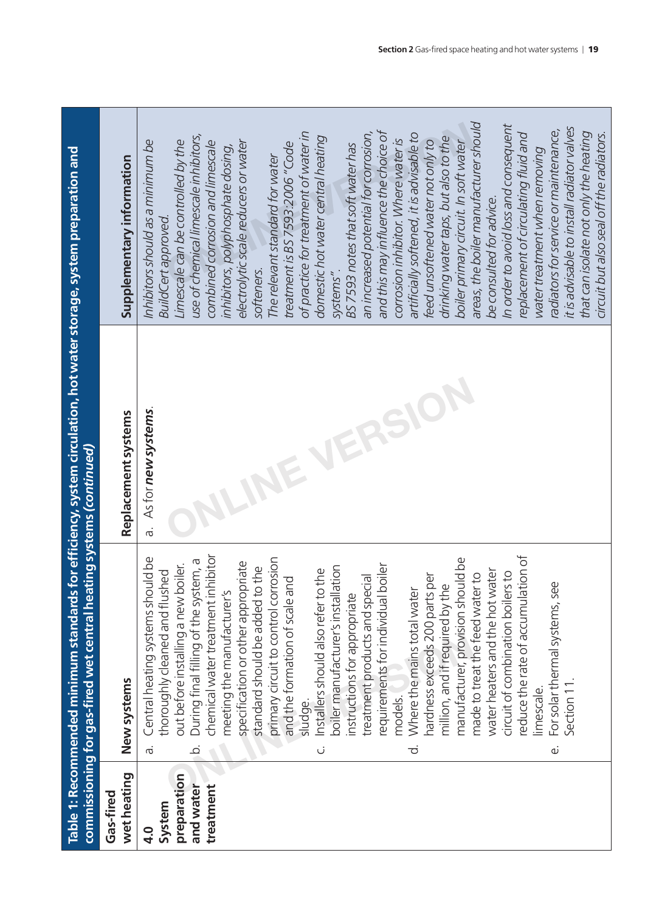**Table 1: Recommended minimum standards for efficiency, system circulation, hot water storage, system preparation and commissioning for gas-fired wet central heating systems *(continued)***

| Gas-fired wet heating | New systems | Replacement systems | Supplementary information |
|---|---|---|---|
| **4.0 System preparation and water treatment** | a. Central heating systems should be thoroughly cleaned and flushed out before installing a new boiler.<br>b. During final filling of the system, a chemical water treatment inhibitor meeting the manufacturer's specification or other appropriate standard should be added to the primary circuit to control corrosion and the formation of scale and sludge.<br>c. Installers should also refer to the boiler manufacturer's installation instructions for appropriate treatment products and special requirements for individual boiler models.<br>d. Where the mains total water hardness exceeds 200 parts per million, and if required by the manufacturer, provision should be made to treat the feed water to water heaters and the hot water circuit of combination boilers to reduce the rate of accumulation of limescale.<br>e. For solar thermal systems, see Section 11. | a. As for ***new systems***. | *Inhibitors should as a minimum be BuildCert approved.*<br>*Limescale can be controlled by the use of chemical limescale inhibitors, combined corrosion and limescale inhibitors, polyphosphate dosing, electrolytic scale reducers or water softeners.*<br>*The relevant standard for water treatment is BS 7593:2006 "Code of practice for treatment of water in domestic hot water central heating systems".*<br>*BS 7593 notes that soft water has an increased potential for corrosion, and this may influence the choice of corrosion inhibitor. Where water is artificially softened, it is advisable to feed unsoftened water not only to drinking water taps, but also to the boiler primary circuit. In soft water areas, the boiler manufacturer should be consulted for advice.*<br>*In order to avoid loss and consequent replacement of circulating fluid and water treatment when removing radiators for service or maintenance, it is advisable to install radiator valves that can isolate not only the heating circuit but also seal off the radiators.* |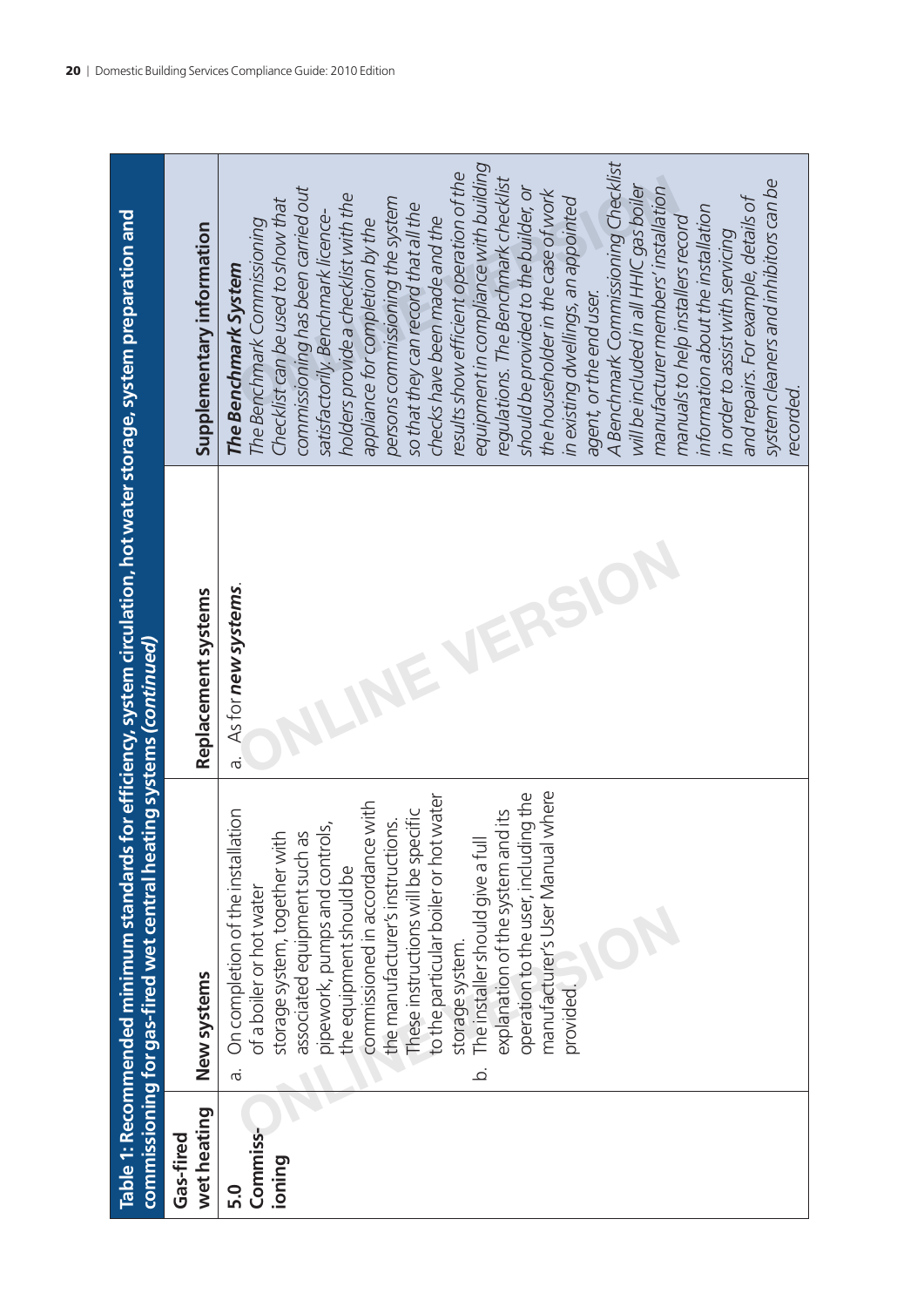**Table 1: Recommended minimum standards for efficiency, system circulation, hot water storage, system preparation and commissioning for gas-fired wet central heating systems *(continued)***

| Gas-fired wet heating | New systems | Replacement systems | Supplementary information |
|---|---|---|---|
| **5.0 Commiss-ioning** | a. On completion of the installation of a boiler or hot water storage system, together with associated equipment such as pipework, pumps and controls, the equipment should be commissioned in accordance with the manufacturer's instructions. These instructions will be specific to the particular boiler or hot water storage system.<br>b. The installer should give a full explanation of the system and its operation to the user, including the manufacturer's User Manual where provided. | a. As for ***new systems***. | ***The Benchmark System***<br>*The Benchmark Commissioning Checklist can be used to show that commissioning has been carried out satisfactorily. Benchmark licence-holders provide a checklist with the appliance for completion by the persons commissioning the system so that they can record that all the checks have been made and the results show efficient operation of the equipment in compliance with building regulations. The Benchmark checklist should be provided to the builder, or the householder in the case of work in existing dwellings, an appointed agent, or the end user.*<br>*A Benchmark Commissioning Checklist will be included in all HHIC gas boiler manufacturer members' installation manuals to help installers record information about the installation in order to assist with servicing and repairs. For example, details of system cleaners and inhibitors can be recorded.* |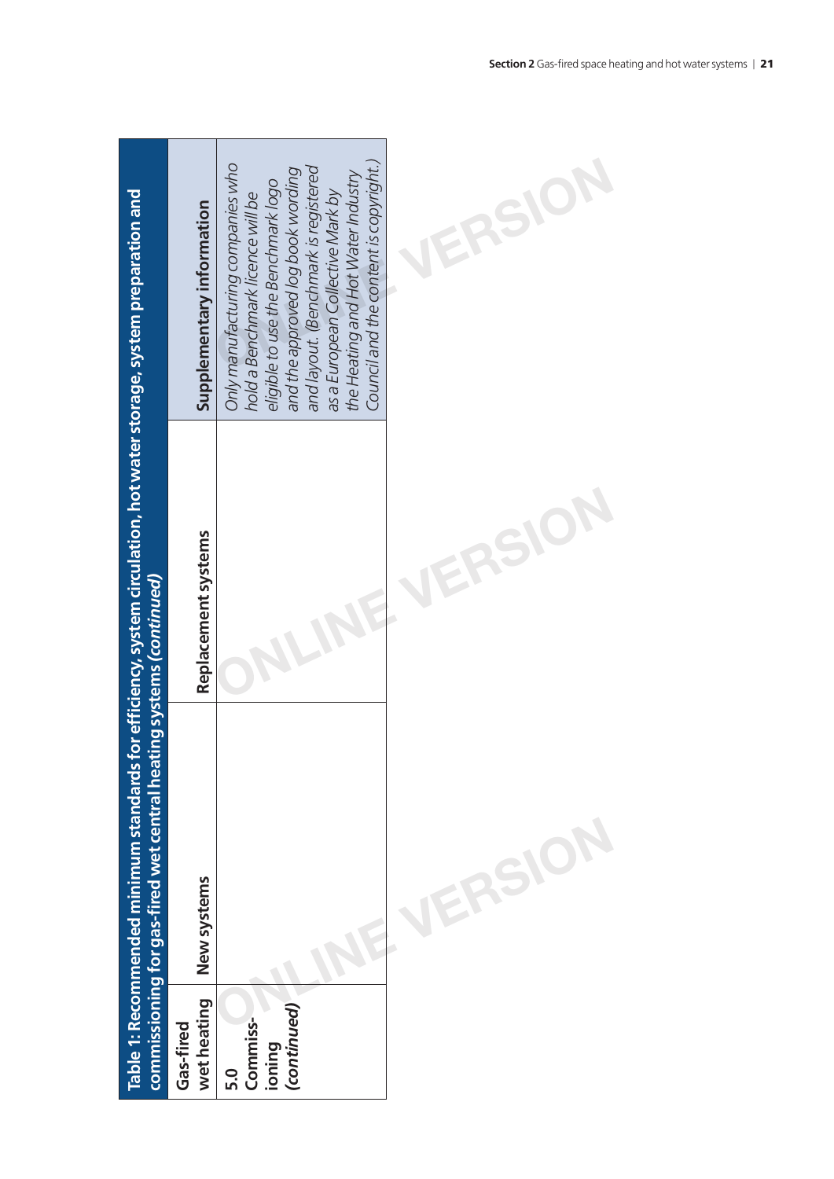**Table 1: Recommended minimum standards for efficiency, system circulation, hot water storage, system preparation and commissioning for gas-fired wet central heating systems *(continued)***

| Gas-fired wet heating | New systems | Replacement systems | Supplementary information |
|---|---|---|---|
| **5.0 Commiss-ioning *(continued)*** | | | *Only manufacturing companies who hold a Benchmark licence will be eligible to use the Benchmark logo and the approved log book wording and layout. (Benchmark is registered as a European Collective Mark by the Heating and Hot Water Industry Council and the content is copyright.)* |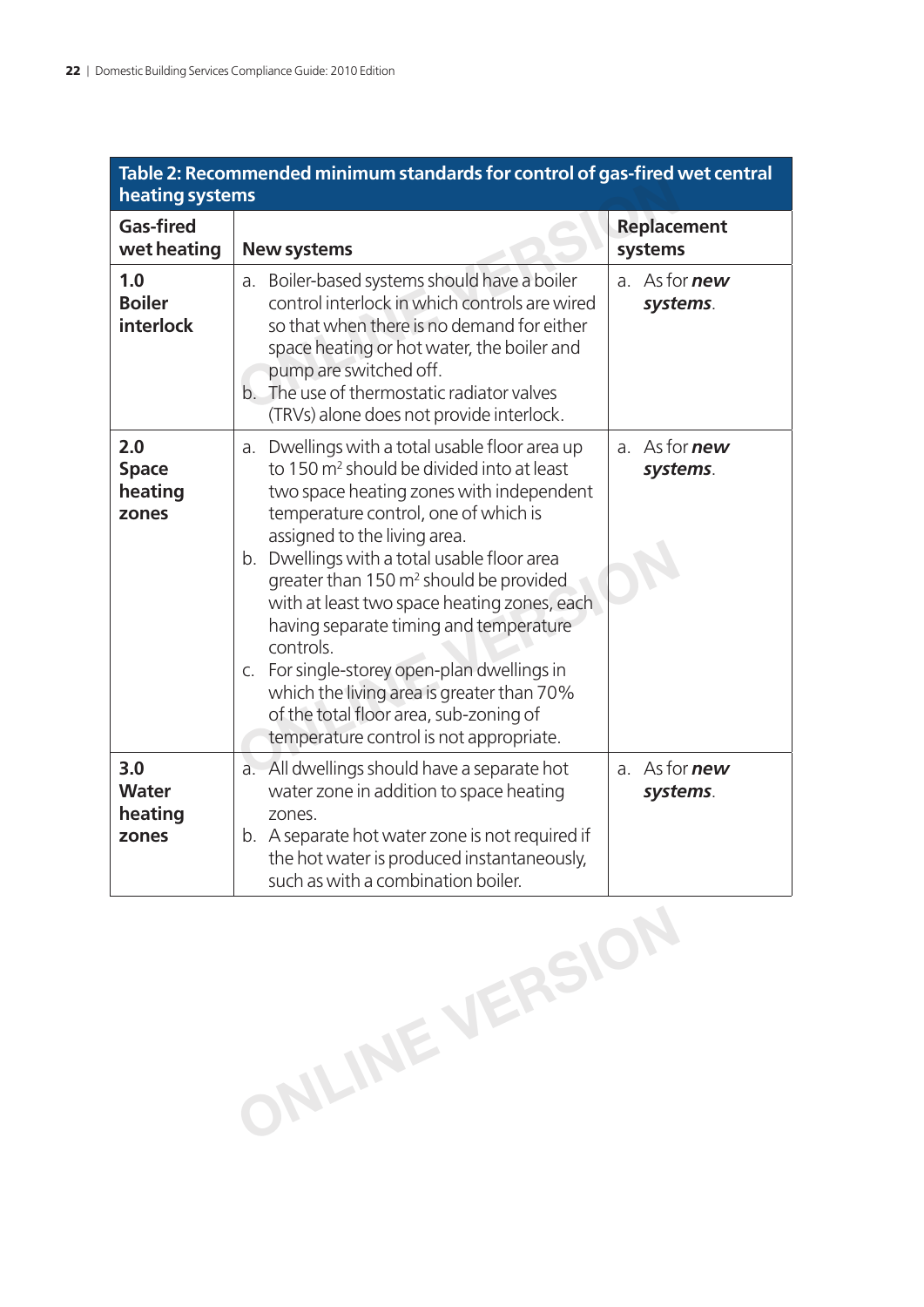**Table 2: Recommended minimum standards for control of gas-fired wet central heating systems**

| Gas-fired wet heating | New systems | Replacement systems |
|---|---|---|
| **1.0 Boiler interlock** | a. Boiler-based systems should have a boiler control interlock in which controls are wired so that when there is no demand for either space heating or hot water, the boiler and pump are switched off.<br>b. The use of thermostatic radiator valves (TRVs) alone does not provide interlock. | a. As for ***new systems***. |
| **2.0 Space heating zones** | a. Dwellings with a total usable floor area up to 150 m$^2$ should be divided into at least two space heating zones with independent temperature control, one of which is assigned to the living area.<br>b. Dwellings with a total usable floor area greater than 150 m$^2$ should be provided with at least two space heating zones, each having separate timing and temperature controls.<br>c. For single-storey open-plan dwellings in which the living area is greater than 70% of the total floor area, sub-zoning of temperature control is not appropriate. | a. As for ***new systems***. |
| **3.0 Water heating zones** | a. All dwellings should have a separate hot water zone in addition to space heating zones.<br>b. A separate hot water zone is not required if the hot water is produced instantaneously, such as with a combination boiler. | a. As for ***new systems***. |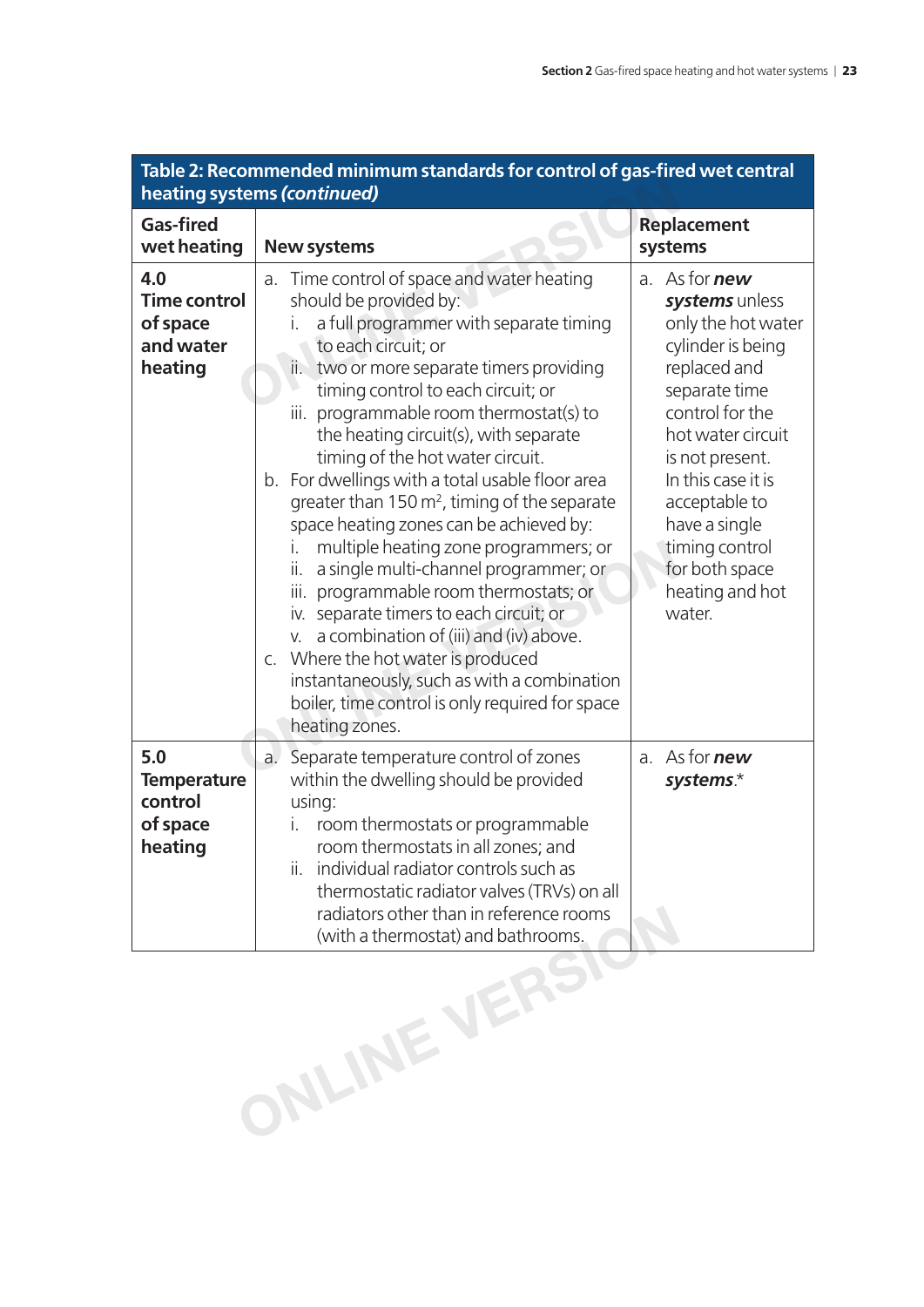**Table 2: Recommended minimum standards for control of gas-fired wet central heating systems *(continued)***

| Gas-fired wet heating | New systems | Replacement systems |
|---|---|---|
| **4.0 Time control of space and water heating** | a. Time control of space and water heating should be provided by:<br>i. a full programmer with separate timing to each circuit; or<br>ii. two or more separate timers providing timing control to each circuit; or<br>iii. programmable room thermostat(s) to the heating circuit(s), with separate timing of the hot water circuit.<br>b. For dwellings with a total usable floor area greater than 150 $m^2$, timing of the separate space heating zones can be achieved by:<br>i. multiple heating zone programmers; or<br>ii. a single multi-channel programmer; or<br>iii. programmable room thermostats; or<br>iv. separate timers to each circuit; or<br>v. a combination of (iii) and (iv) above.<br>c. Where the hot water is produced instantaneously, such as with a combination boiler, time control is only required for space heating zones. | a. As for ***new systems*** unless only the hot water cylinder is being replaced and separate time control for the hot water circuit is not present. In this case it is acceptable to have a single timing control for both space heating and hot water. |
| **5.0 Temperature control of space heating** | a. Separate temperature control of zones within the dwelling should be provided using:<br>i. room thermostats or programmable room thermostats in all zones; and<br>ii. individual radiator controls such as thermostatic radiator valves (TRVs) on all radiators other than in reference rooms (with a thermostat) and bathrooms. | a. As for ***new systems***.* |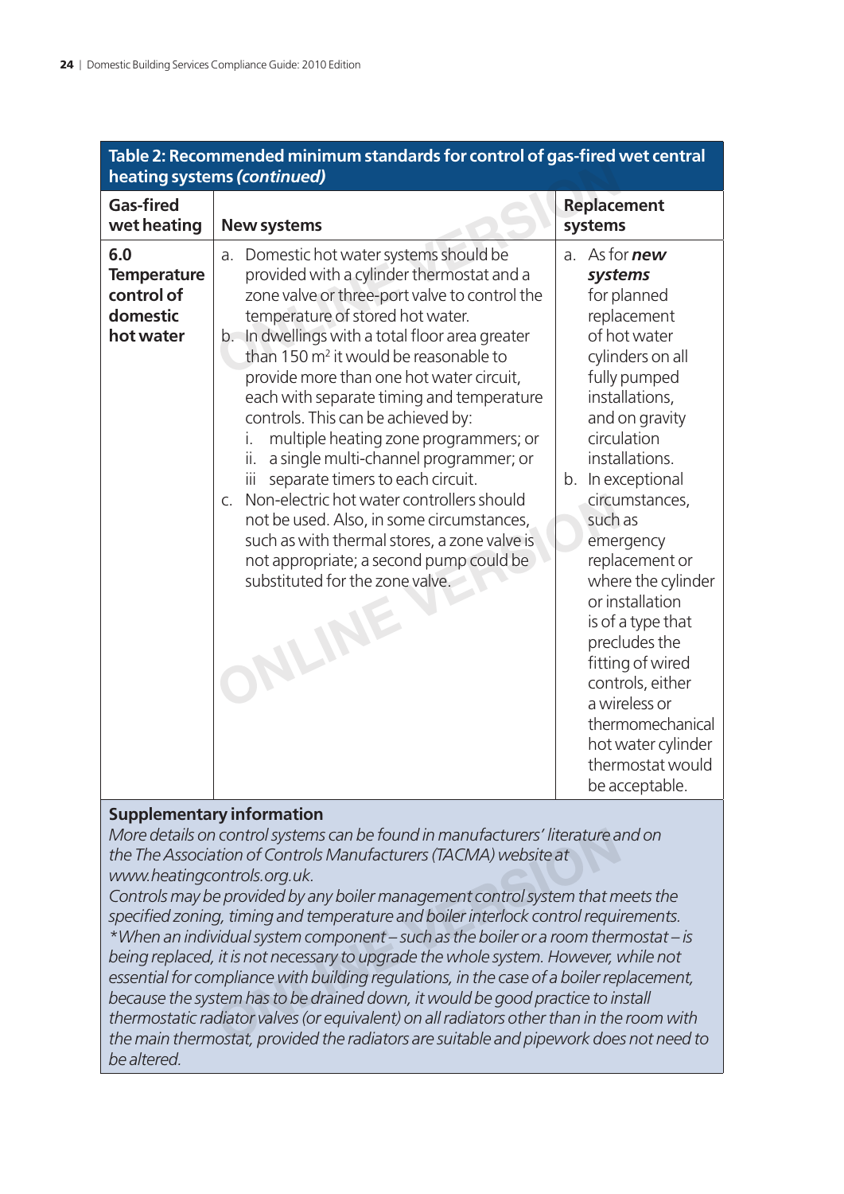**Table 2: Recommended minimum standards for control of gas-fired wet central heating systems *(continued)***

| Gas-fired wet heating | New systems | Replacement systems |
|---|---|---|
| **6.0 Temperature control of domestic hot water** | a. Domestic hot water systems should be provided with a cylinder thermostat and a zone valve or three-port valve to control the temperature of stored hot water.<br>b. In dwellings with a total floor area greater than 150 $m^2$ it would be reasonable to provide more than one hot water circuit, each with separate timing and temperature controls. This can be achieved by:<br>i. multiple heating zone programmers; or<br>ii. a single multi-channel programmer; or<br>iii separate timers to each circuit.<br>c. Non-electric hot water controllers should not be used. Also, in some circumstances, such as with thermal stores, a zone valve is not appropriate; a second pump could be substituted for the zone valve. | a. As for ***new systems*** for planned replacement of hot water cylinders on all fully pumped installations, and on gravity circulation installations.<br>b. In exceptional circumstances, such as emergency replacement or where the cylinder or installation is of a type that precludes the fitting of wired controls, either a wireless or thermomechanical hot water cylinder thermostat would be acceptable. |

**Supplementary information**

*More details on control systems can be found in manufacturers' literature and on the The Association of Controls Manufacturers (TACMA) website at www.heatingcontrols.org.uk.*

*Controls may be provided by any boiler management control system that meets the specified zoning, timing and temperature and boiler interlock control requirements.*

*\*When an individual system component – such as the boiler or a room thermostat – is being replaced, it is not necessary to upgrade the whole system. However, while not essential for compliance with building regulations, in the case of a boiler replacement, because the system has to be drained down, it would be good practice to install thermostatic radiator valves (or equivalent) on all radiators other than in the room with the main thermostat, provided the radiators are suitable and pipework does not need to be altered.*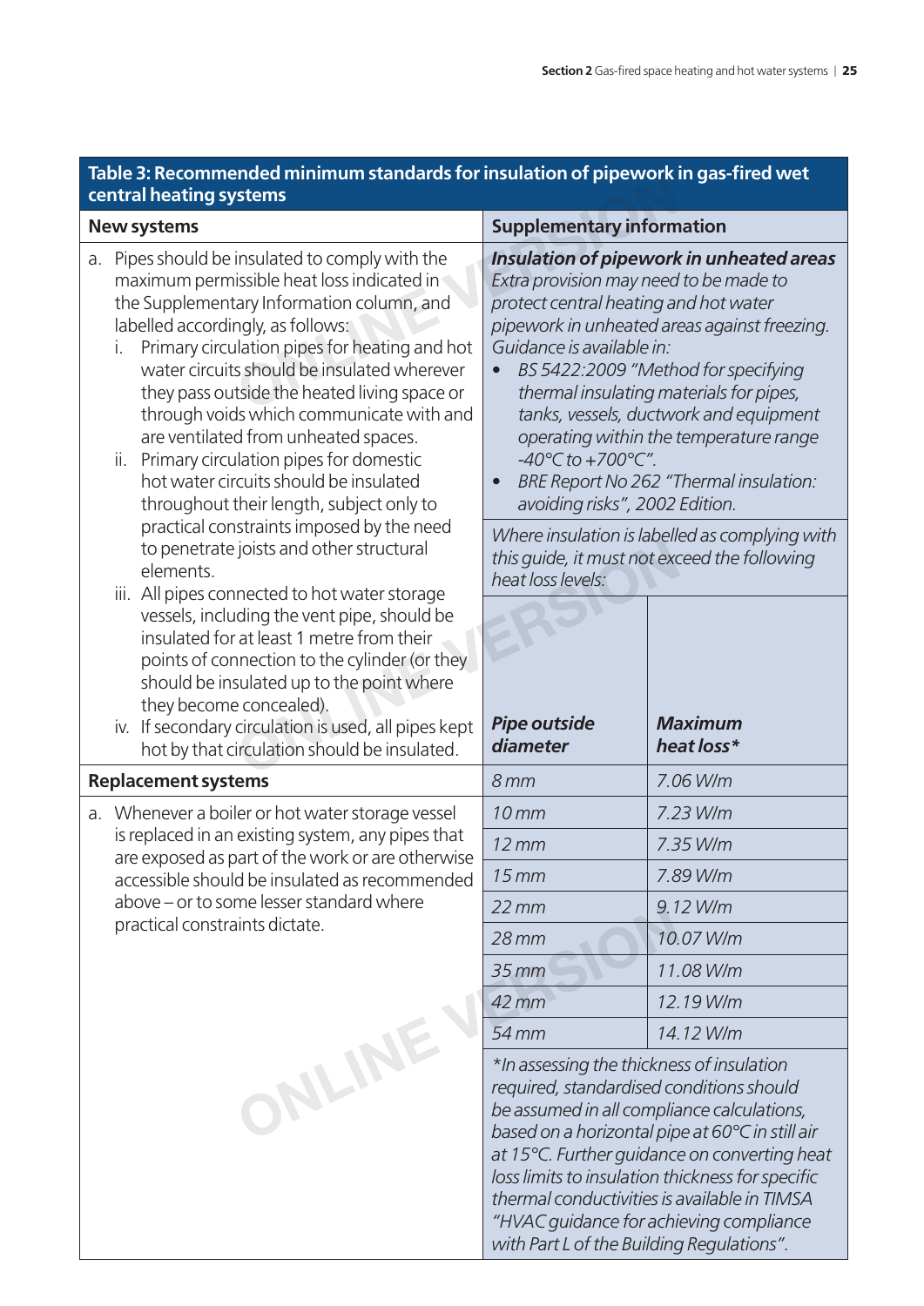**Table 3: Recommended minimum standards for insulation of pipework in gas-fired wet central heating systems**

| New systems | Supplementary information | |
|---|---|---|
| a. Pipes should be insulated to comply with the maximum permissible heat loss indicated in the Supplementary Information column, and labelled accordingly, as follows:<br>i. Primary circulation pipes for heating and hot water circuits should be insulated wherever they pass outside the heated living space or through voids which communicate with and are ventilated from unheated spaces.<br>ii. Primary circulation pipes for domestic hot water circuits should be insulated throughout their length, subject only to practical constraints imposed by the need to penetrate joists and other structural elements.<br>iii. All pipes connected to hot water storage vessels, including the vent pipe, should be insulated for at least 1 metre from their points of connection to the cylinder (or they should be insulated up to the point where they become concealed).<br>iv. If secondary circulation is used, all pipes kept hot by that circulation should be insulated. | ***Insulation of pipework in unheated areas***<br>*Extra provision may need to be made to protect central heating and hot water pipework in unheated areas against freezing. Guidance is available in:*<br>• *BS 5422:2009 "Method for specifying thermal insulating materials for pipes, tanks, vessels, ductwork and equipment operating within the temperature range -40°C to +700°C".*<br>• *BRE Report No 262 "Thermal insulation: avoiding risks", 2002 Edition.*<br><br>*Where insulation is labelled as complying with this guide, it must not exceed the following heat loss levels:* | |
| | ***Pipe outside diameter*** | ***Maximum heat loss**** |
| **Replacement systems** | *8 mm* | *7.06 W/m* |
| a. Whenever a boiler or hot water storage vessel is replaced in an existing system, any pipes that are exposed as part of the work or are otherwise accessible should be insulated as recommended above – or to some lesser standard where practical constraints dictate. | *10 mm* | *7.23 W/m* |
| | *12 mm* | *7.35 W/m* |
| | *15 mm* | *7.89 W/m* |
| | *22 mm* | *9.12 W/m* |
| | *28 mm* | *10.07 W/m* |
| | *35 mm* | *11.08 W/m* |
| | *42 mm* | *12.19 W/m* |
| | *54 mm* | *14.12 W/m* |
| | **In assessing the thickness of insulation required, standardised conditions should be assumed in all compliance calculations, based on a horizontal pipe at 60°C in still air at 15°C. Further guidance on converting heat loss limits to insulation thickness for specific thermal conductivities is available in TIMSA "HVAC guidance for achieving compliance with Part L of the Building Regulations".* | |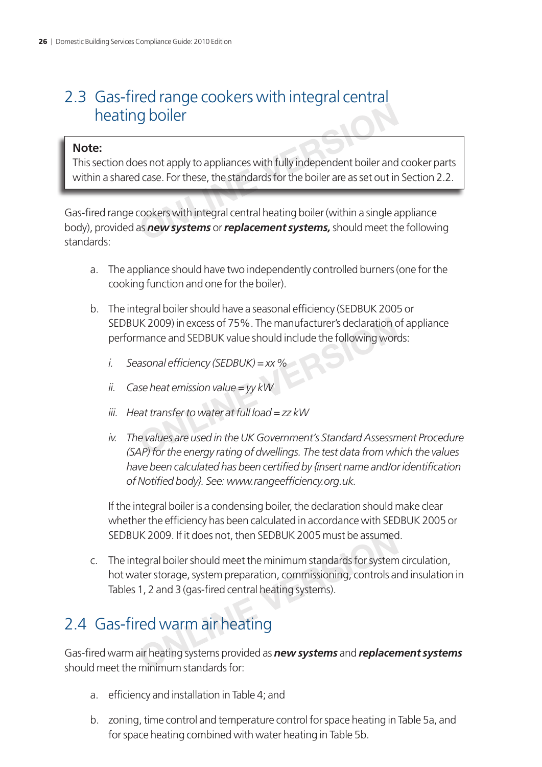## 2.3 Gas-fired range cookers with integral central heating boiler

> **Note:**
> This section does not apply to appliances with fully independent boiler and cooker parts within a shared case. For these, the standards for the boiler are as set out in Section 2.2.

Gas-fired range cookers with integral central heating boiler (within a single appliance body), provided as ***new systems*** or ***replacement systems,*** should meet the following standards:

a. The appliance should have two independently controlled burners (one for the cooking function and one for the boiler).

b. The integral boiler should have a seasonal efficiency (SEDBUK 2005 or SEDBUK 2009) in excess of 75%. The manufacturer's declaration of appliance performance and SEDBUK value should include the following words:

   i. *Seasonal efficiency (SEDBUK) = xx %*

   ii. *Case heat emission value = yy kW*

   iii. *Heat transfer to water at full load = zz kW*

   iv. *The values are used in the UK Government's Standard Assessment Procedure (SAP) for the energy rating of dwellings. The test data from which the values have been calculated has been certified by {insert name and/or identification of Notified body}. See: www.rangeefficiency.org.uk.*

   If the integral boiler is a condensing boiler, the declaration should make clear whether the efficiency has been calculated in accordance with SEDBUK 2005 or SEDBUK 2009. If it does not, then SEDBUK 2005 must be assumed.

c. The integral boiler should meet the minimum standards for system circulation, hot water storage, system preparation, commissioning, controls and insulation in Tables 1, 2 and 3 (gas-fired central heating systems).

## 2.4 Gas-fired warm air heating

Gas-fired warm air heating systems provided as ***new systems*** and ***replacement systems*** should meet the minimum standards for:

a. efficiency and installation in Table 4; and

b. zoning, time control and temperature control for space heating in Table 5a, and for space heating combined with water heating in Table 5b.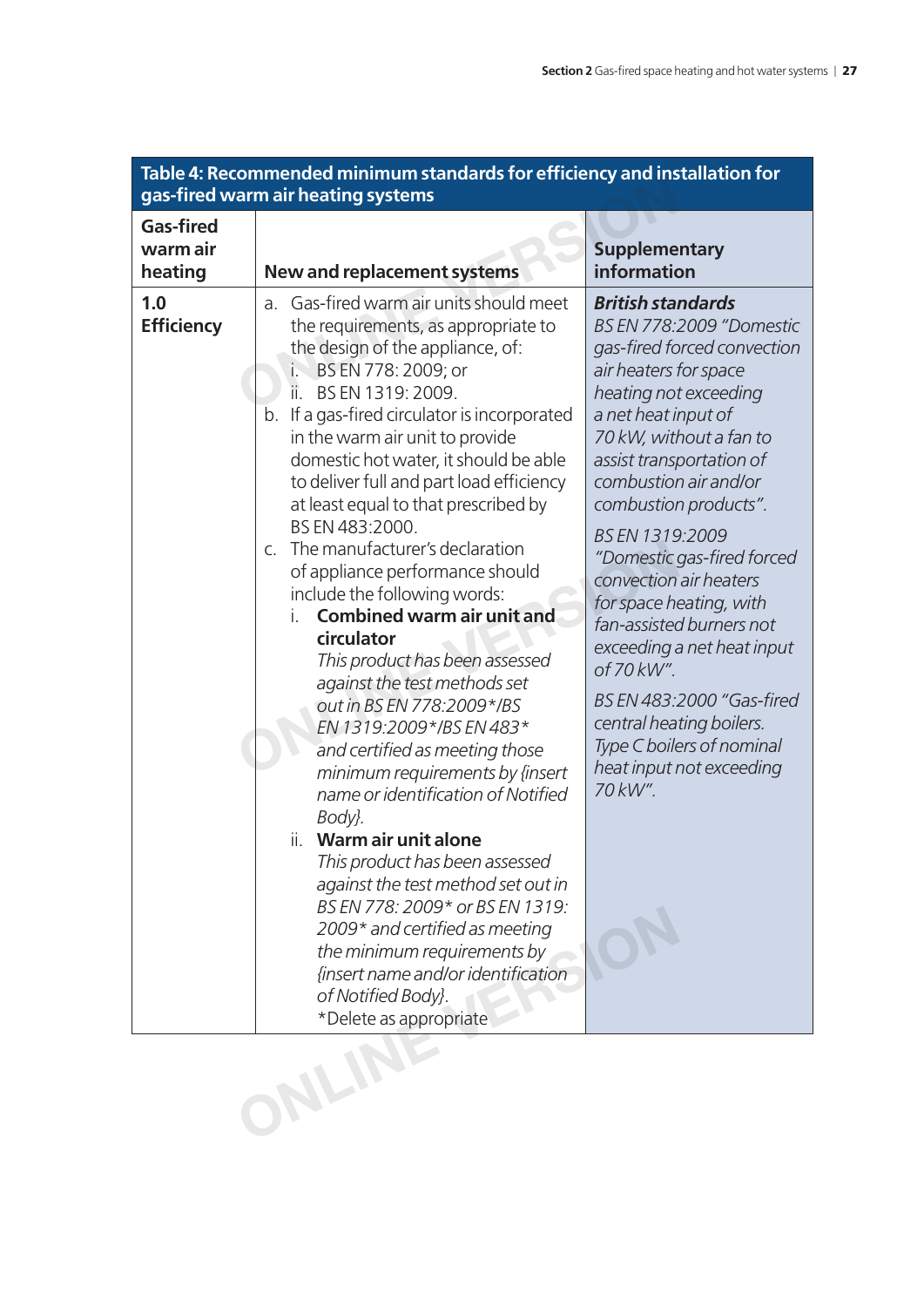| **Table 4: Recommended minimum standards for efficiency and installation for gas-fired warm air heating systems** | | |
|---|---|---|
| **Gas-fired warm air heating** | **New and replacement systems** | **Supplementary information** |
| **1.0 Efficiency** | a. Gas-fired warm air units should meet the requirements, as appropriate to the design of the appliance, of:<br>i. BS EN 778: 2009; or<br>ii. BS EN 1319: 2009.<br>b. If a gas-fired circulator is incorporated in the warm air unit to provide domestic hot water, it should be able to deliver full and part load efficiency at least equal to that prescribed by BS EN 483:2000.<br>c. The manufacturer's declaration of appliance performance should include the following words:<br>i. **Combined warm air unit and circulator**<br>*This product has been assessed against the test methods set out in BS EN 778:2009*/BS EN 1319:2009*/BS EN 483* and certified as meeting those minimum requirements by {insert name or identification of Notified Body}.*<br>ii. **Warm air unit alone**<br>*This product has been assessed against the test method set out in BS EN 778: 2009* or BS EN 1319: 2009* and certified as meeting the minimum requirements by {insert name and/or identification of Notified Body}.*<br>*Delete as appropriate | ***British standards***<br>*BS EN 778:2009 "Domestic gas-fired forced convection air heaters for space heating not exceeding a net heat input of 70 kW, without a fan to assist transportation of combustion air and/or combustion products".*<br>*BS EN 1319:2009 "Domestic gas-fired forced convection air heaters for space heating, with fan-assisted burners not exceeding a net heat input of 70 kW".*<br>*BS EN 483:2000 "Gas-fired central heating boilers. Type C boilers of nominal heat input not exceeding 70 kW".* |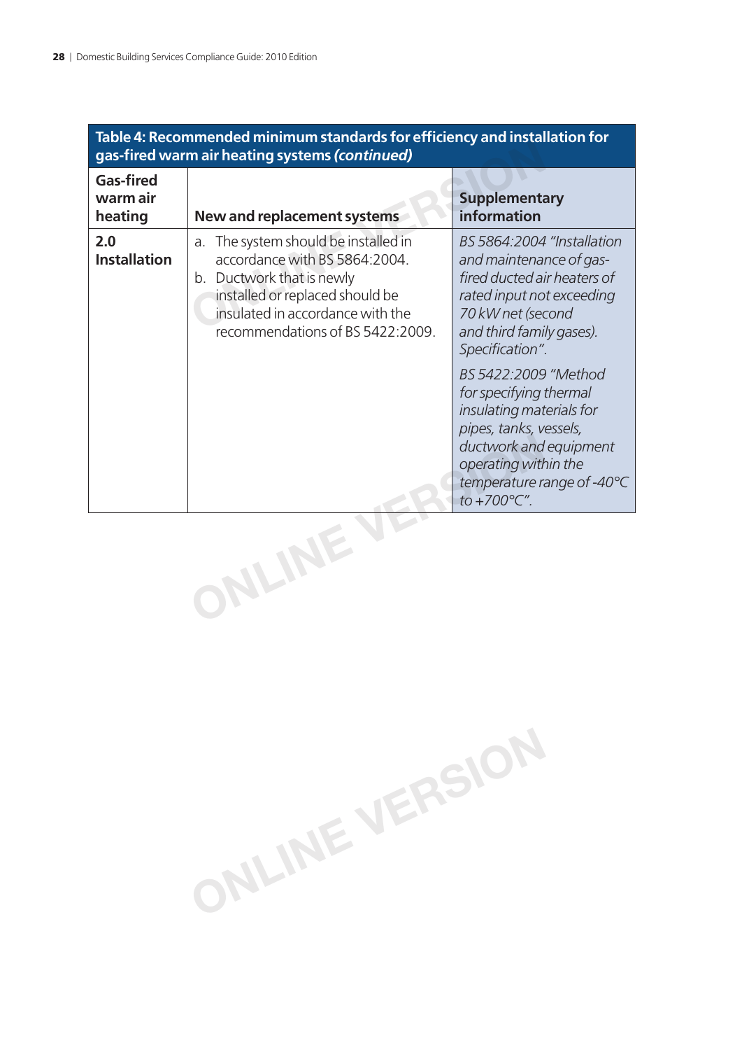**Table 4: Recommended minimum standards for efficiency and installation for gas-fired warm air heating systems *(continued)***

| Gas-fired warm air heating | New and replacement systems | Supplementary information |
|---|---|---|
| **2.0 Installation** | a. The system should be installed in accordance with BS 5864:2004.<br>b. Ductwork that is newly installed or replaced should be insulated in accordance with the recommendations of BS 5422:2009. | *BS 5864:2004 "Installation and maintenance of gas-fired ducted air heaters of rated input not exceeding 70 kW net (second and third family gases). Specification".*<br><br>*BS 5422:2009 "Method for specifying thermal insulating materials for pipes, tanks, vessels, ductwork and equipment operating within the temperature range of -40°C to +700°C".* |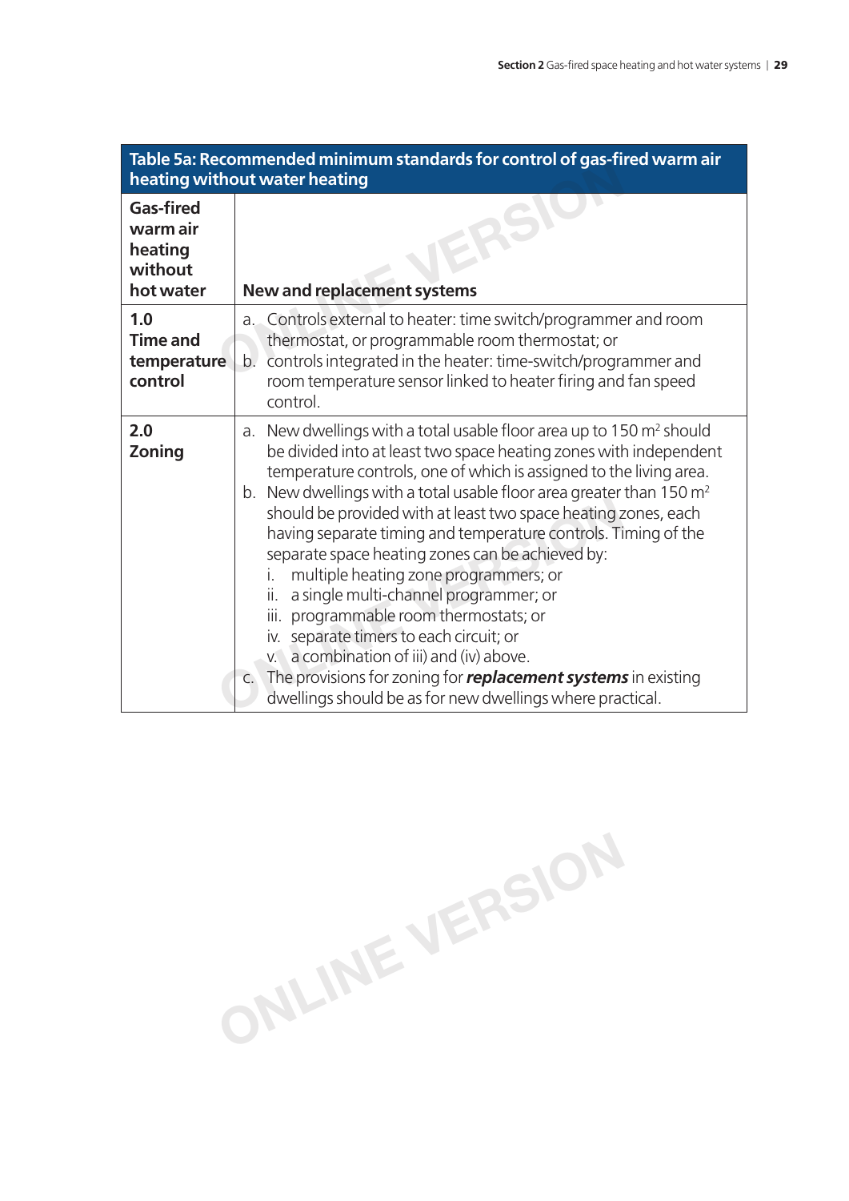**Table 5a: Recommended minimum standards for control of gas-fired warm air heating without water heating**

| Gas-fired warm air heating without hot water | New and replacement systems |
|---|---|
| **1.0 Time and temperature control** | a. Controls external to heater: time switch/programmer and room thermostat, or programmable room thermostat; or<br>b. controls integrated in the heater: time-switch/programmer and room temperature sensor linked to heater firing and fan speed control. |
| **2.0 Zoning** | a. New dwellings with a total usable floor area up to 150 $m^2$ should be divided into at least two space heating zones with independent temperature controls, one of which is assigned to the living area.<br>b. New dwellings with a total usable floor area greater than 150 $m^2$ should be provided with at least two space heating zones, each having separate timing and temperature controls. Timing of the separate space heating zones can be achieved by:<br>i. multiple heating zone programmers; or<br>ii. a single multi-channel programmer; or<br>iii. programmable room thermostats; or<br>iv. separate timers to each circuit; or<br>v. a combination of iii) and (iv) above.<br>c. The provisions for zoning for ***replacement systems*** in existing dwellings should be as for new dwellings where practical. |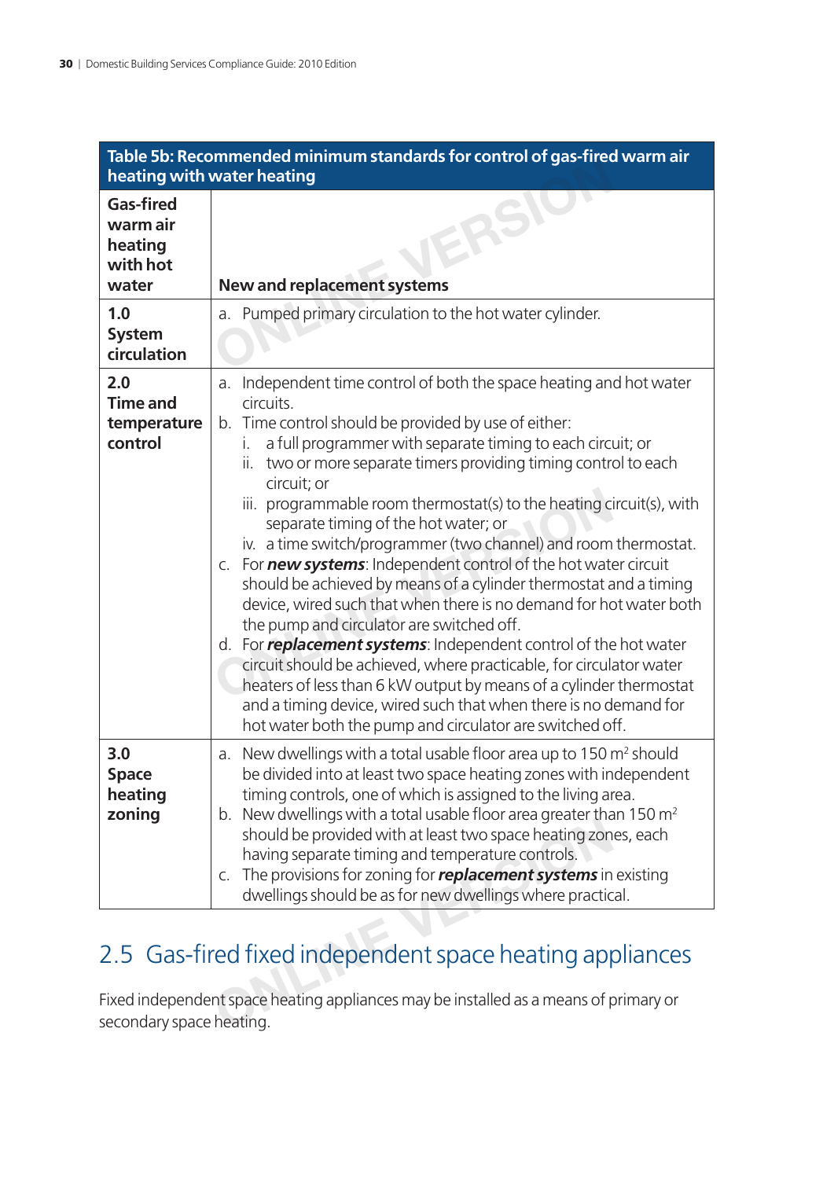| Table 5b: Recommended minimum standards for control of gas-fired warm air heating with water heating | |
|---|---|
| **Gas-fired warm air heating with hot water** | **New and replacement systems** |
| **1.0 System circulation** | a. Pumped primary circulation to the hot water cylinder. |
| **2.0 Time and temperature control** | a. Independent time control of both the space heating and hot water circuits.<br>b. Time control should be provided by use of either:<br>i. a full programmer with separate timing to each circuit; or<br>ii. two or more separate timers providing timing control to each circuit; or<br>iii. programmable room thermostat(s) to the heating circuit(s), with separate timing of the hot water; or<br>iv. a time switch/programmer (two channel) and room thermostat.<br>c. For ***new systems***: Independent control of the hot water circuit should be achieved by means of a cylinder thermostat and a timing device, wired such that when there is no demand for hot water both the pump and circulator are switched off.<br>d. For ***replacement systems***: Independent control of the hot water circuit should be achieved, where practicable, for circulator water heaters of less than 6 kW output by means of a cylinder thermostat and a timing device, wired such that when there is no demand for hot water both the pump and circulator are switched off. |
| **3.0 Space heating zoning** | a. New dwellings with a total usable floor area up to 150 $m^2$ should be divided into at least two space heating zones with independent timing controls, one of which is assigned to the living area.<br>b. New dwellings with a total usable floor area greater than 150 $m^2$ should be provided with at least two space heating zones, each having separate timing and temperature controls.<br>c. The provisions for zoning for ***replacement systems*** in existing dwellings should be as for new dwellings where practical. |

## 2.5 Gas-fired fixed independent space heating appliances

Fixed independent space heating appliances may be installed as a means of primary or secondary space heating.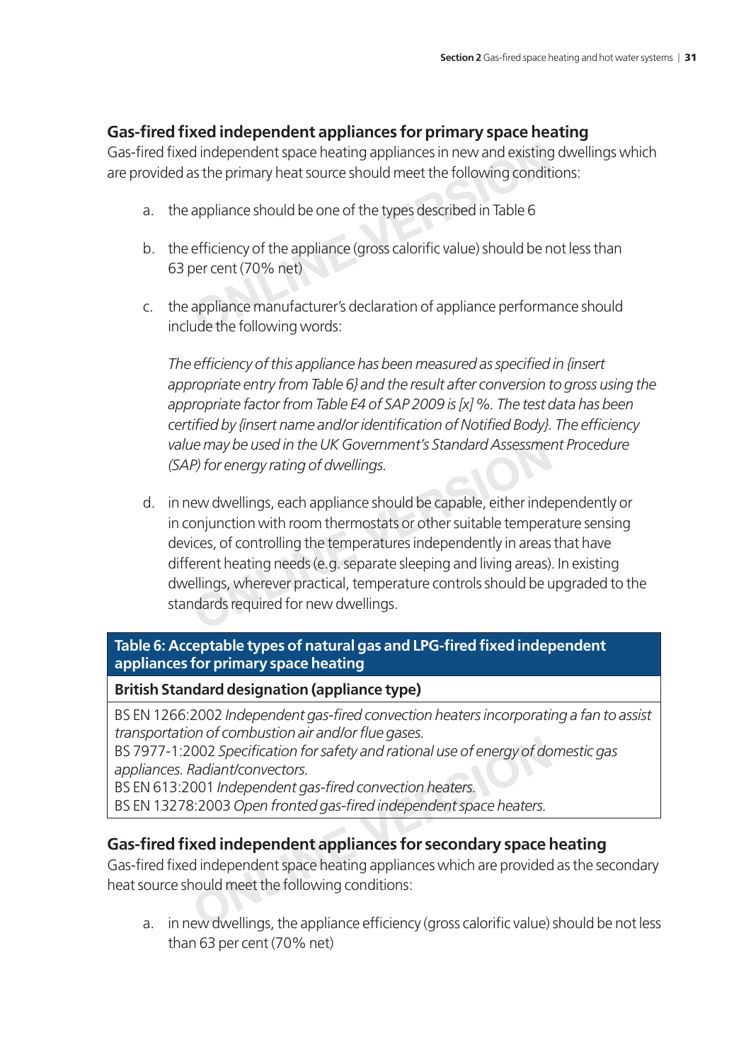## Gas-fired fixed independent appliances for primary space heating

Gas-fired fixed independent space heating appliances in new and existing dwellings which are provided as the primary heat source should meet the following conditions:

a. the appliance should be one of the types described in Table 6

b. the efficiency of the appliance (gross calorific value) should be not less than 63 per cent (70% net)

c. the appliance manufacturer's declaration of appliance performance should include the following words:

   *The efficiency of this appliance has been measured as specified in {insert appropriate entry from Table 6} and the result after conversion to gross using the appropriate factor from Table E4 of SAP 2009 is [x] %. The test data has been certified by {insert name and/or identification of Notified Body}. The efficiency value may be used in the UK Government's Standard Assessment Procedure (SAP) for energy rating of dwellings.*

d. in new dwellings, each appliance should be capable, either independently or in conjunction with room thermostats or other suitable temperature sensing devices, of controlling the temperatures independently in areas that have different heating needs (e.g. separate sleeping and living areas). In existing dwellings, wherever practical, temperature controls should be upgraded to the standards required for new dwellings.

| Table 6: Acceptable types of natural gas and LPG-fired fixed independent appliances for primary space heating |
|---|
| **British Standard designation (appliance type)** |
| BS EN 1266:2002 *Independent gas-fired convection heaters incorporating a fan to assist transportation of combustion air and/or flue gases.*<br>BS 7977-1:2002 *Specification for safety and rational use of energy of domestic gas appliances. Radiant/convectors.*<br>BS EN 613:2001 *Independent gas-fired convection heaters.*<br>BS EN 13278:2003 *Open fronted gas-fired independent space heaters.* |

## Gas-fired fixed independent appliances for secondary space heating

Gas-fired fixed independent space heating appliances which are provided as the secondary heat source should meet the following conditions:

a. in new dwellings, the appliance efficiency (gross calorific value) should be not less than 63 per cent (70% net)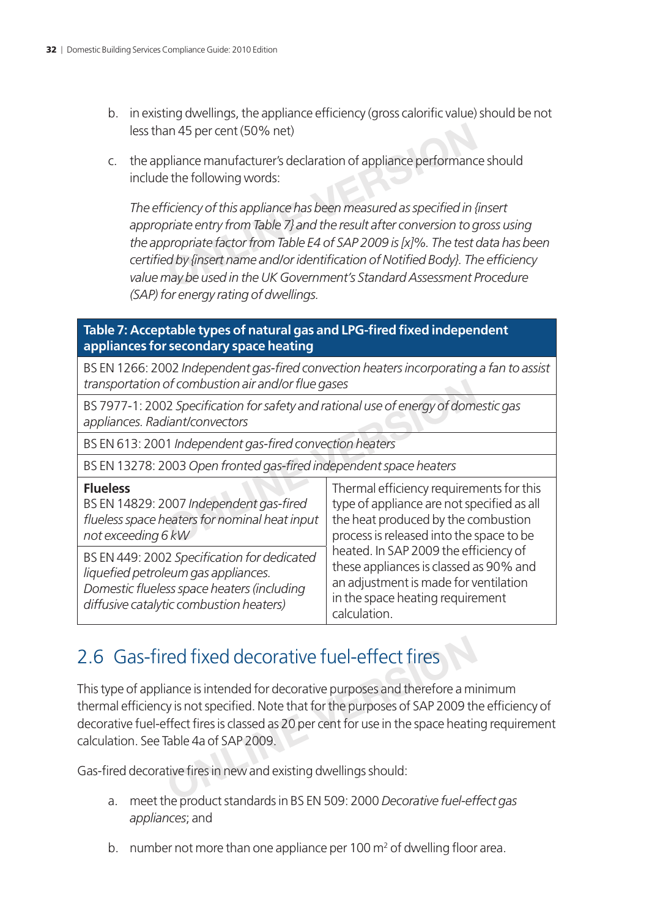b. in existing dwellings, the appliance efficiency (gross calorific value) should be not less than 45 per cent (50% net)

c. the appliance manufacturer's declaration of appliance performance should include the following words:

*The efficiency of this appliance has been measured as specified in {insert appropriate entry from Table 7} and the result after conversion to gross using the appropriate factor from Table E4 of SAP 2009 is [x]%. The test data has been certified by {insert name and/or identification of Notified Body}. The efficiency value may be used in the UK Government's Standard Assessment Procedure (SAP) for energy rating of dwellings.*

| **Table 7: Acceptable types of natural gas and LPG-fired fixed independent appliances for secondary space heating** | |
|---|---|
| BS EN 1266: 2002 *Independent gas-fired convection heaters incorporating a fan to assist transportation of combustion air and/or flue gases* | |
| BS 7977-1: 2002 *Specification for safety and rational use of energy of domestic gas appliances. Radiant/convectors* | |
| BS EN 613: 2001 *Independent gas-fired convection heaters* | |
| BS EN 13278: 2003 *Open fronted gas-fired independent space heaters* | |
| **Flueless**<br>BS EN 14829: 2007 *Independent gas-fired flueless space heaters for nominal heat input not exceeding 6 kW* | Thermal efficiency requirements for this type of appliance are not specified as all the heat produced by the combustion process is released into the space to be heated. In SAP 2009 the efficiency of these appliances is classed as 90% and an adjustment is made for ventilation in the space heating requirement calculation. |
| BS EN 449: 2002 *Specification for dedicated liquefied petroleum gas appliances. Domestic flueless space heaters (including diffusive catalytic combustion heaters)* | |

## 2.6 Gas-fired fixed decorative fuel-effect fires

This type of appliance is intended for decorative purposes and therefore a minimum thermal efficiency is not specified. Note that for the purposes of SAP 2009 the efficiency of decorative fuel-effect fires is classed as 20 per cent for use in the space heating requirement calculation. See Table 4a of SAP 2009.

Gas-fired decorative fires in new and existing dwellings should:

a. meet the product standards in BS EN 509: 2000 *Decorative fuel-effect gas appliances*; and

b. number not more than one appliance per 100 $m^2$ of dwelling floor area.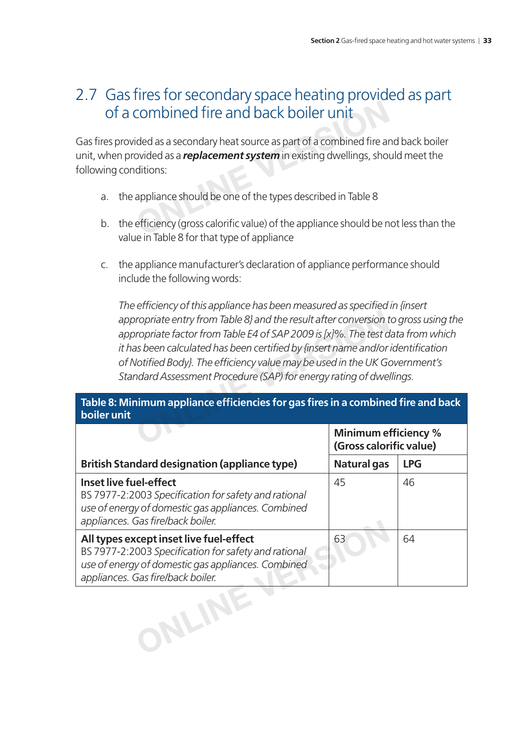## 2.7 Gas fires for secondary space heating provided as part of a combined fire and back boiler unit

Gas fires provided as a secondary heat source as part of a combined fire and back boiler unit, when provided as a ***replacement system*** in existing dwellings, should meet the following conditions:

a. the appliance should be one of the types described in Table 8

b. the efficiency (gross calorific value) of the appliance should be not less than the value in Table 8 for that type of appliance

c. the appliance manufacturer's declaration of appliance performance should include the following words:

*The efficiency of this appliance has been measured as specified in {insert appropriate entry from Table 8} and the result after conversion to gross using the appropriate factor from Table E4 of SAP 2009 is [x]%. The test data from which it has been calculated has been certified by {insert name and/or identification of Notified Body}. The efficiency value may be used in the UK Government's Standard Assessment Procedure (SAP) for energy rating of dwellings.*

**Table 8: Minimum appliance efficiencies for gas fires in a combined fire and back boiler unit**

| | **Minimum efficiency % (Gross calorific value)** | |
|---|---|---|
| **British Standard designation (appliance type)** | **Natural gas** | **LPG** |
| **Inset live fuel-effect** BS 7977-2:2003 *Specification for safety and rational use of energy of domestic gas appliances. Combined appliances. Gas fire/back boiler.* | 45 | 46 |
| **All types except inset live fuel-effect** BS 7977-2:2003 *Specification for safety and rational use of energy of domestic gas appliances. Combined appliances. Gas fire/back boiler.* | 63 | 64 |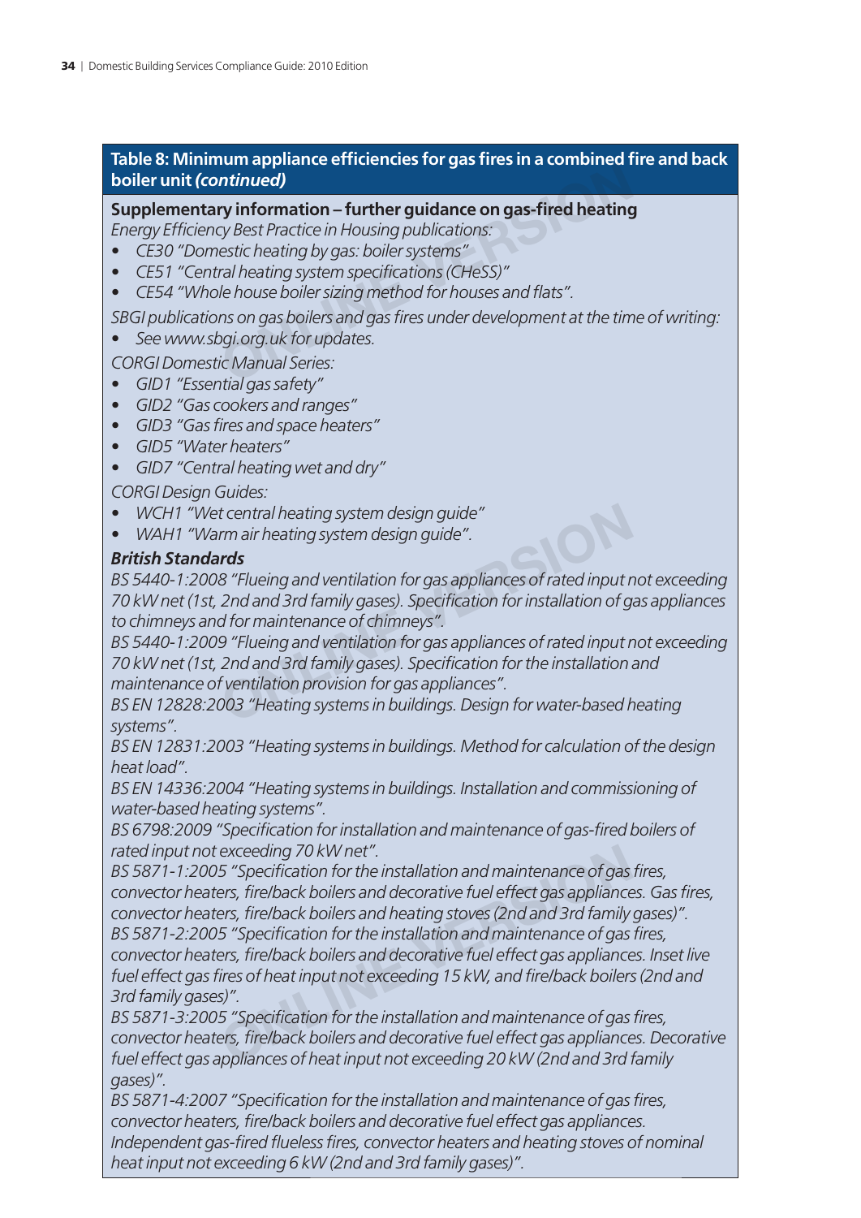## Table 8: Minimum appliance efficiencies for gas fires in a combined fire and back boiler unit *(continued)*

**Supplementary information – further guidance on gas-fired heating**

*Energy Efficiency Best Practice in Housing publications:*

- *CE30 "Domestic heating by gas: boiler systems"*
- *CE51 "Central heating system specifications (CHeSS)"*
- *CE54 "Whole house boiler sizing method for houses and flats".*

*SBGI publications on gas boilers and gas fires under development at the time of writing:*

- *See www.sbgi.org.uk for updates.*

*CORGI Domestic Manual Series:*

- *GID1 "Essential gas safety"*
- *GID2 "Gas cookers and ranges"*
- *GID3 "Gas fires and space heaters"*
- *GID5 "Water heaters"*
- *GID7 "Central heating wet and dry"*

*CORGI Design Guides:*

- *WCH1 "Wet central heating system design guide"*
- *WAH1 "Warm air heating system design guide".*

***British Standards***

*BS 5440-1:2008 "Flueing and ventilation for gas appliances of rated input not exceeding 70 kW net (1st, 2nd and 3rd family gases). Specification for installation of gas appliances to chimneys and for maintenance of chimneys".*

*BS 5440-1:2009 "Flueing and ventilation for gas appliances of rated input not exceeding 70 kW net (1st, 2nd and 3rd family gases). Specification for the installation and maintenance of ventilation provision for gas appliances".*

*BS EN 12828:2003 "Heating systems in buildings. Design for water-based heating systems".*

*BS EN 12831:2003 "Heating systems in buildings. Method for calculation of the design heat load".*

*BS EN 14336:2004 "Heating systems in buildings. Installation and commissioning of water-based heating systems".*

*BS 6798:2009 "Specification for installation and maintenance of gas-fired boilers of rated input not exceeding 70 kW net".*

*BS 5871-1:2005 "Specification for the installation and maintenance of gas fires, convector heaters, fire/back boilers and decorative fuel effect gas appliances. Gas fires, convector heaters, fire/back boilers and heating stoves (2nd and 3rd family gases)".*

*BS 5871-2:2005 "Specification for the installation and maintenance of gas fires, convector heaters, fire/back boilers and decorative fuel effect gas appliances. Inset live fuel effect gas fires of heat input not exceeding 15 kW, and fire/back boilers (2nd and 3rd family gases)".*

*BS 5871-3:2005 "Specification for the installation and maintenance of gas fires, convector heaters, fire/back boilers and decorative fuel effect gas appliances. Decorative fuel effect gas appliances of heat input not exceeding 20 kW (2nd and 3rd family gases)".*

*BS 5871-4:2007 "Specification for the installation and maintenance of gas fires, convector heaters, fire/back boilers and decorative fuel effect gas appliances. Independent gas-fired flueless fires, convector heaters and heating stoves of nominal heat input not exceeding 6 kW (2nd and 3rd family gases)".*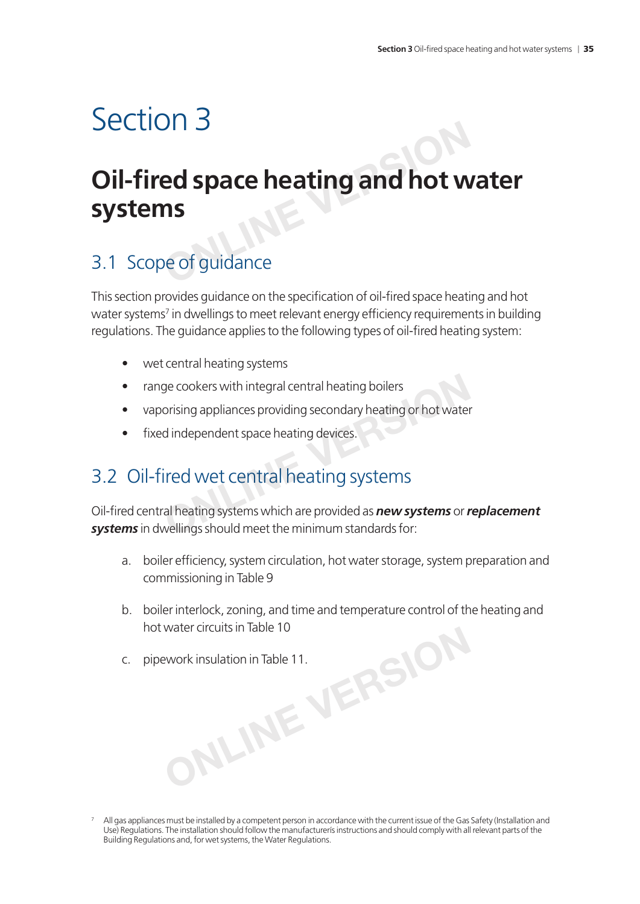# Section 3

## Oil-fired space heating and hot water systems

### 3.1 Scope of guidance

This section provides guidance on the specification of oil-fired space heating and hot water systems[7] in dwellings to meet relevant energy efficiency requirements in building regulations. The guidance applies to the following types of oil-fired heating system:

- wet central heating systems
- range cookers with integral central heating boilers
- vaporising appliances providing secondary heating or hot water
- fixed independent space heating devices.

### 3.2 Oil-fired wet central heating systems

Oil-fired central heating systems which are provided as ***new systems*** or ***replacement systems*** in dwellings should meet the minimum standards for:

a. boiler efficiency, system circulation, hot water storage, system preparation and commissioning in Table 9

b. boiler interlock, zoning, and time and temperature control of the heating and hot water circuits in Table 10

c. pipework insulation in Table 11.

[7] All gas appliances must be installed by a competent person in accordance with the current issue of the Gas Safety (Installation and Use) Regulations. The installation should follow the manufacturerís instructions and should comply with all relevant parts of the Building Regulations and, for wet systems, the Water Regulations.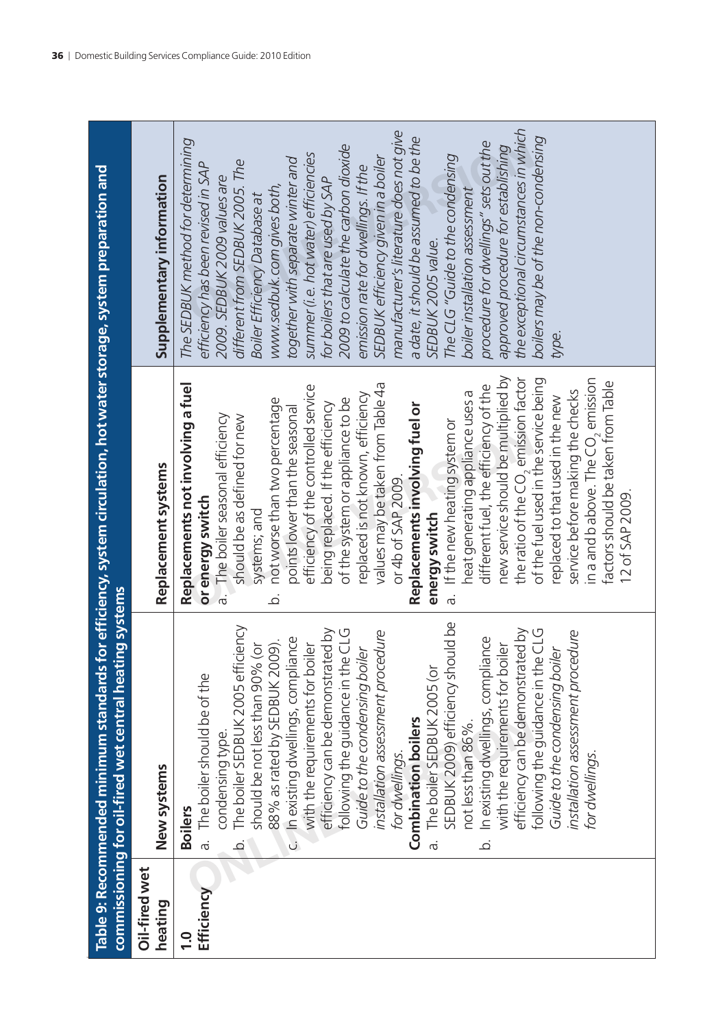**Table 9: Recommended minimum standards for efficiency, system circulation, hot water storage, system preparation and commissioning for oil-fired wet central heating systems**

| Oil-fired wet heating | New systems | Replacement systems | Supplementary information |
|---|---|---|---|
| **1.0 Efficiency** | **Boilers**<br>a. The boiler should be of the condensing type.<br>b. The boiler SEDBUK 2005 efficiency should be not less than 90% (or 88% as rated by SEDBUK 2009).<br>c. In existing dwellings, compliance with the requirements for boiler efficiency can be demonstrated by following the guidance in the CLG *Guide to the condensing boiler installation assessment procedure for dwellings*.<br>**Combination boilers**<br>a. The boiler SEDBUK 2005 (or SEDBUK 2009) efficiency should be not less than 86%.<br>b. In existing dwellings, compliance with the requirements for boiler efficiency can be demonstrated by following the guidance in the CLG *Guide to the condensing boiler installation assessment procedure for dwellings*. | **Replacements not involving a fuel or energy switch**<br>a. The boiler seasonal efficiency should be as defined for new systems; and<br>b. not worse than two percentage points lower than the seasonal efficiency of the controlled service being replaced. If the efficiency of the system or appliance to be replaced is not known, efficiency values may be taken from Table 4a or 4b of SAP 2009.<br>**Replacements involving fuel or energy switch**<br>a. If the new heating system or heat generating appliance uses a different fuel, the efficiency of the new service should be multiplied by the ratio of the $CO_2$ emission factor of the fuel used in the service being replaced to that used in the new service before making the checks in a and b above. The $CO_2$ emission factors should be taken from Table 12 of SAP 2009. | *The SEDBUK method for determining efficiency has been revised in SAP 2009. SEDBUK 2009 values are different from SEDBUK 2005. The Boiler Efficiency Database at www.sedbuk.com gives both, together with separate winter and summer (i.e. hot water) efficiencies for boilers that are used by SAP 2009 to calculate the carbon dioxide emission rate for dwellings. If the SEDBUK efficiency given in a boiler manufacturer's literature does not give a date, it should be assumed to be the SEDBUK 2005 value.*<br>*The CLG "Guide to the condensing boiler installation assessment procedure for dwellings" sets out the approved procedure for establishing the exceptional circumstances in which boilers may be of the non-condensing type.* |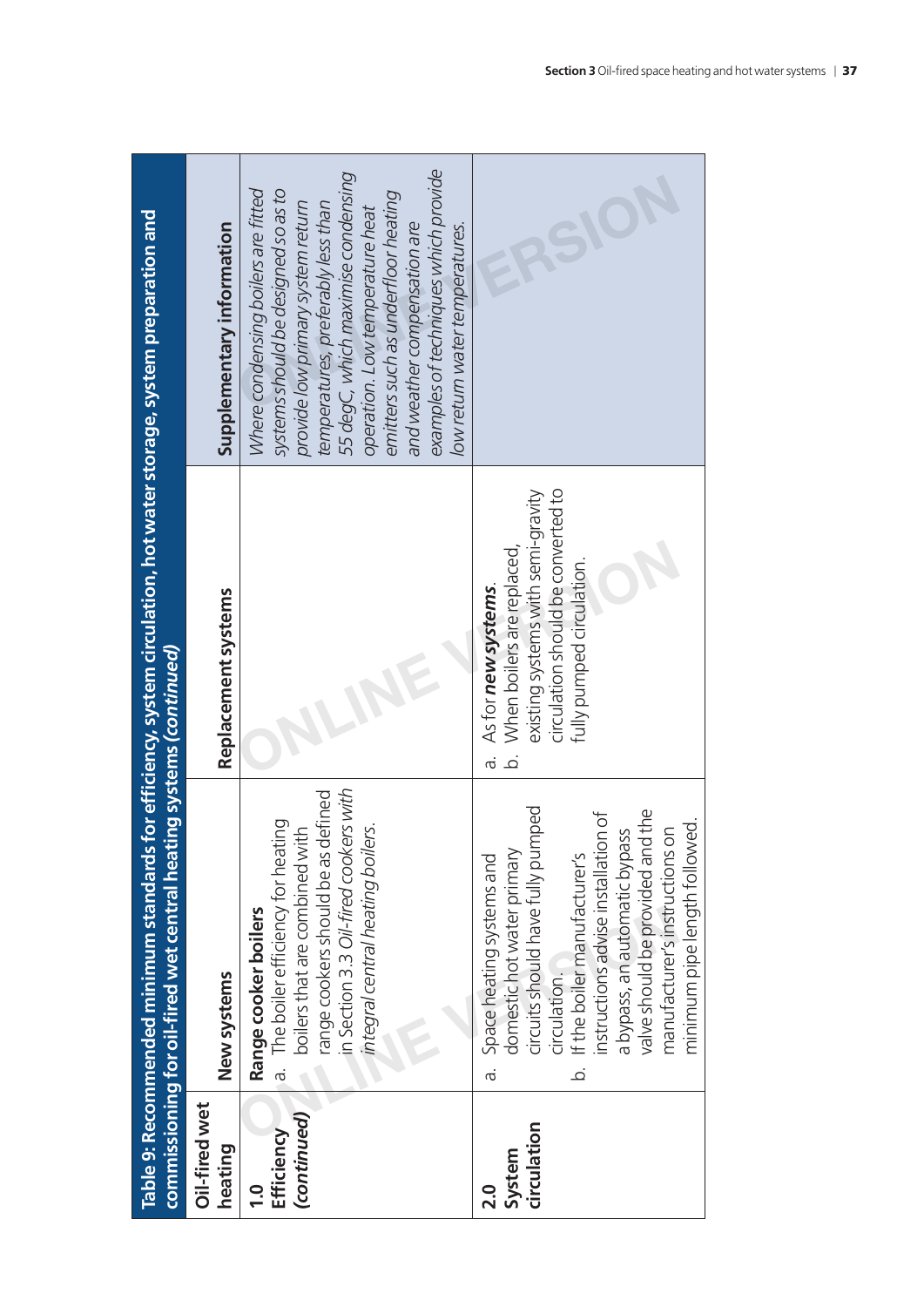**Table 9: Recommended minimum standards for efficiency, system circulation, hot water storage, system preparation and commissioning for oil-fired wet central heating systems *(continued)***

| Oil-fired wet heating | New systems | Replacement systems | Supplementary information |
|---|---|---|---|
| **1.0 Efficiency *(continued)*** | **Range cooker boilers**<br>a. The boiler efficiency for heating boilers that are combined with range cookers should be as defined in Section 3.3 *Oil-fired cookers with integral central heating boilers.* | | *Where condensing boilers are fitted systems should be designed so as to provide low primary system return temperatures, preferably less than 55 degC, which maximise condensing operation. Low temperature heat emitters such as underfloor heating and weather compensation are examples of techniques which provide low return water temperatures.* |
| **2.0 System circulation** | a. Space heating systems and domestic hot water primary circuits should have fully pumped circulation.<br>b. If the boiler manufacturer's instructions advise installation of a bypass, an automatic bypass valve should be provided and the manufacturer's instructions on minimum pipe length followed. | a. As for ***new systems***.<br>b. When boilers are replaced, existing systems with semi-gravity circulation should be converted to fully pumped circulation. | |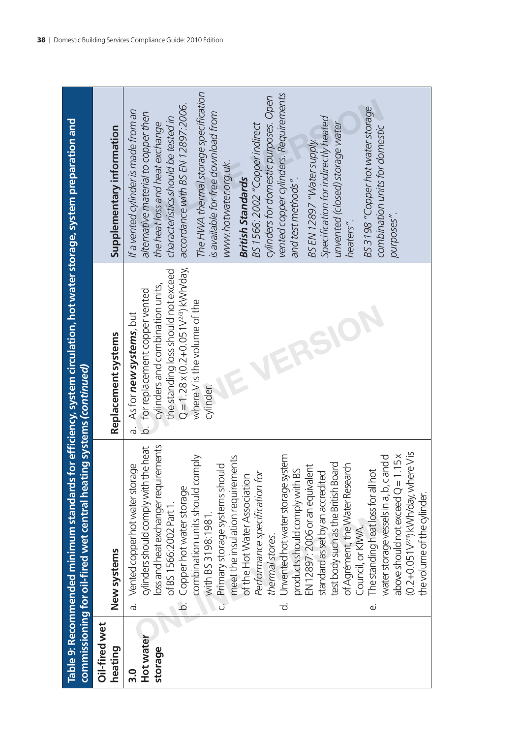**Table 9: Recommended minimum standards for efficiency, system circulation, hot water storage, system preparation and commissioning for oil-fired wet central heating systems *(continued)***

| Oil-fired wet heating | New systems | Replacement systems | Supplementary information |
|---|---|---|---|
| **3.0 Hot water storage** | a. Vented copper hot water storage cylinders should comply with the heat loss and heat exchanger requirements of BS 1566:2002 Part 1.<br>b. Copper hot water storage combination units should comply with BS 3198:1981.<br>c. Primary storage systems should meet the insulation requirements of the Hot Water Association *Performance specification for thermal stores*.<br>d. Unvented hot water storage system products should comply with BS EN 12897:2006 or an equivalent standard as set by an accredited test body such as the British Board of Agrément, the Water Research Council, or KIWA.<br>e. The standing heat loss for all hot water storage vessels in a, b, c and d above should not exceed $Q = 1.15 \times (0.2 + 0.051V^{2/3})$ kWh/day, where V is the volume of the cylinder. | a. As for ***new systems***, but<br>b. for replacement copper vented cylinders and combination units, the standing loss should not exceed $Q = 1.28 \times (0.2 + 0.051V^{2/3})$ kWh/day, where V is the volume of the cylinder. | *If a vented cylinder is made from an alternative material to copper then the heat loss and heat exchange characteristics should be tested in accordance with BS EN 12897:2006.*<br>*The HWA thermal storage specification is available for free download from www.hotwater.org.uk.*<br>***British Standards***<br>*BS 1566:2002 "Copper indirect cylinders for domestic purposes. Open vented copper cylinders. Requirements and test methods".*<br>*BS EN 12897 "Water supply. Specification for indirectly heated unvented (closed) storage water heaters".*<br>*BS 3198 "Copper hot water storage combination units for domestic purposes".* |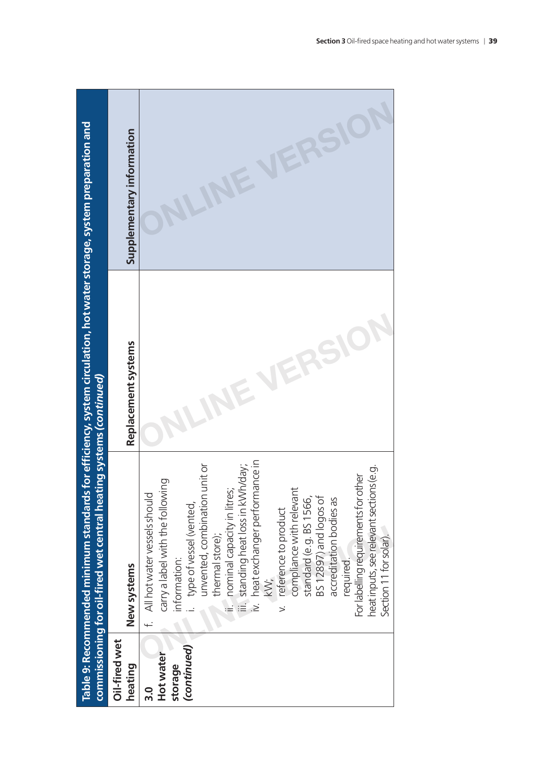**Table 9: Recommended minimum standards for efficiency, system circulation, hot water storage, system preparation and commissioning for oil-fired wet central heating systems *(continued)***

| Oil-fired wet heating | New systems | Replacement systems | Supplementary information |
|---|---|---|---|
| **3.0 Hot water storage *(continued)*** | f. All hot water vessels should carry a label with the following information:<br>i. type of vessel (vented, unvented, combination unit or thermal store);<br>ii. nominal capacity in litres;<br>iii. standing heat loss in kWh/day;<br>iv. heat exchanger performance in kW;<br>v. reference to product compliance with relevant standard (e.g. BS 1566, BS 12897) and logos of accreditation bodies as required.<br>For labelling requirements for other heat inputs, see relevant sections (e.g. Section 11 for solar). | | |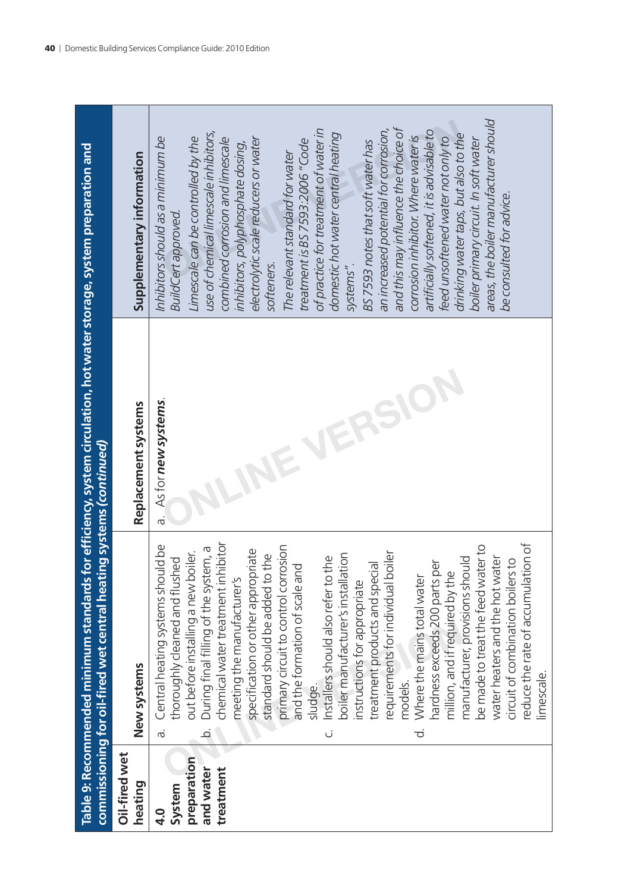**Table 9: Recommended minimum standards for efficiency, system circulation, hot water storage, system preparation and commissioning for oil-fired wet central heating systems *(continued)***

| Oil-fired wet heating | New systems | Replacement systems | Supplementary information |
|---|---|---|---|
| **4.0 System preparation and water treatment** | a. Central heating systems should be thoroughly cleaned and flushed out before installing a new boiler.<br>b. During final filling of the system, a chemical water treatment inhibitor meeting the manufacturer's specification or other appropriate standard should be added to the primary circuit to control corrosion and the formation of scale and sludge.<br>c. Installers should also refer to the boiler manufacturer's installation instructions for appropriate treatment products and special requirements for individual boiler models.<br>d. Where the mains total water hardness exceeds 200 parts per million, and if required by the manufacturer, provisions should be made to treat the feed water to water heaters and the hot water circuit of combination boilers to reduce the rate of accumulation of limescale. | a. As for ***new systems***. | *Inhibitors should as a minimum be BuildCert approved.*<br>*Limescale can be controlled by the use of chemical limescale inhibitors, combined corrosion and limescale inhibitors, polyphosphate dosing, electrolytic scale reducers or water softeners.*<br>*The relevant standard for water treatment is BS 7593:2006 "Code of practice for treatment of water in domestic hot water central heating systems".*<br>*BS 7593 notes that soft water has an increased potential for corrosion, and this may influence the choice of corrosion inhibitor. Where water is artificially softened, it is advisable to feed unsoftened water not only to drinking water taps, but also to the boiler primary circuit. In soft water areas, the boiler manufacturer should be consulted for advice.* |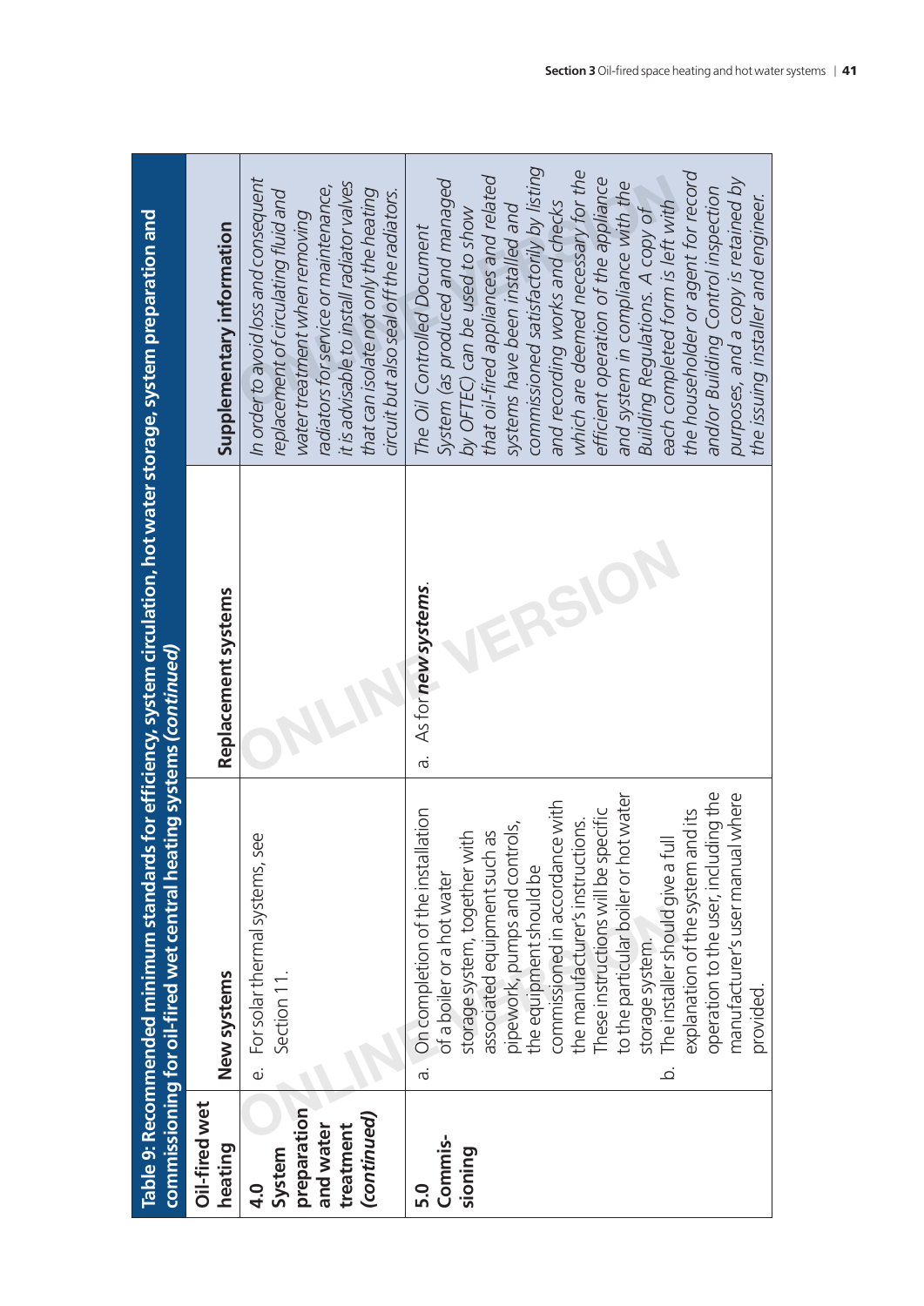**Table 9: Recommended minimum standards for efficiency, system circulation, hot water storage, system preparation and commissioning for oil-fired wet central heating systems** ***(continued)***

| Oil-fired wet heating | New systems | Replacement systems | Supplementary information |
|---|---|---|---|
| **4.0 System preparation and water treatment *(continued)*** | e. For solar thermal systems, see Section 11. | | *In order to avoid loss and consequent replacement of circulating fluid and water treatment when removing radiators for service or maintenance, it is advisable to install radiator valves that can isolate not only the heating circuit but also seal off the radiators.* |
| **5.0 Commis-sioning** | a. On completion of the installation of a boiler or a hot water storage system, together with associated equipment such as pipework, pumps and controls, the equipment should be commissioned in accordance with the manufacturer's instructions. These instructions will be specific to the particular boiler or hot water storage system.<br>b. The installer should give a full explanation of the system and its operation to the user, including the manufacturer's user manual where provided. | a. As for ***new systems***. | *The Oil Controlled Document System (as produced and managed by OFTEC) can be used to show that oil-fired appliances and related systems have been installed and commissioned satisfactorily by listing and recording works and checks which are deemed necessary for the efficient operation of the appliance and system in compliance with the Building Regulations. A copy of each completed form is left with the householder or agent for record and/or Building Control inspection purposes, and a copy is retained by the issuing installer and engineer.* |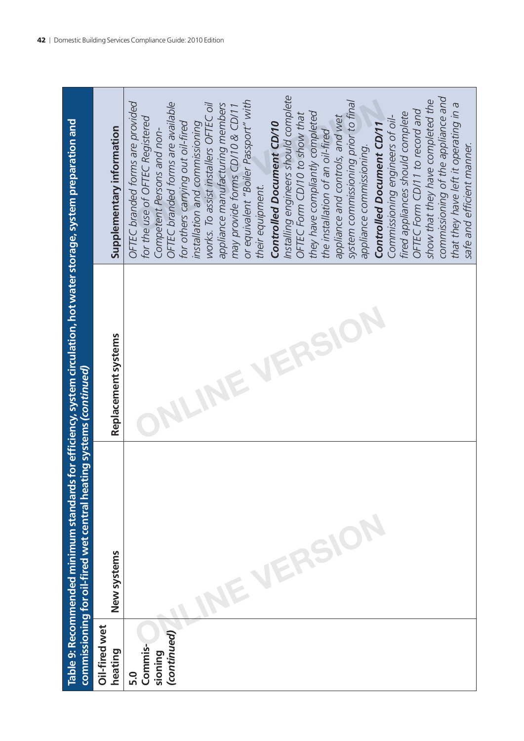| Table 9: Recommended minimum standards for efficiency, system circulation, hot water storage, system preparation and commissioning for oil-fired wet central heating systems *(continued)* | | | |
|---|---|---|---|
| **Oil-fired wet heating** | **New systems** | **Replacement systems** | **Supplementary information** |
| **5.0 Commis-sioning *(continued)*** | | | *OFTEC branded forms are provided for the use of OFTEC Registered Competent Persons and non-OFTEC branded forms are available for others carrying out oil-fired installation and commissioning works. To assist installers OFTEC oil appliance manufacturing members may provide forms CD/10 & CD/11 or equivalent "Boiler Passport" with their equipment.*<br>***Controlled Document CD/10***<br>*Installing engineers should complete OFTEC Form CD/10 to show that they have compliantly completed the installation of an oil-fired appliance and controls, and wet system commissioning prior to final appliance commissioning.*<br>***Controlled Document CD/11***<br>*Commissioning engineers of oil-fired appliances should complete OFTEC Form CD/11 to record and show that they have completed the commissioning of the appliance and that they have left it operating in a safe and efficient manner.* |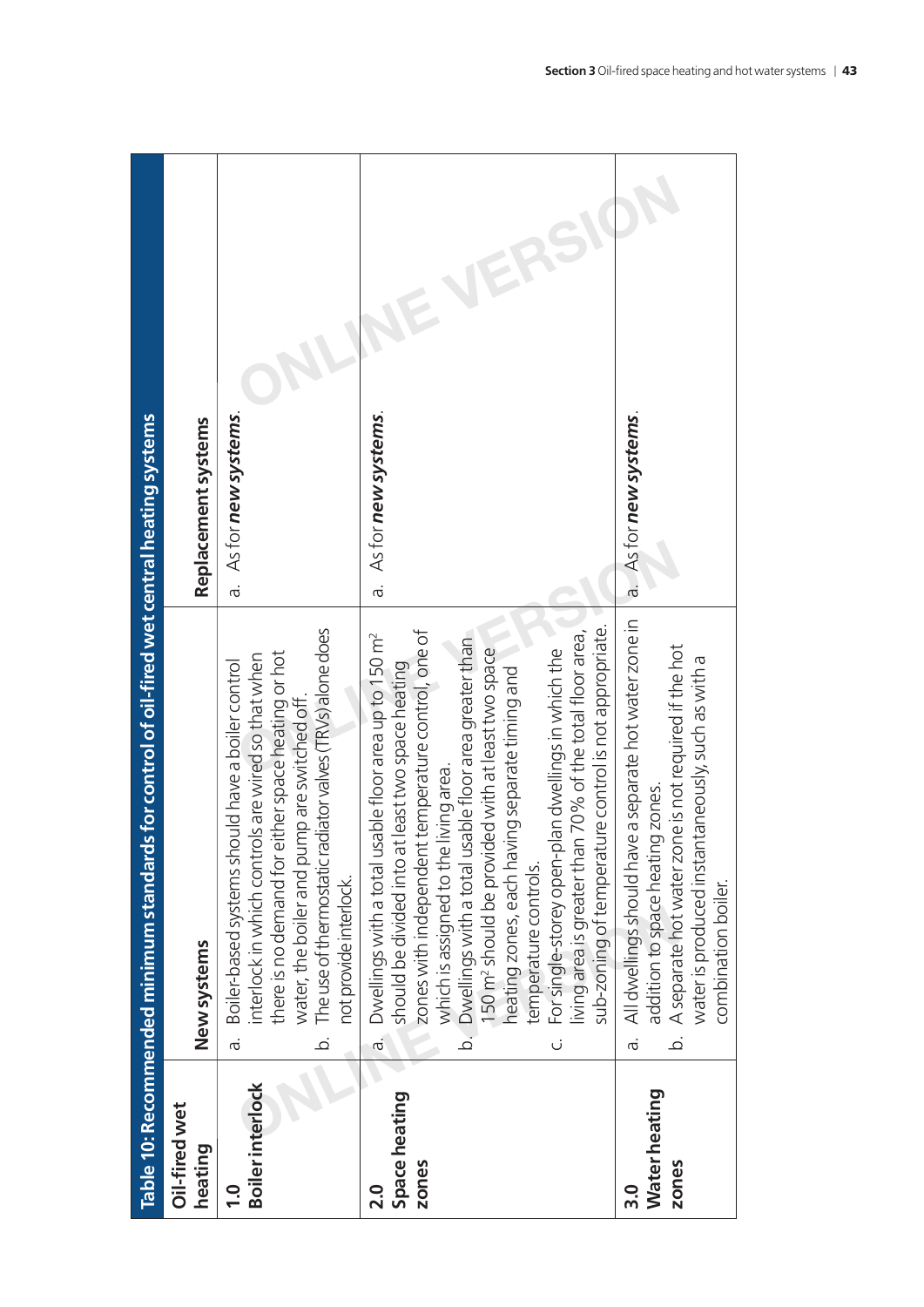Table 10: Recommended minimum standards for control of oil-fired wet central heating systems

| Oil-fired wet heating | New systems | Replacement systems |
|---|---|---|
| **1.0 Boiler interlock** | a. Boiler-based systems should have a boiler control interlock in which controls are wired so that when there is no demand for either space heating or hot water, the boiler and pump are switched off.<br>b. The use of thermostatic radiator valves (TRVs) alone does not provide interlock. | a. As for ***new systems***. |
| **2.0 Space heating zones** | a. Dwellings with a total usable floor area up to 150 m² should be divided into at least two space heating zones with independent temperature control, one of which is assigned to the living area.<br>b. Dwellings with a total usable floor area greater than 150 m² should be provided with at least two space heating zones, each having separate timing and temperature controls.<br>c. For single-storey open-plan dwellings in which the living area is greater than 70% of the total floor area, sub-zoning of temperature control is not appropriate. | a. As for ***new systems***. |
| **3.0 Water heating zones** | a. All dwellings should have a separate hot water zone in addition to space heating zones.<br>b. A separate hot water zone is not required if the hot water is produced instantaneously, such as with a combination boiler. | a. As for ***new systems***. |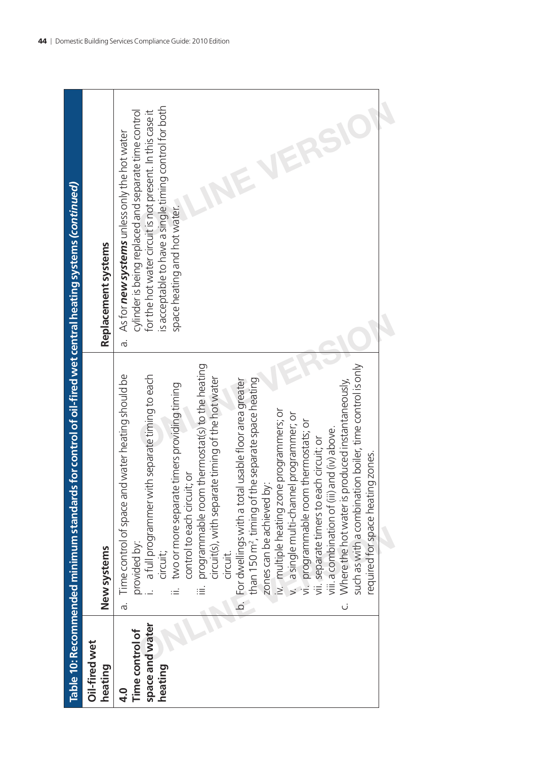**Table 10: Recommended minimum standards for control of oil-fired wet central heating systems *(continued)***

| Oil-fired wet heating | New systems | Replacement systems |
|---|---|---|
| **4.0 Time control of space and water heating** | a. Time control of space and water heating should be provided by:<br>i. a full programmer with separate timing to each circuit;<br>ii. two or more separate timers providing timing control to each circuit; or<br>iii. programmable room thermostat(s) to the heating circuit(s), with separate timing of the hot water circuit.<br>b. For dwellings with a total usable floor area greater than 150 m², timing of the separate space heating zones can be achieved by:<br>iv. multiple heating zone programmers; or<br>v. a single multi-channel programmer; or<br>vi. programmable room thermostats; or<br>vii. separate timers to each circuit; or<br>viii. a combination of (iii) and (iv) above.<br>c. Where the hot water is produced instantaneously, such as with a combination boiler, time control is only required for space heating zones. | a. As for ***new systems*** unless only the hot water cylinder is being replaced and separate time control for the hot water circuit is not present. In this case it is acceptable to have a single timing control for both space heating and hot water. |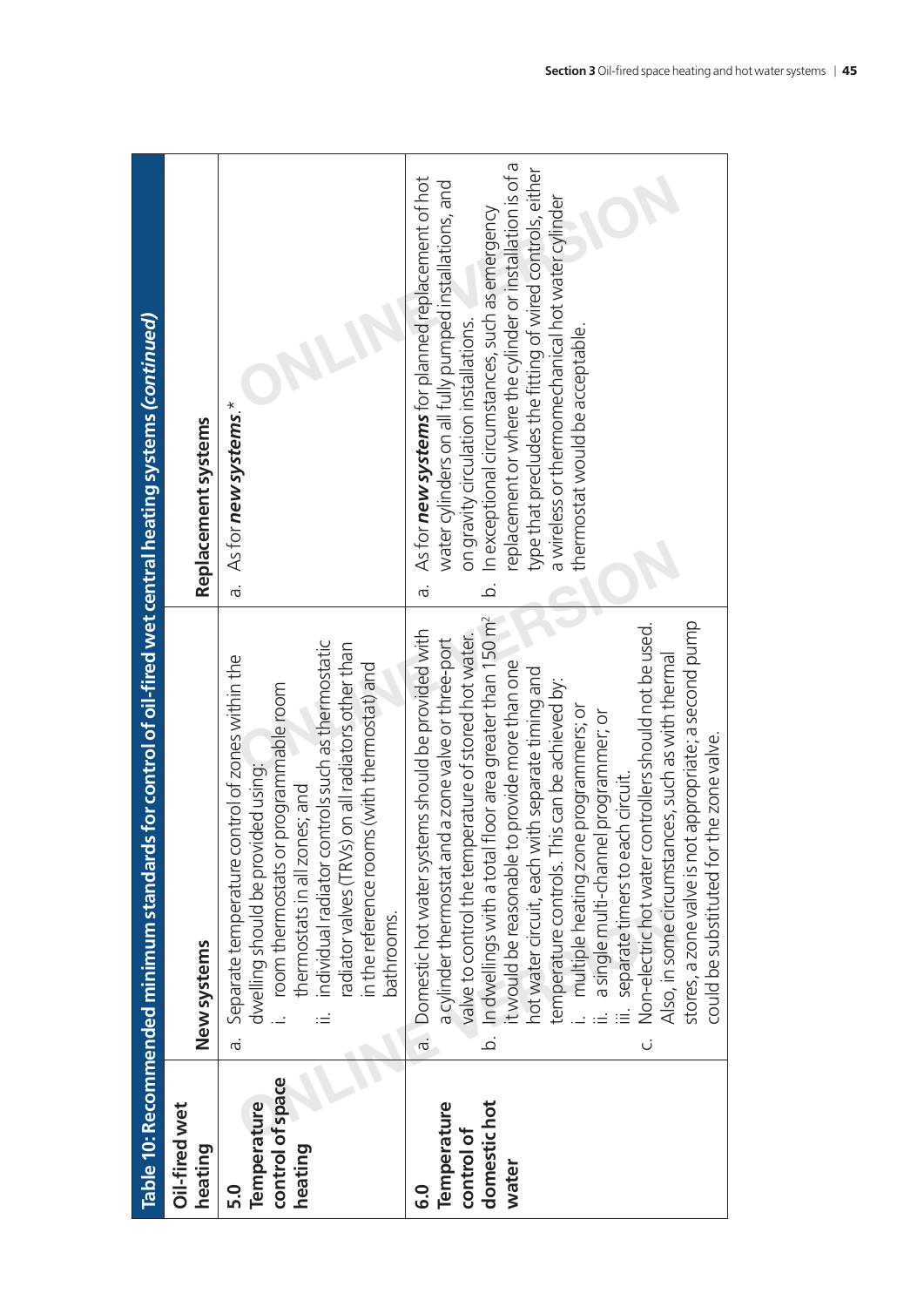**Table 10: Recommended minimum standards for control of oil-fired wet central heating systems *(continued)***

| Oil-fired wet heating | New systems | Replacement systems |
|---|---|---|
| **5.0 Temperature control of space heating** | a. Separate temperature control of zones within the dwelling should be provided using:<br>i. room thermostats or programmable room thermostats in all zones; and<br>ii. individual radiator controls such as thermostatic radiator valves (TRVs) on all radiators other than in the reference rooms (with thermostat) and bathrooms. | a. As for ***new systems***.* |
| **6.0 Temperature control of domestic hot water** | a. Domestic hot water systems should be provided with a cylinder thermostat and a zone valve or three-port valve to control the temperature of stored hot water.<br>b. In dwellings with a total floor area greater than 150 m² it would be reasonable to provide more than one hot water circuit, each with separate timing and temperature controls. This can be achieved by:<br>i. multiple heating zone programmers; or<br>ii. a single multi-channel programmer; or<br>iii. separate timers to each circuit.<br>c. Non-electric hot water controllers should not be used. Also, in some circumstances, such as with thermal stores, a zone valve is not appropriate; a second pump could be substituted for the zone valve. | a. As for ***new systems*** for planned replacement of hot water cylinders on all fully pumped installations, and on gravity circulation installations.<br>b. In exceptional circumstances, such as emergency replacement or where the cylinder or installation is of a type that precludes the fitting of wired controls, either a wireless or thermomechanical hot water cylinder thermostat would be acceptable. |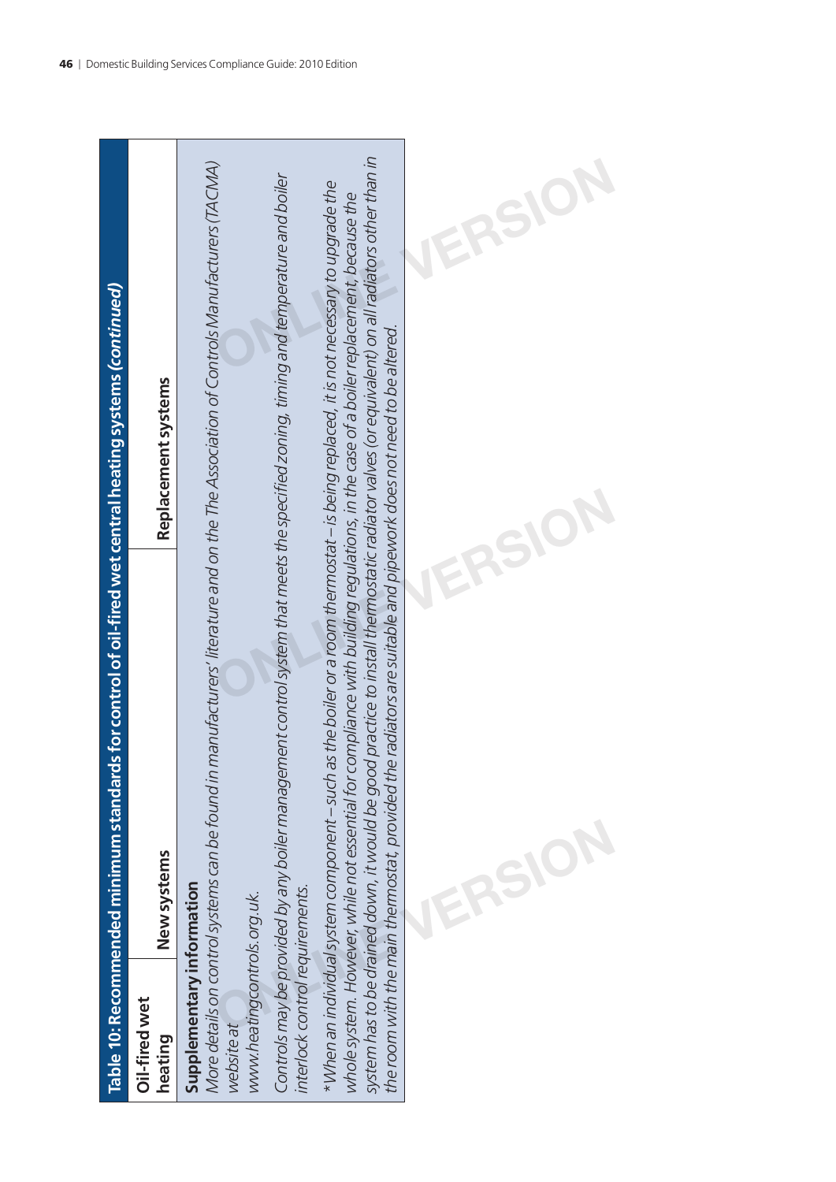| Table 10: Recommended minimum standards for control of oil-fired wet central heating systems *(continued)* | | |
|---|---|---|
| **Oil-fired wet heating** | **New systems** | **Replacement systems** |

**Supplementary information**

*More details on control systems can be found in manufacturers' literature and on the The Association of Controls Manufacturers (TACMA) website at www.heatingcontrols.org.uk.*

*Controls may be provided by any boiler management control system that meets the specified zoning, timing and temperature and boiler interlock control requirements.*

*\*When an individual system component – such as the boiler or a room thermostat – is being replaced, it is not necessary to upgrade the whole system. However, while not essential for compliance with building regulations, in the case of a boiler replacement, because the system has to be drained down, it would be good practice to install thermostatic radiator valves (or equivalent) on all radiators other than in the room with the main thermostat, provided the radiators are suitable and pipework does not need to be altered.*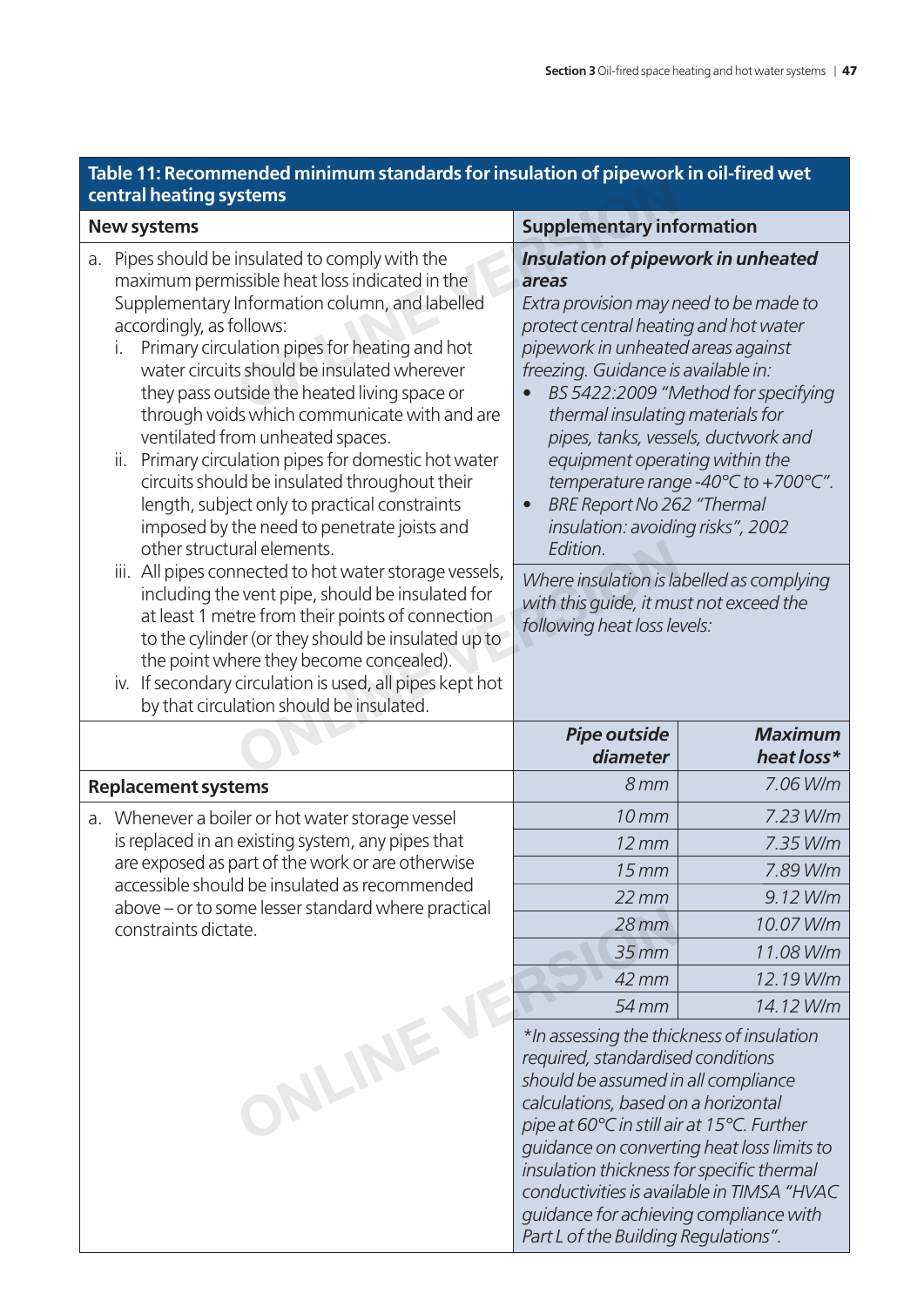**Table 11: Recommended minimum standards for insulation of pipework in oil-fired wet central heating systems**

| New systems | Supplementary information | |
|---|---|---|
| a. Pipes should be insulated to comply with the maximum permissible heat loss indicated in the Supplementary Information column, and labelled accordingly, as follows:<br>i. Primary circulation pipes for heating and hot water circuits should be insulated wherever they pass outside the heated living space or through voids which communicate with and are ventilated from unheated spaces.<br>ii. Primary circulation pipes for domestic hot water circuits should be insulated throughout their length, subject only to practical constraints imposed by the need to penetrate joists and other structural elements.<br>iii. All pipes connected to hot water storage vessels, including the vent pipe, should be insulated for at least 1 metre from their points of connection to the cylinder (or they should be insulated up to the point where they become concealed).<br>iv. If secondary circulation is used, all pipes kept hot by that circulation should be insulated. | ***Insulation of pipework in unheated areas***<br>*Extra provision may need to be made to protect central heating and hot water pipework in unheated areas against freezing. Guidance is available in:*<br>• *BS 5422:2009 "Method for specifying thermal insulating materials for pipes, tanks, vessels, ductwork and equipment operating within the temperature range -40°C to +700°C".*<br>• *BRE Report No 262 "Thermal insulation: avoiding risks", 2002 Edition.*<br><br>*Where insulation is labelled as complying with this guide, it must not exceed the following heat loss levels:* | |
| | ***Pipe outside diameter*** | ***Maximum heat loss**** |
| **Replacement systems** | *8 mm* | *7.06 W/m* |
| a. Whenever a boiler or hot water storage vessel is replaced in an existing system, any pipes that are exposed as part of the work or are otherwise accessible should be insulated as recommended above – or to some lesser standard where practical constraints dictate. | *10 mm* | *7.23 W/m* |
| | *12 mm* | *7.35 W/m* |
| | *15 mm* | *7.89 W/m* |
| | *22 mm* | *9.12 W/m* |
| | *28 mm* | *10.07 W/m* |
| | *35 mm* | *11.08 W/m* |
| | *42 mm* | *12.19 W/m* |
| | *54 mm* | *14.12 W/m* |
| | **In assessing the thickness of insulation required, standardised conditions should be assumed in all compliance calculations, based on a horizontal pipe at 60°C in still air at 15°C. Further guidance on converting heat loss limits to insulation thickness for specific thermal conductivities is available in TIMSA "HVAC guidance for achieving compliance with Part L of the Building Regulations".* | |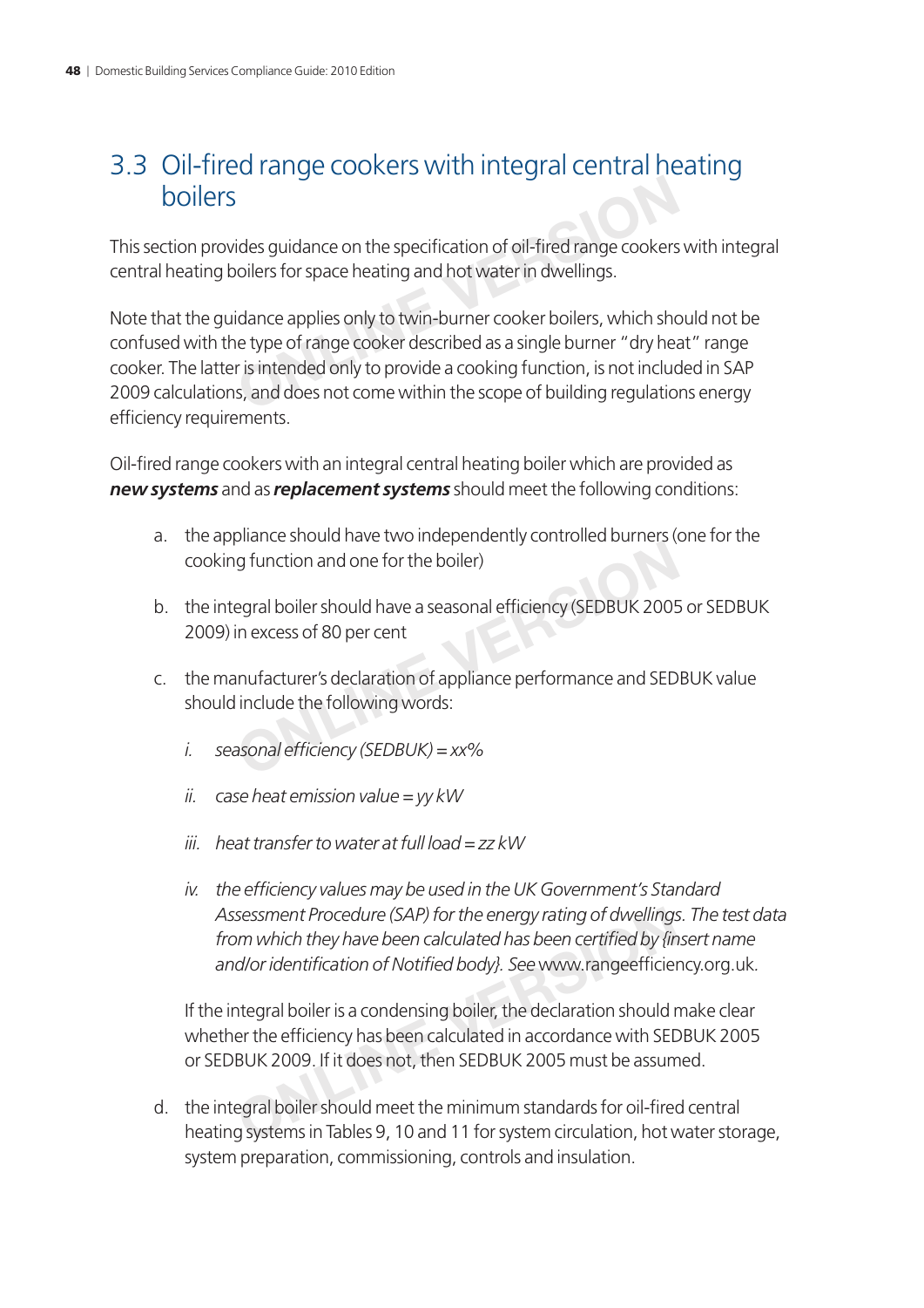## 3.3 Oil-fired range cookers with integral central heating boilers

This section provides guidance on the specification of oil-fired range cookers with integral central heating boilers for space heating and hot water in dwellings.

Note that the guidance applies only to twin-burner cooker boilers, which should not be confused with the type of range cooker described as a single burner "dry heat" range cooker. The latter is intended only to provide a cooking function, is not included in SAP 2009 calculations, and does not come within the scope of building regulations energy efficiency requirements.

Oil-fired range cookers with an integral central heating boiler which are provided as ***new systems*** and as ***replacement systems*** should meet the following conditions:

a. the appliance should have two independently controlled burners (one for the cooking function and one for the boiler)

b. the integral boiler should have a seasonal efficiency (SEDBUK 2005 or SEDBUK 2009) in excess of 80 per cent

c. the manufacturer's declaration of appliance performance and SEDBUK value should include the following words:

   *i. seasonal efficiency (SEDBUK) = xx%*

   *ii. case heat emission value = yy kW*

   *iii. heat transfer to water at full load = zz kW*

   *iv. the efficiency values may be used in the UK Government's Standard Assessment Procedure (SAP) for the energy rating of dwellings. The test data from which they have been calculated has been certified by {insert name and/or identification of Notified body}. See* www.rangeefficiency.org.uk.

   If the integral boiler is a condensing boiler, the declaration should make clear whether the efficiency has been calculated in accordance with SEDBUK 2005 or SEDBUK 2009. If it does not, then SEDBUK 2005 must be assumed.

d. the integral boiler should meet the minimum standards for oil-fired central heating systems in Tables 9, 10 and 11 for system circulation, hot water storage, system preparation, commissioning, controls and insulation.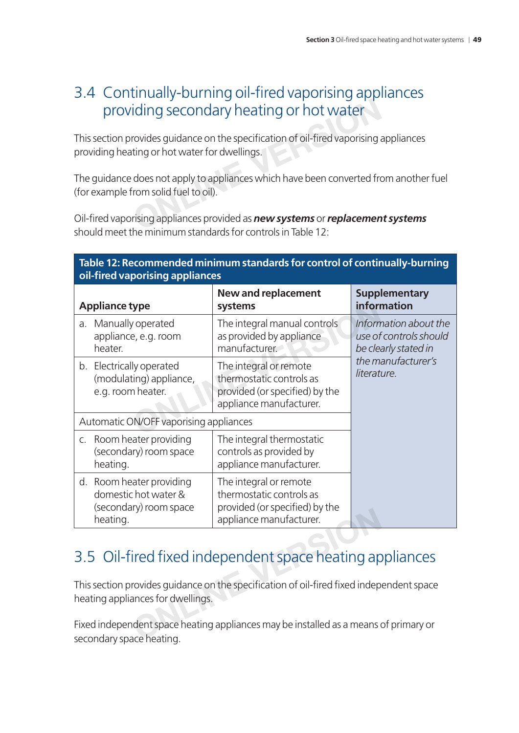## 3.4 Continually-burning oil-fired vaporising appliances providing secondary heating or hot water

This section provides guidance on the specification of oil-fired vaporising appliances providing heating or hot water for dwellings.

The guidance does not apply to appliances which have been converted from another fuel (for example from solid fuel to oil).

Oil-fired vaporising appliances provided as ***new systems*** or ***replacement systems*** should meet the minimum standards for controls in Table 12:

**Table 12: Recommended minimum standards for control of continually-burning oil-fired vaporising appliances**

| Appliance type | New and replacement systems | Supplementary information |
|---|---|---|
| a. Manually operated appliance, e.g. room heater. | The integral manual controls as provided by appliance manufacturer. | *Information about the use of controls should be clearly stated in the manufacturer's literature.* |
| b. Electrically operated (modulating) appliance, e.g. room heater. | The integral or remote thermostatic controls as provided (or specified) by the appliance manufacturer. | |
| Automatic ON/OFF vaporising appliances | | |
| c. Room heater providing (secondary) room space heating. | The integral thermostatic controls as provided by appliance manufacturer. | |
| d. Room heater providing domestic hot water & (secondary) room space heating. | The integral or remote thermostatic controls as provided (or specified) by the appliance manufacturer. | |

## 3.5 Oil-fired fixed independent space heating appliances

This section provides guidance on the specification of oil-fired fixed independent space heating appliances for dwellings.

Fixed independent space heating appliances may be installed as a means of primary or secondary space heating.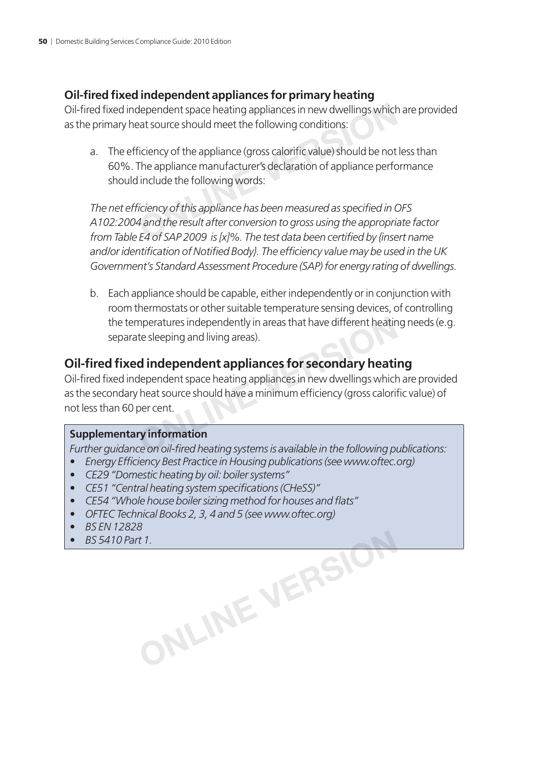## Oil-fired fixed independent appliances for primary heating

Oil-fired fixed independent space heating appliances in new dwellings which are provided as the primary heat source should meet the following conditions:

a. The efficiency of the appliance (gross calorific value) should be not less than 60%. The appliance manufacturer's declaration of appliance performance should include the following words:

*The net efficiency of this appliance has been measured as specified in OFS A102:2004 and the result after conversion to gross using the appropriate factor from Table E4 of SAP 2009 is [x]%. The test data been certified by {insert name and/or identification of Notified Body}. The efficiency value may be used in the UK Government's Standard Assessment Procedure (SAP) for energy rating of dwellings.*

b. Each appliance should be capable, either independently or in conjunction with room thermostats or other suitable temperature sensing devices, of controlling the temperatures independently in areas that have different heating needs (e.g. separate sleeping and living areas).

## Oil-fired fixed independent appliances for secondary heating

Oil-fired fixed independent space heating appliances in new dwellings which are provided as the secondary heat source should have a minimum efficiency (gross calorific value) of not less than 60 per cent.

**Supplementary information**

*Further guidance on oil-fired heating systems is available in the following publications:*

- *Energy Efficiency Best Practice in Housing publications (see www.oftec.org)*
- *CE29 "Domestic heating by oil: boiler systems"*
- *CE51 "Central heating system specifications (CHeSS)"*
- *CE54 "Whole house boiler sizing method for houses and flats"*
- *OFTEC Technical Books 2, 3, 4 and 5 (see www.oftec.org)*
- *BS EN 12828*
- *BS 5410 Part 1.*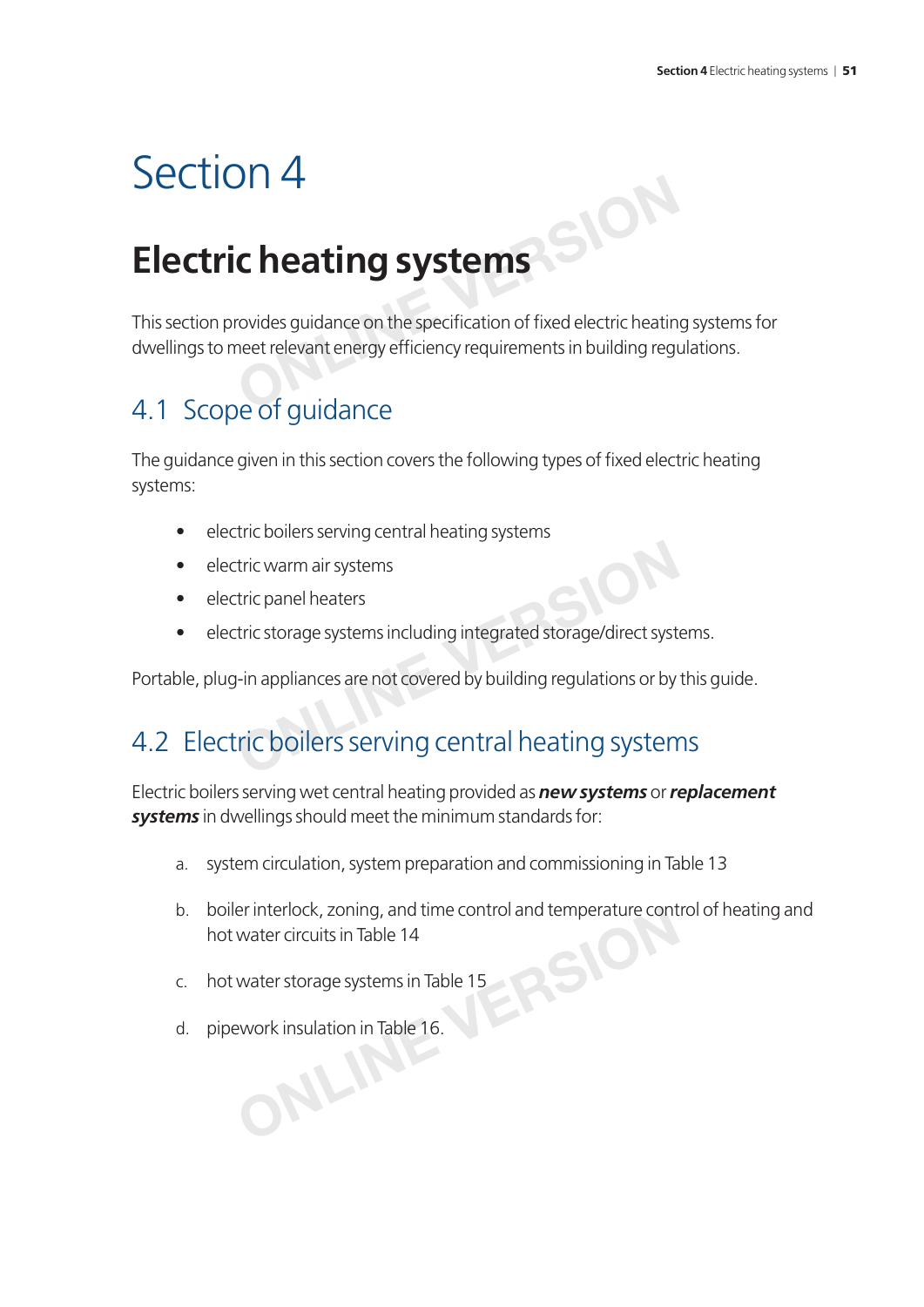# Section 4

## Electric heating systems

This section provides guidance on the specification of fixed electric heating systems for dwellings to meet relevant energy efficiency requirements in building regulations.

### 4.1 Scope of guidance

The guidance given in this section covers the following types of fixed electric heating systems:

- electric boilers serving central heating systems
- electric warm air systems
- electric panel heaters
- electric storage systems including integrated storage/direct systems.

Portable, plug-in appliances are not covered by building regulations or by this guide.

### 4.2 Electric boilers serving central heating systems

Electric boilers serving wet central heating provided as ***new systems*** or ***replacement systems*** in dwellings should meet the minimum standards for:

a. system circulation, system preparation and commissioning in Table 13

b. boiler interlock, zoning, and time control and temperature control of heating and hot water circuits in Table 14

c. hot water storage systems in Table 15

d. pipework insulation in Table 16.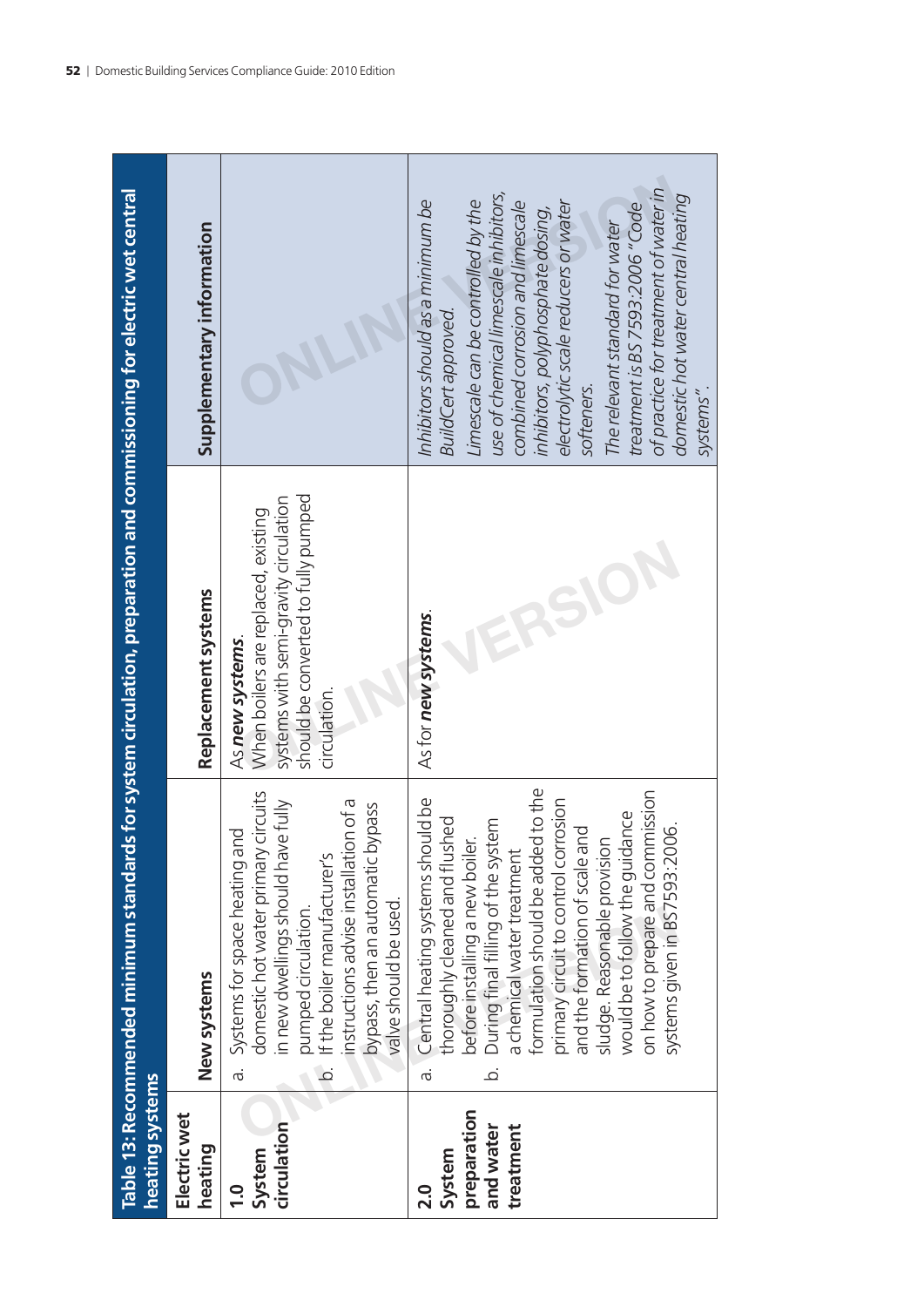**Table 13: Recommended minimum standards for system circulation, preparation and commissioning for electric wet central heating systems**

| Electric wet heating | New systems | Replacement systems | Supplementary information |
|---|---|---|---|
| **1.0 System circulation** | a. Systems for space heating and domestic hot water primary circuits in new dwellings should have fully pumped circulation.<br>b. If the boiler manufacturer's instructions advise installation of a bypass, then an automatic bypass valve should be used. | As ***new systems***.<br>When boilers are replaced, existing systems with semi-gravity circulation should be converted to fully pumped circulation. | |
| **2.0 System preparation and water treatment** | a. Central heating systems should be thoroughly cleaned and flushed before installing a new boiler.<br>b. During final filling of the system a chemical water treatment formulation should be added to the primary circuit to control corrosion and the formation of scale and sludge. Reasonable provision would be to follow the guidance on how to prepare and commission systems given in BS7593:2006. | As for ***new systems***. | *Inhibitors should as a minimum be BuildCert approved.*<br>*Limescale can be controlled by the use of chemical limescale inhibitors, combined corrosion and limescale inhibitors, polyphosphate dosing, electrolytic scale reducers or water softeners.*<br>*The relevant standard for water treatment is BS 7593:2006 "Code of practice for treatment of water in domestic hot water central heating systems".* |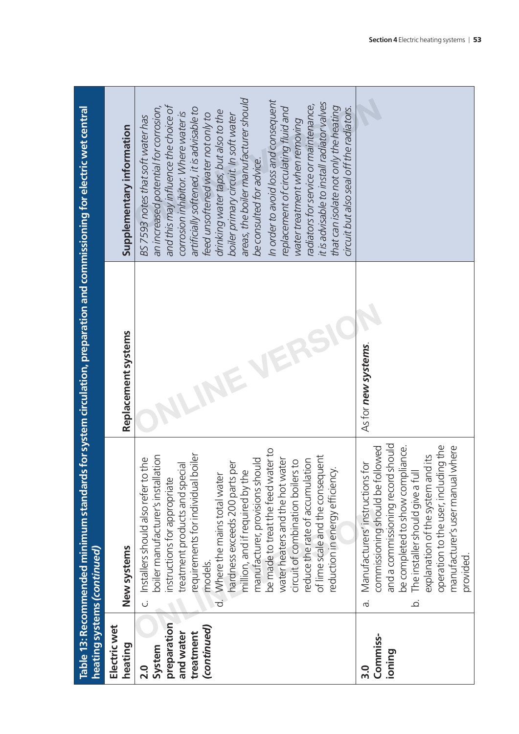**Table 13: Recommended minimum standards for system circulation, preparation and commissioning for electric wet central heating systems (*continued*)**

| Electric wet heating | New systems | Replacement systems | Supplementary information |
|---|---|---|---|
| **2.0 System preparation and water treatment (*continued*)** | c. Installers should also refer to the boiler manufacturer's installation instructions for appropriate treatment products and special requirements for individual boiler models.<br>d. Where the mains total water hardness exceeds 200 parts per million, and if required by the manufacturer, provisions should be made to treat the feed water to water heaters and the hot water circuit of combination boilers to reduce the rate of accumulation of lime scale and the consequent reduction in energy efficiency. | | *BS 7593 notes that soft water has an increased potential for corrosion, and this may influence the choice of corrosion inhibitor. Where water is artificially softened, it is advisable to feed unsoftened water not only to drinking water taps, but also to the boiler primary circuit. In soft water areas, the boiler manufacturer should be consulted for advice.*<br>*In order to avoid loss and consequent replacement of circulating fluid and water treatment when removing radiators for service or maintenance, it is advisable to install radiator valves that can isolate not only the heating circuit but also seal off the radiators.* |
| **3.0 Commiss-ioning** | a. Manufacturers' instructions for commissioning should be followed and a commissioning record should be completed to show compliance.<br>b. The installer should give a full explanation of the system and its operation to the user, including the manufacturer's user manual where provided. | As for ***new systems***. | |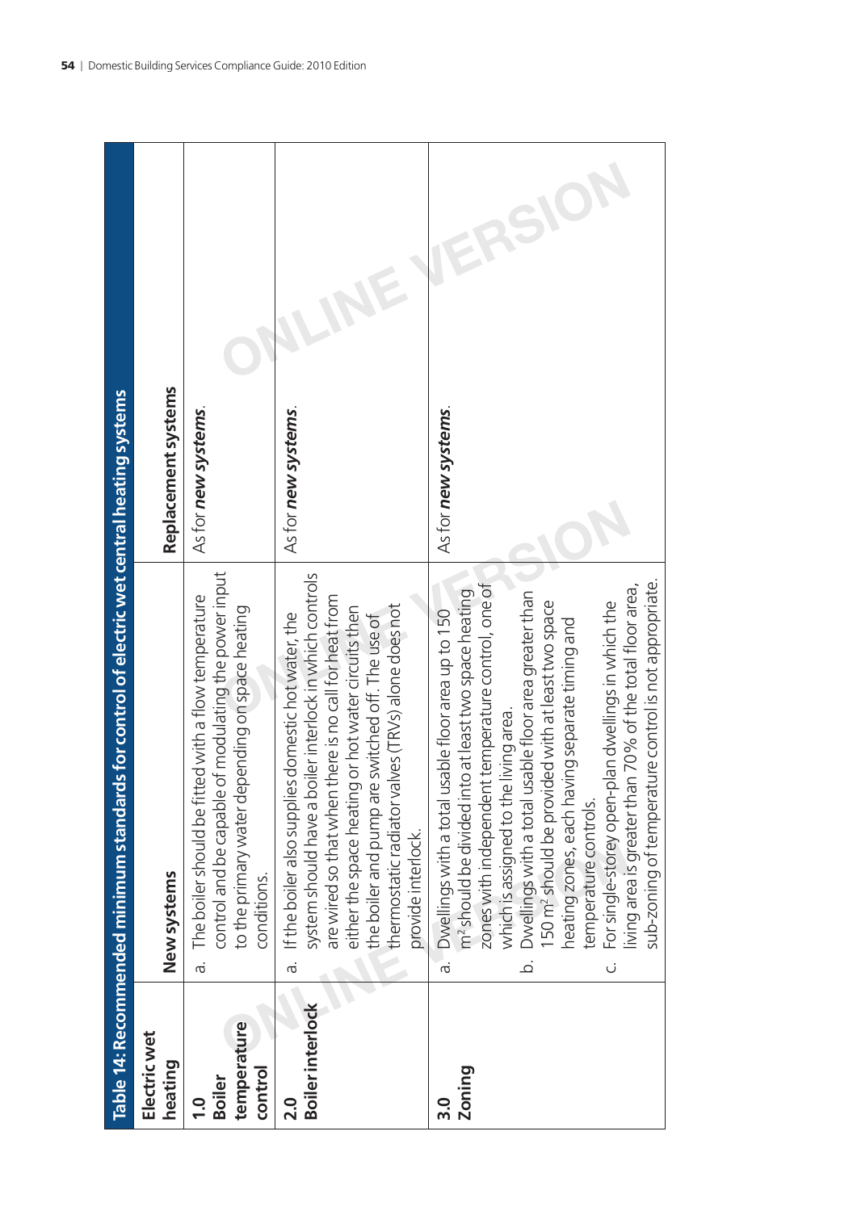| Table 14: Recommended minimum standards for control of electric wet central heating systems | | |
|---|---|---|
| **Electric wet heating** | **New systems** | **Replacement systems** |
| **1.0 Boiler temperature control** | a. The boiler should be fitted with a flow temperature control and be capable of modulating the power input to the primary water depending on space heating conditions. | As for ***new systems***. |
| **2.0 Boiler interlock** | a. If the boiler also supplies domestic hot water, the system should have a boiler interlock in which controls are wired so that when there is no call for heat from either the space heating or hot water circuits then the boiler and pump are switched off. The use of thermostatic radiator valves (TRVs) alone does not provide interlock. | As for ***new systems***. |
| **3.0 Zoning** | a. Dwellings with a total usable floor area up to 150 $m^2$ should be divided into at least two space heating zones with independent temperature control, one of which is assigned to the living area.<br>b. Dwellings with a total usable floor area greater than 150 $m^2$ should be provided with at least two space heating zones, each having separate timing and temperature controls.<br>c. For single-storey open-plan dwellings in which the living area is greater than 70% of the total floor area, sub-zoning of temperature control is not appropriate. | As for ***new systems***. |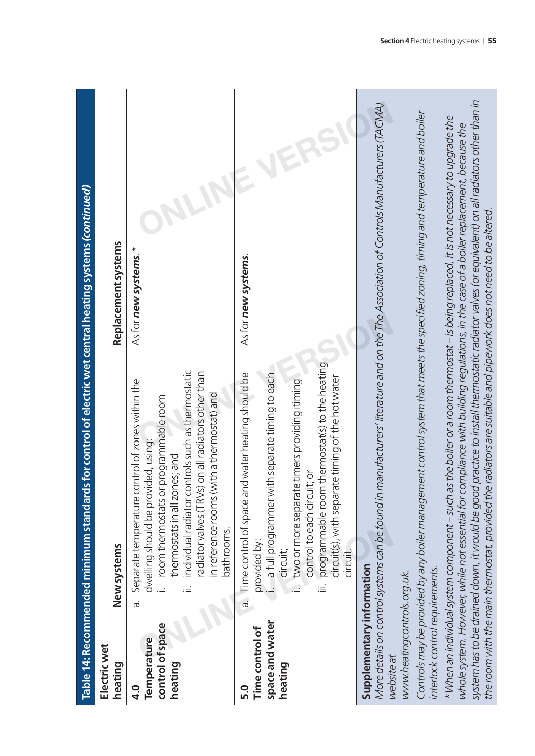**Table 14: Recommended minimum standards for control of electric wet central heating systems *(continued)***

| Electric wet heating | New systems | Replacement systems |
|---|---|---|
| **4.0 Temperature control of space heating** | a. Separate temperature control of zones within the dwelling should be provided, using:<br>i. room thermostats or programmable room thermostats in all zones; and<br>ii. individual radiator controls such as thermostatic radiator valves (TRVs) on all radiators other than in reference rooms (with a thermostat) and bathrooms. | As for ***new systems***.* |
| **5.0 Time control of space and water heating** | a. Time control of space and water heating should be provided by:<br>i. a full programmer with separate timing to each circuit;<br>ii. two or more separate timers providing timing control to each circuit; or<br>iii. programmable room thermostat(s) to the heating circuit(s), with separate timing of the hot water circuit. | As for ***new systems***. |

**Supplementary information**

*More details on control systems can be found in manufacturers' literature and on the The Association of Controls Manufacturers (TACMA) website at www.heatingcontrols.org.uk.*

*Controls may be provided by any boiler management control system that meets the specified zoning, timing and temperature and boiler interlock control requirements.*

*\*When an individual system component – such as the boiler or a room thermostat – is being replaced, it is not necessary to upgrade the whole system. However, while not essential for compliance with building regulations, in the case of a boiler replacement, because the system has to be drained down, it would be good practice to install thermostatic radiator valves (or equivalent) on all radiators other than in the room with the main thermostat, provided the radiators are suitable and pipework does not need to be altered.*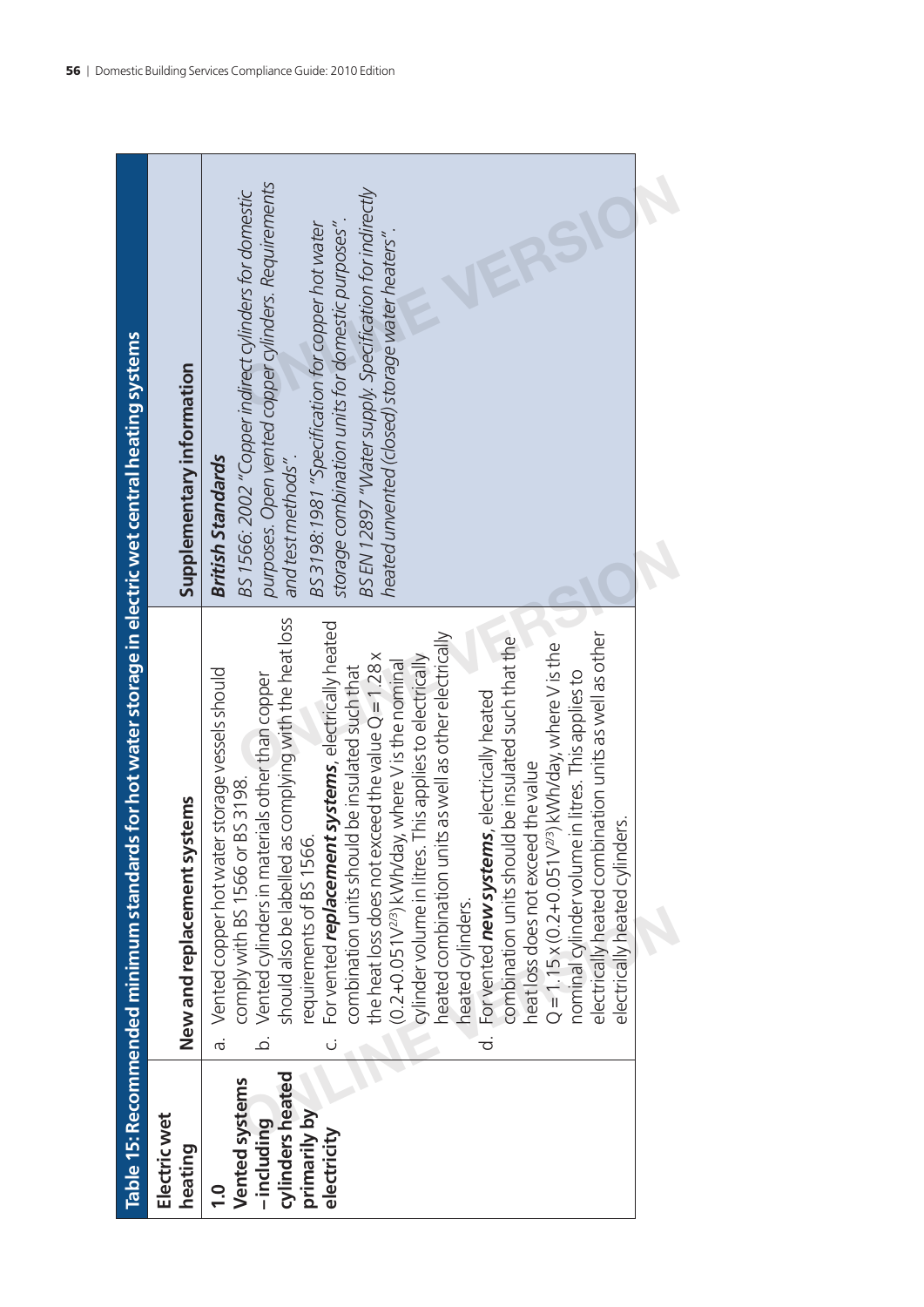Table 15: Recommended minimum standards for hot water storage in electric wet central heating systems

| Electric wet heating | New and replacement systems | Supplementary information |
|---|---|---|
| **1.0 Vented systems – including cylinders heated primarily by electricity** | a. Vented copper hot water storage vessels should comply with BS 1566 or BS 3198.<br>b. Vented cylinders in materials other than copper should also be labelled as complying with the heat loss requirements of BS 1566.<br>c. For vented ***replacement systems***, electrically heated combination units should be insulated such that the heat loss does not exceed the value $Q = 1.28 \times (0.2+0.051V^{2/3})$ kWh/day, where V is the nominal cylinder volume in litres. This applies to electrically heated combination units as well as other electrically heated cylinders.<br>d. For vented ***new systems***, electrically heated combination units should be insulated such that the heat loss does not exceed the value $Q = 1.15 \times (0.2+0.051V^{2/3})$ kWh/day, where V is the nominal cylinder volume in litres. This applies to electrically heated combination units as well as other electrically heated cylinders. | ***British Standards***<br>*BS 1566: 2002 "Copper indirect cylinders for domestic purposes. Open vented copper cylinders. Requirements and test methods".*<br>*BS 3198:1981 "Specification for copper hot water storage combination units for domestic purposes".*<br>*BS EN 12897 "Water supply. Specification for indirectly heated unvented (closed) storage water heaters".* |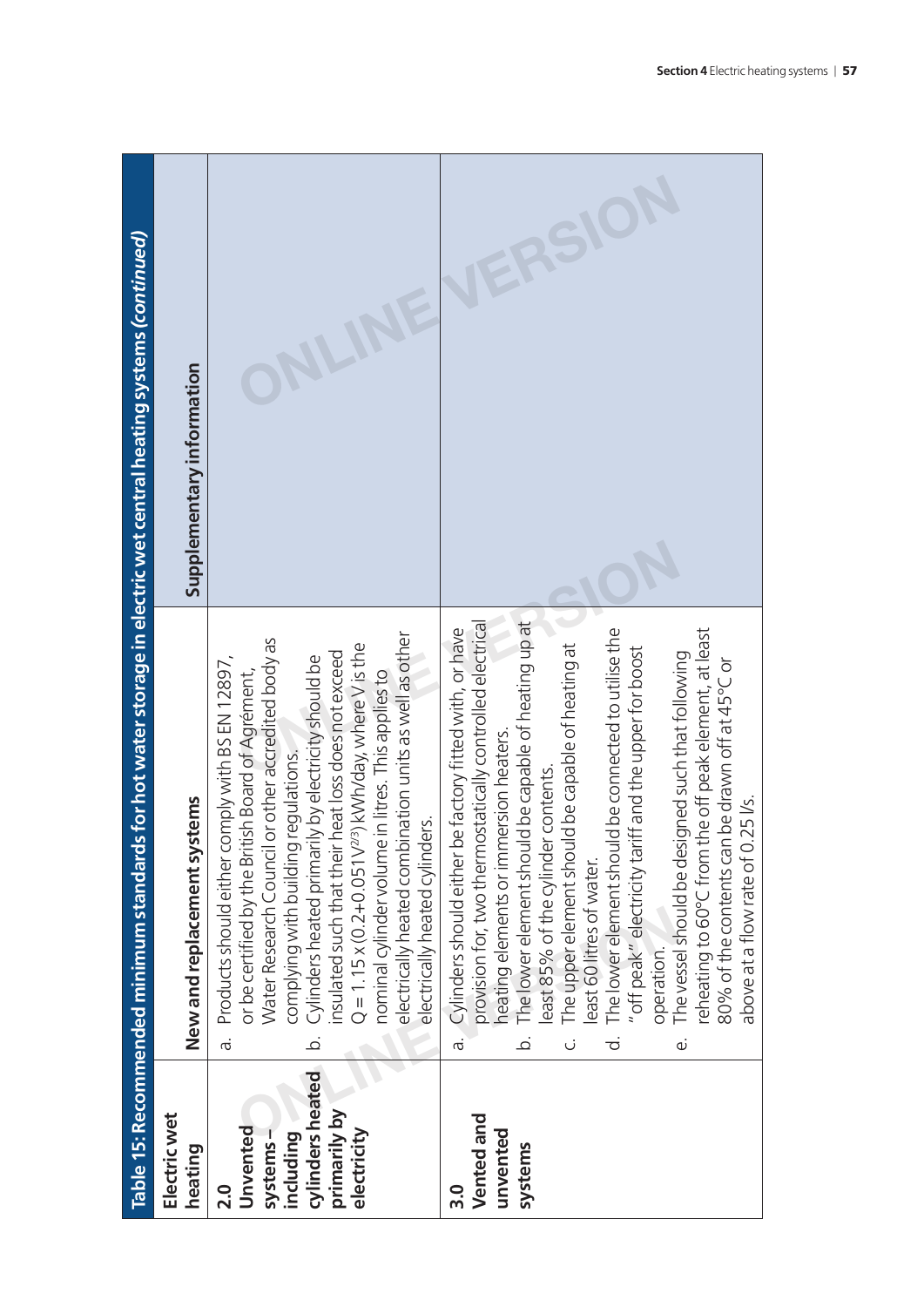**Table 15: Recommended minimum standards for hot water storage in electric wet central heating systems *(continued)***

| Electric wet heating | New and replacement systems | Supplementary information |
|---|---|---|
| **2.0 Unvented systems – including cylinders heated primarily by electricity** | a. Products should either comply with BS EN 12897, or be certified by the British Board of Agrément, Water Research Council or other accredited body as complying with building regulations.<br>b. Cylinders heated primarily by electricity should be insulated such that their heat loss does not exceed $Q = 1.15 \times (0.2+0.051 V^{2/3})$ kWh/day, where V is the nominal cylinder volume in litres. This applies to electrically heated combination units as well as other electrically heated cylinders. | |
| **3.0 Vented and unvented systems** | a. Cylinders should either be factory fitted with, or have provision for, two thermostatically controlled electrical heating elements or immersion heaters.<br>b. The lower element should be capable of heating up at least 85% of the cylinder contents.<br>c. The upper element should be capable of heating at least 60 litres of water.<br>d. The lower element should be connected to utilise the "off peak" electricity tariff and the upper for boost operation.<br>e. The vessel should be designed such that following reheating to 60°C from the off peak element, at least 80% of the contents can be drawn off at 45°C or above at a flow rate of 0.25 l/s. | |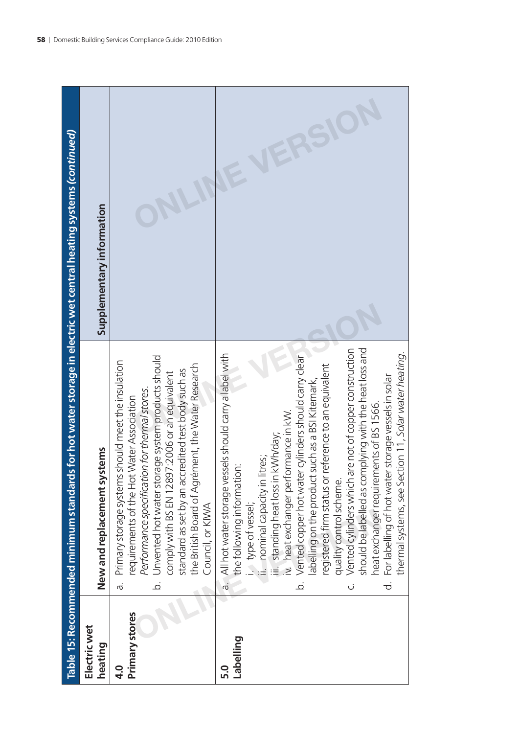**Table 15: Recommended minimum standards for hot water storage in electric wet central heating systems *(continued)***

| Electric wet heating | New and replacement systems | Supplementary information |
|---|---|---|
| **4.0 Primary stores** | a. Primary storage systems should meet the insulation requirements of the Hot Water Association *Performance specification for thermal stores*.<br>b. Unvented hot water storage system products should comply with BS EN 12897:2006 or an equivalent standard as set by an accredited test body such as the British Board of Agrément, the Water Research Council, or KIWA | |
| **5.0 Labelling** | a. All hot water storage vessels should carry a label with the following information:<br>i. type of vessel;<br>ii. nominal capacity in litres;<br>iii. standing heat loss in kWh/day;<br>iv. heat exchanger performance in kW.<br>b. Vented copper hot water cylinders should carry clear labelling on the product such as a BSI Kitemark, registered firm status or reference to an equivalent quality control scheme.<br>c. Vented cylinders which are not of copper construction should be labelled as complying with the heat loss and heat exchanger requirements of BS 1566.<br>d. For labelling of hot water storage vessels in solar thermal systems, see Section 11, *Solar water heating*. | |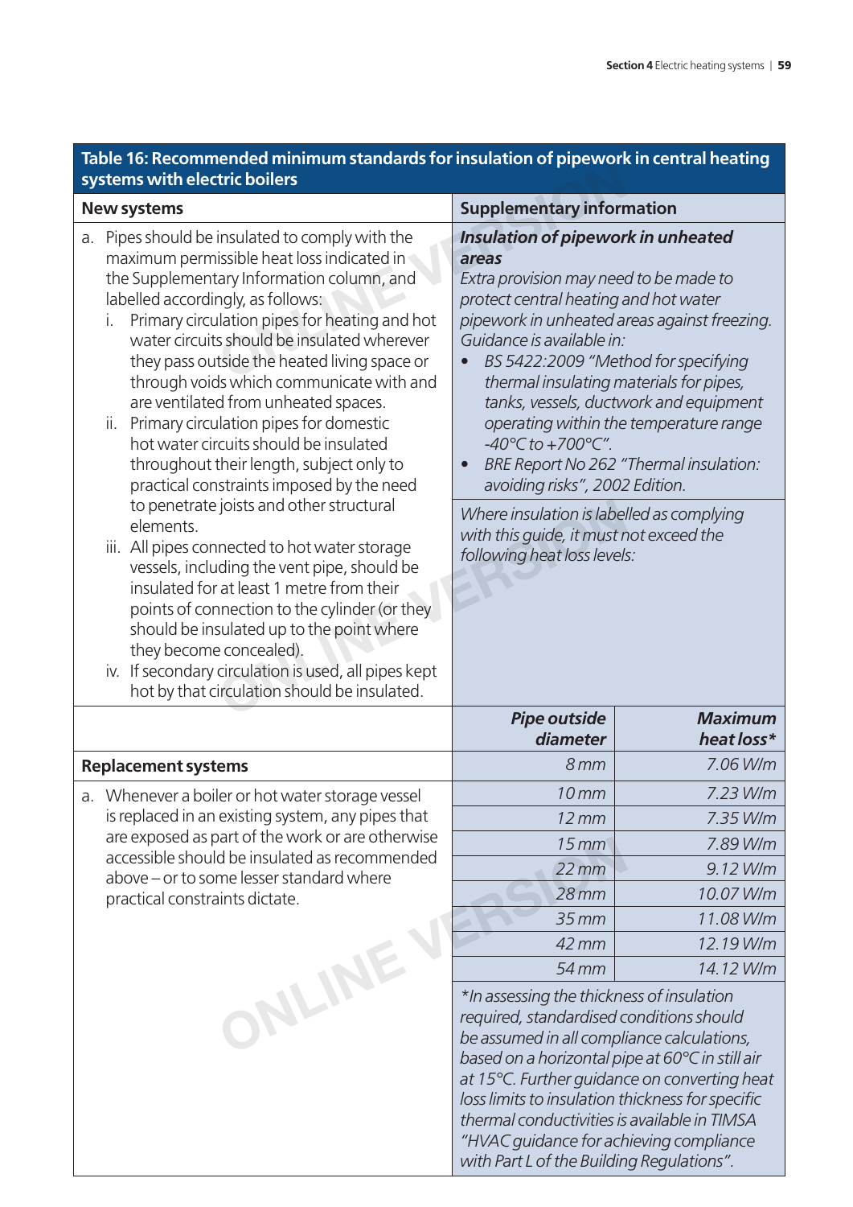## Table 16: Recommended minimum standards for insulation of pipework in central heating systems with electric boilers

| New systems | Supplementary information | |
|---|---|---|
| a. Pipes should be insulated to comply with the maximum permissible heat loss indicated in the Supplementary Information column, and labelled accordingly, as follows:<br>i. Primary circulation pipes for heating and hot water circuits should be insulated wherever they pass outside the heated living space or through voids which communicate with and are ventilated from unheated spaces.<br>ii. Primary circulation pipes for domestic hot water circuits should be insulated throughout their length, subject only to practical constraints imposed by the need to penetrate joists and other structural elements.<br>iii. All pipes connected to hot water storage vessels, including the vent pipe, should be insulated for at least 1 metre from their points of connection to the cylinder (or they should be insulated up to the point where they become concealed).<br>iv. If secondary circulation is used, all pipes kept hot by that circulation should be insulated. | ***Insulation of pipework in unheated areas***<br>*Extra provision may need to be made to protect central heating and hot water pipework in unheated areas against freezing. Guidance is available in:*<br>• *BS 5422:2009 "Method for specifying thermal insulating materials for pipes, tanks, vessels, ductwork and equipment operating within the temperature range -40°C to +700°C".*<br>• *BRE Report No 262 "Thermal insulation: avoiding risks", 2002 Edition.*<br><br>*Where insulation is labelled as complying with this guide, it must not exceed the following heat loss levels:* | |
| | ***Pipe outside diameter*** | ***Maximum heat loss**** |
| **Replacement systems** | *8 mm* | *7.06 W/m* |
| a. Whenever a boiler or hot water storage vessel is replaced in an existing system, any pipes that are exposed as part of the work or are otherwise accessible should be insulated as recommended above – or to some lesser standard where practical constraints dictate. | *10 mm* | *7.23 W/m* |
| | *12 mm* | *7.35 W/m* |
| | *15 mm* | *7.89 W/m* |
| | *22 mm* | *9.12 W/m* |
| | *28 mm* | *10.07 W/m* |
| | *35 mm* | *11.08 W/m* |
| | *42 mm* | *12.19 W/m* |
| | *54 mm* | *14.12 W/m* |
| | *\*In assessing the thickness of insulation required, standardised conditions should be assumed in all compliance calculations, based on a horizontal pipe at 60°C in still air at 15°C. Further guidance on converting heat loss limits to insulation thickness for specific thermal conductivities is available in TIMSA "HVAC guidance for achieving compliance with Part L of the Building Regulations".* | |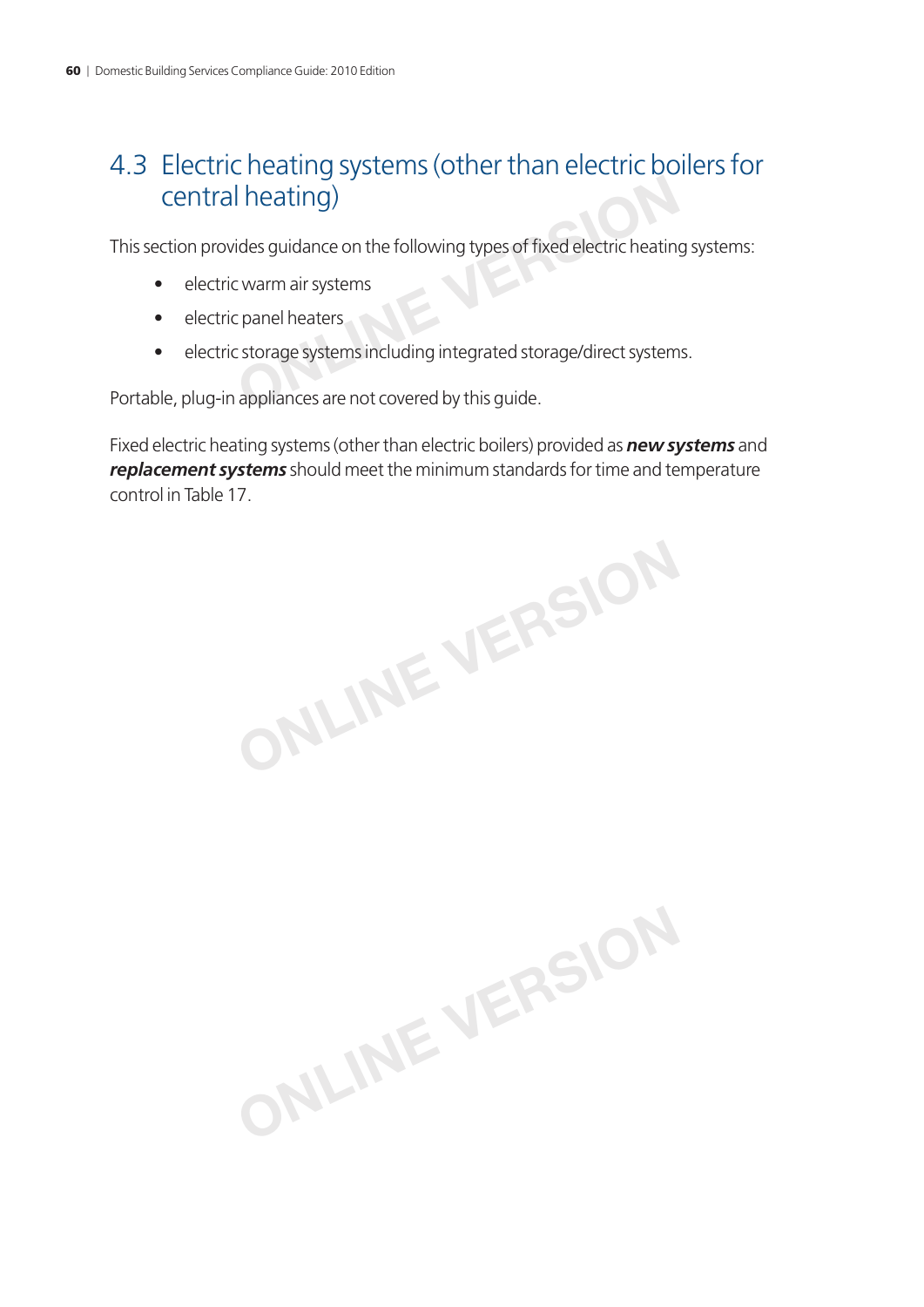## 4.3 Electric heating systems (other than electric boilers for central heating)

This section provides guidance on the following types of fixed electric heating systems:

- electric warm air systems
- electric panel heaters
- electric storage systems including integrated storage/direct systems.

Portable, plug-in appliances are not covered by this guide.

Fixed electric heating systems (other than electric boilers) provided as ***new systems*** and ***replacement systems*** should meet the minimum standards for time and temperature control in Table 17.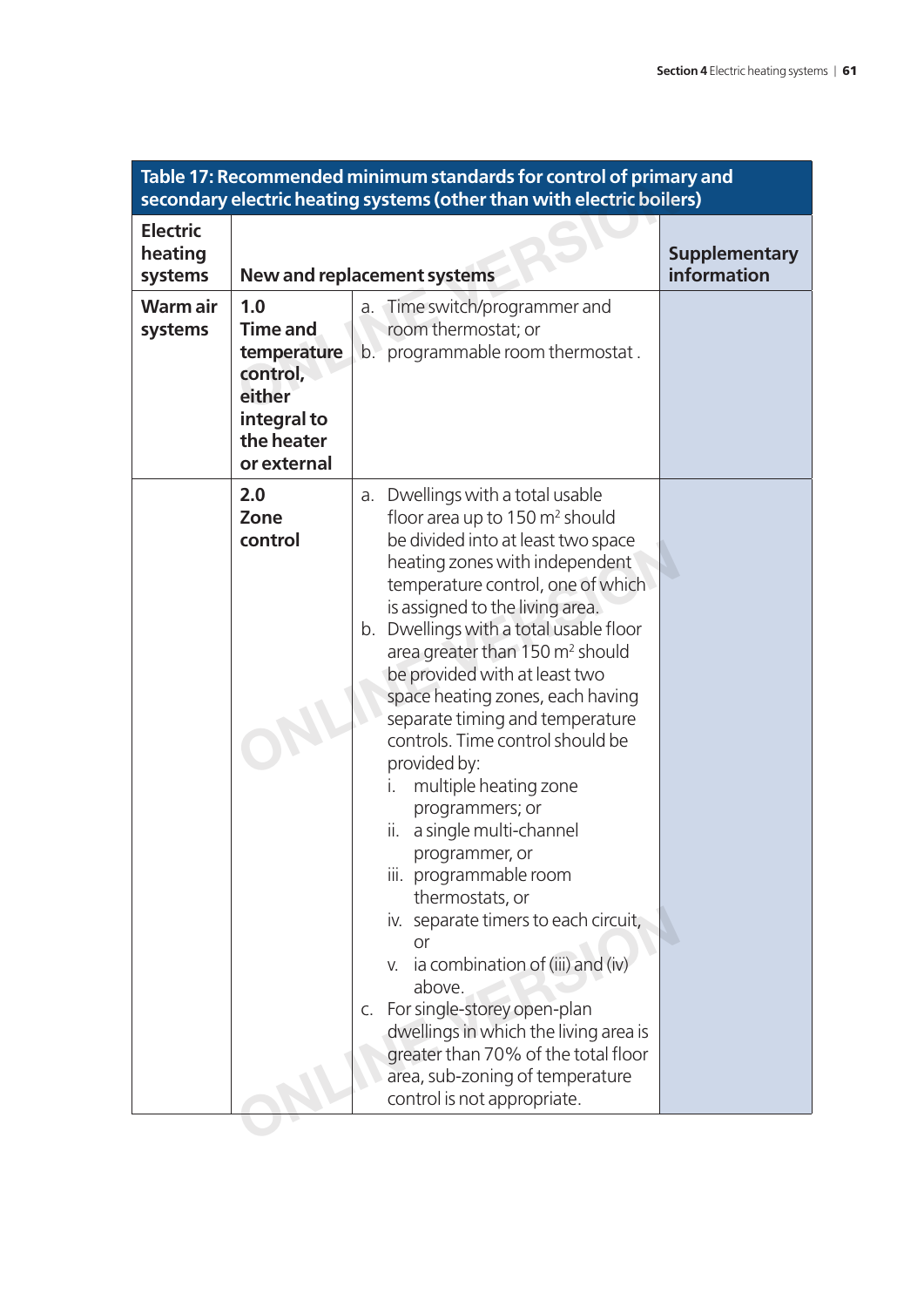**Table 17: Recommended minimum standards for control of primary and secondary electric heating systems (other than with electric boilers)**

| Electric heating systems | New and replacement systems | | Supplementary information |
|---|---|---|---|
| Warm air systems | **1.0 Time and temperature control, either integral to the heater or external** | a. Time switch/programmer and room thermostat; or<br>b. programmable room thermostat . | |
| | **2.0 Zone control** | a. Dwellings with a total usable floor area up to 150 m² should be divided into at least two space heating zones with independent temperature control, one of which is assigned to the living area.<br>b. Dwellings with a total usable floor area greater than 150 m² should be provided with at least two space heating zones, each having separate timing and temperature controls. Time control should be provided by:<br>i. multiple heating zone programmers; or<br>ii. a single multi-channel programmer, or<br>iii. programmable room thermostats, or<br>iv. separate timers to each circuit, or<br>v. ia combination of (iii) and (iv) above.<br>c. For single-storey open-plan dwellings in which the living area is greater than 70% of the total floor area, sub-zoning of temperature control is not appropriate. | |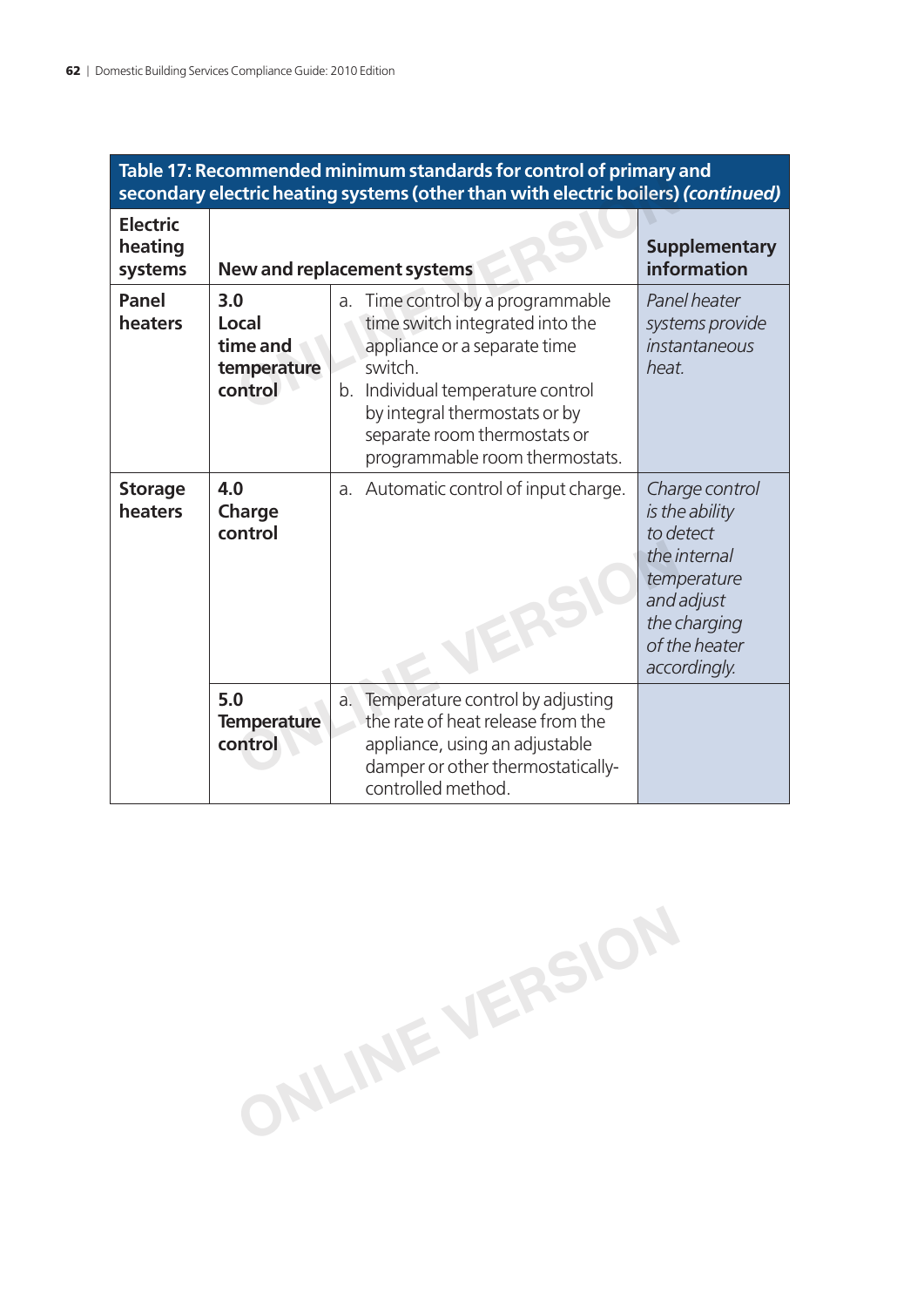**Table 17: Recommended minimum standards for control of primary and secondary electric heating systems (other than with electric boilers) *(continued)***

| Electric heating systems | New and replacement systems | | Supplementary information |
|---|---|---|---|
| **Panel heaters** | **3.0 Local time and temperature control** | a. Time control by a programmable time switch integrated into the appliance or a separate time switch.<br>b. Individual temperature control by integral thermostats or by separate room thermostats or programmable room thermostats. | *Panel heater systems provide instantaneous heat.* |
| **Storage heaters** | **4.0 Charge control** | a. Automatic control of input charge. | *Charge control is the ability to detect the internal temperature and adjust the charging of the heater accordingly.* |
| | **5.0 Temperature control** | a. Temperature control by adjusting the rate of heat release from the appliance, using an adjustable damper or other thermostatically-controlled method. | |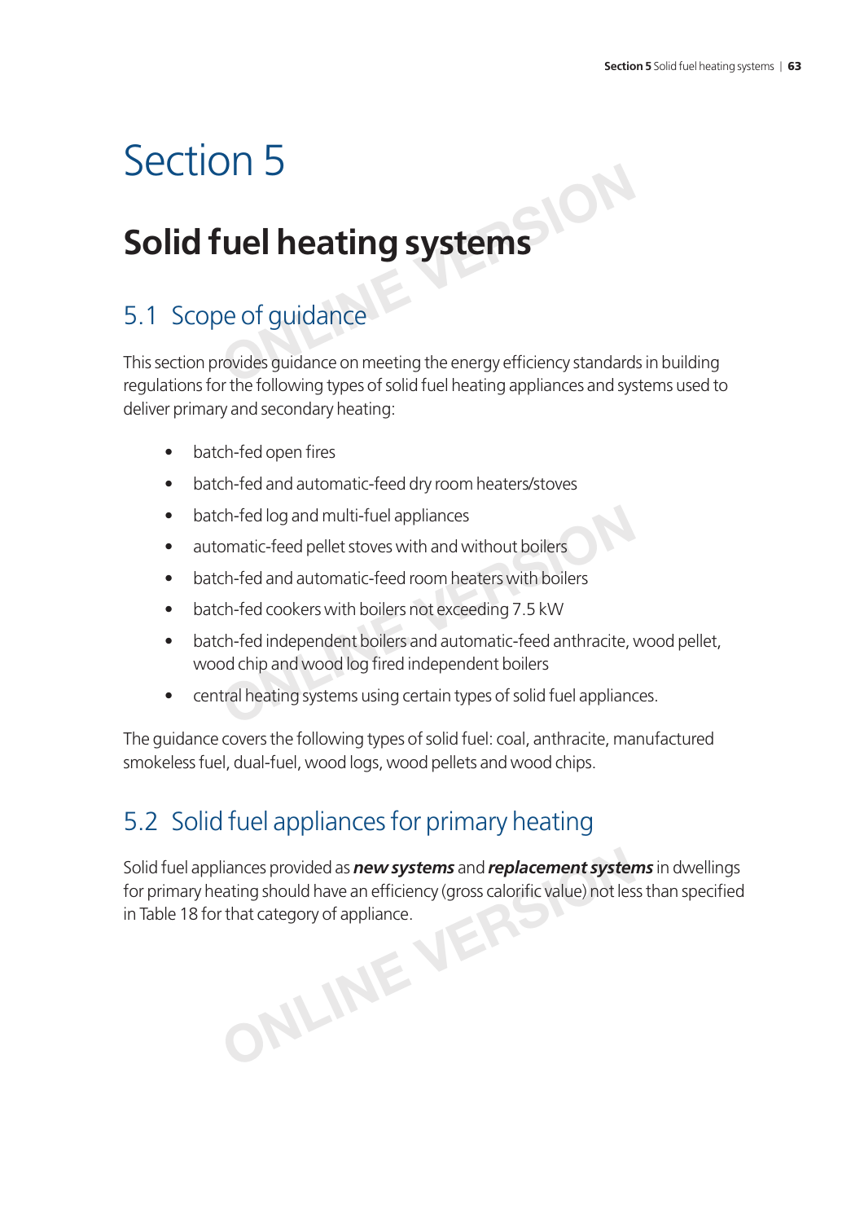# Section 5

## Solid fuel heating systems

### 5.1 Scope of guidance

This section provides guidance on meeting the energy efficiency standards in building regulations for the following types of solid fuel heating appliances and systems used to deliver primary and secondary heating:

- batch-fed open fires
- batch-fed and automatic-feed dry room heaters/stoves
- batch-fed log and multi-fuel appliances
- automatic-feed pellet stoves with and without boilers
- batch-fed and automatic-feed room heaters with boilers
- batch-fed cookers with boilers not exceeding 7.5 kW
- batch-fed independent boilers and automatic-feed anthracite, wood pellet, wood chip and wood log fired independent boilers
- central heating systems using certain types of solid fuel appliances.

The guidance covers the following types of solid fuel: coal, anthracite, manufactured smokeless fuel, dual-fuel, wood logs, wood pellets and wood chips.

### 5.2 Solid fuel appliances for primary heating

Solid fuel appliances provided as ***new systems*** and ***replacement systems*** in dwellings for primary heating should have an efficiency (gross calorific value) not less than specified in Table 18 for that category of appliance.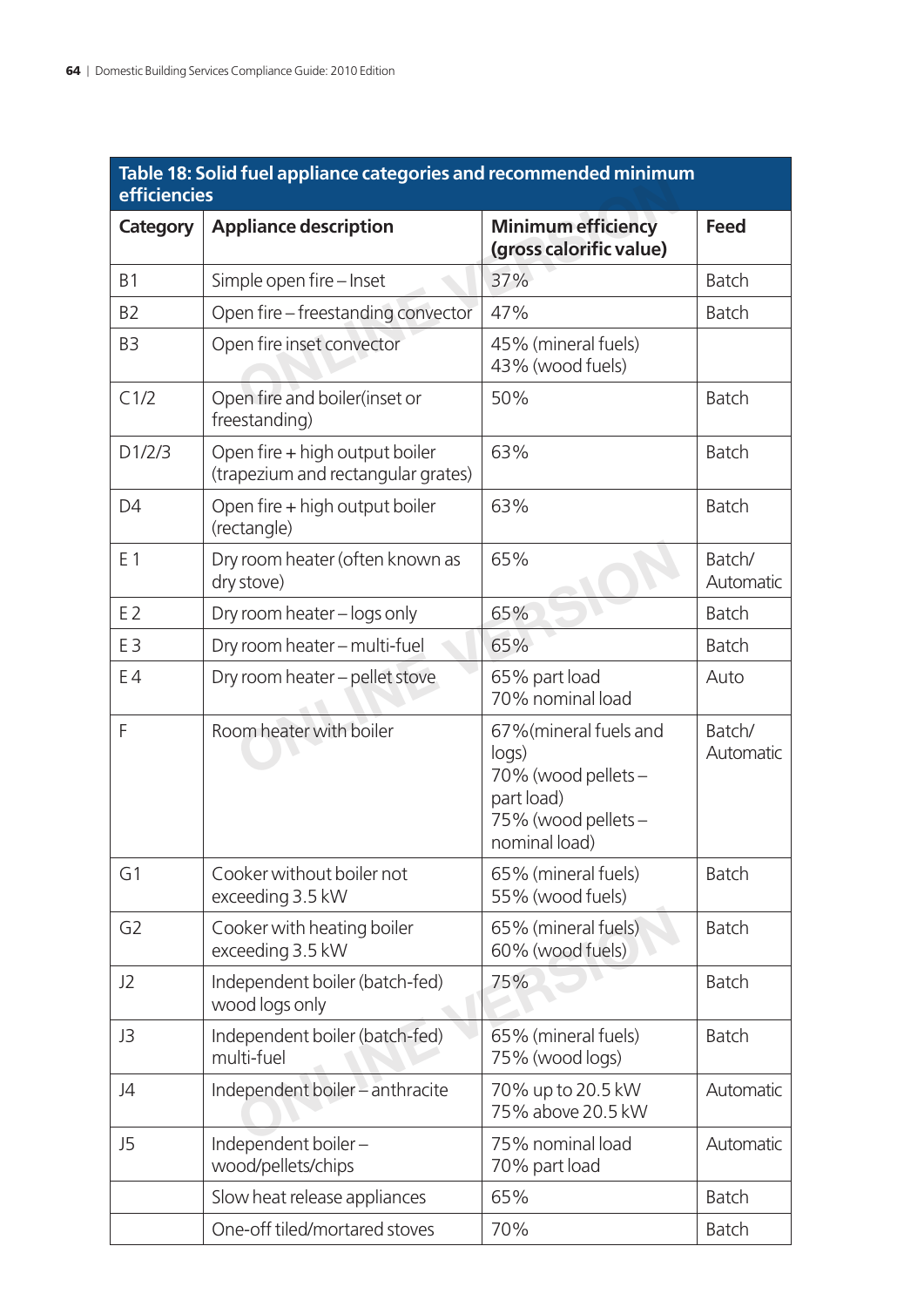**Table 18: Solid fuel appliance categories and recommended minimum efficiencies**

| Category | Appliance description | Minimum efficiency (gross calorific value) | Feed |
|---|---|---|---|
| B1 | Simple open fire – Inset | 37% | Batch |
| B2 | Open fire – freestanding convector | 47% | Batch |
| B3 | Open fire inset convector | 45% (mineral fuels)<br>43% (wood fuels) | |
| C1/2 | Open fire and boiler(inset or freestanding) | 50% | Batch |
| D1/2/3 | Open fire + high output boiler (trapezium and rectangular grates) | 63% | Batch |
| D4 | Open fire + high output boiler (rectangle) | 63% | Batch |
| E 1 | Dry room heater (often known as dry stove) | 65% | Batch/ Automatic |
| E 2 | Dry room heater – logs only | 65% | Batch |
| E 3 | Dry room heater – multi-fuel | 65% | Batch |
| E 4 | Dry room heater – pellet stove | 65% part load<br>70% nominal load | Auto |
| F | Room heater with boiler | 67%(mineral fuels and logs)<br>70% (wood pellets – part load)<br>75% (wood pellets – nominal load) | Batch/ Automatic |
| G1 | Cooker without boiler not exceeding 3.5 kW | 65% (mineral fuels)<br>55% (wood fuels) | Batch |
| G2 | Cooker with heating boiler exceeding 3.5 kW | 65% (mineral fuels)<br>60% (wood fuels) | Batch |
| J2 | Independent boiler (batch-fed) wood logs only | 75% | Batch |
| J3 | Independent boiler (batch-fed) multi-fuel | 65% (mineral fuels)<br>75% (wood logs) | Batch |
| J4 | Independent boiler – anthracite | 70% up to 20.5 kW<br>75% above 20.5 kW | Automatic |
| J5 | Independent boiler – wood/pellets/chips | 75% nominal load<br>70% part load | Automatic |
| | Slow heat release appliances | 65% | Batch |
| | One-off tiled/mortared stoves | 70% | Batch |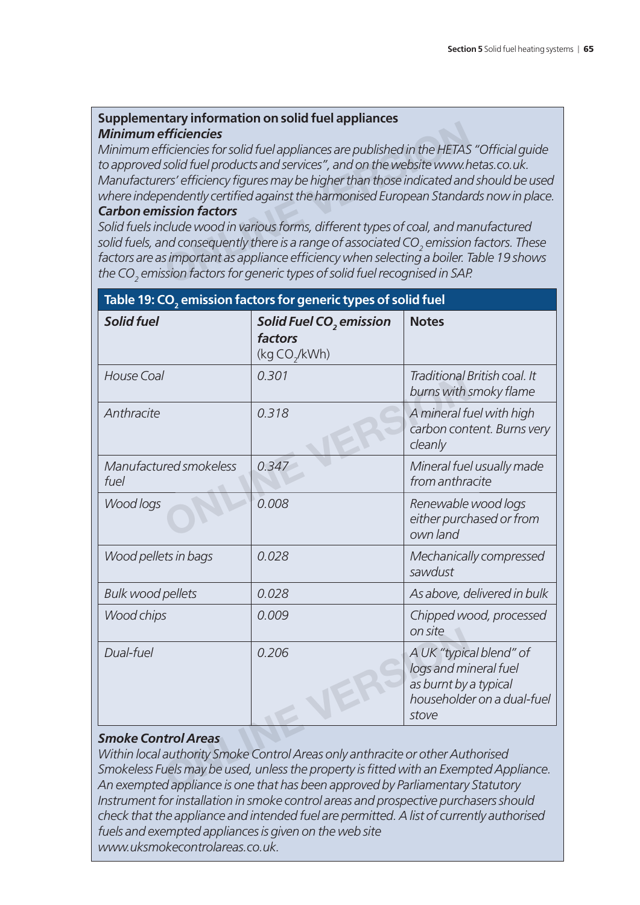## Supplementary information on solid fuel appliances

### *Minimum efficiencies*

*Minimum efficiencies for solid fuel appliances are published in the HETAS "Official guide to approved solid fuel products and services", and on the website www.hetas.co.uk. Manufacturers' efficiency figures may be higher than those indicated and should be used where independently certified against the harmonised European Standards now in place.*

### *Carbon emission factors*

*Solid fuels include wood in various forms, different types of coal, and manufactured solid fuels, and consequently there is a range of associated $CO_2$ emission factors. These factors are as important as appliance efficiency when selecting a boiler. Table 19 shows the $CO_2$ emission factors for generic types of solid fuel recognised in SAP.*

**Table 19: $CO_2$ emission factors for generic types of solid fuel**

| *Solid fuel* | *Solid Fuel $CO_2$ emission factors* (kg $CO_2$/kWh) | Notes |
|---|---|---|
| *House Coal* | *0.301* | *Traditional British coal. It burns with smoky flame* |
| *Anthracite* | *0.318* | *A mineral fuel with high carbon content. Burns very cleanly* |
| *Manufactured smokeless fuel* | *0.347* | *Mineral fuel usually made from anthracite* |
| *Wood logs* | *0.008* | *Renewable wood logs either purchased or from own land* |
| *Wood pellets in bags* | *0.028* | *Mechanically compressed sawdust* |
| *Bulk wood pellets* | *0.028* | *As above, delivered in bulk* |
| *Wood chips* | *0.009* | *Chipped wood, processed on site* |
| *Dual-fuel* | *0.206* | *A UK "typical blend" of logs and mineral fuel as burnt by a typical householder on a dual-fuel stove* |

### *Smoke Control Areas*

*Within local authority Smoke Control Areas only anthracite or other Authorised Smokeless Fuels may be used, unless the property is fitted with an Exempted Appliance. An exempted appliance is one that has been approved by Parliamentary Statutory Instrument for installation in smoke control areas and prospective purchasers should check that the appliance and intended fuel are permitted. A list of currently authorised fuels and exempted appliances is given on the web site www.uksmokecontrolareas.co.uk.*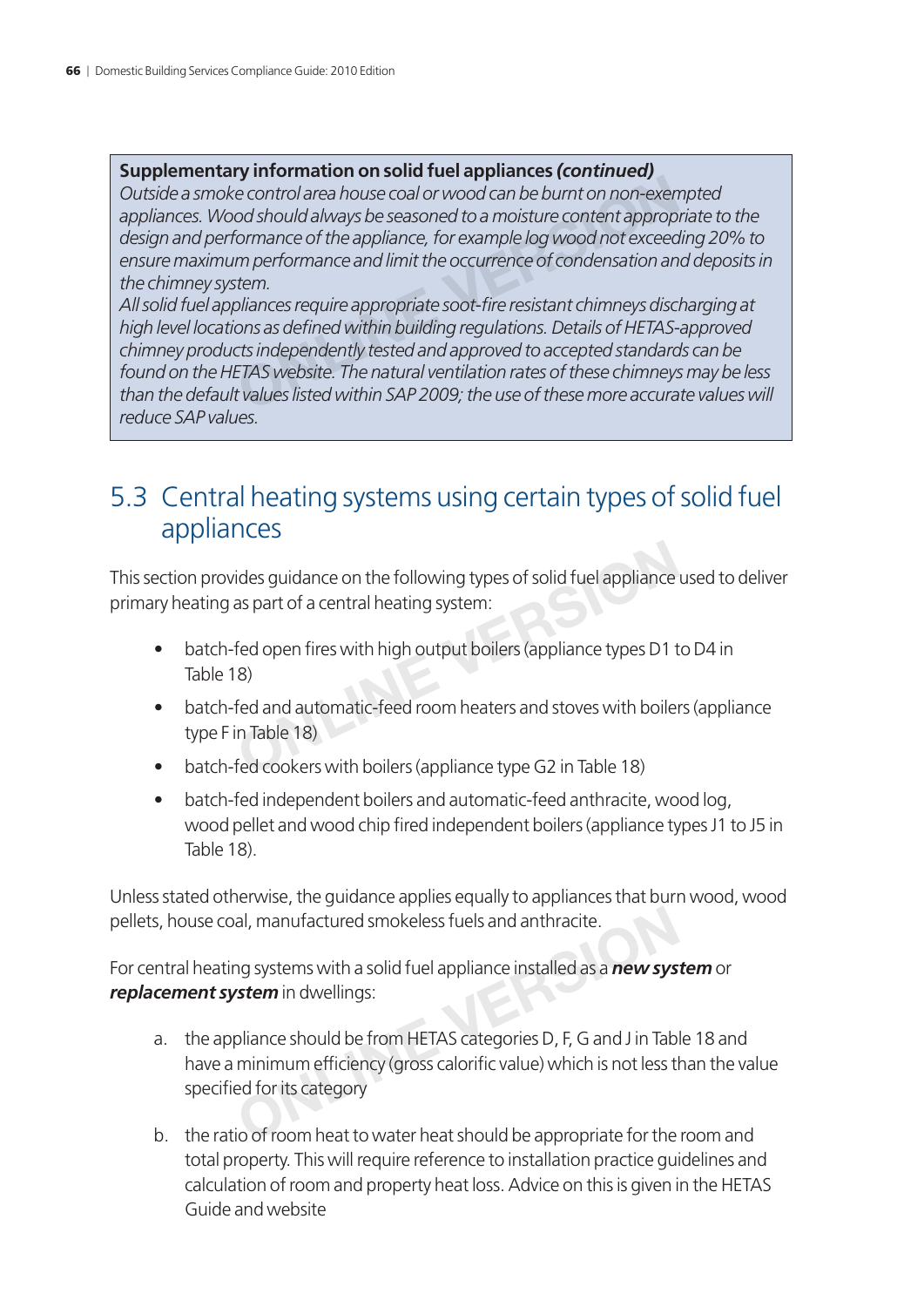**Supplementary information on solid fuel appliances *(continued)***

*Outside a smoke control area house coal or wood can be burnt on non-exempted appliances. Wood should always be seasoned to a moisture content appropriate to the design and performance of the appliance, for example log wood not exceeding 20% to ensure maximum performance and limit the occurrence of condensation and deposits in the chimney system.*

*All solid fuel appliances require appropriate soot-fire resistant chimneys discharging at high level locations as defined within building regulations. Details of HETAS-approved chimney products independently tested and approved to accepted standards can be found on the HETAS website. The natural ventilation rates of these chimneys may be less than the default values listed within SAP 2009; the use of these more accurate values will reduce SAP values.*

## 5.3 Central heating systems using certain types of solid fuel appliances

This section provides guidance on the following types of solid fuel appliance used to deliver primary heating as part of a central heating system:

- batch-fed open fires with high output boilers (appliance types D1 to D4 in Table 18)
- batch-fed and automatic-feed room heaters and stoves with boilers (appliance type F in Table 18)
- batch-fed cookers with boilers (appliance type G2 in Table 18)
- batch-fed independent boilers and automatic-feed anthracite, wood log, wood pellet and wood chip fired independent boilers (appliance types J1 to J5 in Table 18).

Unless stated otherwise, the guidance applies equally to appliances that burn wood, wood pellets, house coal, manufactured smokeless fuels and anthracite.

For central heating systems with a solid fuel appliance installed as a ***new system*** or ***replacement system*** in dwellings:

a. the appliance should be from HETAS categories D, F, G and J in Table 18 and have a minimum efficiency (gross calorific value) which is not less than the value specified for its category

b. the ratio of room heat to water heat should be appropriate for the room and total property. This will require reference to installation practice guidelines and calculation of room and property heat loss. Advice on this is given in the HETAS Guide and website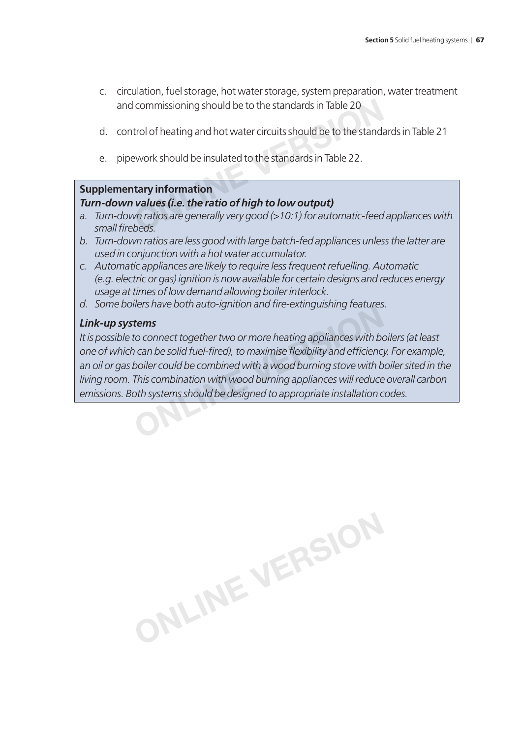c. circulation, fuel storage, hot water storage, system preparation, water treatment and commissioning should be to the standards in Table 20

d. control of heating and hot water circuits should be to the standards in Table 21

e. pipework should be insulated to the standards in Table 22.

**Supplementary information**

***Turn-down values (i.e. the ratio of high to low output)***

*a. Turn-down ratios are generally very good (>10:1) for automatic-feed appliances with small firebeds.*

*b. Turn-down ratios are less good with large batch-fed appliances unless the latter are used in conjunction with a hot water accumulator.*

*c. Automatic appliances are likely to require less frequent refuelling. Automatic (e.g. electric or gas) ignition is now available for certain designs and reduces energy usage at times of low demand allowing boiler interlock.*

*d. Some boilers have both auto-ignition and fire-extinguishing features.*

***Link-up systems***

*It is possible to connect together two or more heating appliances with boilers (at least one of which can be solid fuel-fired), to maximise flexibility and efficiency. For example, an oil or gas boiler could be combined with a wood burning stove with boiler sited in the living room. This combination with wood burning appliances will reduce overall carbon emissions. Both systems should be designed to appropriate installation codes.*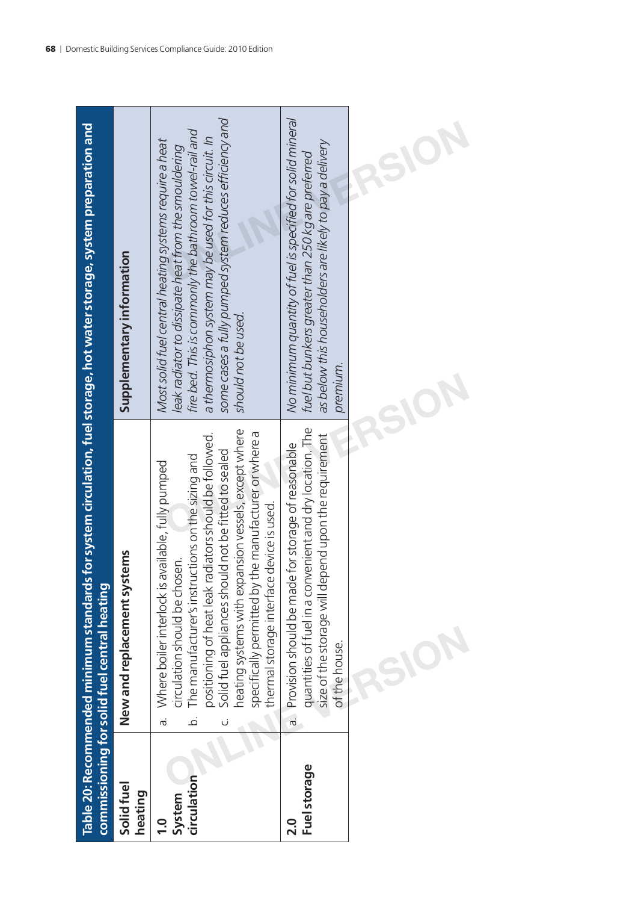| Table 20: Recommended minimum standards for system circulation, fuel storage, hot water storage, system preparation and commissioning for solid fuel central heating | | |
|---|---|---|
| **Solid fuel heating** | **New and replacement systems** | **Supplementary information** |
| **1.0 System circulation** | a. Where boiler interlock is available, fully pumped circulation should be chosen.<br>b. The manufacturer's instructions on the sizing and positioning of heat leak radiators should be followed.<br>c. Solid fuel appliances should not be fitted to sealed heating systems with expansion vessels, except where specifically permitted by the manufacturer or where a thermal storage interface device is used. | *Most solid fuel central heating systems require a heat leak radiator to dissipate heat from the smouldering fire bed. This is commonly the bathroom towel-rail and a thermosiphon system may be used for this circuit. In some cases a fully pumped system reduces efficiency and should not be used.* |
| **2.0 Fuel storage** | a. Provision should be made for storage of reasonable quantities of fuel in a convenient and dry location. The size of the storage will depend upon the requirement of the house. | *No minimum quantity of fuel is specified for solid mineral fuel but bunkers greater than 250 kg are preferred as below this householders are likely to pay a delivery premium.* |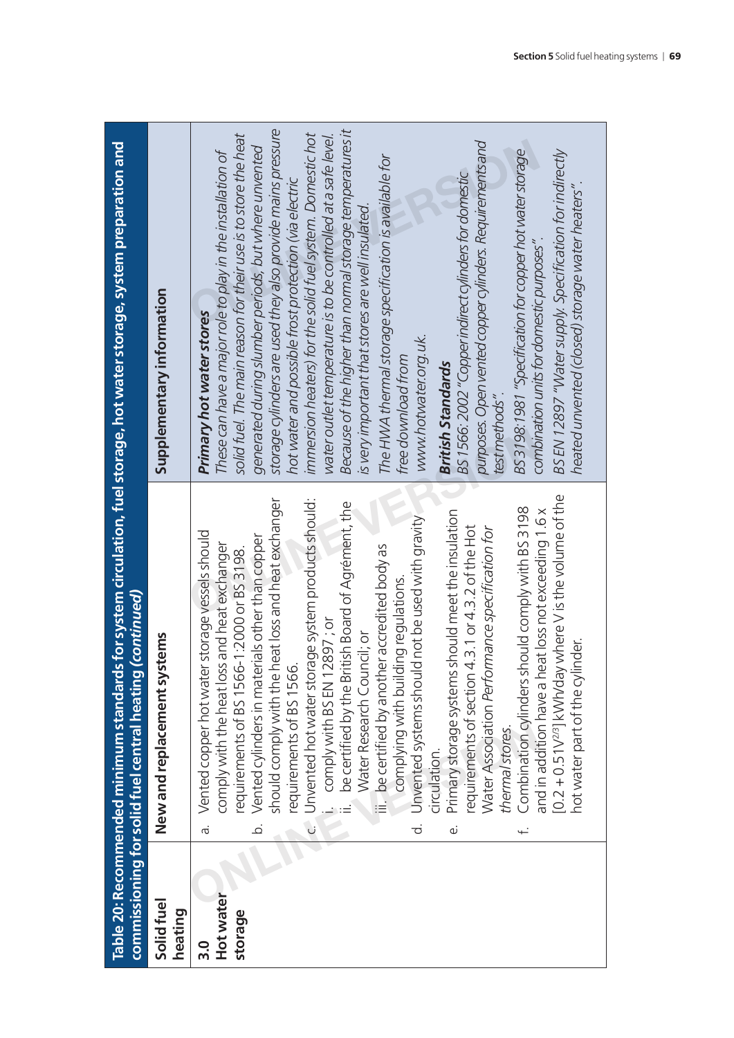**Table 20: Recommended minimum standards for system circulation, fuel storage, hot water storage, system preparation and commissioning for solid fuel central heating *(continued)***

| Solid fuel heating | New and replacement systems | Supplementary information |
|---|---|---|
| **3.0 Hot water storage** | a. Vented copper hot water storage vessels should comply with the heat loss and heat exchanger requirements of BS 1566-1:2000 or BS 3198.<br>b. Vented cylinders in materials other than copper should comply with the heat loss and heat exchanger requirements of BS 1566.<br>c. Unvented hot water storage system products should:<br>i. comply with BS EN 12897 ; or<br>ii. be certified by the British Board of Agrément, the Water Research Council; or<br>iii. be certified by another accredited body as complying with building regulations.<br>d. Unvented systems should not be used with gravity circulation.<br>e. Primary storage systems should meet the insulation requirements of section 4.3.1 or 4.3.2 of the Hot Water Association *Performance specification for thermal stores*.<br>f. Combination cylinders should comply with BS 3198 and in addition have a heat loss not exceeding 1.6 x $[0.2 + 0.51V^{2/3}]$ kWh/day where V is the volume of the hot water part of the cylinder. | ***Primary hot water stores***<br>*These can have a major role to play in the installation of solid fuel. The main reason for their use is to store the heat generated during slumber periods, but where unvented storage cylinders are used they also provide mains pressure hot water and possible frost protection (via electric immersion heaters) for the solid fuel system. Domestic hot water outlet temperature is to be controlled at a safe level. Because of the higher than normal storage temperatures it is very important that stores are well insulated.*<br>*The HWA thermal storage specification is available for free download from www.hotwater.org.uk.*<br>***British Standards***<br>*BS 1566: 2002 "Copper indirect cylinders for domestic purposes. Open vented copper cylinders. Requirements and test methods".*<br>*BS 3198:1981 "Specification for copper hot water storage combination units for domestic purposes".*<br>*BS EN 12897 "Water supply. Specification for indirectly heated unvented (closed) storage water heaters".* |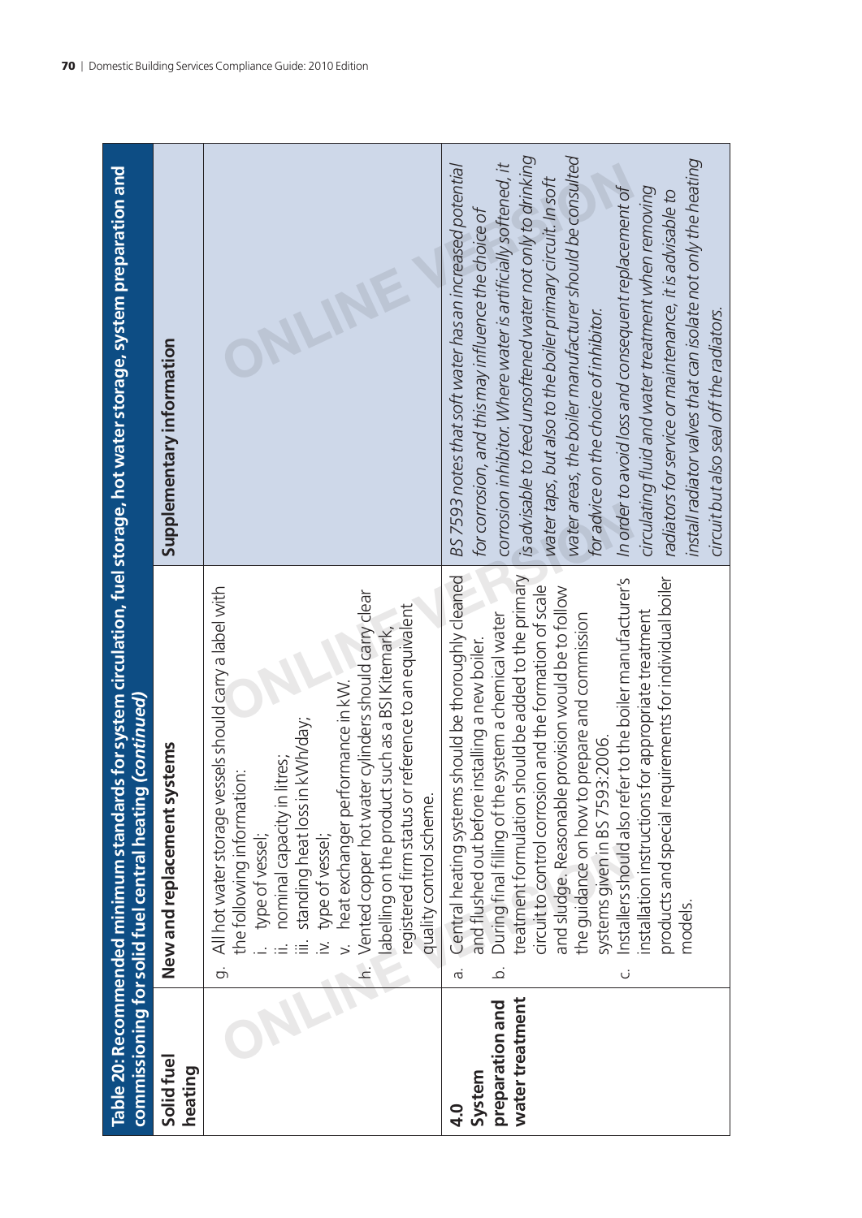**Table 20: Recommended minimum standards for system circulation, fuel storage, hot water storage, system preparation and commissioning for solid fuel central heating *(continued)***

| Solid fuel heating | New and replacement systems | Supplementary information |
|---|---|---|
| | g. All hot water storage vessels should carry a label with the following information:<br>i. type of vessel;<br>ii. nominal capacity in litres;<br>iii. standing heat loss in kWh/day;<br>iv. type of vessel;<br>v. heat exchanger performance in kW.<br>h. Vented copper hot water cylinders should carry clear labelling on the product such as a BSI Kitemark, registered firm status or reference to an equivalent quality control scheme. | |
| **4.0 System preparation and water treatment** | a. Central heating systems should be thoroughly cleaned and flushed out before installing a new boiler.<br>b. During final filling of the system a chemical water treatment formulation should be added to the primary circuit to control corrosion and the formation of scale and sludge. Reasonable provision would be to follow the guidance on how to prepare and commission systems given in BS 7593:2006.<br>c. Installers should also refer to the boiler manufacturer's installation instructions for appropriate treatment products and special requirements for individual boiler models. | *BS 7593 notes that soft water has an increased potential for corrosion, and this may influence the choice of corrosion inhibitor. Where water is artificially softened, it is advisable to feed unsoftened water not only to drinking water taps, but also to the boiler primary circuit. In soft water areas, the boiler manufacturer should be consulted for advice on the choice of inhibitor.*<br>*In order to avoid loss and consequent replacement of circulating fluid and water treatment when removing radiators for service or maintenance, it is advisable to install radiator valves that can isolate not only the heating circuit but also seal off the radiators.* |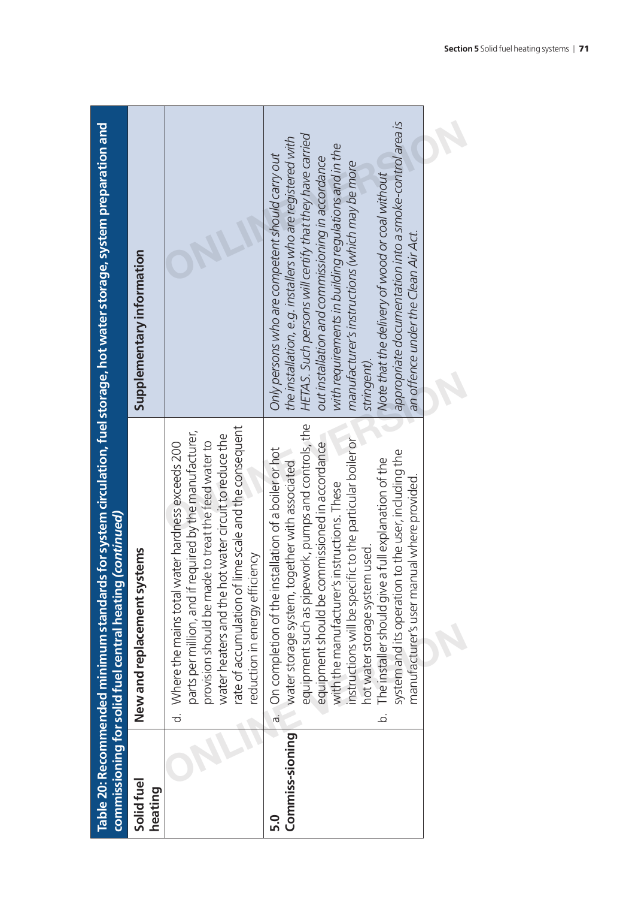**Table 20: Recommended minimum standards for system circulation, fuel storage, hot water storage, system preparation and commissioning for solid fuel central heating (*continued*)**

| Solid fuel heating | New and replacement systems | Supplementary information |
| --- | --- | --- |
| | d. Where the mains total water hardness exceeds 200 parts per million, and if required by the manufacturer, provision should be made to treat the feed water to water heaters and the hot water circuit to reduce the rate of accumulation of lime scale and the consequent reduction in energy efficiency | |
| **5.0 Commis-sioning** | a. On completion of the installation of a boiler or hot water storage system, together with associated equipment such as pipework, pumps and controls, the equipment should be commissioned in accordance with the manufacturer's instructions. These instructions will be specific to the particular boiler or hot water storage system used.<br>b. The installer should give a full explanation of the system and its operation to the user, including the manufacturer's user manual where provided. | *Only persons who are competent should carry out the installation, e.g. installers who are registered with HETAS. Such persons will certify that they have carried out installation and commissioning in accordance with requirements in building regulations and in the manufacturer's instructions (which may be more stringent).*<br>*Note that the delivery of wood or coal without appropriate documentation into a smoke-control area is an offence under the Clean Air Act.* |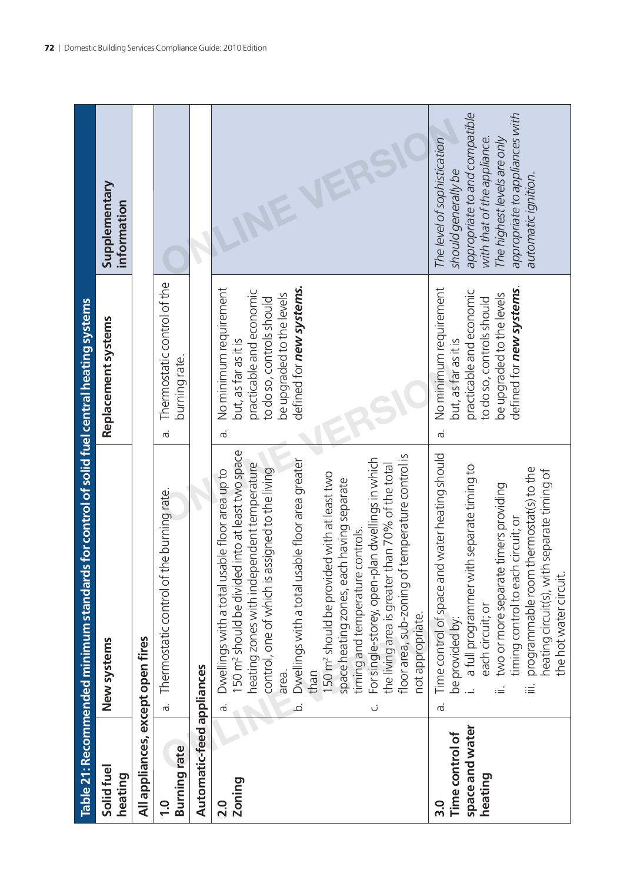Table 21: Recommended minimum standards for control of solid fuel central heating systems

| Solid fuel heating | New systems | Replacement systems | Supplementary information |
|---|---|---|---|
| **All appliances, except open fires** | | | |
| **1.0 Burning rate** | a. Thermostatic control of the burning rate. | a. Thermostatic control of the burning rate. | |
| **Automatic-feed appliances** | | | |
| **2.0 Zoning** | a. Dwellings with a total usable floor area up to 150 m² should be divided into at least two space heating zones with independent temperature control, one of which is assigned to the living area.<br>b. Dwellings with a total usable floor area greater than 150 m² should be provided with at least two space heating zones, each having separate timing and temperature controls.<br>c. For single-storey, open-plan dwellings in which the living area is greater than 70% of the total floor area, sub-zoning of temperature control is not appropriate. | a. No minimum requirement but, as far as it is practicable and economic to do so, controls should be upgraded to the levels defined for ***new systems.*** | |
| **3.0 Time control of space and water heating** | a. Time control of space and water heating should be provided by:<br>i. a full programmer with separate timing to each circuit; or<br>ii. two or more separate timers providing timing control to each circuit; or<br>iii. programmable room thermostat(s) to the heating circuit(s), with separate timing of the hot water circuit. | a. No minimum requirement but, as far as it is practicable and economic to do so, controls should be upgraded to the levels defined for ***new systems.*** | *The level of sophistication should generally be appropriate to and compatible with that of the appliance. The highest levels are only appropriate to appliances with automatic ignition.* |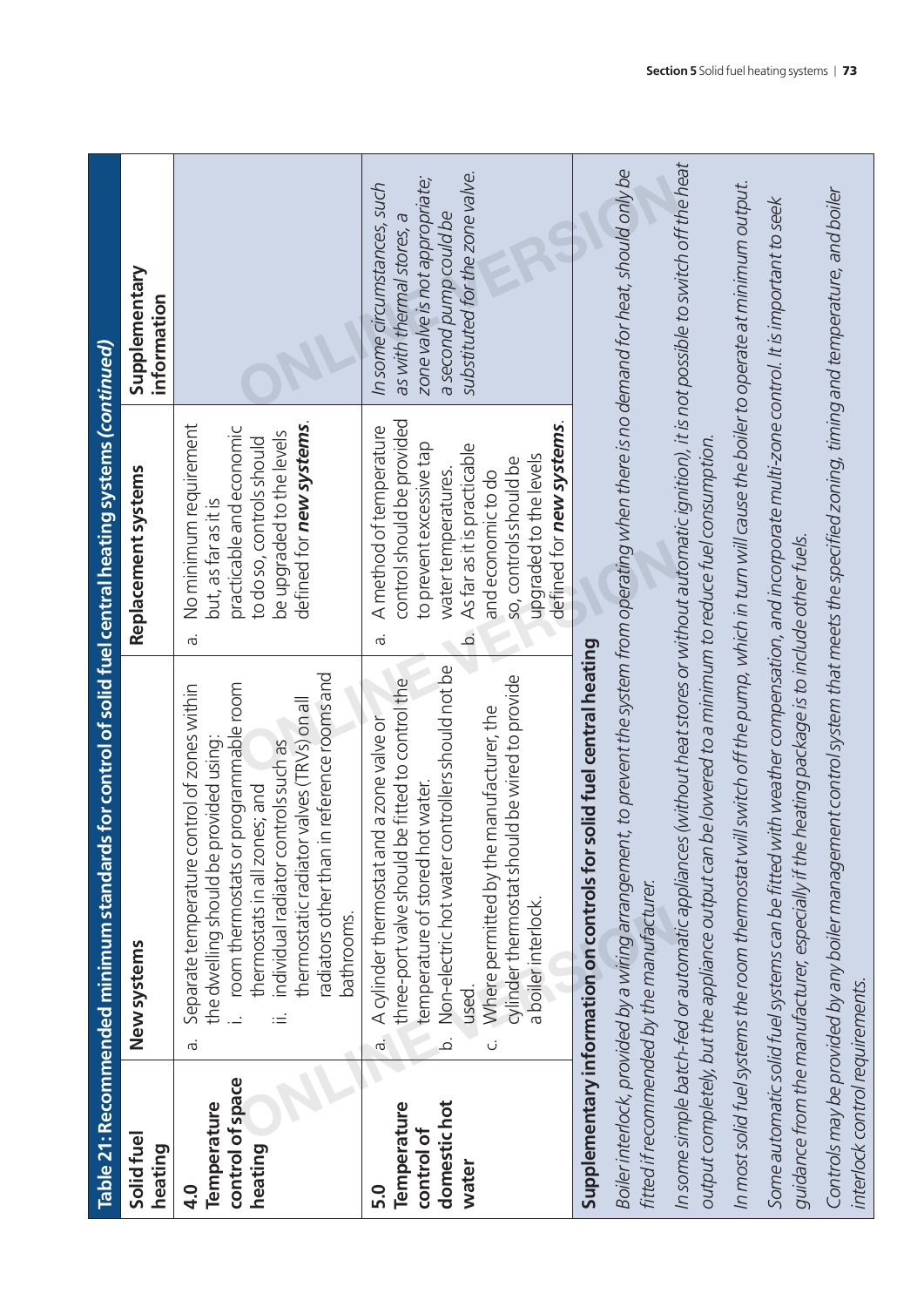**Table 21: Recommended minimum standards for control of solid fuel central heating systems (*continued*)**

| Solid fuel heating | New systems | Replacement systems | Supplementary information |
|---|---|---|---|
| **4.0 Temperature control of space heating** | a. Separate temperature control of zones within the dwelling should be provided using:<br>i. room thermostats or programmable room thermostats in all zones; and<br>ii. individual radiator controls such as thermostatic radiator valves (TRVs) on all radiators other than in reference rooms and bathrooms. | a. No minimum requirement but, as far as it is practicable and economic to do so, controls should be upgraded to the levels defined for ***new systems***. | |
| **5.0 Temperature control of domestic hot water** | a. A cylinder thermostat and a zone valve or three-port valve should be fitted to control the temperature of stored hot water.<br>b. Non-electric hot water controllers should not be used.<br>c. Where permitted by the manufacturer, the cylinder thermostat should be wired to provide a boiler interlock. | a. A method of temperature control should be provided to prevent excessive tap water temperatures.<br>b. As far as it is practicable and economic to do so, controls should be upgraded to the levels defined for ***new systems***. | *In some circumstances, such as with thermal stores, a zone valve is not appropriate; a second pump could be substituted for the zone valve.* |

**Supplementary information on controls for solid fuel central heating**

*Boiler interlock, provided by a wiring arrangement, to prevent the system from operating when there is no demand for heat, should only be fitted if recommended by the manufacturer.*

*In some simple batch-fed or automatic appliances (without heat stores or without automatic ignition), it is not possible to switch off the heat output completely, but the appliance output can be lowered to a minimum to reduce fuel consumption.*

*In most solid fuel systems the room thermostat will switch off the pump, which in turn will cause the boiler to operate at minimum output.*

*Some automatic solid fuel systems can be fitted with weather compensation, and incorporate multi-zone control. It is important to seek guidance from the manufacturer, especially if the heating package is to include other fuels.*

*Controls may be provided by any boiler management control system that meets the specified zoning, timing and temperature, and boiler interlock control requirements.*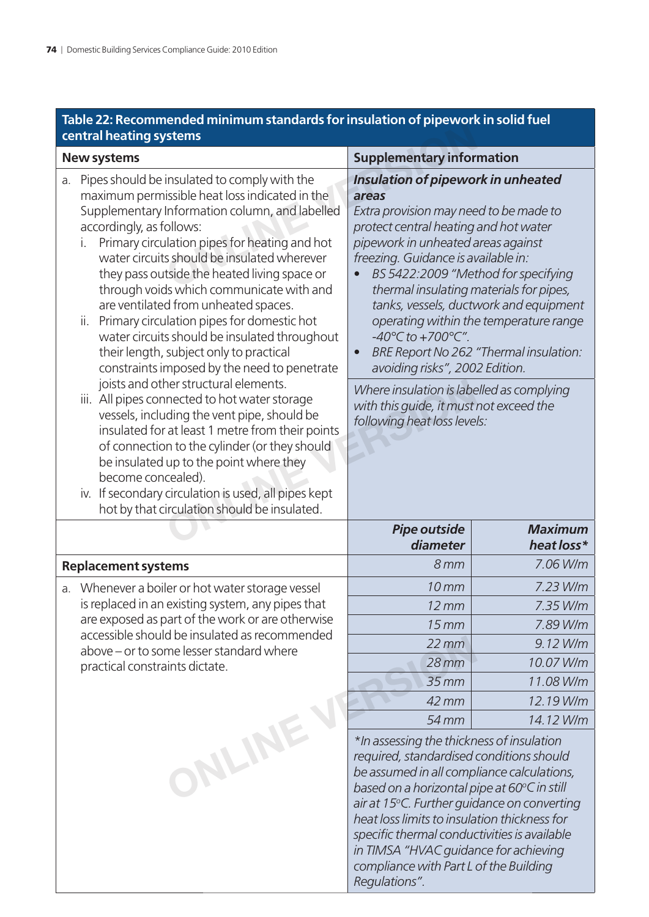## Table 22: Recommended minimum standards for insulation of pipework in solid fuel central heating systems

| New systems | Supplementary information | |
|---|---|---|
| a. Pipes should be insulated to comply with the maximum permissible heat loss indicated in the Supplementary Information column, and labelled accordingly, as follows:<br>i. Primary circulation pipes for heating and hot water circuits should be insulated wherever they pass outside the heated living space or through voids which communicate with and are ventilated from unheated spaces.<br>ii. Primary circulation pipes for domestic hot water circuits should be insulated throughout their length, subject only to practical constraints imposed by the need to penetrate joists and other structural elements.<br>iii. All pipes connected to hot water storage vessels, including the vent pipe, should be insulated for at least 1 metre from their points of connection to the cylinder (or they should be insulated up to the point where they become concealed).<br>iv. If secondary circulation is used, all pipes kept hot by that circulation should be insulated. | ***Insulation of pipework in unheated areas***<br>*Extra provision may need to be made to protect central heating and hot water pipework in unheated areas against freezing. Guidance is available in:*<br>• *BS 5422:2009 "Method for specifying thermal insulating materials for pipes, tanks, vessels, ductwork and equipment operating within the temperature range -40°C to +700°C".*<br>• *BRE Report No 262 "Thermal insulation: avoiding risks", 2002 Edition.*<br><br>*Where insulation is labelled as complying with this guide, it must not exceed the following heat loss levels:* | |
| | ***Pipe outside diameter*** | ***Maximum heat loss**** |
| **Replacement systems** | *8 mm* | *7.06 W/m* |
| a. Whenever a boiler or hot water storage vessel is replaced in an existing system, any pipes that are exposed as part of the work or are otherwise accessible should be insulated as recommended above – or to some lesser standard where practical constraints dictate. | *10 mm* | *7.23 W/m* |
| | *12 mm* | *7.35 W/m* |
| | *15 mm* | *7.89 W/m* |
| | *22 mm* | *9.12 W/m* |
| | *28 mm* | *10.07 W/m* |
| | *35 mm* | *11.08 W/m* |
| | *42 mm* | *12.19 W/m* |
| | *54 mm* | *14.12 W/m* |
| | **In assessing the thickness of insulation required, standardised conditions should be assumed in all compliance calculations, based on a horizontal pipe at 60°C in still air at 15°C. Further guidance on converting heat loss limits to insulation thickness for specific thermal conductivities is available in TIMSA "HVAC guidance for achieving compliance with Part L of the Building Regulations".* | |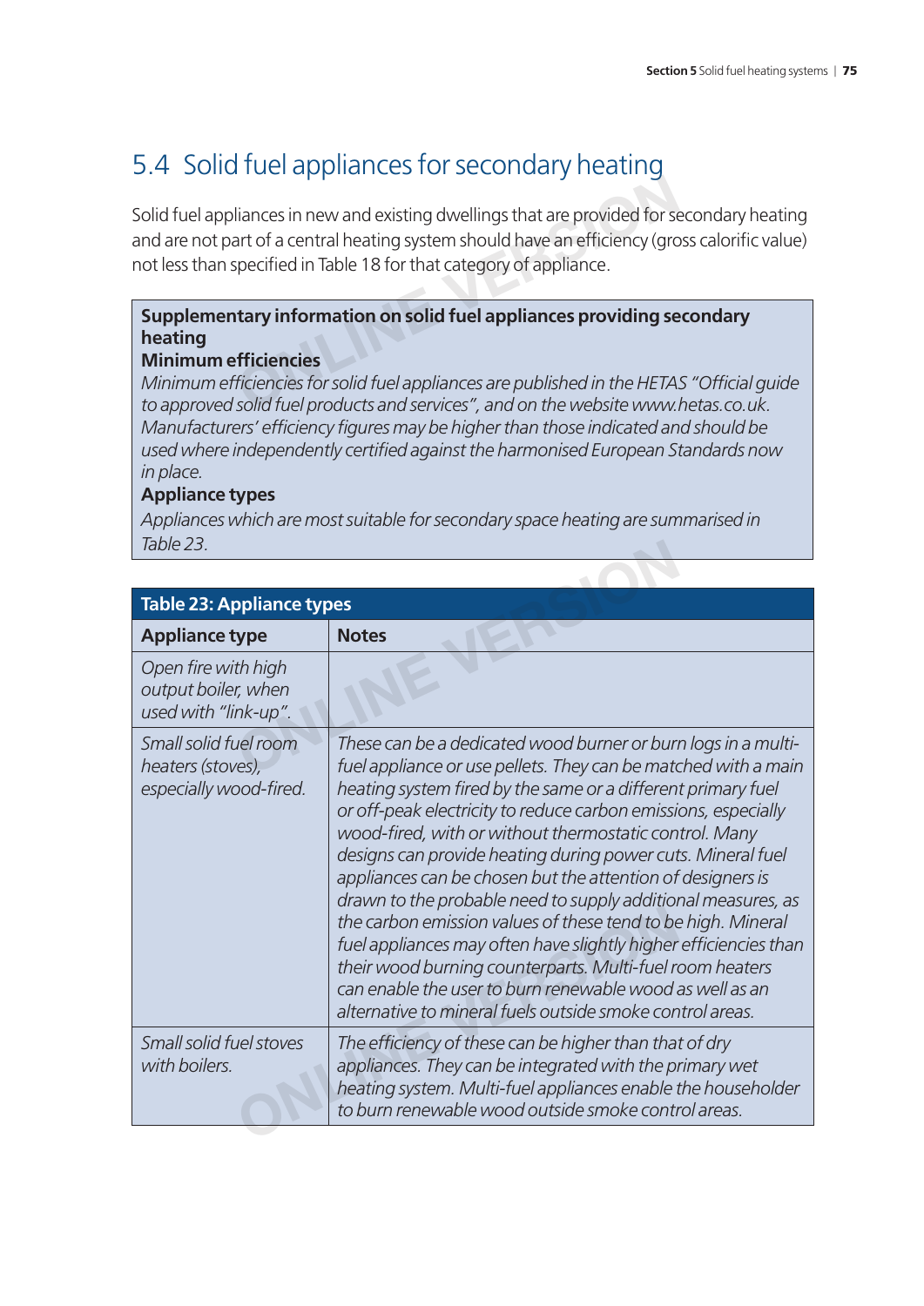## 5.4 Solid fuel appliances for secondary heating

Solid fuel appliances in new and existing dwellings that are provided for secondary heating and are not part of a central heating system should have an efficiency (gross calorific value) not less than specified in Table 18 for that category of appliance.

> **Supplementary information on solid fuel appliances providing secondary heating**
>
> **Minimum efficiencies**
>
> *Minimum efficiencies for solid fuel appliances are published in the HETAS "Official guide to approved solid fuel products and services", and on the website www.hetas.co.uk. Manufacturers' efficiency figures may be higher than those indicated and should be used where independently certified against the harmonised European Standards now in place.*
>
> **Appliance types**
>
> *Appliances which are most suitable for secondary space heating are summarised in Table 23.*

**Table 23: Appliance types**

| Appliance type | Notes |
|---|---|
| *Open fire with high output boiler, when used with "link-up".* | |
| *Small solid fuel room heaters (stoves), especially wood-fired.* | *These can be a dedicated wood burner or burn logs in a multi-fuel appliance or use pellets. They can be matched with a main heating system fired by the same or a different primary fuel or off-peak electricity to reduce carbon emissions, especially wood-fired, with or without thermostatic control. Many designs can provide heating during power cuts. Mineral fuel appliances can be chosen but the attention of designers is drawn to the probable need to supply additional measures, as the carbon emission values of these tend to be high. Mineral fuel appliances may often have slightly higher efficiencies than their wood burning counterparts. Multi-fuel room heaters can enable the user to burn renewable wood as well as an alternative to mineral fuels outside smoke control areas.* |
| *Small solid fuel stoves with boilers.* | *The efficiency of these can be higher than that of dry appliances. They can be integrated with the primary wet heating system. Multi-fuel appliances enable the householder to burn renewable wood outside smoke control areas.* |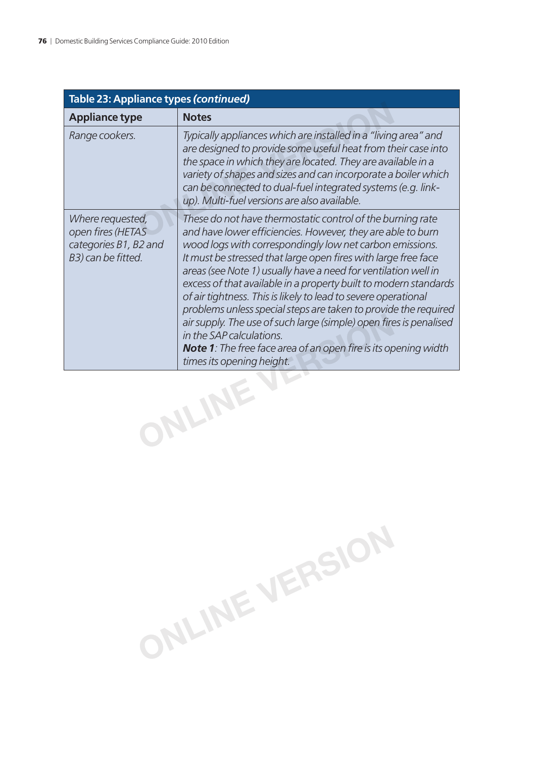**Table 23: Appliance types *(continued)***

| Appliance type | Notes |
|---|---|
| *Range cookers.* | *Typically appliances which are installed in a "living area" and are designed to provide some useful heat from their case into the space in which they are located. They are available in a variety of shapes and sizes and can incorporate a boiler which can be connected to dual-fuel integrated systems (e.g. link-up). Multi-fuel versions are also available.* |
| *Where requested, open fires (HETAS categories B1, B2 and B3) can be fitted.* | *These do not have thermostatic control of the burning rate and have lower efficiencies. However, they are able to burn wood logs with correspondingly low net carbon emissions. It must be stressed that large open fires with large free face areas (see Note 1) usually have a need for ventilation well in excess of that available in a property built to modern standards of air tightness. This is likely to lead to severe operational problems unless special steps are taken to provide the required air supply. The use of such large (simple) open fires is penalised in the SAP calculations.*<br>***Note 1**: The free face area of an open fire is its opening width times its opening height.* |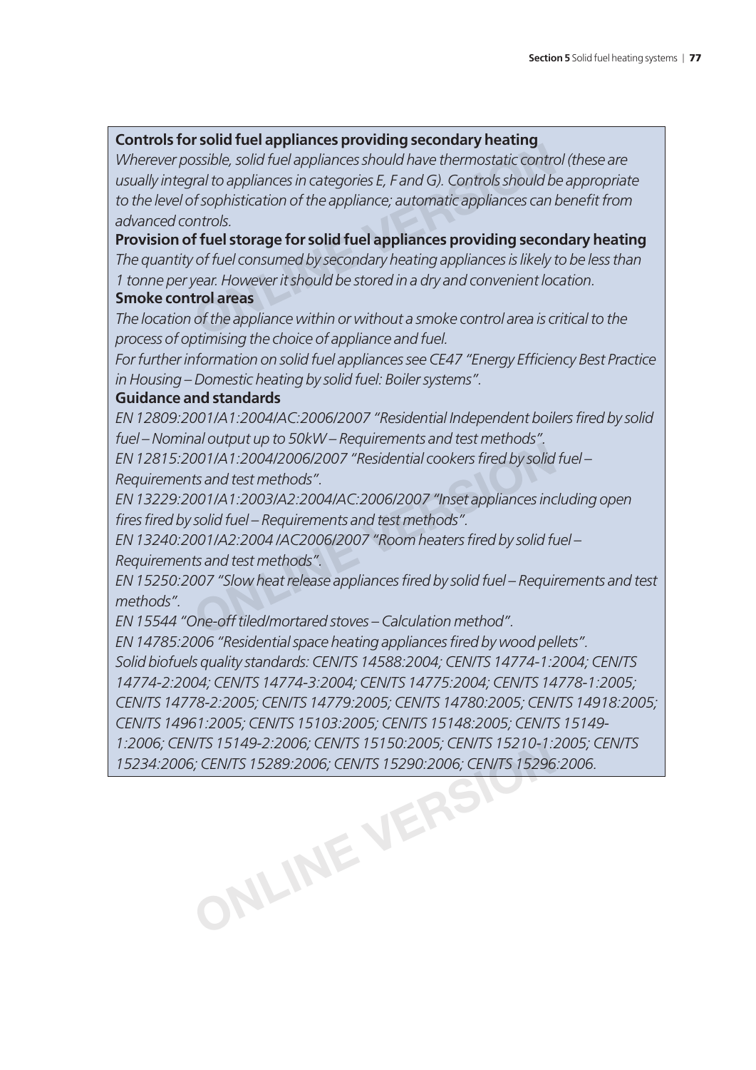**Controls for solid fuel appliances providing secondary heating**

*Wherever possible, solid fuel appliances should have thermostatic control (these are usually integral to appliances in categories E, F and G). Controls should be appropriate to the level of sophistication of the appliance; automatic appliances can benefit from advanced controls.*

**Provision of fuel storage for solid fuel appliances providing secondary heating**

*The quantity of fuel consumed by secondary heating appliances is likely to be less than 1 tonne per year. However it should be stored in a dry and convenient location.*

**Smoke control areas**

*The location of the appliance within or without a smoke control area is critical to the process of optimising the choice of appliance and fuel.*

*For further information on solid fuel appliances see CE47 "Energy Efficiency Best Practice in Housing – Domestic heating by solid fuel: Boiler systems".*

**Guidance and standards**

*EN 12809:2001/A1:2004/AC:2006/2007 "Residential Independent boilers fired by solid fuel – Nominal output up to 50kW – Requirements and test methods".*

*EN 12815:2001/A1:2004/2006/2007 "Residential cookers fired by solid fuel – Requirements and test methods".*

*EN 13229:2001/A1:2003/A2:2004/AC:2006/2007 "Inset appliances including open fires fired by solid fuel – Requirements and test methods".*

*EN 13240:2001/A2:2004 /AC2006/2007 "Room heaters fired by solid fuel – Requirements and test methods".*

*EN 15250:2007 "Slow heat release appliances fired by solid fuel – Requirements and test methods".*

*EN 15544 "One-off tiled/mortared stoves – Calculation method".*

*EN 14785:2006 "Residential space heating appliances fired by wood pellets".*

*Solid biofuels quality standards: CEN/TS 14588:2004; CEN/TS 14774-1:2004; CEN/TS 14774-2:2004; CEN/TS 14774-3:2004; CEN/TS 14775:2004; CEN/TS 14778-1:2005; CEN/TS 14778-2:2005; CEN/TS 14779:2005; CEN/TS 14780:2005; CEN/TS 14918:2005; CEN/TS 14961:2005; CEN/TS 15103:2005; CEN/TS 15148:2005; CEN/TS 15149-1:2006; CEN/TS 15149-2:2006; CEN/TS 15150:2005; CEN/TS 15210-1:2005; CEN/TS 15234:2006; CEN/TS 15289:2006; CEN/TS 15290:2006; CEN/TS 15296:2006.*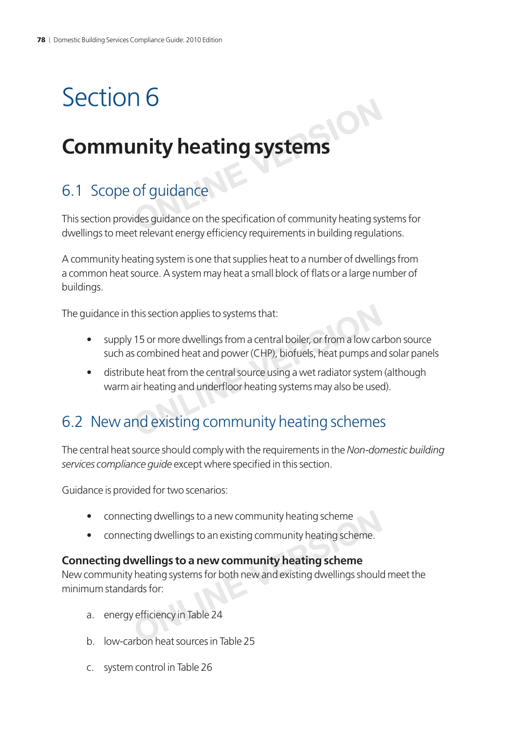# Section 6

## Community heating systems

### 6.1 Scope of guidance

This section provides guidance on the specification of community heating systems for dwellings to meet relevant energy efficiency requirements in building regulations.

A community heating system is one that supplies heat to a number of dwellings from a common heat source. A system may heat a small block of flats or a large number of buildings.

The guidance in this section applies to systems that:

- supply 15 or more dwellings from a central boiler, or from a low carbon source such as combined heat and power (CHP), biofuels, heat pumps and solar panels
- distribute heat from the central source using a wet radiator system (although warm air heating and underfloor heating systems may also be used).

### 6.2 New and existing community heating schemes

The central heat source should comply with the requirements in the *Non-domestic building services compliance guide* except where specified in this section.

Guidance is provided for two scenarios:

- connecting dwellings to a new community heating scheme
- connecting dwellings to an existing community heating scheme.

**Connecting dwellings to a new community heating scheme**

New community heating systems for both new and existing dwellings should meet the minimum standards for:

a. energy efficiency in Table 24

b. low-carbon heat sources in Table 25

c. system control in Table 26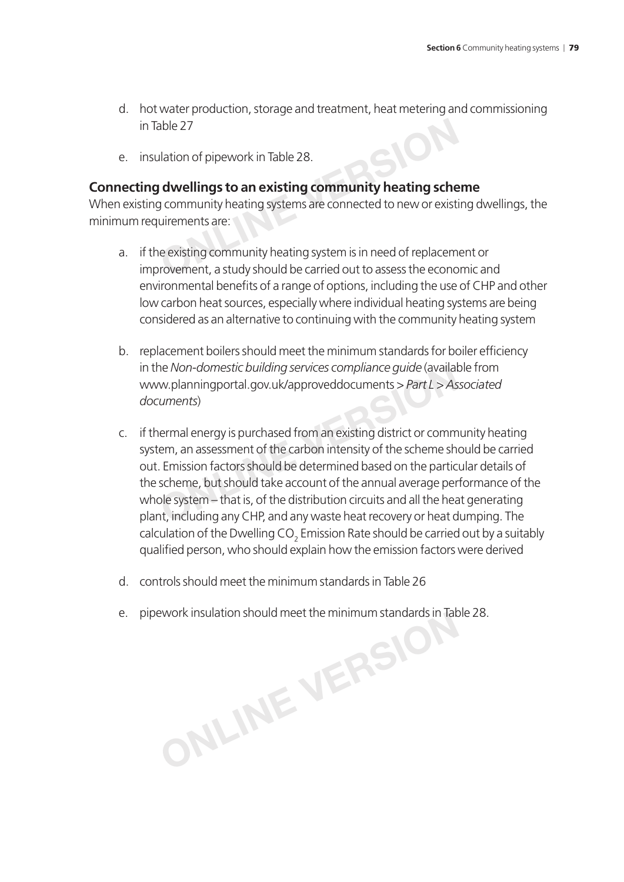d. hot water production, storage and treatment, heat metering and commissioning in Table 27

e. insulation of pipework in Table 28.

### Connecting dwellings to an existing community heating scheme

When existing community heating systems are connected to new or existing dwellings, the minimum requirements are:

a. if the existing community heating system is in need of replacement or improvement, a study should be carried out to assess the economic and environmental benefits of a range of options, including the use of CHP and other low carbon heat sources, especially where individual heating systems are being considered as an alternative to continuing with the community heating system

b. replacement boilers should meet the minimum standards for boiler efficiency in the *Non-domestic building services compliance guide* (available from www.planningportal.gov.uk/approveddocuments > *Part L > Associated documents*)

c. if thermal energy is purchased from an existing district or community heating system, an assessment of the carbon intensity of the scheme should be carried out. Emission factors should be determined based on the particular details of the scheme, but should take account of the annual average performance of the whole system – that is, of the distribution circuits and all the heat generating plant, including any CHP, and any waste heat recovery or heat dumping. The calculation of the Dwelling $CO_2$ Emission Rate should be carried out by a suitably qualified person, who should explain how the emission factors were derived

d. controls should meet the minimum standards in Table 26

e. pipework insulation should meet the minimum standards in Table 28.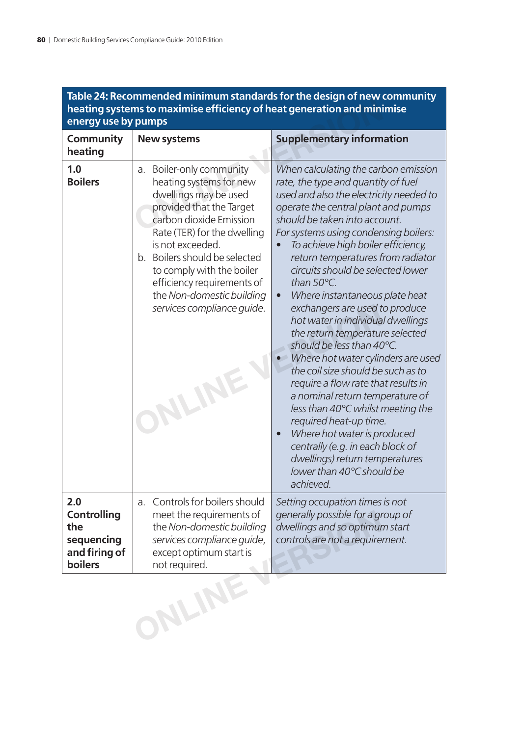**Table 24: Recommended minimum standards for the design of new community heating systems to maximise efficiency of heat generation and minimise energy use by pumps**

| Community heating | New systems | Supplementary information |
|---|---|---|
| **1.0 Boilers** | a. Boiler-only community heating systems for new dwellings may be used provided that the Target carbon dioxide Emission Rate (TER) for the dwelling is not exceeded.<br>b. Boilers should be selected to comply with the boiler efficiency requirements of the *Non-domestic building services compliance guide*. | *When calculating the carbon emission rate, the type and quantity of fuel used and also the electricity needed to operate the central plant and pumps should be taken into account.*<br>*For systems using condensing boilers:*<br>• *To achieve high boiler efficiency, return temperatures from radiator circuits should be selected lower than 50°C.*<br>• *Where instantaneous plate heat exchangers are used to produce hot water in individual dwellings the return temperature selected should be less than 40°C.*<br>• *Where hot water cylinders are used the coil size should be such as to require a flow rate that results in a nominal return temperature of less than 40°C whilst meeting the required heat-up time.*<br>• *Where hot water is produced centrally (e.g. in each block of dwellings) return temperatures lower than 40°C should be achieved.* |
| **2.0 Controlling the sequencing and firing of boilers** | a. Controls for boilers should meet the requirements of the *Non-domestic building services compliance guide*, except optimum start is not required. | *Setting occupation times is not generally possible for a group of dwellings and so optimum start controls are not a requirement.* |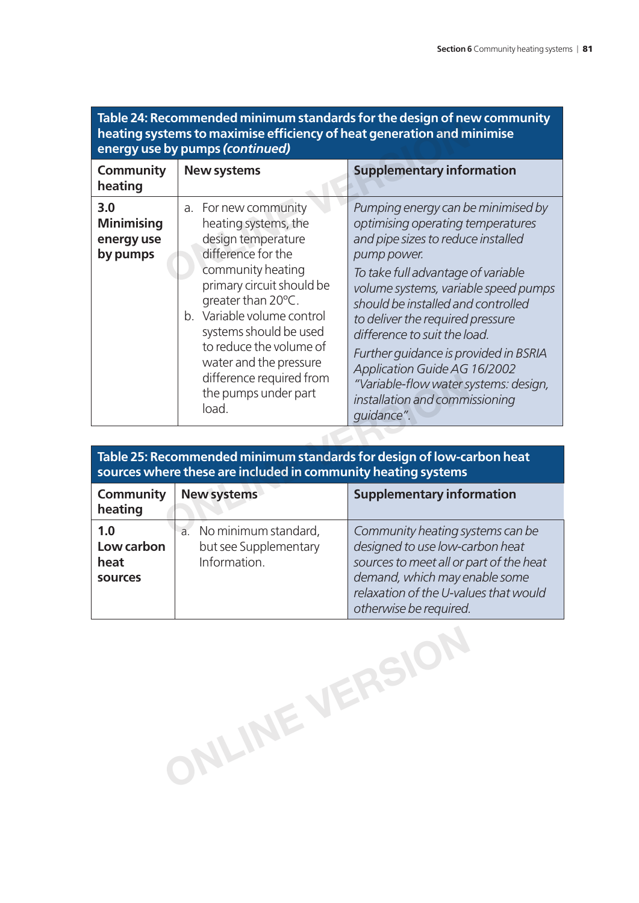**Table 24: Recommended minimum standards for the design of new community heating systems to maximise efficiency of heat generation and minimise energy use by pumps *(continued)***

| Community heating | New systems | Supplementary information |
|---|---|---|
| **3.0 Minimising energy use by pumps** | a. For new community heating systems, the design temperature difference for the community heating primary circuit should be greater than 20°C.<br>b. Variable volume control systems should be used to reduce the volume of water and the pressure difference required from the pumps under part load. | *Pumping energy can be minimised by optimising operating temperatures and pipe sizes to reduce installed pump power.*<br>*To take full advantage of variable volume systems, variable speed pumps should be installed and controlled to deliver the required pressure difference to suit the load.*<br>*Further guidance is provided in BSRIA Application Guide AG 16/2002 "Variable-flow water systems: design, installation and commissioning guidance".* |

**Table 25: Recommended minimum standards for design of low-carbon heat sources where these are included in community heating systems**

| Community heating | New systems | Supplementary information |
|---|---|---|
| **1.0 Low carbon heat sources** | a. No minimum standard, but see Supplementary Information. | *Community heating systems can be designed to use low-carbon heat sources to meet all or part of the heat demand, which may enable some relaxation of the U-values that would otherwise be required.* |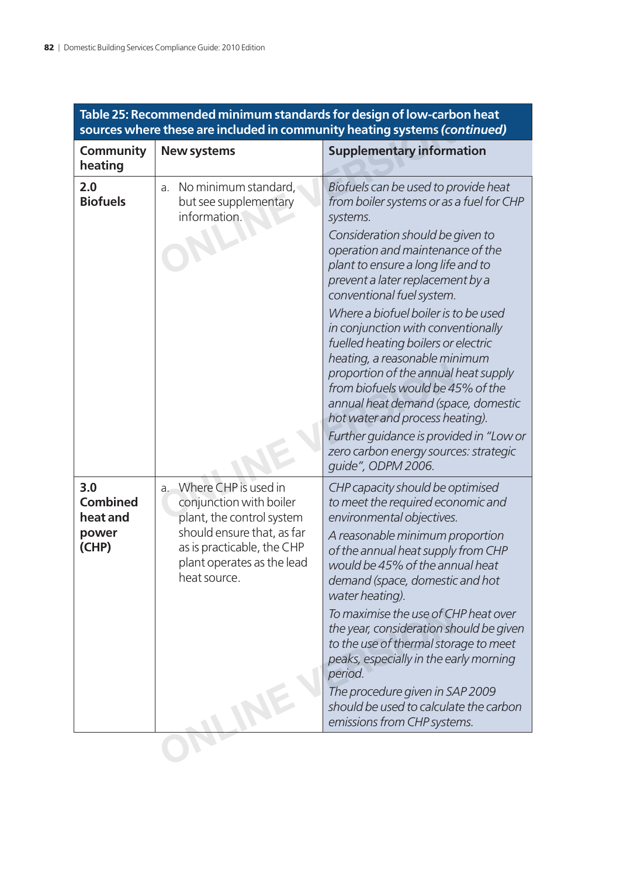**Table 25: Recommended minimum standards for design of low-carbon heat sources where these are included in community heating systems *(continued)***

| Community heating | New systems | Supplementary information |
|---|---|---|
| **2.0 Biofuels** | a. No minimum standard, but see supplementary information. | *Biofuels can be used to provide heat from boiler systems or as a fuel for CHP systems.*<br>*Consideration should be given to operation and maintenance of the plant to ensure a long life and to prevent a later replacement by a conventional fuel system.*<br>*Where a biofuel boiler is to be used in conjunction with conventionally fuelled heating boilers or electric heating, a reasonable minimum proportion of the annual heat supply from biofuels would be 45% of the annual heat demand (space, domestic hot water and process heating).*<br>*Further guidance is provided in "Low or zero carbon energy sources: strategic guide", ODPM 2006.* |
| **3.0 Combined heat and power (CHP)** | a. Where CHP is used in conjunction with boiler plant, the control system should ensure that, as far as is practicable, the CHP plant operates as the lead heat source. | *CHP capacity should be optimised to meet the required economic and environmental objectives.*<br>*A reasonable minimum proportion of the annual heat supply from CHP would be 45% of the annual heat demand (space, domestic and hot water heating).*<br>*To maximise the use of CHP heat over the year, consideration should be given to the use of thermal storage to meet peaks, especially in the early morning period.*<br>*The procedure given in SAP 2009 should be used to calculate the carbon emissions from CHP systems.* |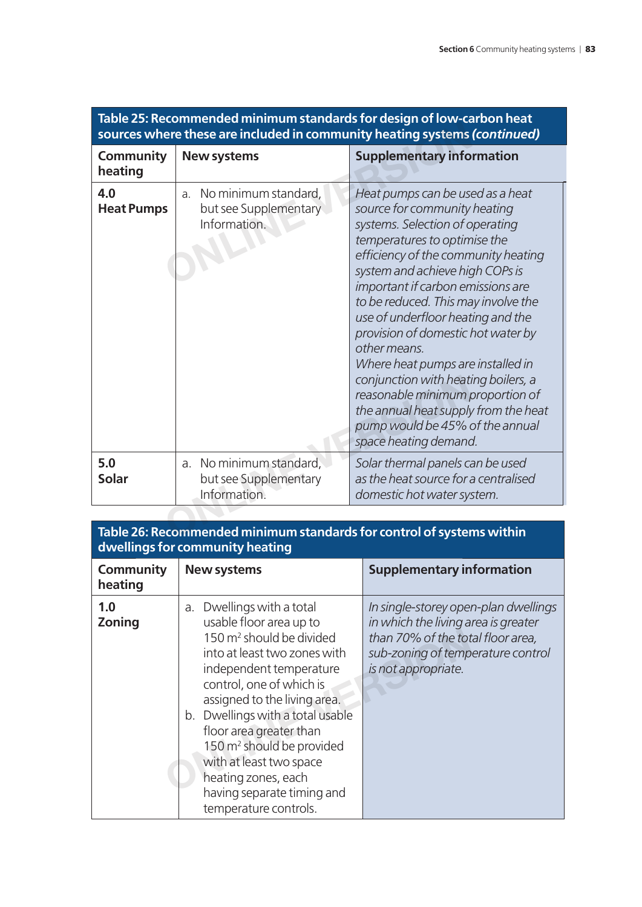| Table 25: Recommended minimum standards for design of low-carbon heat sources where these are included in community heating systems *(continued)* | | |
|---|---|---|
| **Community heating** | **New systems** | **Supplementary information** |
| **4.0 Heat Pumps** | a. No minimum standard, but see Supplementary Information. | *Heat pumps can be used as a heat source for community heating systems. Selection of operating temperatures to optimise the efficiency of the community heating system and achieve high COPs is important if carbon emissions are to be reduced. This may involve the use of underfloor heating and the provision of domestic hot water by other means.*<br>*Where heat pumps are installed in conjunction with heating boilers, a reasonable minimum proportion of the annual heat supply from the heat pump would be 45% of the annual space heating demand.* |
| **5.0 Solar** | a. No minimum standard, but see Supplementary Information. | *Solar thermal panels can be used as the heat source for a centralised domestic hot water system.* |

| Table 26: Recommended minimum standards for control of systems within dwellings for community heating | | |
|---|---|---|
| **Community heating** | **New systems** | **Supplementary information** |
| **1.0 Zoning** | a. Dwellings with a total usable floor area up to 150 $m^2$ should be divided into at least two zones with independent temperature control, one of which is assigned to the living area.<br>b. Dwellings with a total usable floor area greater than 150 $m^2$ should be provided with at least two space heating zones, each having separate timing and temperature controls. | *In single-storey open-plan dwellings in which the living area is greater than 70% of the total floor area, sub-zoning of temperature control is not appropriate.* |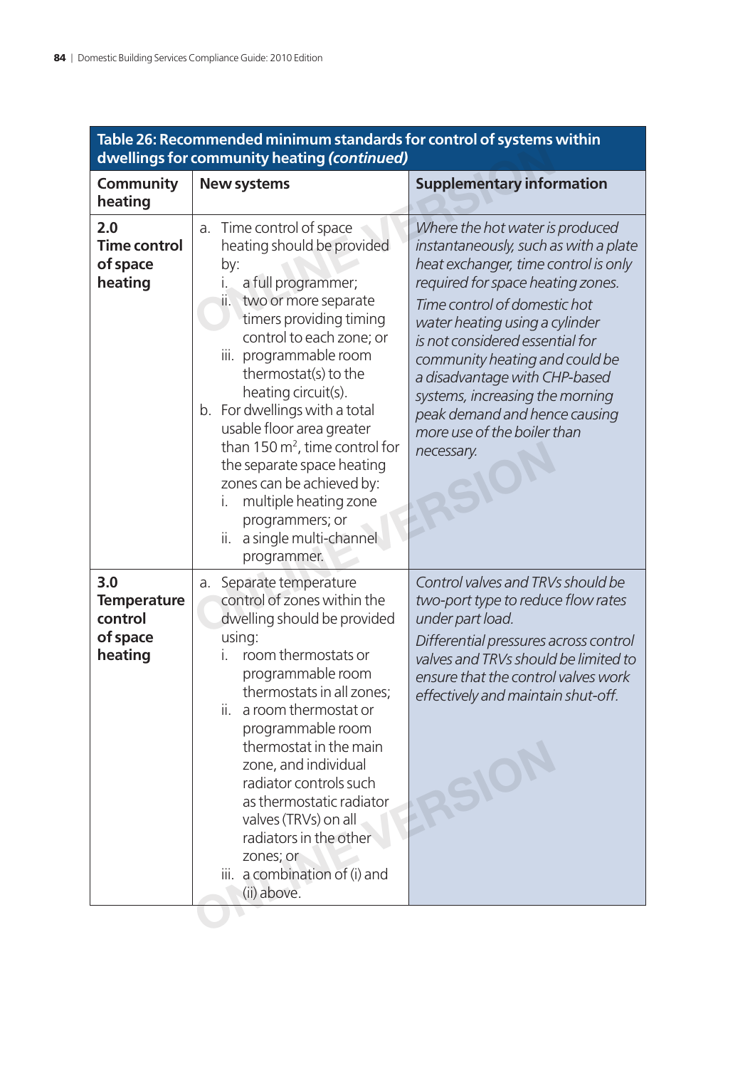**Table 26: Recommended minimum standards for control of systems within dwellings for community heating *(continued)***

| Community heating | New systems | Supplementary information |
|---|---|---|
| **2.0 Time control of space heating** | a. Time control of space heating should be provided by:<br>i. a full programmer;<br>ii. two or more separate timers providing timing control to each zone; or<br>iii. programmable room thermostat(s) to the heating circuit(s).<br>b. For dwellings with a total usable floor area greater than 150 m$^2$, time control for the separate space heating zones can be achieved by:<br>i. multiple heating zone programmers; or<br>ii. a single multi-channel programmer. | *Where the hot water is produced instantaneously, such as with a plate heat exchanger, time control is only required for space heating zones.*<br>*Time control of domestic hot water heating using a cylinder is not considered essential for community heating and could be a disadvantage with CHP-based systems, increasing the morning peak demand and hence causing more use of the boiler than necessary.* |
| **3.0 Temperature control of space heating** | a. Separate temperature control of zones within the dwelling should be provided using:<br>i. room thermostats or programmable room thermostats in all zones;<br>ii. a room thermostat or programmable room thermostat in the main zone, and individual radiator controls such as thermostatic radiator valves (TRVs) on all radiators in the other zones; or<br>iii. a combination of (i) and (ii) above. | *Control valves and TRVs should be two-port type to reduce flow rates under part load.*<br>*Differential pressures across control valves and TRVs should be limited to ensure that the control valves work effectively and maintain shut-off.* |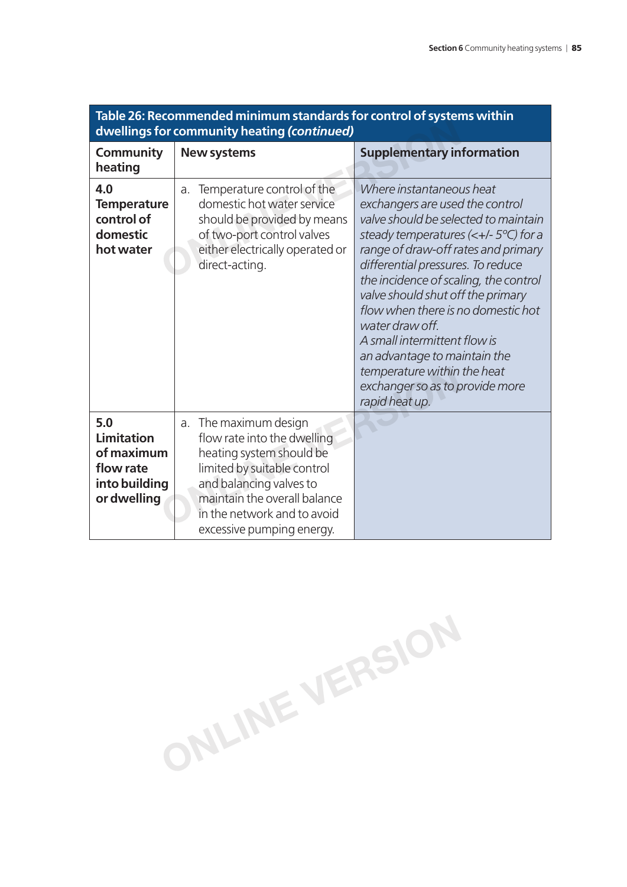**Table 26: Recommended minimum standards for control of systems within dwellings for community heating *(continued)***

| Community heating | New systems | Supplementary information |
|---|---|---|
| **4.0 Temperature control of domestic hot water** | a. Temperature control of the domestic hot water service should be provided by means of two-port control valves either electrically operated or direct-acting. | *Where instantaneous heat exchangers are used the control valve should be selected to maintain steady temperatures (<+/- 5°C) for a range of draw-off rates and primary differential pressures. To reduce the incidence of scaling, the control valve should shut off the primary flow when there is no domestic hot water draw off.*<br>*A small intermittent flow is an advantage to maintain the temperature within the heat exchanger so as to provide more rapid heat up.* |
| **5.0 Limitation of maximum flow rate into building or dwelling** | a. The maximum design flow rate into the dwelling heating system should be limited by suitable control and balancing valves to maintain the overall balance in the network and to avoid excessive pumping energy. | |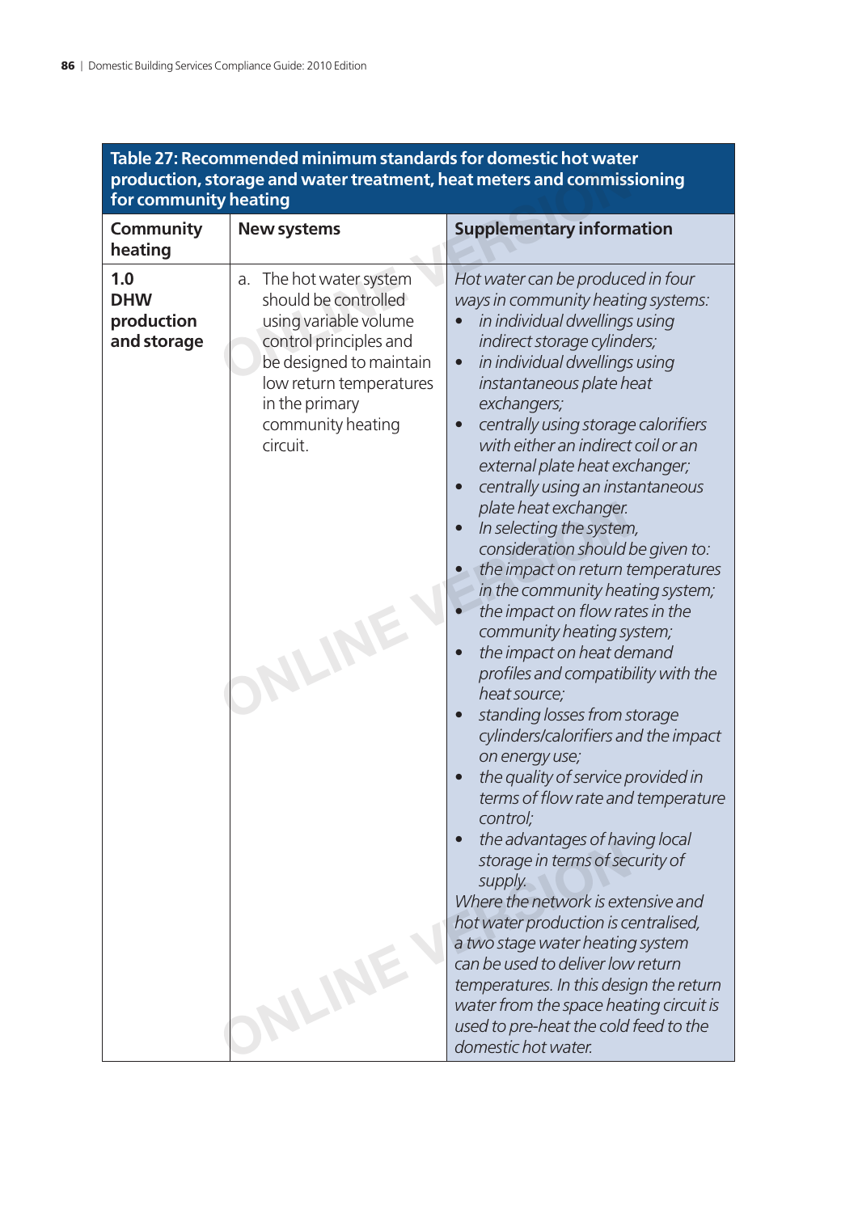**Table 27: Recommended minimum standards for domestic hot water production, storage and water treatment, heat meters and commissioning for community heating**

| Community heating | New systems | Supplementary information |
|---|---|---|
| **1.0 DHW production and storage** | a. The hot water system should be controlled using variable volume control principles and be designed to maintain low return temperatures in the primary community heating circuit. | *Hot water can be produced in four ways in community heating systems:*<br>• *in individual dwellings using indirect storage cylinders;*<br>• *in individual dwellings using instantaneous plate heat exchangers;*<br>• *centrally using storage calorifiers with either an indirect coil or an external plate heat exchanger;*<br>• *centrally using an instantaneous plate heat exchanger.*<br>• *In selecting the system, consideration should be given to:*<br>• *the impact on return temperatures in the community heating system;*<br>• *the impact on flow rates in the community heating system;*<br>• *the impact on heat demand profiles and compatibility with the heat source;*<br>• *standing losses from storage cylinders/calorifiers and the impact on energy use;*<br>• *the quality of service provided in terms of flow rate and temperature control;*<br>• *the advantages of having local storage in terms of security of supply.*<br>*Where the network is extensive and hot water production is centralised, a two stage water heating system can be used to deliver low return temperatures. In this design the return water from the space heating circuit is used to pre-heat the cold feed to the domestic hot water.* |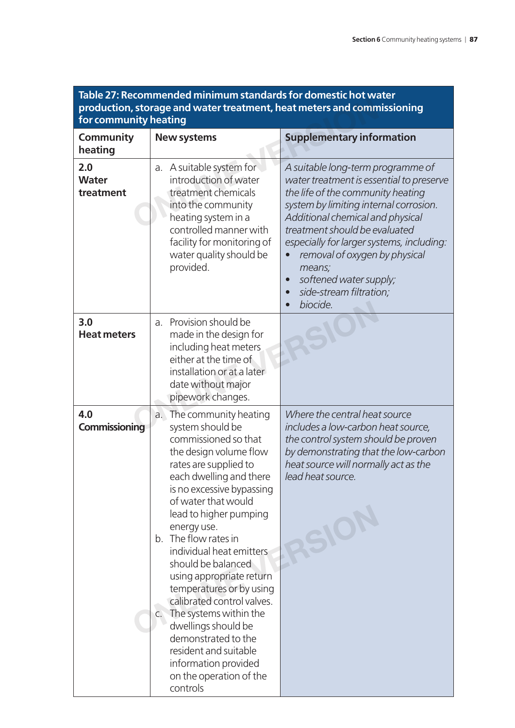**Table 27: Recommended minimum standards for domestic hot water production, storage and water treatment, heat meters and commissioning for community heating**

| Community heating | New systems | Supplementary information |
|---|---|---|
| **2.0 Water treatment** | a. A suitable system for introduction of water treatment chemicals into the community heating system in a controlled manner with facility for monitoring of water quality should be provided. | *A suitable long-term programme of water treatment is essential to preserve the life of the community heating system by limiting internal corrosion. Additional chemical and physical treatment should be evaluated especially for larger systems, including:*<br>• *removal of oxygen by physical means;*<br>• *softened water supply;*<br>• *side-stream filtration;*<br>• *biocide.* |
| **3.0 Heat meters** | a. Provision should be made in the design for including heat meters either at the time of installation or at a later date without major pipework changes. | |
| **4.0 Commissioning** | a. The community heating system should be commissioned so that the design volume flow rates are supplied to each dwelling and there is no excessive bypassing of water that would lead to higher pumping energy use.<br>b. The flow rates in individual heat emitters should be balanced using appropriate return temperatures or by using calibrated control valves.<br>c. The systems within the dwellings should be demonstrated to the resident and suitable information provided on the operation of the controls | *Where the central heat source includes a low-carbon heat source, the control system should be proven by demonstrating that the low-carbon heat source will normally act as the lead heat source.* |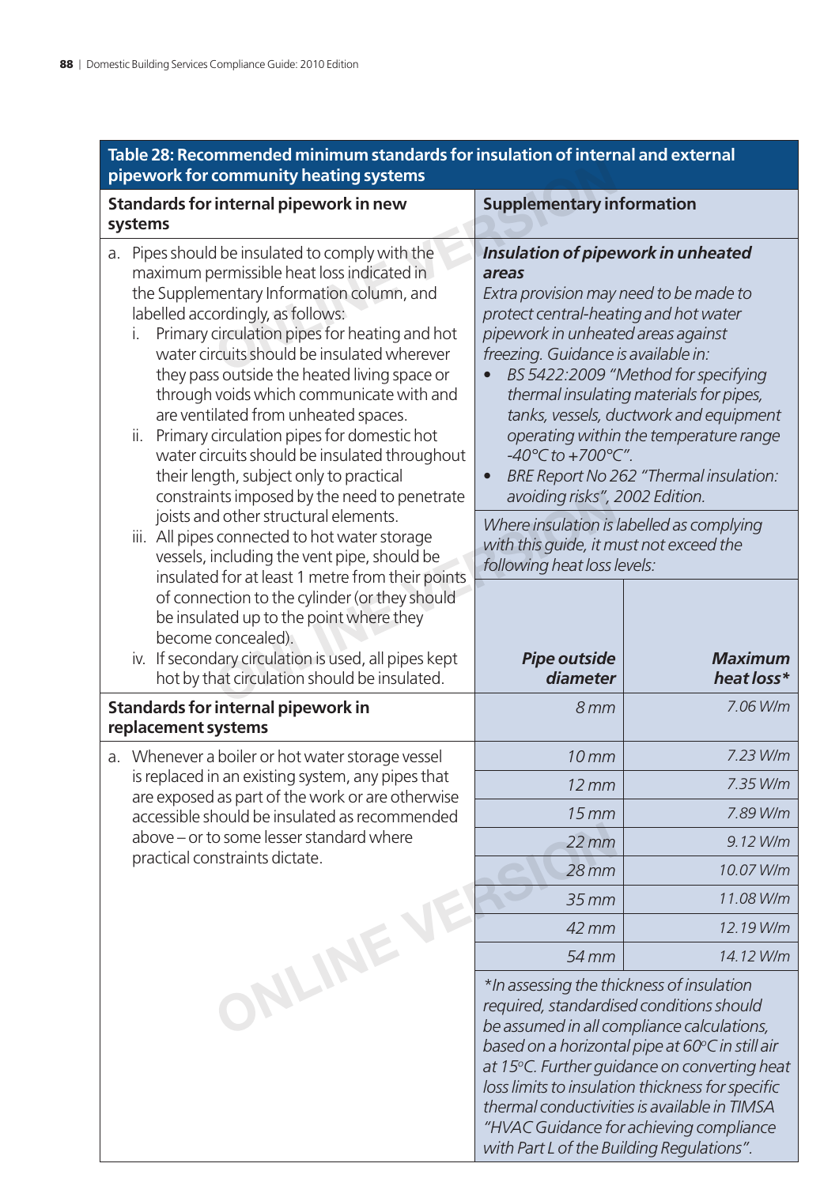## Table 28: Recommended minimum standards for insulation of internal and external pipework for community heating systems

| Standards for internal pipework in new systems | Supplementary information |
|---|---|
| a. Pipes should be insulated to comply with the maximum permissible heat loss indicated in the Supplementary Information column, and labelled accordingly, as follows:<br>i. Primary circulation pipes for heating and hot water circuits should be insulated wherever they pass outside the heated living space or through voids which communicate with and are ventilated from unheated spaces.<br>ii. Primary circulation pipes for domestic hot water circuits should be insulated throughout their length, subject only to practical constraints imposed by the need to penetrate joists and other structural elements.<br>iii. All pipes connected to hot water storage vessels, including the vent pipe, should be insulated for at least 1 metre from their points of connection to the cylinder (or they should be insulated up to the point where they become concealed).<br>iv. If secondary circulation is used, all pipes kept hot by that circulation should be insulated. | ***Insulation of pipework in unheated areas***<br>*Extra provision may need to be made to protect central-heating and hot water pipework in unheated areas against freezing. Guidance is available in:*<br>• *BS 5422:2009 "Method for specifying thermal insulating materials for pipes, tanks, vessels, ductwork and equipment operating within the temperature range -40°C to +700°C".*<br>• *BRE Report No 262 "Thermal insulation: avoiding risks", 2002 Edition.*<br><br>*Where insulation is labelled as complying with this guide, it must not exceed the following heat loss levels:* |

| Standards for internal pipework in replacement systems | Pipe outside diameter | Maximum heat loss* |
|---|---|---|
| a. Whenever a boiler or hot water storage vessel is replaced in an existing system, any pipes that are exposed as part of the work or are otherwise accessible should be insulated as recommended above – or to some lesser standard where practical constraints dictate. | *8 mm* | *7.06 W/m* |
| | *10 mm* | *7.23 W/m* |
| | *12 mm* | *7.35 W/m* |
| | *15 mm* | *7.89 W/m* |
| | *22 mm* | *9.12 W/m* |
| | *28 mm* | *10.07 W/m* |
| | *35 mm* | *11.08 W/m* |
| | *42 mm* | *12.19 W/m* |
| | *54 mm* | *14.12 W/m* |

*\*In assessing the thickness of insulation required, standardised conditions should be assumed in all compliance calculations, based on a horizontal pipe at 60°C in still air at 15°C. Further guidance on converting heat loss limits to insulation thickness for specific thermal conductivities is available in TIMSA "HVAC Guidance for achieving compliance with Part L of the Building Regulations".*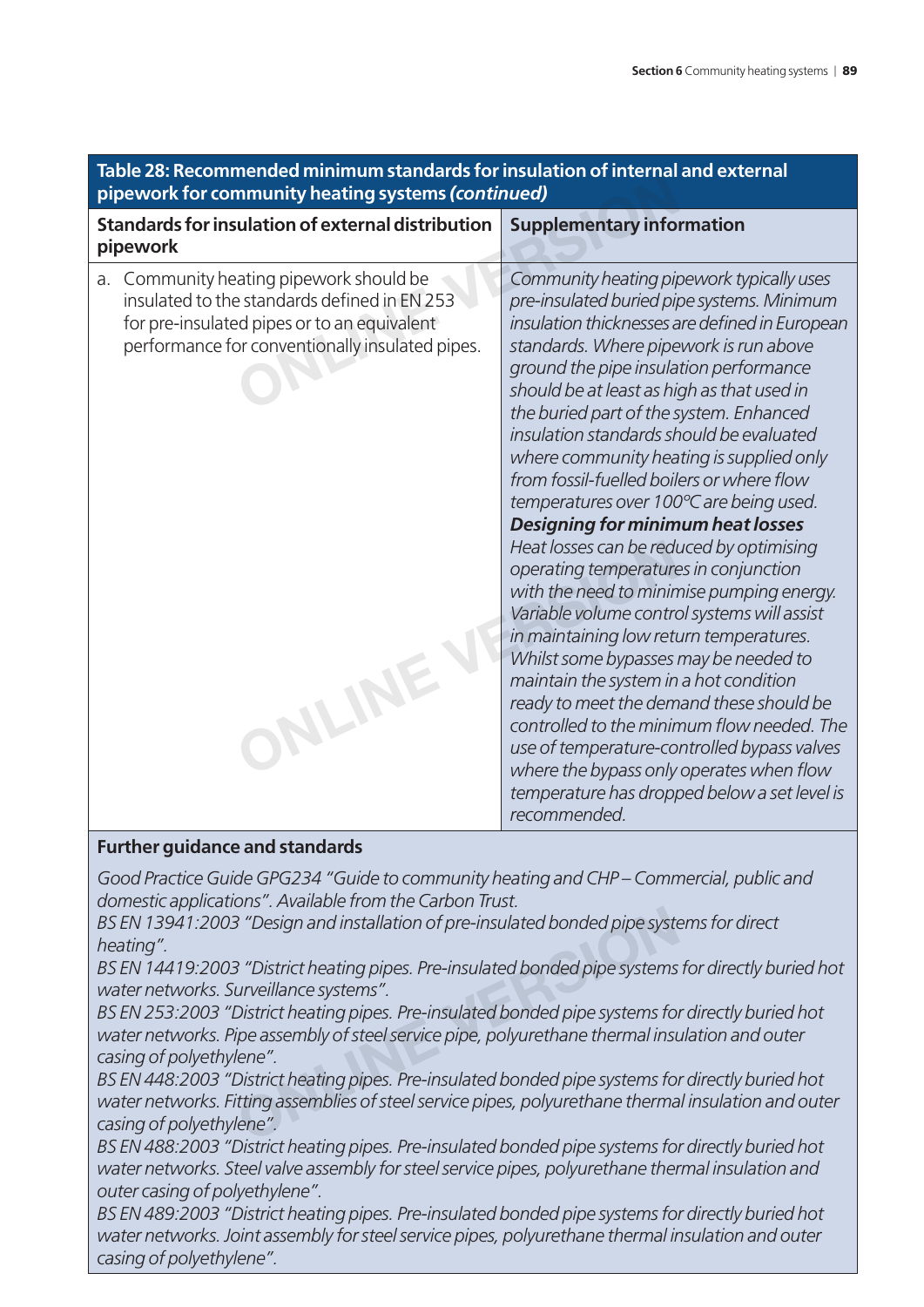**Table 28: Recommended minimum standards for insulation of internal and external pipework for community heating systems *(continued)***

| Standards for insulation of external distribution pipework | Supplementary information |
|---|---|
| a. Community heating pipework should be insulated to the standards defined in EN 253 for pre-insulated pipes or to an equivalent performance for conventionally insulated pipes. | *Community heating pipework typically uses pre-insulated buried pipe systems. Minimum insulation thicknesses are defined in European standards. Where pipework is run above ground the pipe insulation performance should be at least as high as that used in the buried part of the system. Enhanced insulation standards should be evaluated where community heating is supplied only from fossil-fuelled boilers or where flow temperatures over 100°C are being used.* <br> ***Designing for minimum heat losses*** <br> *Heat losses can be reduced by optimising operating temperatures in conjunction with the need to minimise pumping energy. Variable volume control systems will assist in maintaining low return temperatures. Whilst some bypasses may be needed to maintain the system in a hot condition ready to meet the demand these should be controlled to the minimum flow needed. The use of temperature-controlled bypass valves where the bypass only operates when flow temperature has dropped below a set level is recommended.* |

**Further guidance and standards**

*Good Practice Guide GPG234 "Guide to community heating and CHP – Commercial, public and domestic applications". Available from the Carbon Trust.*

*BS EN 13941:2003 "Design and installation of pre-insulated bonded pipe systems for direct heating".*

*BS EN 14419:2003 "District heating pipes. Pre-insulated bonded pipe systems for directly buried hot water networks. Surveillance systems".*

*BS EN 253:2003 "District heating pipes. Pre-insulated bonded pipe systems for directly buried hot water networks. Pipe assembly of steel service pipe, polyurethane thermal insulation and outer casing of polyethylene".*

*BS EN 448:2003 "District heating pipes. Pre-insulated bonded pipe systems for directly buried hot water networks. Fitting assemblies of steel service pipes, polyurethane thermal insulation and outer casing of polyethylene".*

*BS EN 488:2003 "District heating pipes. Pre-insulated bonded pipe systems for directly buried hot water networks. Steel valve assembly for steel service pipes, polyurethane thermal insulation and outer casing of polyethylene".*

*BS EN 489:2003 "District heating pipes. Pre-insulated bonded pipe systems for directly buried hot water networks. Joint assembly for steel service pipes, polyurethane thermal insulation and outer casing of polyethylene".*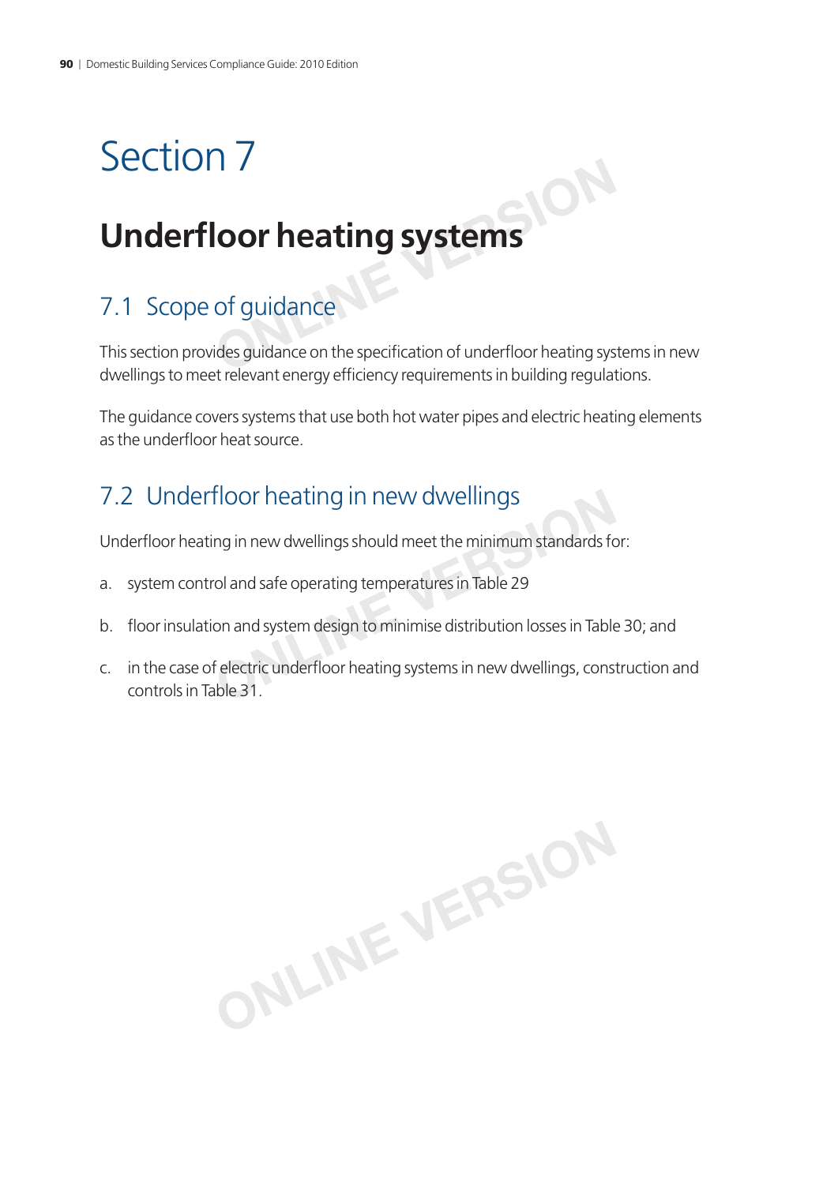# Section 7

## Underfloor heating systems

### 7.1 Scope of guidance

This section provides guidance on the specification of underfloor heating systems in new dwellings to meet relevant energy efficiency requirements in building regulations.

The guidance covers systems that use both hot water pipes and electric heating elements as the underfloor heat source.

### 7.2 Underfloor heating in new dwellings

Underfloor heating in new dwellings should meet the minimum standards for:

a. system control and safe operating temperatures in Table 29

b. floor insulation and system design to minimise distribution losses in Table 30; and

c. in the case of electric underfloor heating systems in new dwellings, construction and controls in Table 31.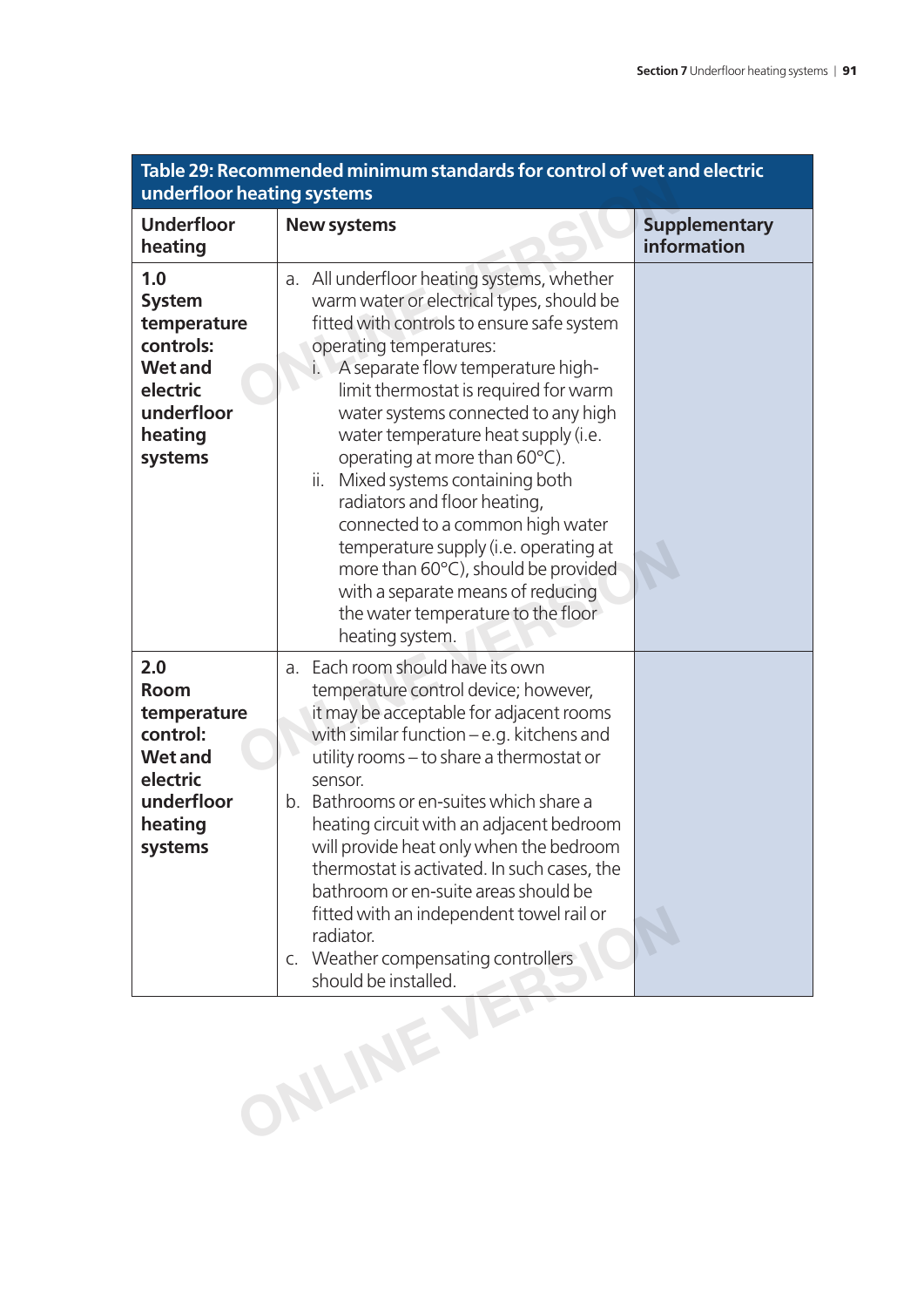**Table 29: Recommended minimum standards for control of wet and electric underfloor heating systems**

| Underfloor heating | New systems | Supplementary information |
|---|---|---|
| **1.0 System temperature controls: Wet and electric underfloor heating systems** | a. All underfloor heating systems, whether warm water or electrical types, should be fitted with controls to ensure safe system operating temperatures:<br>i. A separate flow temperature high-limit thermostat is required for warm water systems connected to any high water temperature heat supply (i.e. operating at more than 60°C).<br>ii. Mixed systems containing both radiators and floor heating, connected to a common high water temperature supply (i.e. operating at more than 60°C), should be provided with a separate means of reducing the water temperature to the floor heating system. | |
| **2.0 Room temperature control: Wet and electric underfloor heating systems** | a. Each room should have its own temperature control device; however, it may be acceptable for adjacent rooms with similar function – e.g. kitchens and utility rooms – to share a thermostat or sensor.<br>b. Bathrooms or en-suites which share a heating circuit with an adjacent bedroom will provide heat only when the bedroom thermostat is activated. In such cases, the bathroom or en-suite areas should be fitted with an independent towel rail or radiator.<br>c. Weather compensating controllers should be installed. | |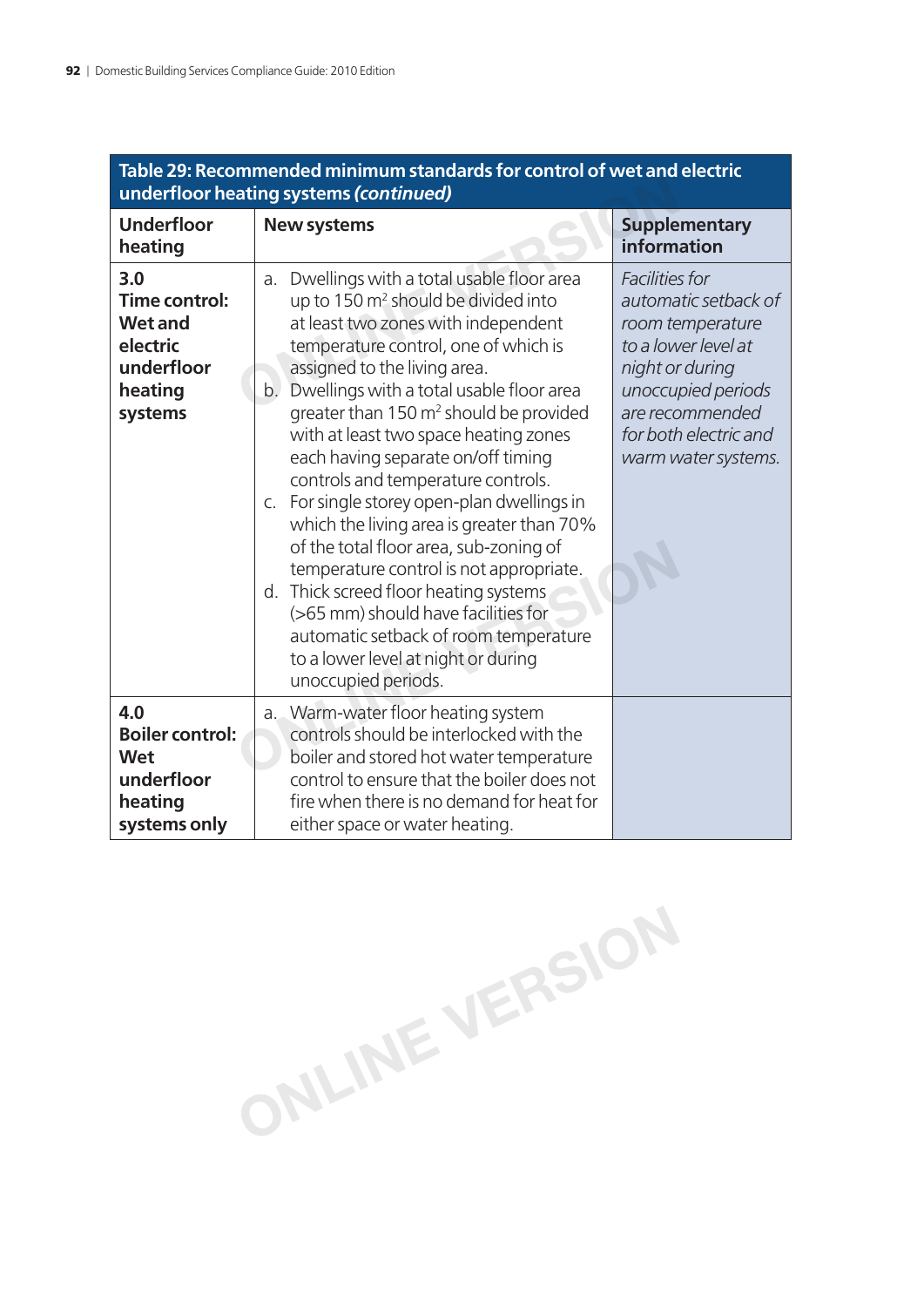**Table 29: Recommended minimum standards for control of wet and electric underfloor heating systems *(continued)***

| Underfloor heating | New systems | Supplementary information |
|---|---|---|
| **3.0 Time control: Wet and electric underfloor heating systems** | a. Dwellings with a total usable floor area up to 150 $m^2$ should be divided into at least two zones with independent temperature control, one of which is assigned to the living area.<br>b. Dwellings with a total usable floor area greater than 150 $m^2$ should be provided with at least two space heating zones each having separate on/off timing controls and temperature controls.<br>c. For single storey open-plan dwellings in which the living area is greater than 70% of the total floor area, sub-zoning of temperature control is not appropriate.<br>d. Thick screed floor heating systems (>65 mm) should have facilities for automatic setback of room temperature to a lower level at night or during unoccupied periods. | *Facilities for automatic setback of room temperature to a lower level at night or during unoccupied periods are recommended for both electric and warm water systems.* |
| **4.0 Boiler control: Wet underfloor heating systems only** | a. Warm-water floor heating system controls should be interlocked with the boiler and stored hot water temperature control to ensure that the boiler does not fire when there is no demand for heat for either space or water heating. | |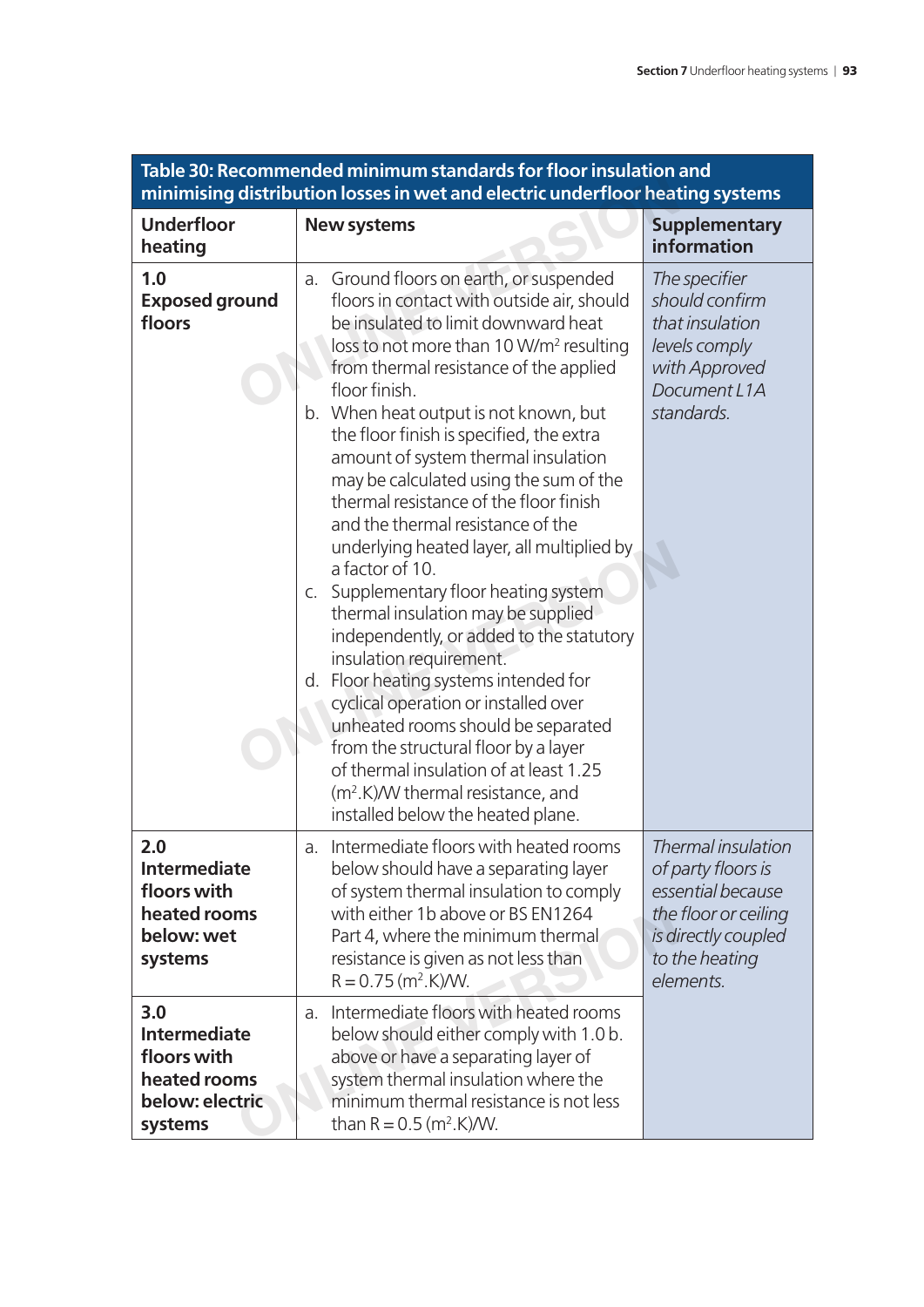**Table 30: Recommended minimum standards for floor insulation and minimising distribution losses in wet and electric underfloor heating systems**

| Underfloor heating | New systems | Supplementary information |
|---|---|---|
| **1.0 Exposed ground floors** | a. Ground floors on earth, or suspended floors in contact with outside air, should be insulated to limit downward heat loss to not more than 10 $W/m^2$ resulting from thermal resistance of the applied floor finish.<br>b. When heat output is not known, but the floor finish is specified, the extra amount of system thermal insulation may be calculated using the sum of the thermal resistance of the floor finish and the thermal resistance of the underlying heated layer, all multiplied by a factor of 10.<br>c. Supplementary floor heating system thermal insulation may be supplied independently, or added to the statutory insulation requirement.<br>d. Floor heating systems intended for cyclical operation or installed over unheated rooms should be separated from the structural floor by a layer of thermal insulation of at least 1.25 $(m^2.K)/W$ thermal resistance, and installed below the heated plane. | *The specifier should confirm that insulation levels comply with Approved Document L1A standards.* |
| **2.0 Intermediate floors with heated rooms below: wet systems** | a. Intermediate floors with heated rooms below should have a separating layer of system thermal insulation to comply with either 1b above or BS EN1264 Part 4, where the minimum thermal resistance is given as not less than $R = 0.75\ (m^2.K)/W$. | *Thermal insulation of party floors is essential because the floor or ceiling is directly coupled to the heating elements.* |
| **3.0 Intermediate floors with heated rooms below: electric systems** | a. Intermediate floors with heated rooms below should either comply with 1.0 b. above or have a separating layer of system thermal insulation where the minimum thermal resistance is not less than $R = 0.5\ (m^2.K)/W$. | |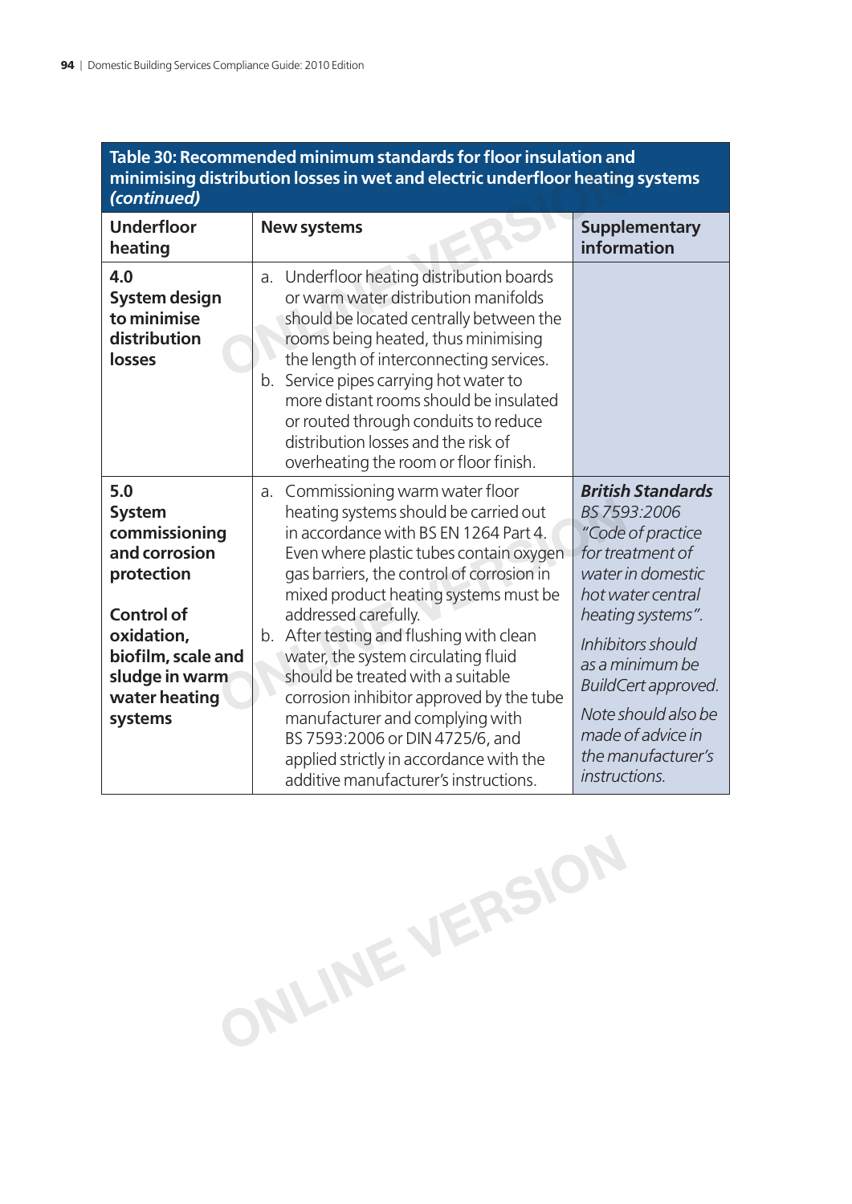**Table 30: Recommended minimum standards for floor insulation and minimising distribution losses in wet and electric underfloor heating systems *(continued)***

| Underfloor heating | New systems | Supplementary information |
|---|---|---|
| **4.0 System design to minimise distribution losses** | a. Underfloor heating distribution boards or warm water distribution manifolds should be located centrally between the rooms being heated, thus minimising the length of interconnecting services.<br>b. Service pipes carrying hot water to more distant rooms should be insulated or routed through conduits to reduce distribution losses and the risk of overheating the room or floor finish. | |
| **5.0 System commissioning and corrosion protection**<br><br>**Control of oxidation, biofilm, scale and sludge in warm water heating systems** | a. Commissioning warm water floor heating systems should be carried out in accordance with BS EN 1264 Part 4. Even where plastic tubes contain oxygen gas barriers, the control of corrosion in mixed product heating systems must be addressed carefully.<br>b. After testing and flushing with clean water, the system circulating fluid should be treated with a suitable corrosion inhibitor approved by the tube manufacturer and complying with BS 7593:2006 or DIN 4725/6, and applied strictly in accordance with the additive manufacturer's instructions. | ***British Standards***<br>*BS 7593:2006 "Code of practice for treatment of water in domestic hot water central heating systems".*<br><br>*Inhibitors should as a minimum be BuildCert approved.*<br><br>*Note should also be made of advice in the manufacturer's instructions.* |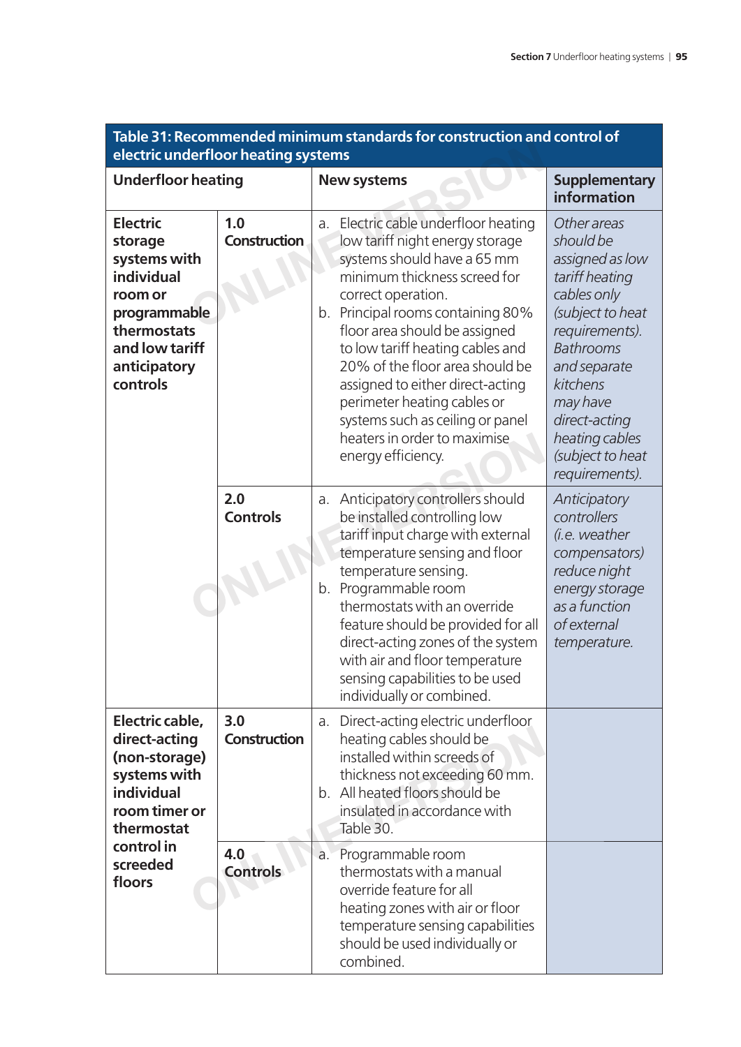**Table 31: Recommended minimum standards for construction and control of electric underfloor heating systems**

| Underfloor heating | | New systems | Supplementary information |
|---|---|---|---|
| **Electric storage systems with individual room or programmable thermostats and low tariff anticipatory controls** | **1.0 Construction** | a. Electric cable underfloor heating low tariff night energy storage systems should have a 65 mm minimum thickness screed for correct operation.<br>b. Principal rooms containing 80% floor area should be assigned to low tariff heating cables and 20% of the floor area should be assigned to either direct-acting perimeter heating cables or systems such as ceiling or panel heaters in order to maximise energy efficiency. | *Other areas should be assigned as low tariff heating cables only (subject to heat requirements). Bathrooms and separate kitchens may have direct-acting heating cables (subject to heat requirements).* |
| | **2.0 Controls** | a. Anticipatory controllers should be installed controlling low tariff input charge with external temperature sensing and floor temperature sensing.<br>b. Programmable room thermostats with an override feature should be provided for all direct-acting zones of the system with air and floor temperature sensing capabilities to be used individually or combined. | *Anticipatory controllers (i.e. weather compensators) reduce night energy storage as a function of external temperature.* |
| **Electric cable, direct-acting (non-storage) systems with individual room timer or thermostat control in screeded floors** | **3.0 Construction** | a. Direct-acting electric underfloor heating cables should be installed within screeds of thickness not exceeding 60 mm.<br>b. All heated floors should be insulated in accordance with Table 30. | |
| | **4.0 Controls** | a. Programmable room thermostats with a manual override feature for all heating zones with air or floor temperature sensing capabilities should be used individually or combined. | |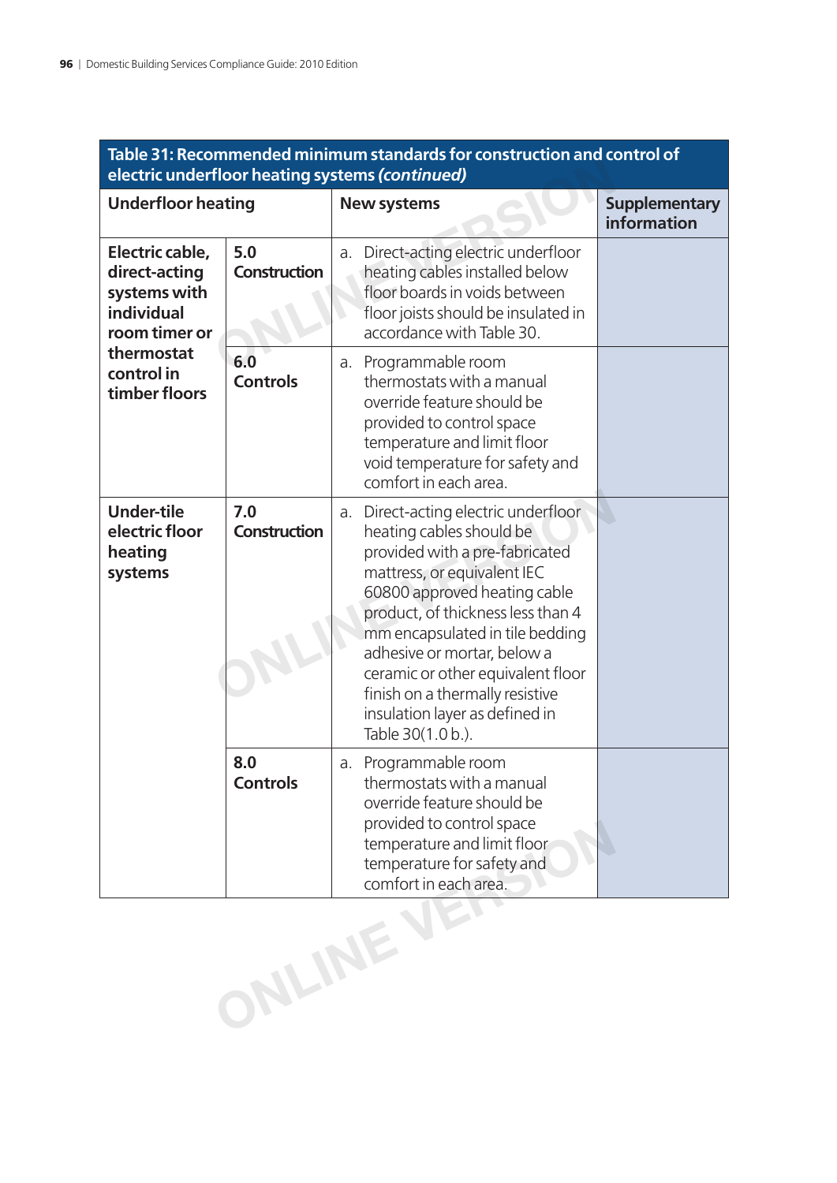| Table 31: Recommended minimum standards for construction and control of electric underfloor heating systems *(continued)* | | | |
|---|---|---|---|
| **Underfloor heating** | | **New systems** | **Supplementary information** |
| **Electric cable, direct-acting systems with individual room timer or thermostat control in timber floors** | **5.0 Construction** | a. Direct-acting electric underfloor heating cables installed below floor boards in voids between floor joists should be insulated in accordance with Table 30. | |
| | **6.0 Controls** | a. Programmable room thermostats with a manual override feature should be provided to control space temperature and limit floor void temperature for safety and comfort in each area. | |
| **Under-tile electric floor heating systems** | **7.0 Construction** | a. Direct-acting electric underfloor heating cables should be provided with a pre-fabricated mattress, or equivalent IEC 60800 approved heating cable product, of thickness less than 4 mm encapsulated in tile bedding adhesive or mortar, below a ceramic or other equivalent floor finish on a thermally resistive insulation layer as defined in Table 30(1.0 b.). | |
| | **8.0 Controls** | a. Programmable room thermostats with a manual override feature should be provided to control space temperature and limit floor temperature for safety and comfort in each area. | |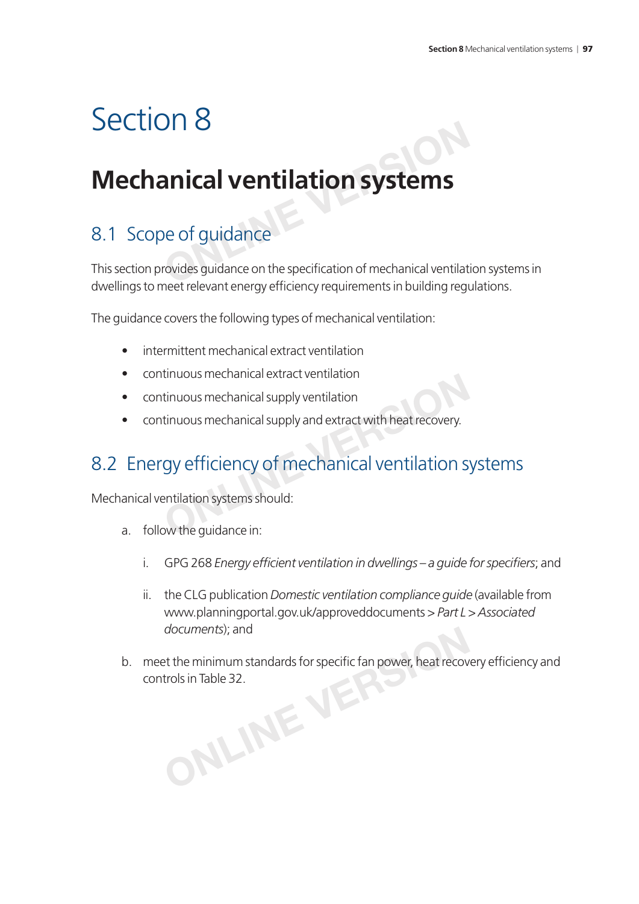# Section 8

## Mechanical ventilation systems

### 8.1 Scope of guidance

This section provides guidance on the specification of mechanical ventilation systems in dwellings to meet relevant energy efficiency requirements in building regulations.

The guidance covers the following types of mechanical ventilation:

- intermittent mechanical extract ventilation
- continuous mechanical extract ventilation
- continuous mechanical supply ventilation
- continuous mechanical supply and extract with heat recovery.

### 8.2 Energy efficiency of mechanical ventilation systems

Mechanical ventilation systems should:

a. follow the guidance in:

   i. GPG 268 *Energy efficient ventilation in dwellings – a guide for specifiers*; and

   ii. the CLG publication *Domestic ventilation compliance guide* (available from www.planningportal.gov.uk/approveddocuments > *Part L* > *Associated documents*); and

b. meet the minimum standards for specific fan power, heat recovery efficiency and controls in Table 32.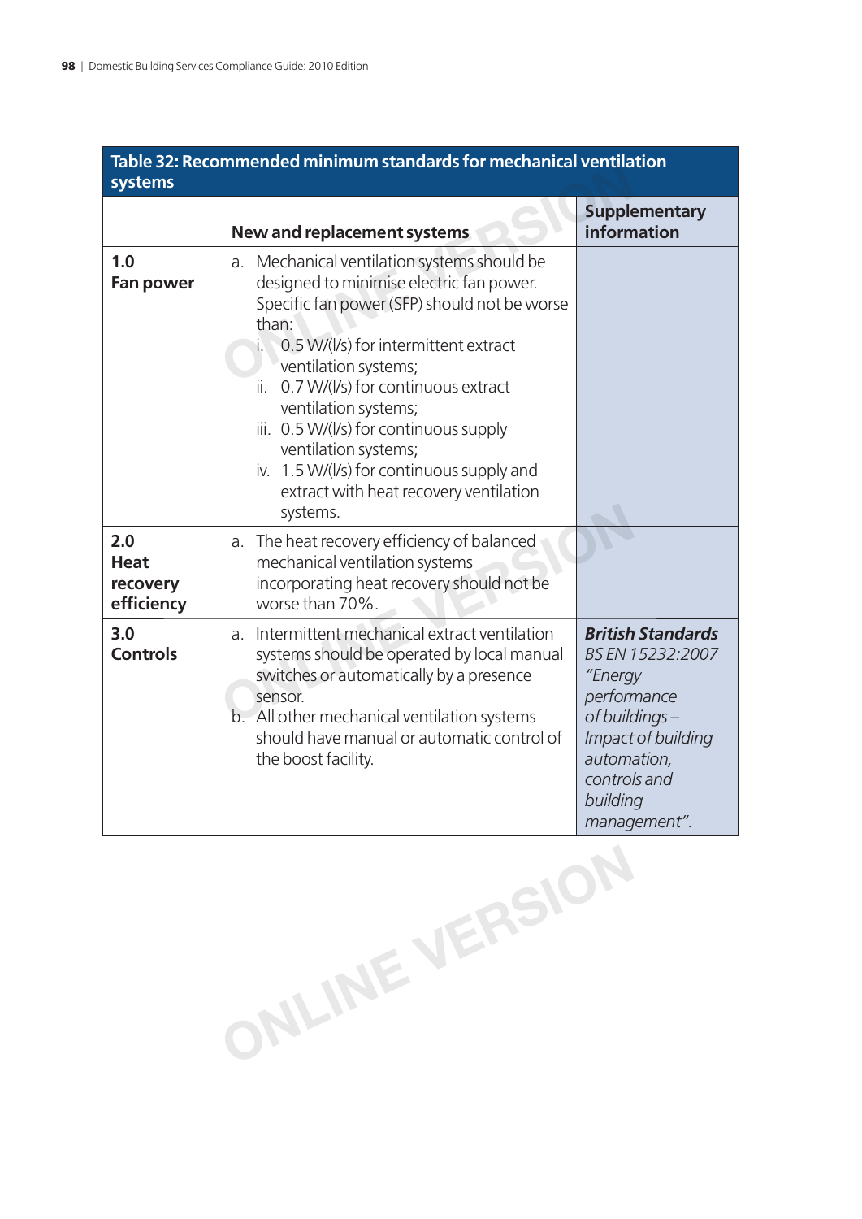**Table 32: Recommended minimum standards for mechanical ventilation systems**

| | New and replacement systems | Supplementary information |
|---|---|---|
| **1.0 Fan power** | a. Mechanical ventilation systems should be designed to minimise electric fan power. Specific fan power (SFP) should not be worse than:<br>i. 0.5 W/(l/s) for intermittent extract ventilation systems;<br>ii. 0.7 W/(l/s) for continuous extract ventilation systems;<br>iii. 0.5 W/(l/s) for continuous supply ventilation systems;<br>iv. 1.5 W/(l/s) for continuous supply and extract with heat recovery ventilation systems. | |
| **2.0 Heat recovery efficiency** | a. The heat recovery efficiency of balanced mechanical ventilation systems incorporating heat recovery should not be worse than 70%. | |
| **3.0 Controls** | a. Intermittent mechanical extract ventilation systems should be operated by local manual switches or automatically by a presence sensor.<br>b. All other mechanical ventilation systems should have manual or automatic control of the boost facility. | ***British Standards***<br>*BS EN 15232:2007 "Energy performance of buildings – Impact of building automation, controls and building management".* |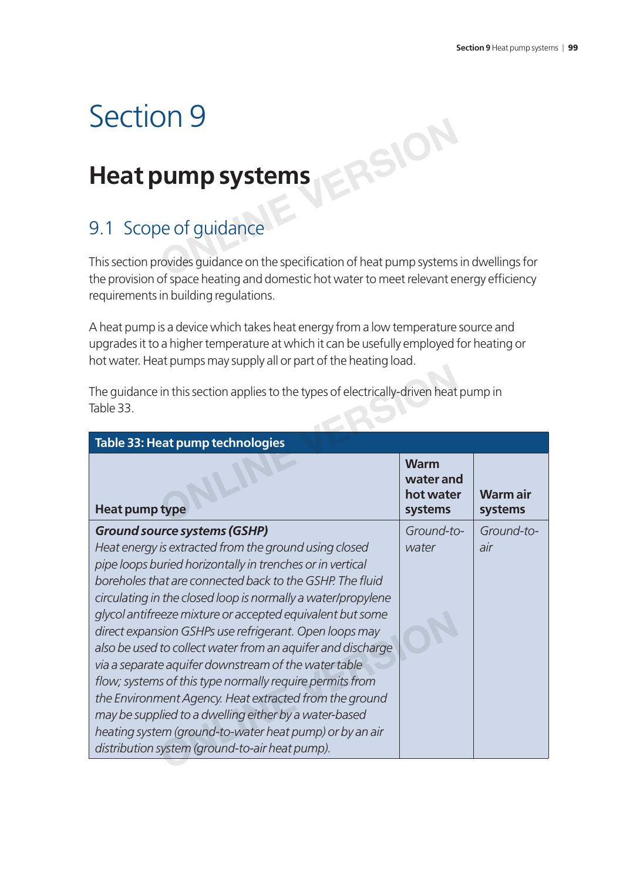# Section 9

# Heat pump systems

## 9.1 Scope of guidance

This section provides guidance on the specification of heat pump systems in dwellings for the provision of space heating and domestic hot water to meet relevant energy efficiency requirements in building regulations.

A heat pump is a device which takes heat energy from a low temperature source and upgrades it to a higher temperature at which it can be usefully employed for heating or hot water. Heat pumps may supply all or part of the heating load.

The guidance in this section applies to the types of electrically-driven heat pump in Table 33.

**Table 33: Heat pump technologies**

| Heat pump type | Warm water and hot water systems | Warm air systems |
|---|---|---|
| ***Ground source systems (GSHP)*** *Heat energy is extracted from the ground using closed pipe loops buried horizontally in trenches or in vertical boreholes that are connected back to the GSHP. The fluid circulating in the closed loop is normally a water/propylene glycol antifreeze mixture or accepted equivalent but some direct expansion GSHPs use refrigerant. Open loops may also be used to collect water from an aquifer and discharge via a separate aquifer downstream of the water table flow; systems of this type normally require permits from the Environment Agency. Heat extracted from the ground may be supplied to a dwelling either by a water-based heating system (ground-to-water heat pump) or by an air distribution system (ground-to-air heat pump).* | *Ground-to-water* | *Ground-to-air* |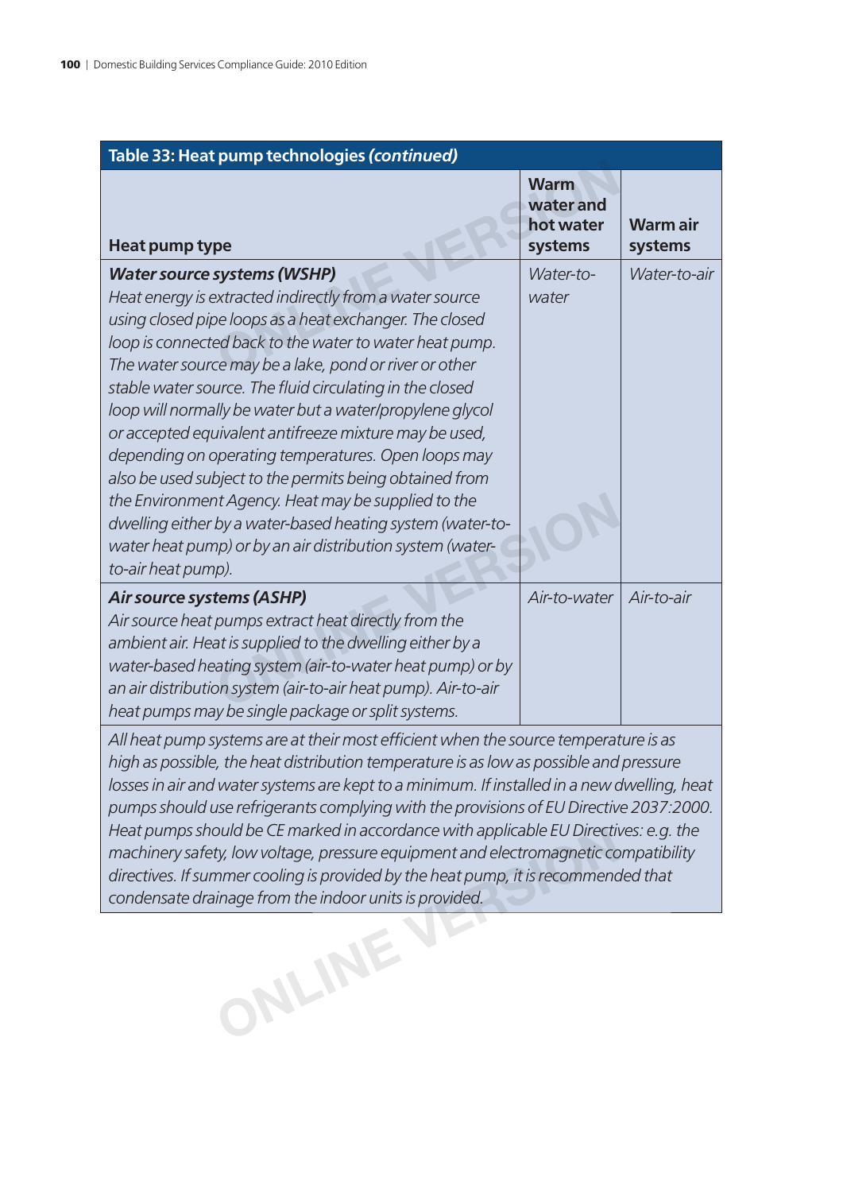| Table 33: Heat pump technologies *(continued)* | | |
|---|---|---|
| **Heat pump type** | **Warm water and hot water systems** | **Warm air systems** |
| ***Water source systems (WSHP)*** *Heat energy is extracted indirectly from a water source using closed pipe loops as a heat exchanger. The closed loop is connected back to the water to water heat pump. The water source may be a lake, pond or river or other stable water source. The fluid circulating in the closed loop will normally be water but a water/propylene glycol or accepted equivalent antifreeze mixture may be used, depending on operating temperatures. Open loops may also be used subject to the permits being obtained from the Environment Agency. Heat may be supplied to the dwelling either by a water-based heating system (water-to-water heat pump) or by an air distribution system (water-to-air heat pump).* | *Water-to-water* | *Water-to-air* |
| ***Air source systems (ASHP)*** *Air source heat pumps extract heat directly from the ambient air. Heat is supplied to the dwelling either by a water-based heating system (air-to-water heat pump) or by an air distribution system (air-to-air heat pump). Air-to-air heat pumps may be single package or split systems.* | *Air-to-water* | *Air-to-air* |
| *All heat pump systems are at their most efficient when the source temperature is as high as possible, the heat distribution temperature is as low as possible and pressure losses in air and water systems are kept to a minimum. If installed in a new dwelling, heat pumps should use refrigerants complying with the provisions of EU Directive 2037:2000. Heat pumps should be CE marked in accordance with applicable EU Directives: e.g. the machinery safety, low voltage, pressure equipment and electromagnetic compatibility directives. If summer cooling is provided by the heat pump, it is recommended that condensate drainage from the indoor units is provided.* | | |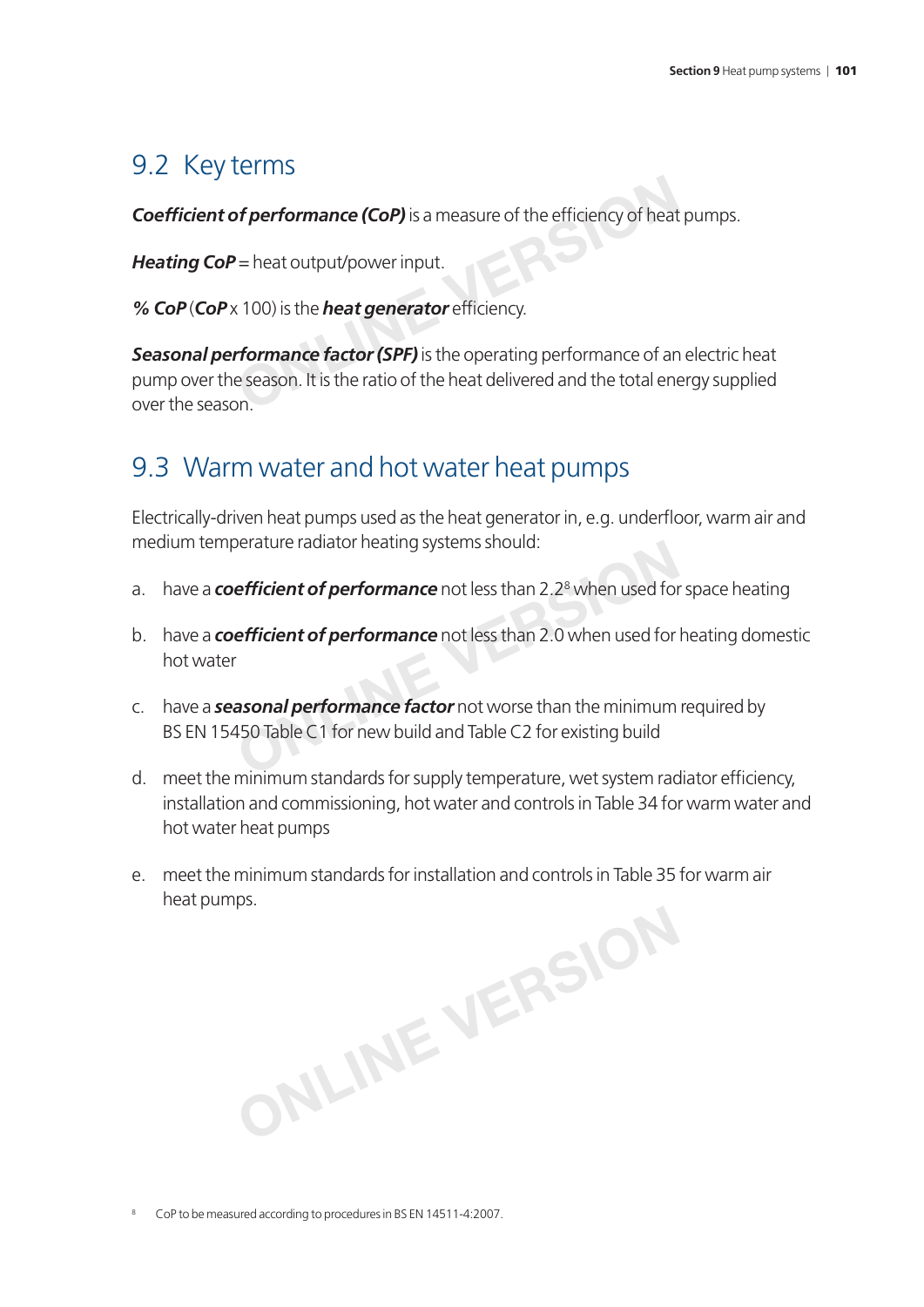## 9.2 Key terms

***Coefficient of performance (CoP)*** is a measure of the efficiency of heat pumps.

***Heating CoP*** = heat output/power input.

***% CoP*** (***CoP*** x 100) is the ***heat generator*** efficiency.

***Seasonal performance factor (SPF)*** is the operating performance of an electric heat pump over the season. It is the ratio of the heat delivered and the total energy supplied over the season.

## 9.3 Warm water and hot water heat pumps

Electrically-driven heat pumps used as the heat generator in, e.g. underfloor, warm air and medium temperature radiator heating systems should:

a. have a ***coefficient of performance*** not less than 2.2[8] when used for space heating

b. have a ***coefficient of performance*** not less than 2.0 when used for heating domestic hot water

c. have a ***seasonal performance factor*** not worse than the minimum required by BS EN 15450 Table C1 for new build and Table C2 for existing build

d. meet the minimum standards for supply temperature, wet system radiator efficiency, installation and commissioning, hot water and controls in Table 34 for warm water and hot water heat pumps

e. meet the minimum standards for installation and controls in Table 35 for warm air heat pumps.

[8] CoP to be measured according to procedures in BS EN 14511-4:2007.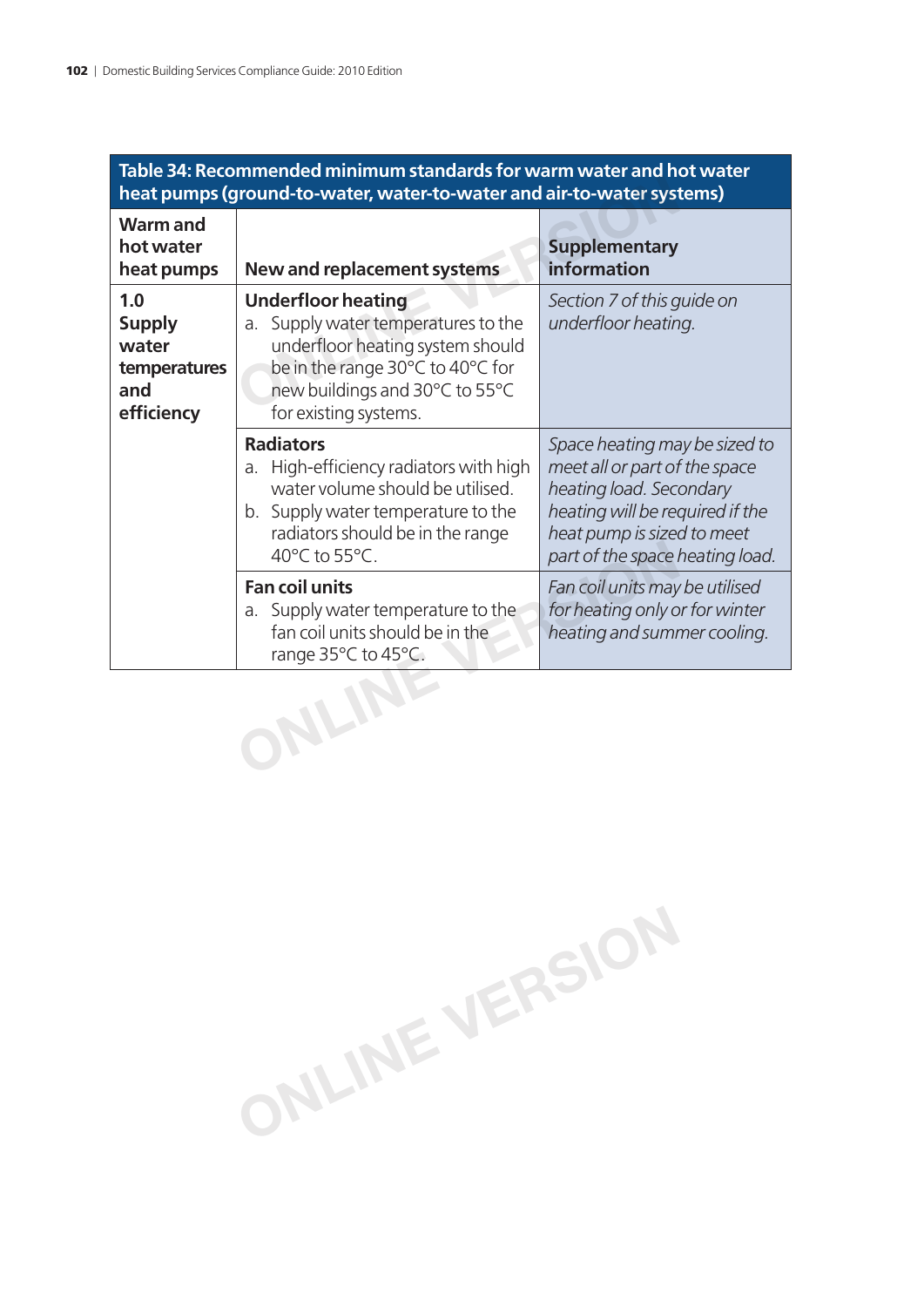**Table 34: Recommended minimum standards for warm water and hot water heat pumps (ground-to-water, water-to-water and air-to-water systems)**

| Warm and hot water heat pumps | New and replacement systems | Supplementary information |
|---|---|---|
| **1.0 Supply water temperatures and efficiency** | **Underfloor heating**<br>a. Supply water temperatures to the underfloor heating system should be in the range 30°C to 40°C for new buildings and 30°C to 55°C for existing systems. | *Section 7 of this guide on underfloor heating.* |
| | **Radiators**<br>a. High-efficiency radiators with high water volume should be utilised.<br>b. Supply water temperature to the radiators should be in the range 40°C to 55°C. | *Space heating may be sized to meet all or part of the space heating load. Secondary heating will be required if the heat pump is sized to meet part of the space heating load.* |
| | **Fan coil units**<br>a. Supply water temperature to the fan coil units should be in the range 35°C to 45°C. | *Fan coil units may be utilised for heating only or for winter heating and summer cooling.* |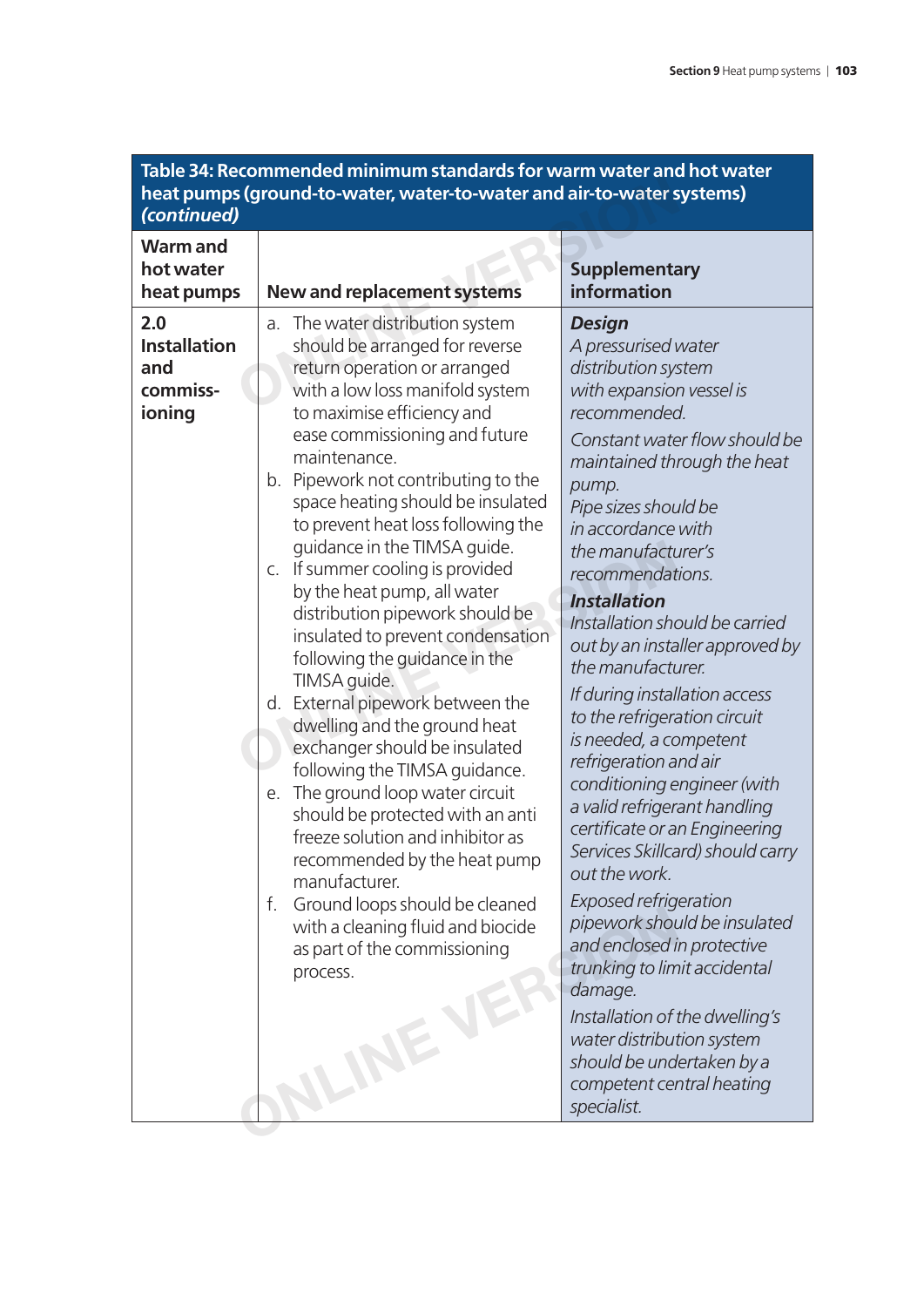**Table 34: Recommended minimum standards for warm water and hot water heat pumps (ground-to-water, water-to-water and air-to-water systems) *(continued)***

| Warm and hot water heat pumps | New and replacement systems | Supplementary information |
|---|---|---|
| **2.0 Installation and commissioning** | a. The water distribution system should be arranged for reverse return operation or arranged with a low loss manifold system to maximise efficiency and ease commissioning and future maintenance.<br>b. Pipework not contributing to the space heating should be insulated to prevent heat loss following the guidance in the TIMSA guide.<br>c. If summer cooling is provided by the heat pump, all water distribution pipework should be insulated to prevent condensation following the guidance in the TIMSA guide.<br>d. External pipework between the dwelling and the ground heat exchanger should be insulated following the TIMSA guidance.<br>e. The ground loop water circuit should be protected with an anti freeze solution and inhibitor as recommended by the heat pump manufacturer.<br>f. Ground loops should be cleaned with a cleaning fluid and biocide as part of the commissioning process. | ***Design***<br>*A pressurised water distribution system with expansion vessel is recommended.*<br>*Constant water flow should be maintained through the heat pump.*<br>*Pipe sizes should be in accordance with the manufacturer's recommendations.*<br>***Installation***<br>*Installation should be carried out by an installer approved by the manufacturer.*<br>*If during installation access to the refrigeration circuit is needed, a competent refrigeration and air conditioning engineer (with a valid refrigerant handling certificate or an Engineering Services Skillcard) should carry out the work.*<br>*Exposed refrigeration pipework should be insulated and enclosed in protective trunking to limit accidental damage.*<br>*Installation of the dwelling's water distribution system should be undertaken by a competent central heating specialist.* |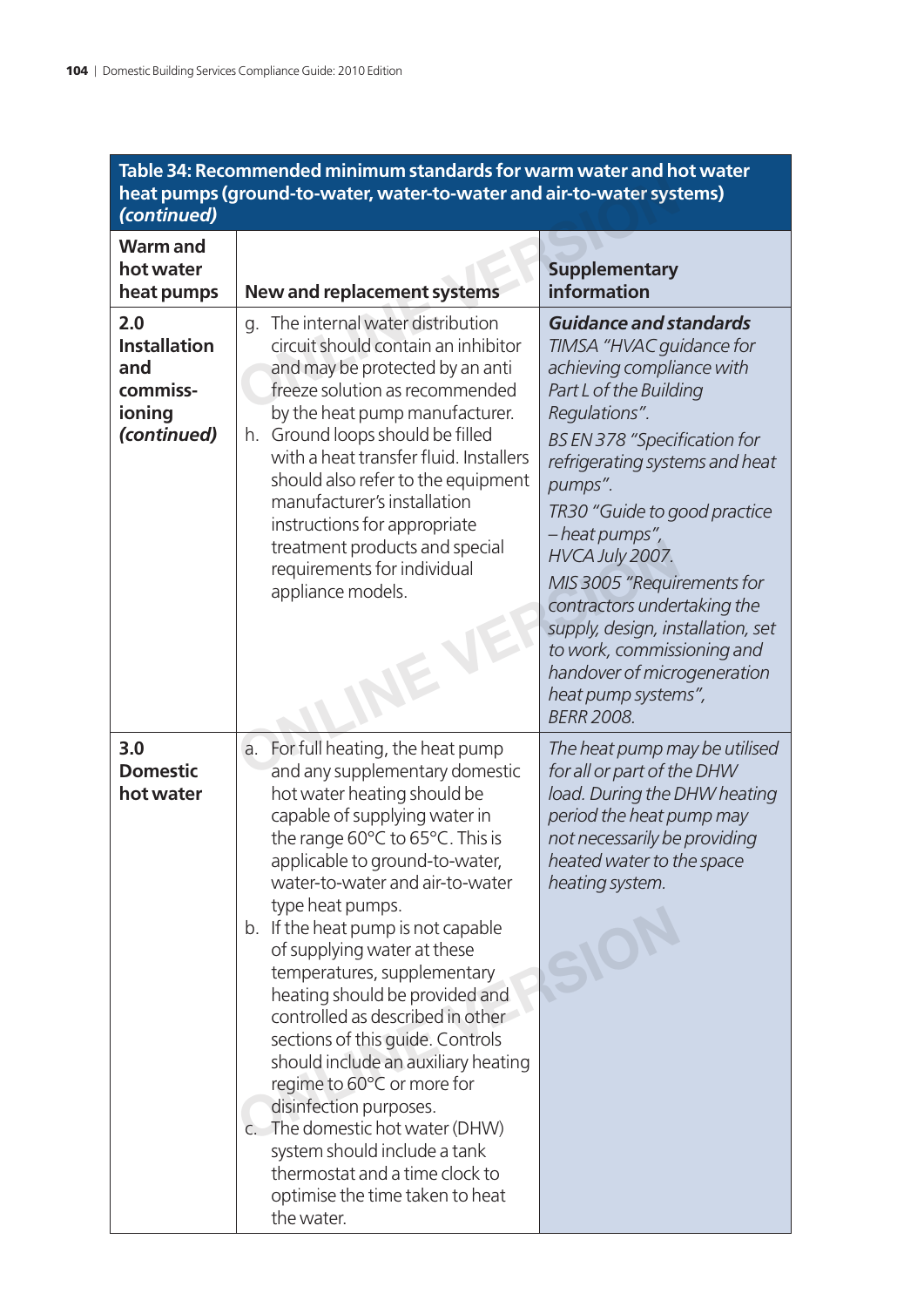**Table 34: Recommended minimum standards for warm water and hot water heat pumps (ground-to-water, water-to-water and air-to-water systems) *(continued)***

| Warm and hot water heat pumps | New and replacement systems | Supplementary information |
|---|---|---|
| **2.0 Installation and commissioning *(continued)*** | g. The internal water distribution circuit should contain an inhibitor and may be protected by an anti freeze solution as recommended by the heat pump manufacturer.<br>h. Ground loops should be filled with a heat transfer fluid. Installers should also refer to the equipment manufacturer's installation instructions for appropriate treatment products and special requirements for individual appliance models. | ***Guidance and standards***<br>*TIMSA "HVAC guidance for achieving compliance with Part L of the Building Regulations".*<br>*BS EN 378 "Specification for refrigerating systems and heat pumps".*<br>*TR30 "Guide to good practice – heat pumps", HVCA July 2007.*<br>*MIS 3005 "Requirements for contractors undertaking the supply, design, installation, set to work, commissioning and handover of microgeneration heat pump systems", BERR 2008.* |
| **3.0 Domestic hot water** | a. For full heating, the heat pump and any supplementary domestic hot water heating should be capable of supplying water in the range 60°C to 65°C. This is applicable to ground-to-water, water-to-water and air-to-water type heat pumps.<br>b. If the heat pump is not capable of supplying water at these temperatures, supplementary heating should be provided and controlled as described in other sections of this guide. Controls should include an auxiliary heating regime to 60°C or more for disinfection purposes.<br>c. The domestic hot water (DHW) system should include a tank thermostat and a time clock to optimise the time taken to heat the water. | *The heat pump may be utilised for all or part of the DHW load. During the DHW heating period the heat pump may not necessarily be providing heated water to the space heating system.* |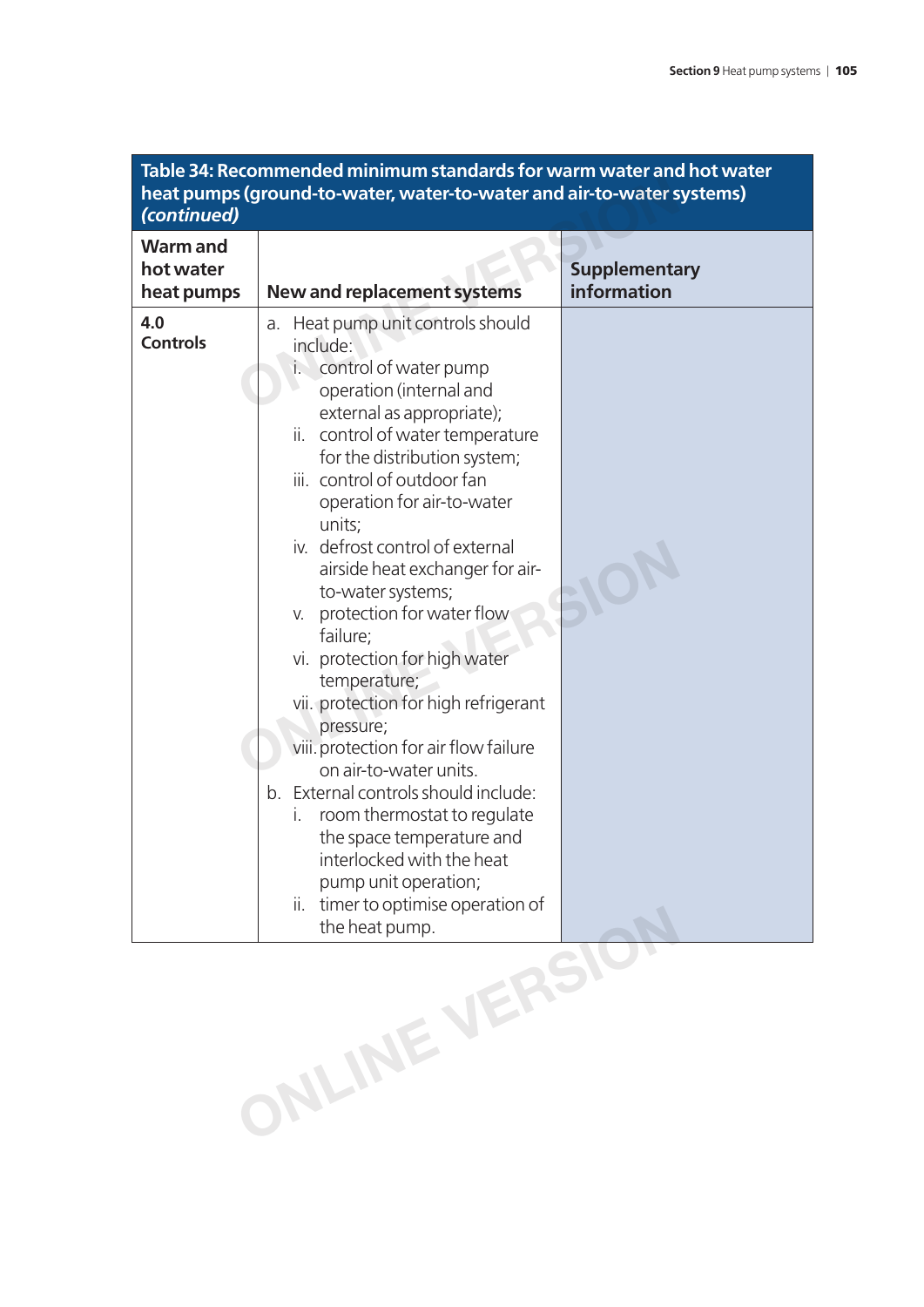**Table 34: Recommended minimum standards for warm water and hot water heat pumps (ground-to-water, water-to-water and air-to-water systems) *(continued)***

| Warm and hot water heat pumps | New and replacement systems | Supplementary information |
|---|---|---|
| **4.0 Controls** | a. Heat pump unit controls should include:<br>i. control of water pump operation (internal and external as appropriate);<br>ii. control of water temperature for the distribution system;<br>iii. control of outdoor fan operation for air-to-water units;<br>iv. defrost control of external airside heat exchanger for air-to-water systems;<br>v. protection for water flow failure;<br>vi. protection for high water temperature;<br>vii. protection for high refrigerant pressure;<br>viii. protection for air flow failure on air-to-water units.<br>b. External controls should include:<br>i. room thermostat to regulate the space temperature and interlocked with the heat pump unit operation;<br>ii. timer to optimise operation of the heat pump. | |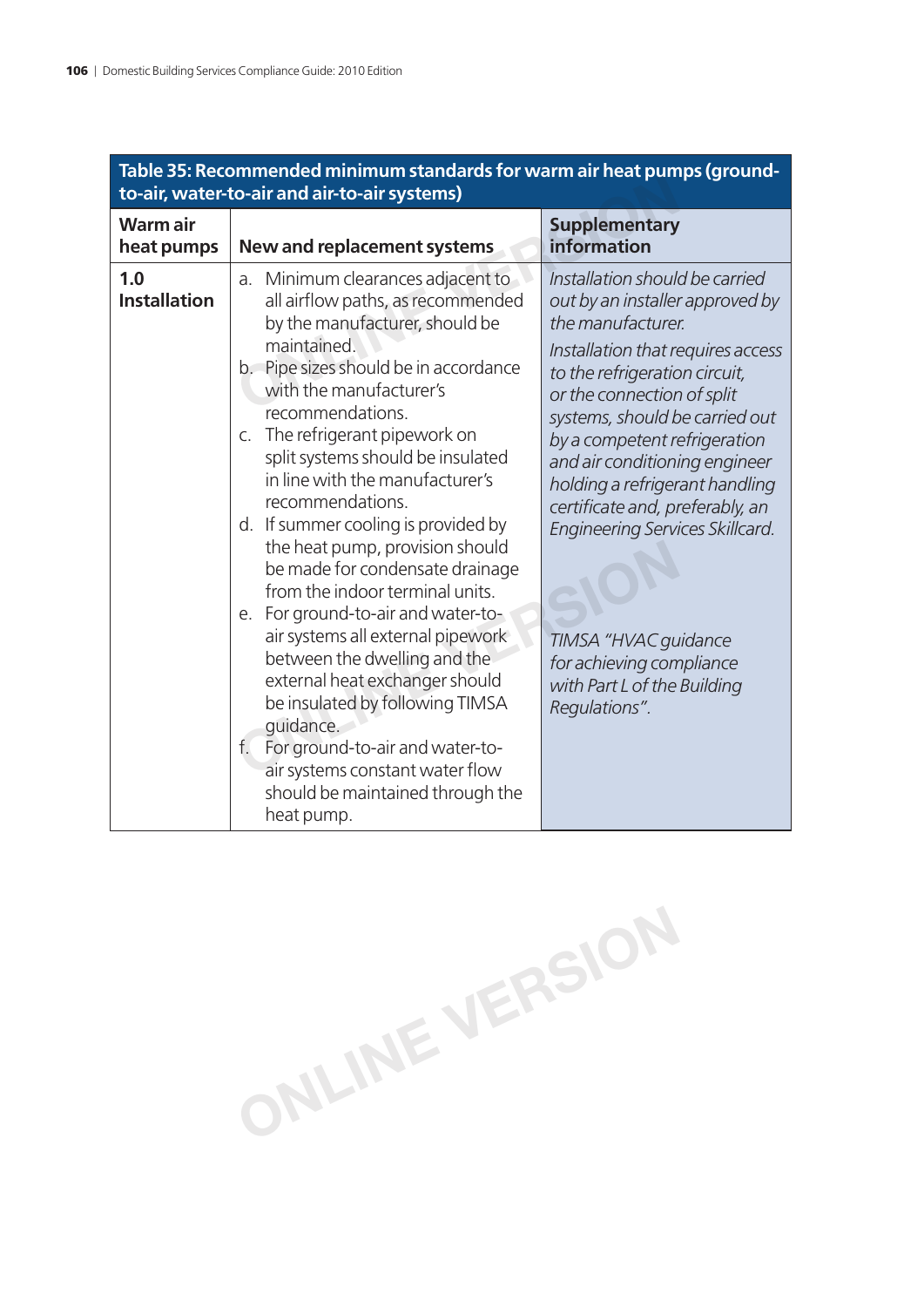**Table 35: Recommended minimum standards for warm air heat pumps (ground-to-air, water-to-air and air-to-air systems)**

| Warm air heat pumps | New and replacement systems | Supplementary information |
|---|---|---|
| **1.0 Installation** | a. Minimum clearances adjacent to all airflow paths, as recommended by the manufacturer, should be maintained.<br>b. Pipe sizes should be in accordance with the manufacturer's recommendations.<br>c. The refrigerant pipework on split systems should be insulated in line with the manufacturer's recommendations.<br>d. If summer cooling is provided by the heat pump, provision should be made for condensate drainage from the indoor terminal units.<br>e. For ground-to-air and water-to-air systems all external pipework between the dwelling and the external heat exchanger should be insulated by following TIMSA guidance.<br>f. For ground-to-air and water-to-air systems constant water flow should be maintained through the heat pump. | *Installation should be carried out by an installer approved by the manufacturer.*<br>*Installation that requires access to the refrigeration circuit, or the connection of split systems, should be carried out by a competent refrigeration and air conditioning engineer holding a refrigerant handling certificate and, preferably, an Engineering Services Skillcard.*<br>*TIMSA "HVAC guidance for achieving compliance with Part L of the Building Regulations".* |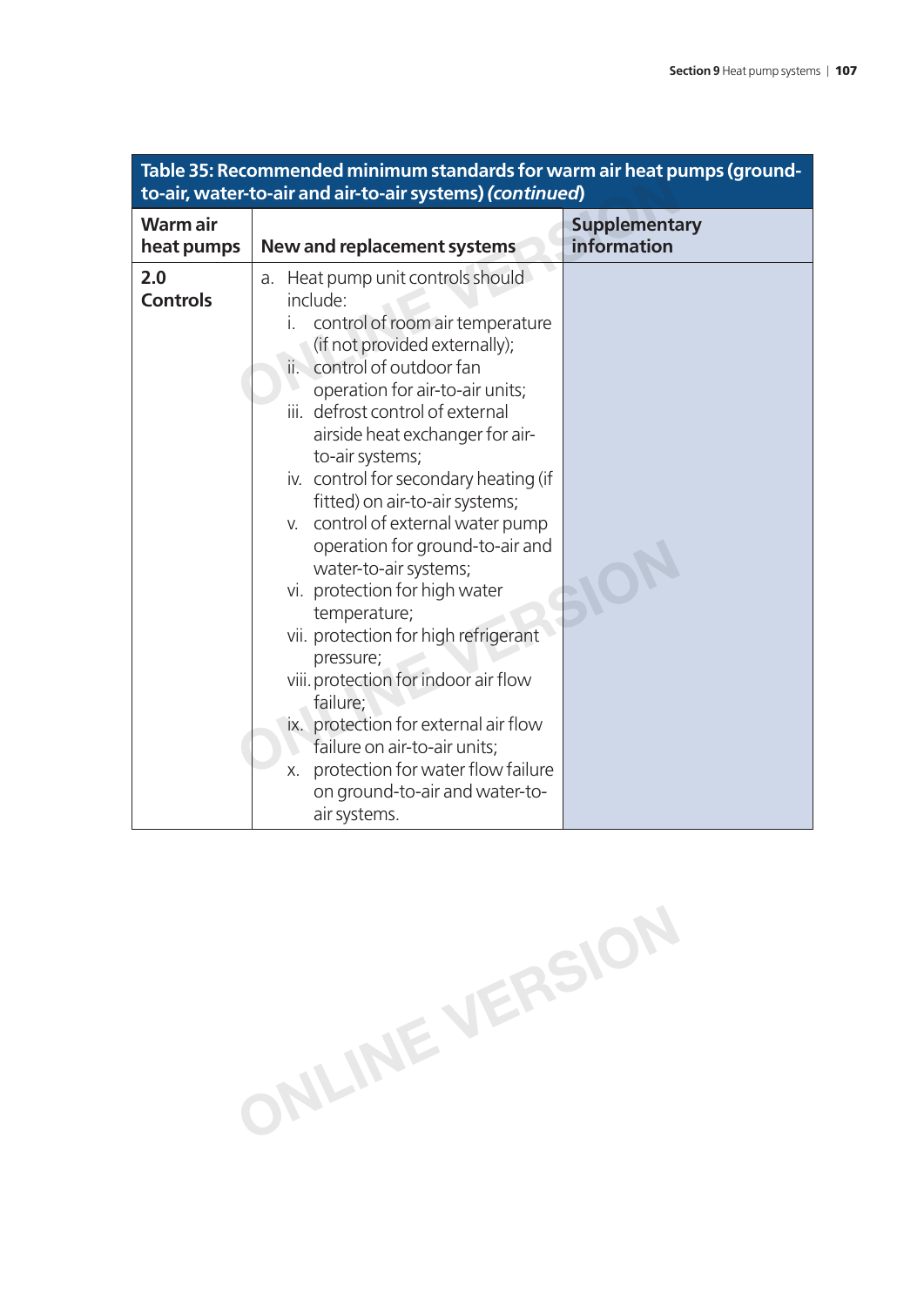**Table 35: Recommended minimum standards for warm air heat pumps (ground-to-air, water-to-air and air-to-air systems) *(continued)***

| Warm air heat pumps | New and replacement systems | Supplementary information |
|---|---|---|
| **2.0 Controls** | a. Heat pump unit controls should include:<br>i. control of room air temperature (if not provided externally);<br>ii. control of outdoor fan operation for air-to-air units;<br>iii. defrost control of external airside heat exchanger for air-to-air systems;<br>iv. control for secondary heating (if fitted) on air-to-air systems;<br>v. control of external water pump operation for ground-to-air and water-to-air systems;<br>vi. protection for high water temperature;<br>vii. protection for high refrigerant pressure;<br>viii. protection for indoor air flow failure;<br>ix. protection for external air flow failure on air-to-air units;<br>x. protection for water flow failure on ground-to-air and water-to-air systems. | |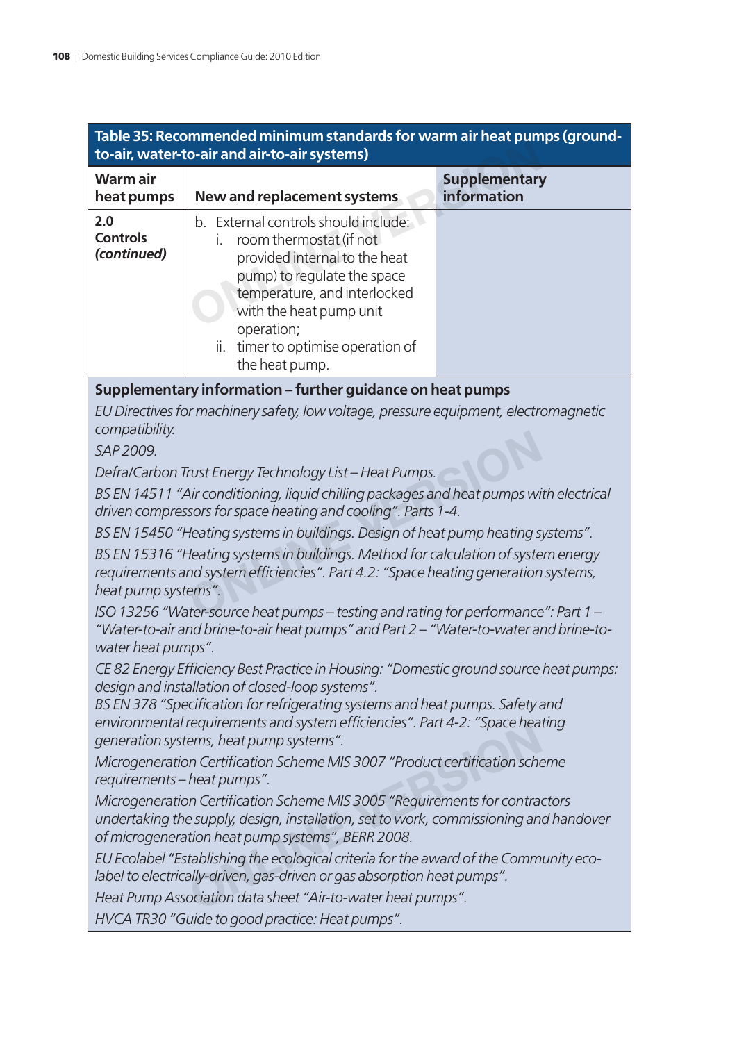**Table 35: Recommended minimum standards for warm air heat pumps (ground-to-air, water-to-air and air-to-air systems)**

| Warm air heat pumps | New and replacement systems | Supplementary information |
|---|---|---|
| **2.0 Controls *(continued)*** | b. External controls should include:<br>i. room thermostat (if not provided internal to the heat pump) to regulate the space temperature, and interlocked with the heat pump unit operation;<br>ii. timer to optimise operation of the heat pump. | |

**Supplementary information – further guidance on heat pumps**

*EU Directives for machinery safety, low voltage, pressure equipment, electromagnetic compatibility.*

*SAP 2009.*

*Defra/Carbon Trust Energy Technology List – Heat Pumps.*

*BS EN 14511 "Air conditioning, liquid chilling packages and heat pumps with electrical driven compressors for space heating and cooling". Parts 1-4.*

*BS EN 15450 "Heating systems in buildings. Design of heat pump heating systems".*

*BS EN 15316 "Heating systems in buildings. Method for calculation of system energy requirements and system efficiencies". Part 4.2: "Space heating generation systems, heat pump systems".*

*ISO 13256 "Water-source heat pumps – testing and rating for performance": Part 1 – "Water-to-air and brine-to-air heat pumps" and Part 2 – "Water-to-water and brine-to-water heat pumps".*

*CE 82 Energy Efficiency Best Practice in Housing: "Domestic ground source heat pumps: design and installation of closed-loop systems".*

*BS EN 378 "Specification for refrigerating systems and heat pumps. Safety and environmental requirements and system efficiencies". Part 4-2: "Space heating generation systems, heat pump systems".*

*Microgeneration Certification Scheme MIS 3007 "Product certification scheme requirements – heat pumps".*

*Microgeneration Certification Scheme MIS 3005 "Requirements for contractors undertaking the supply, design, installation, set to work, commissioning and handover of microgeneration heat pump systems", BERR 2008.*

*EU Ecolabel "Establishing the ecological criteria for the award of the Community eco-label to electrically-driven, gas-driven or gas absorption heat pumps".*

*Heat Pump Association data sheet "Air-to-water heat pumps".*

*HVCA TR30 "Guide to good practice: Heat pumps".*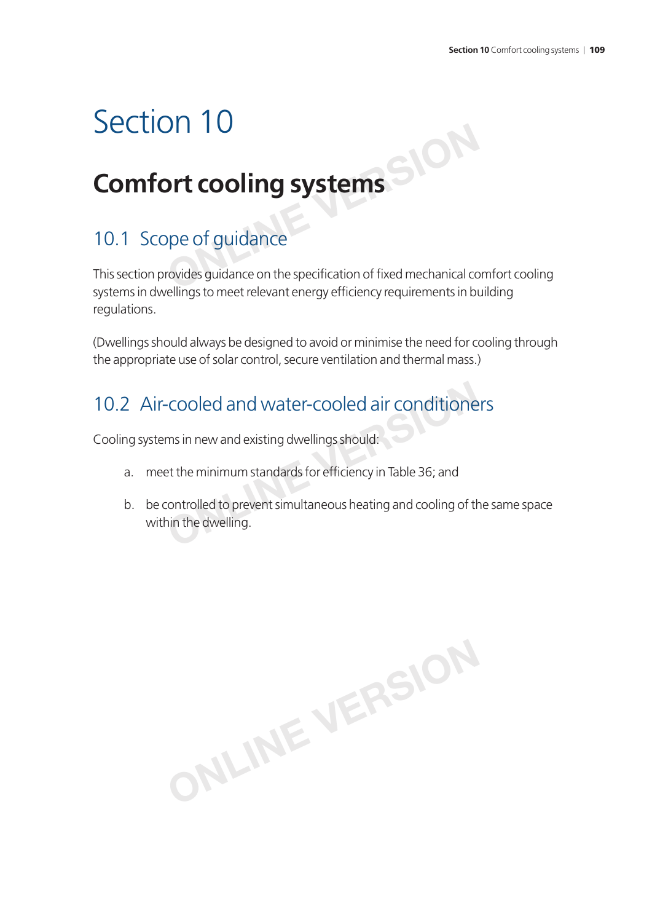# Section 10

## Comfort cooling systems

### 10.1 Scope of guidance

This section provides guidance on the specification of fixed mechanical comfort cooling systems in dwellings to meet relevant energy efficiency requirements in building regulations.

(Dwellings should always be designed to avoid or minimise the need for cooling through the appropriate use of solar control, secure ventilation and thermal mass.)

### 10.2 Air-cooled and water-cooled air conditioners

Cooling systems in new and existing dwellings should:

a. meet the minimum standards for efficiency in Table 36; and

b. be controlled to prevent simultaneous heating and cooling of the same space within the dwelling.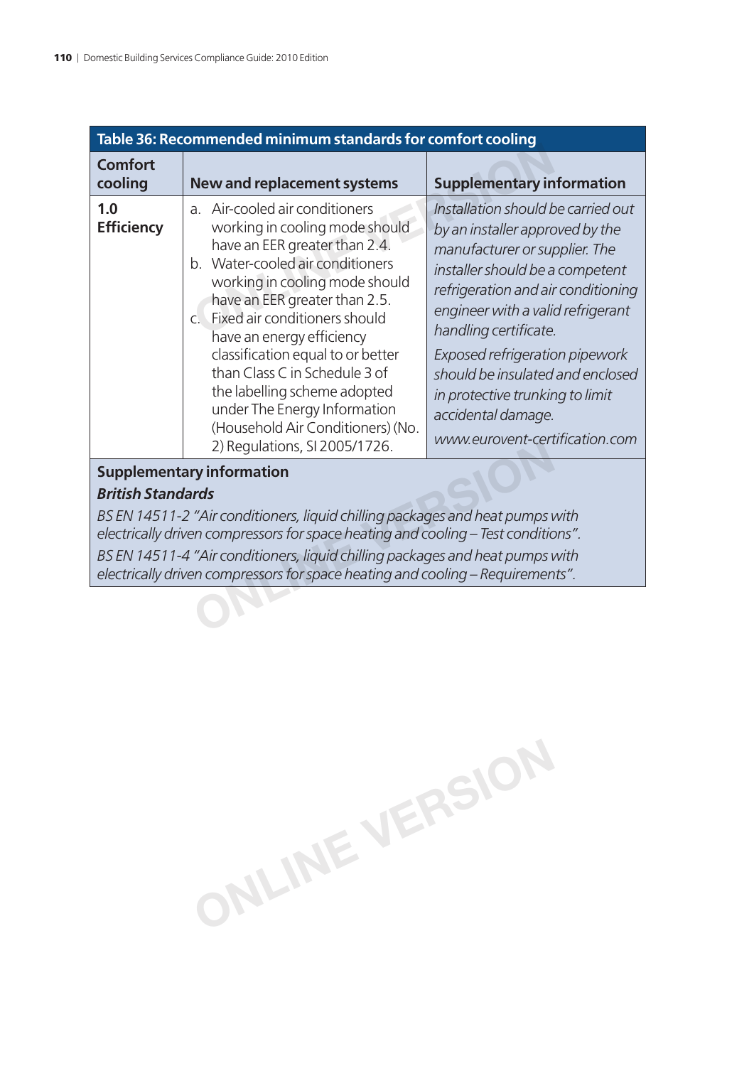## Table 36: Recommended minimum standards for comfort cooling

| Comfort cooling | New and replacement systems | Supplementary information |
|---|---|---|
| **1.0 Efficiency** | a. Air-cooled air conditioners working in cooling mode should have an EER greater than 2.4.<br>b. Water-cooled air conditioners working in cooling mode should have an EER greater than 2.5.<br>c. Fixed air conditioners should have an energy efficiency classification equal to or better than Class C in Schedule 3 of the labelling scheme adopted under The Energy Information (Household Air Conditioners) (No. 2) Regulations, SI 2005/1726. | *Installation should be carried out by an installer approved by the manufacturer or supplier. The installer should be a competent refrigeration and air conditioning engineer with a valid refrigerant handling certificate.*<br>*Exposed refrigeration pipework should be insulated and enclosed in protective trunking to limit accidental damage.*<br>*www.eurovent-certification.com* |

**Supplementary information**

***British Standards***

*BS EN 14511-2 "Air conditioners, liquid chilling packages and heat pumps with electrically driven compressors for space heating and cooling – Test conditions".*

*BS EN 14511-4 "Air conditioners, liquid chilling packages and heat pumps with electrically driven compressors for space heating and cooling – Requirements".*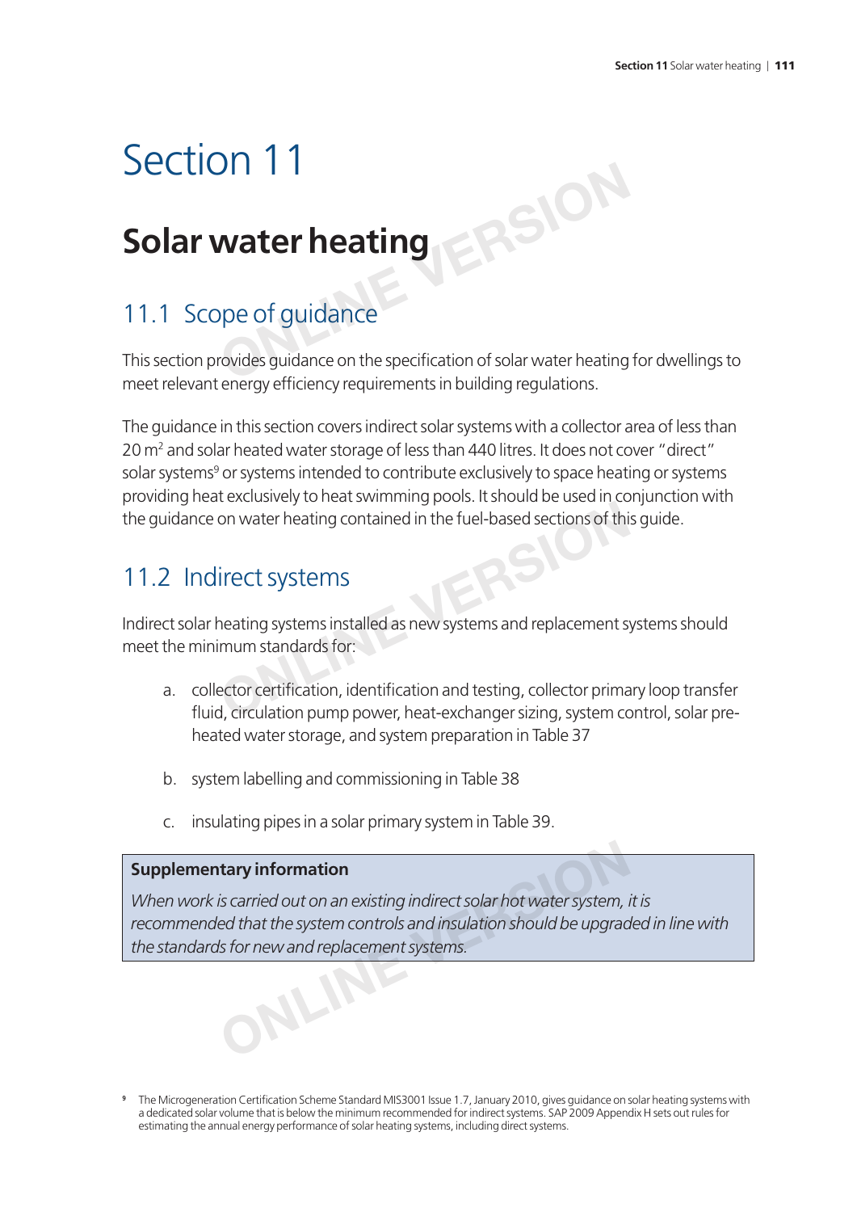# Section 11

## Solar water heating

### 11.1 Scope of guidance

This section provides guidance on the specification of solar water heating for dwellings to meet relevant energy efficiency requirements in building regulations.

The guidance in this section covers indirect solar systems with a collector area of less than 20 $m^2$ and solar heated water storage of less than 440 litres. It does not cover "direct" solar systems[9] or systems intended to contribute exclusively to space heating or systems providing heat exclusively to heat swimming pools. It should be used in conjunction with the guidance on water heating contained in the fuel-based sections of this guide.

### 11.2 Indirect systems

Indirect solar heating systems installed as new systems and replacement systems should meet the minimum standards for:

a. collector certification, identification and testing, collector primary loop transfer fluid, circulation pump power, heat-exchanger sizing, system control, solar pre-heated water storage, and system preparation in Table 37

b. system labelling and commissioning in Table 38

c. insulating pipes in a solar primary system in Table 39.

> **Supplementary information**
>
> *When work is carried out on an existing indirect solar hot water system, it is recommended that the system controls and insulation should be upgraded in line with the standards for new and replacement systems.*

[9] The Microgeneration Certification Scheme Standard MIS3001 Issue 1.7, January 2010, gives guidance on solar heating systems with a dedicated solar volume that is below the minimum recommended for indirect systems. SAP 2009 Appendix H sets out rules for estimating the annual energy performance of solar heating systems, including direct systems.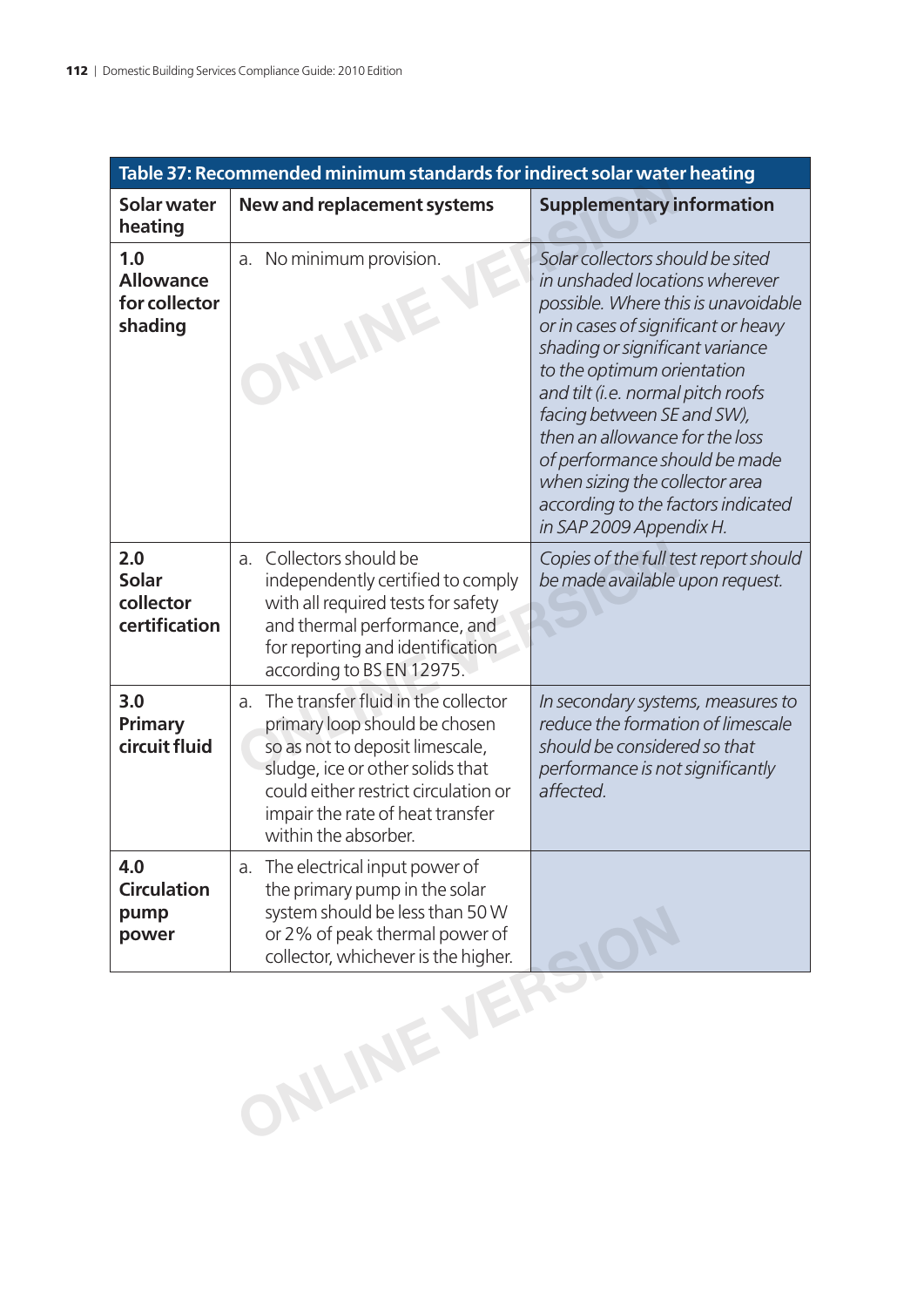| Table 37: Recommended minimum standards for indirect solar water heating | | |
|---|---|---|
| **Solar water heating** | **New and replacement systems** | **Supplementary information** |
| **1.0 Allowance for collector shading** | a. No minimum provision. | *Solar collectors should be sited in unshaded locations wherever possible. Where this is unavoidable or in cases of significant or heavy shading or significant variance to the optimum orientation and tilt (i.e. normal pitch roofs facing between SE and SW), then an allowance for the loss of performance should be made when sizing the collector area according to the factors indicated in SAP 2009 Appendix H.* |
| **2.0 Solar collector certification** | a. Collectors should be independently certified to comply with all required tests for safety and thermal performance, and for reporting and identification according to BS EN 12975. | *Copies of the full test report should be made available upon request.* |
| **3.0 Primary circuit fluid** | a. The transfer fluid in the collector primary loop should be chosen so as not to deposit limescale, sludge, ice or other solids that could either restrict circulation or impair the rate of heat transfer within the absorber. | *In secondary systems, measures to reduce the formation of limescale should be considered so that performance is not significantly affected.* |
| **4.0 Circulation pump power** | a. The electrical input power of the primary pump in the solar system should be less than 50 W or 2% of peak thermal power of collector, whichever is the higher. | |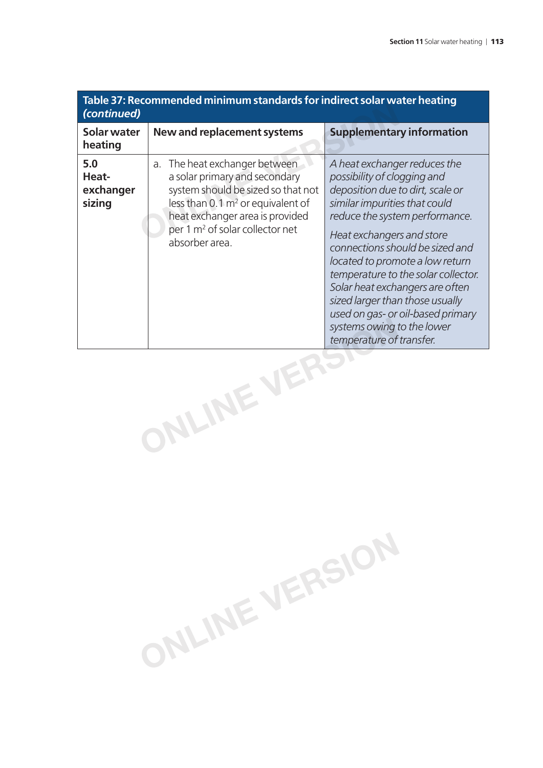**Table 37: Recommended minimum standards for indirect solar water heating *(continued)***

| Solar water heating | New and replacement systems | Supplementary information |
|---|---|---|
| **5.0 Heat-exchanger sizing** | a. The heat exchanger between a solar primary and secondary system should be sized so that not less than 0.1 $m^2$ or equivalent of heat exchanger area is provided per 1 $m^2$ of solar collector net absorber area. | *A heat exchanger reduces the possibility of clogging and deposition due to dirt, scale or similar impurities that could reduce the system performance.* *Heat exchangers and store connections should be sized and located to promote a low return temperature to the solar collector. Solar heat exchangers are often sized larger than those usually used on gas- or oil-based primary systems owing to the lower temperature of transfer.* |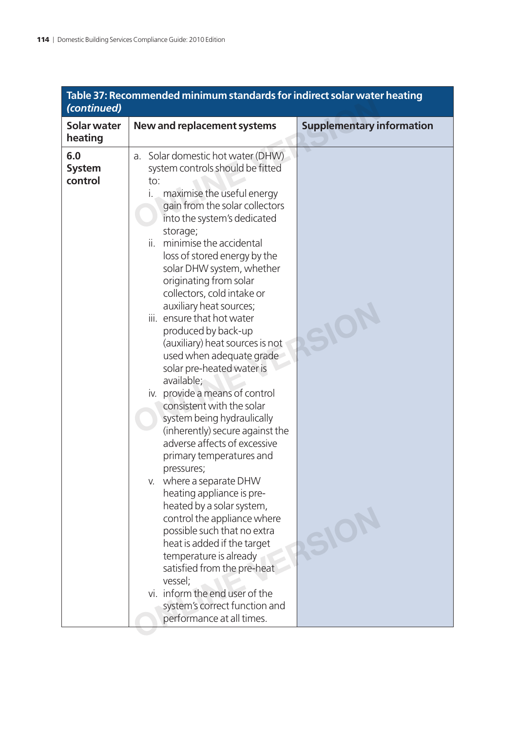| Table 37: Recommended minimum standards for indirect solar water heating *(continued)* | | |
|---|---|---|
| **Solar water heating** | **New and replacement systems** | **Supplementary information** |
| **6.0 System control** | a. Solar domestic hot water (DHW) system controls should be fitted to:<br>i. maximise the useful energy gain from the solar collectors into the system's dedicated storage;<br>ii. minimise the accidental loss of stored energy by the solar DHW system, whether originating from solar collectors, cold intake or auxiliary heat sources;<br>iii. ensure that hot water produced by back-up (auxiliary) heat sources is not used when adequate grade solar pre-heated water is available;<br>iv. provide a means of control consistent with the solar system being hydraulically (inherently) secure against the adverse affects of excessive primary temperatures and pressures;<br>v. where a separate DHW heating appliance is pre-heated by a solar system, control the appliance where possible such that no extra heat is added if the target temperature is already satisfied from the pre-heat vessel;<br>vi. inform the end user of the system's correct function and performance at all times. | |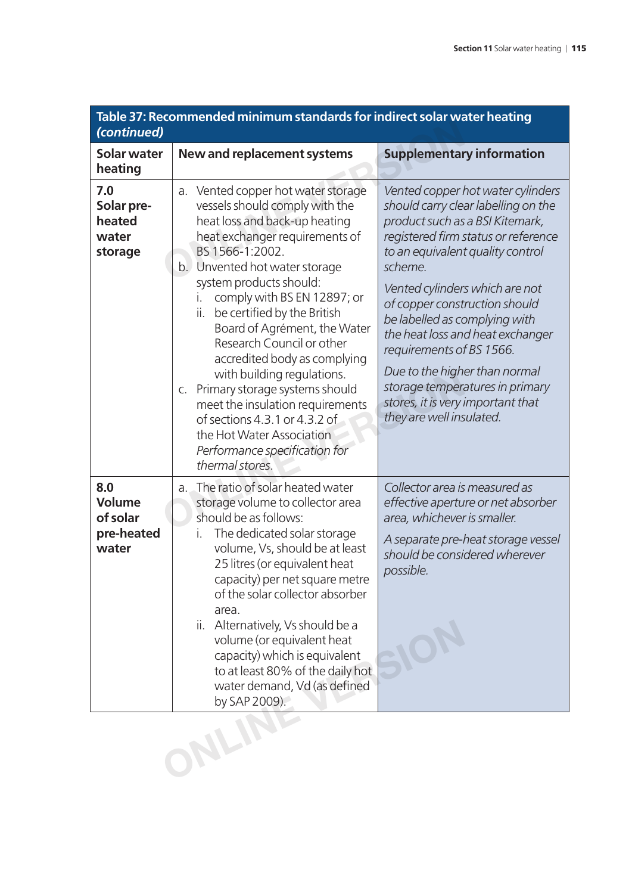**Table 37: Recommended minimum standards for indirect solar water heating *(continued)***

| Solar water heating | New and replacement systems | Supplementary information |
|---|---|---|
| **7.0 Solar pre-heated water storage** | a. Vented copper hot water storage vessels should comply with the heat loss and back-up heating heat exchanger requirements of BS 1566-1:2002.<br>b. Unvented hot water storage system products should:<br>i. comply with BS EN 12897; or<br>ii. be certified by the British Board of Agrément, the Water Research Council or other accredited body as complying with building regulations.<br>c. Primary storage systems should meet the insulation requirements of sections 4.3.1 or 4.3.2 of the Hot Water Association *Performance specification for thermal stores*. | *Vented copper hot water cylinders should carry clear labelling on the product such as a BSI Kitemark, registered firm status or reference to an equivalent quality control scheme.*<br>*Vented cylinders which are not of copper construction should be labelled as complying with the heat loss and heat exchanger requirements of BS 1566.*<br>*Due to the higher than normal storage temperatures in primary stores, it is very important that they are well insulated.* |
| **8.0 Volume of solar pre-heated water** | a. The ratio of solar heated water storage volume to collector area should be as follows:<br>i. The dedicated solar storage volume, Vs, should be at least 25 litres (or equivalent heat capacity) per net square metre of the solar collector absorber area.<br>ii. Alternatively, Vs should be a volume (or equivalent heat capacity) which is equivalent to at least 80% of the daily hot water demand, Vd (as defined by SAP 2009). | *Collector area is measured as effective aperture or net absorber area, whichever is smaller.*<br>*A separate pre-heat storage vessel should be considered wherever possible.* |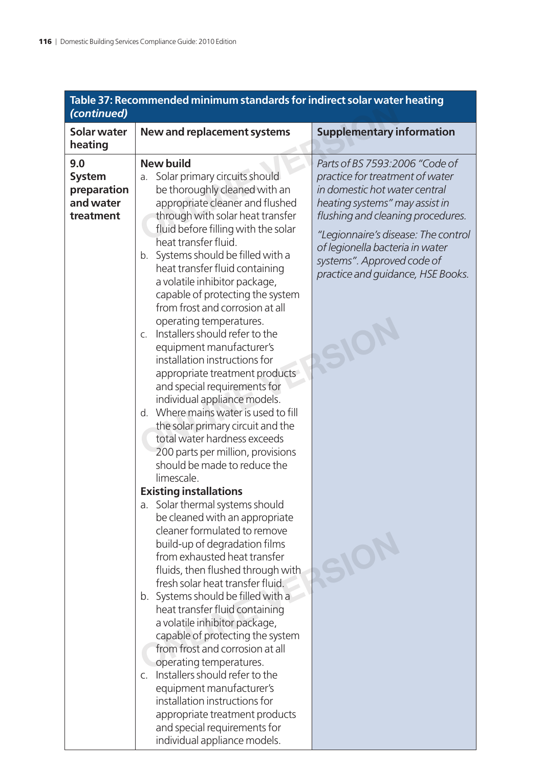| Table 37: Recommended minimum standards for indirect solar water heating *(continued)* | | |
|---|---|---|
| **Solar water heating** | **New and replacement systems** | **Supplementary information** |
| **9.0 System preparation and water treatment** | **New build**<br>a. Solar primary circuits should be thoroughly cleaned with an appropriate cleaner and flushed through with solar heat transfer fluid before filling with the solar heat transfer fluid.<br>b. Systems should be filled with a heat transfer fluid containing a volatile inhibitor package, capable of protecting the system from frost and corrosion at all operating temperatures.<br>c. Installers should refer to the equipment manufacturer's installation instructions for appropriate treatment products and special requirements for individual appliance models.<br>d. Where mains water is used to fill the solar primary circuit and the total water hardness exceeds 200 parts per million, provisions should be made to reduce the limescale.<br>**Existing installations**<br>a. Solar thermal systems should be cleaned with an appropriate cleaner formulated to remove build-up of degradation films from exhausted heat transfer fluids, then flushed through with fresh solar heat transfer fluid.<br>b. Systems should be filled with a heat transfer fluid containing a volatile inhibitor package, capable of protecting the system from frost and corrosion at all operating temperatures.<br>c. Installers should refer to the equipment manufacturer's installation instructions for appropriate treatment products and special requirements for individual appliance models. | *Parts of BS 7593:2006 "Code of practice for treatment of water in domestic hot water central heating systems" may assist in flushing and cleaning procedures.*<br>*"Legionnaire's disease: The control of legionella bacteria in water systems". Approved code of practice and guidance, HSE Books.* |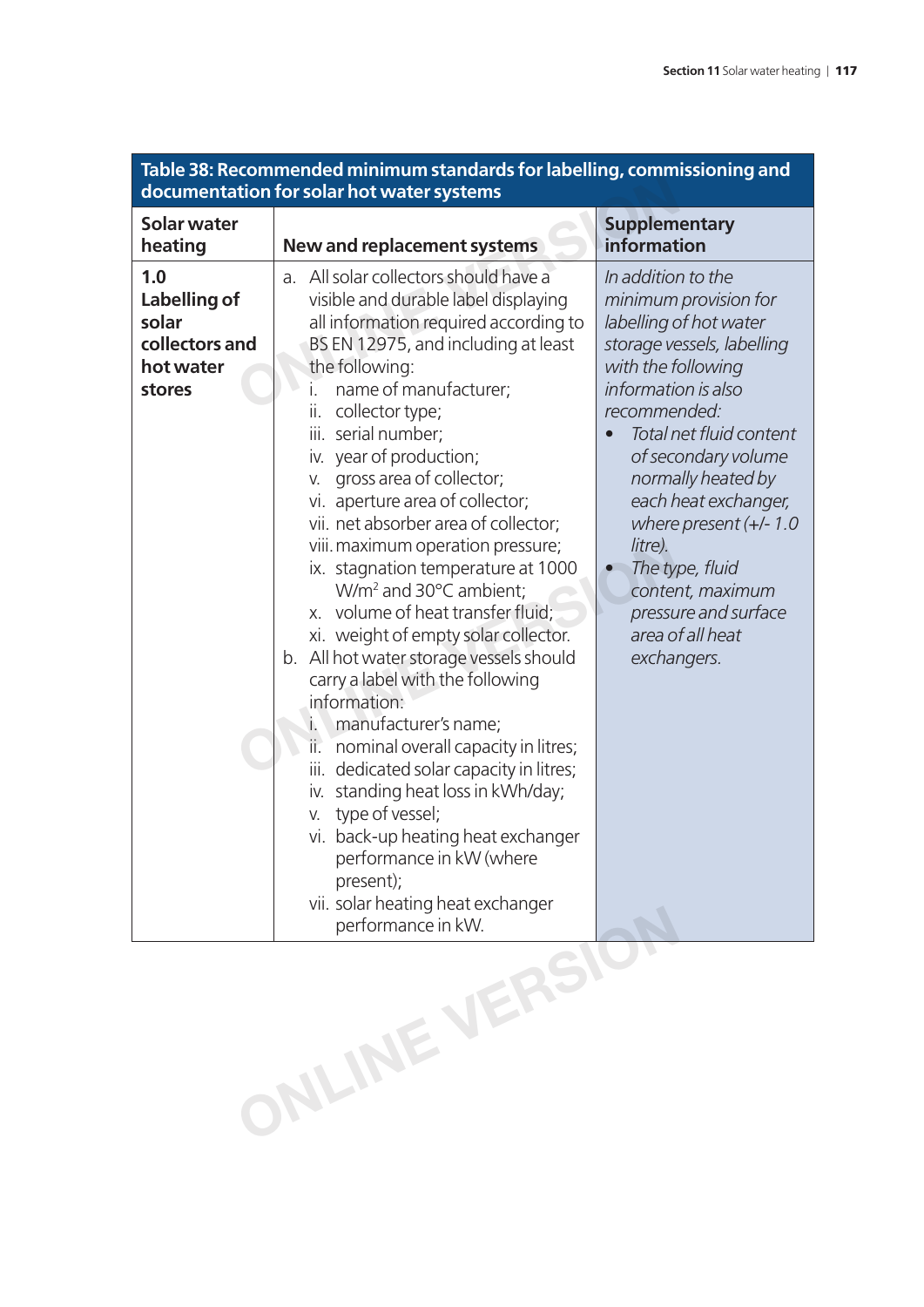**Table 38: Recommended minimum standards for labelling, commissioning and documentation for solar hot water systems**

| Solar water heating | New and replacement systems | Supplementary information |
|---|---|---|
| **1.0 Labelling of solar collectors and hot water stores** | a. All solar collectors should have a visible and durable label displaying all information required according to BS EN 12975, and including at least the following:<br>i. name of manufacturer;<br>ii. collector type;<br>iii. serial number;<br>iv. year of production;<br>v. gross area of collector;<br>vi. aperture area of collector;<br>vii. net absorber area of collector;<br>viii. maximum operation pressure;<br>ix. stagnation temperature at 1000 $W/m^2$ and 30°C ambient;<br>x. volume of heat transfer fluid;<br>xi. weight of empty solar collector.<br>b. All hot water storage vessels should carry a label with the following information:<br>i. manufacturer's name;<br>ii. nominal overall capacity in litres;<br>iii. dedicated solar capacity in litres;<br>iv. standing heat loss in kWh/day;<br>v. type of vessel;<br>vi. back-up heating heat exchanger performance in kW (where present);<br>vii. solar heating heat exchanger performance in kW. | *In addition to the minimum provision for labelling of hot water storage vessels, labelling with the following information is also recommended:*<br>• *Total net fluid content of secondary volume normally heated by each heat exchanger, where present (+/- 1.0 litre).*<br>• *The type, fluid content, maximum pressure and surface area of all heat exchangers.* |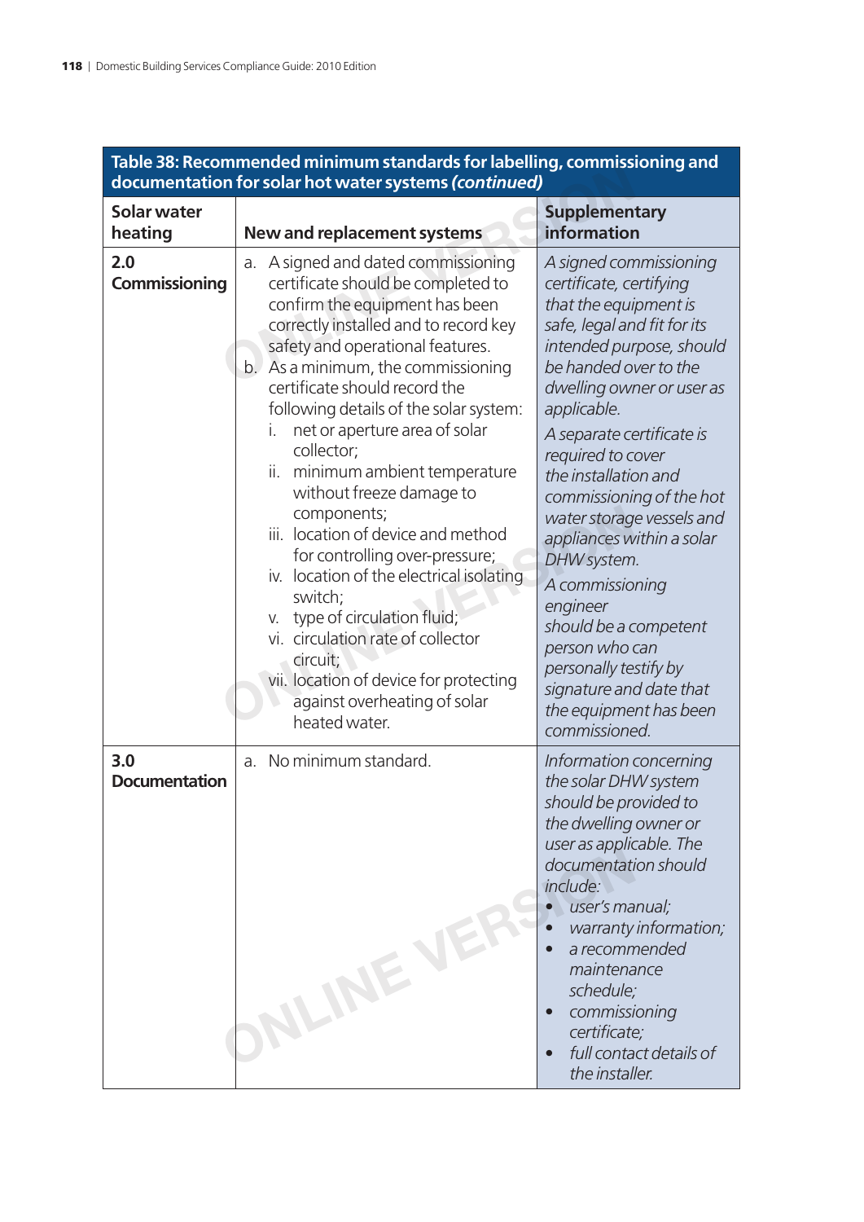**Table 38: Recommended minimum standards for labelling, commissioning and documentation for solar hot water systems *(continued)***

| Solar water heating | New and replacement systems | Supplementary information |
|---|---|---|
| **2.0 Commissioning** | a. A signed and dated commissioning certificate should be completed to confirm the equipment has been correctly installed and to record key safety and operational features.<br>b. As a minimum, the commissioning certificate should record the following details of the solar system:<br>i. net or aperture area of solar collector;<br>ii. minimum ambient temperature without freeze damage to components;<br>iii. location of device and method for controlling over-pressure;<br>iv. location of the electrical isolating switch;<br>v. type of circulation fluid;<br>vi. circulation rate of collector circuit;<br>vii. location of device for protecting against overheating of solar heated water. | *A signed commissioning certificate, certifying that the equipment is safe, legal and fit for its intended purpose, should be handed over to the dwelling owner or user as applicable.*<br>*A separate certificate is required to cover the installation and commissioning of the hot water storage vessels and appliances within a solar DHW system.*<br>*A commissioning engineer should be a competent person who can personally testify by signature and date that the equipment has been commissioned.* |
| **3.0 Documentation** | a. No minimum standard. | *Information concerning the solar DHW system should be provided to the dwelling owner or user as applicable. The documentation should include:*<br>• *user's manual;*<br>• *warranty information;*<br>• *a recommended maintenance schedule;*<br>• *commissioning certificate;*<br>• *full contact details of the installer.* |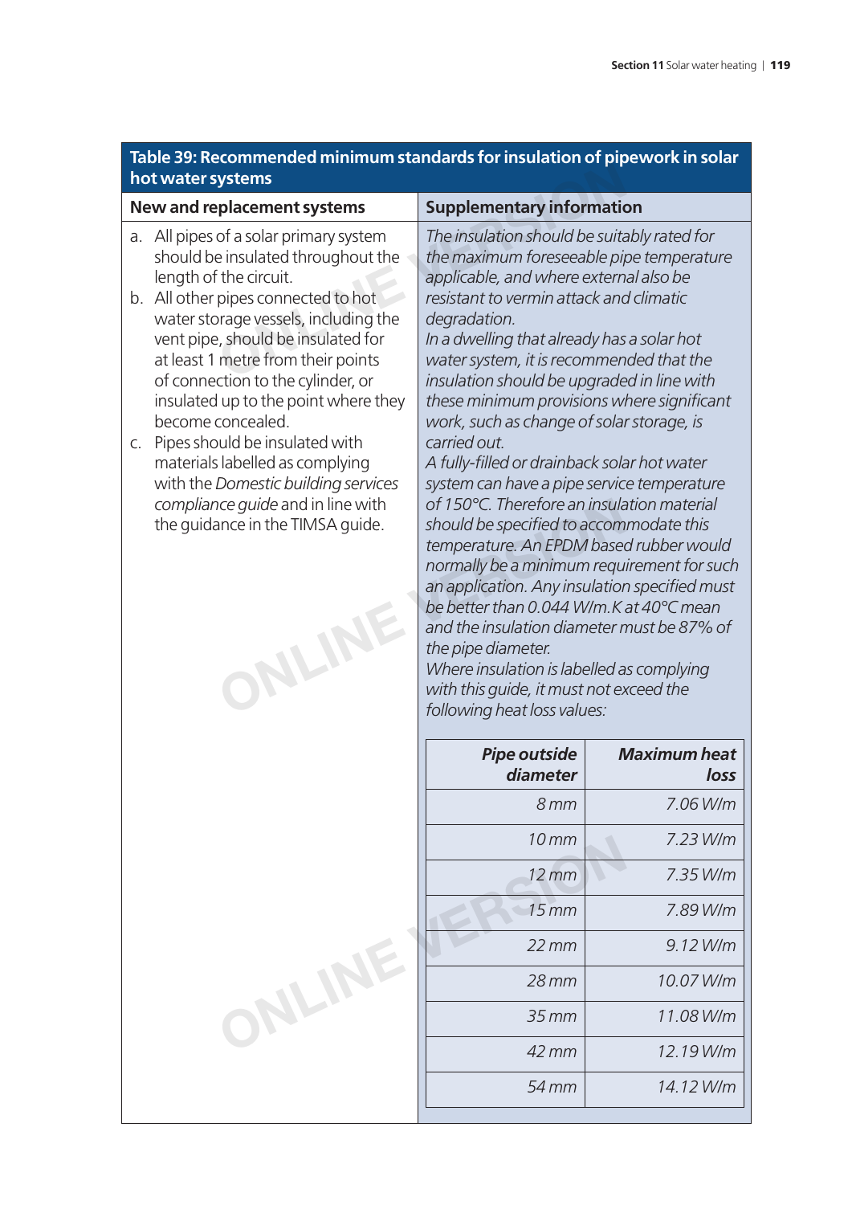**Table 39: Recommended minimum standards for insulation of pipework in solar hot water systems**

| New and replacement systems | Supplementary information |
| --- | --- |
| a. All pipes of a solar primary system should be insulated throughout the length of the circuit.<br>b. All other pipes connected to hot water storage vessels, including the vent pipe, should be insulated for at least 1 metre from their points of connection to the cylinder, or insulated up to the point where they become concealed.<br>c. Pipes should be insulated with materials labelled as complying with the *Domestic building services compliance guide* and in line with the guidance in the TIMSA guide. | *The insulation should be suitably rated for the maximum foreseeable pipe temperature applicable, and where external also be resistant to vermin attack and climatic degradation.*<br>*In a dwelling that already has a solar hot water system, it is recommended that the insulation should be upgraded in line with these minimum provisions where significant work, such as change of solar storage, is carried out.*<br>*A fully-filled or drainback solar hot water system can have a pipe service temperature of 150°C. Therefore an insulation material should be specified to accommodate this temperature. An EPDM based rubber would normally be a minimum requirement for such an application. Any insulation specified must be better than 0.044 W/m.K at 40°C mean and the insulation diameter must be 87% of the pipe diameter.*<br>*Where insulation is labelled as complying with this guide, it must not exceed the following heat loss values:* |

| *Pipe outside diameter* | *Maximum heat loss* |
| ---: | ---: |
| *8 mm* | *7.06 W/m* |
| *10 mm* | *7.23 W/m* |
| *12 mm* | *7.35 W/m* |
| *15 mm* | *7.89 W/m* |
| *22 mm* | *9.12 W/m* |
| *28 mm* | *10.07 W/m* |
| *35 mm* | *11.08 W/m* |
| *42 mm* | *12.19 W/m* |
| *54 mm* | *14.12 W/m* |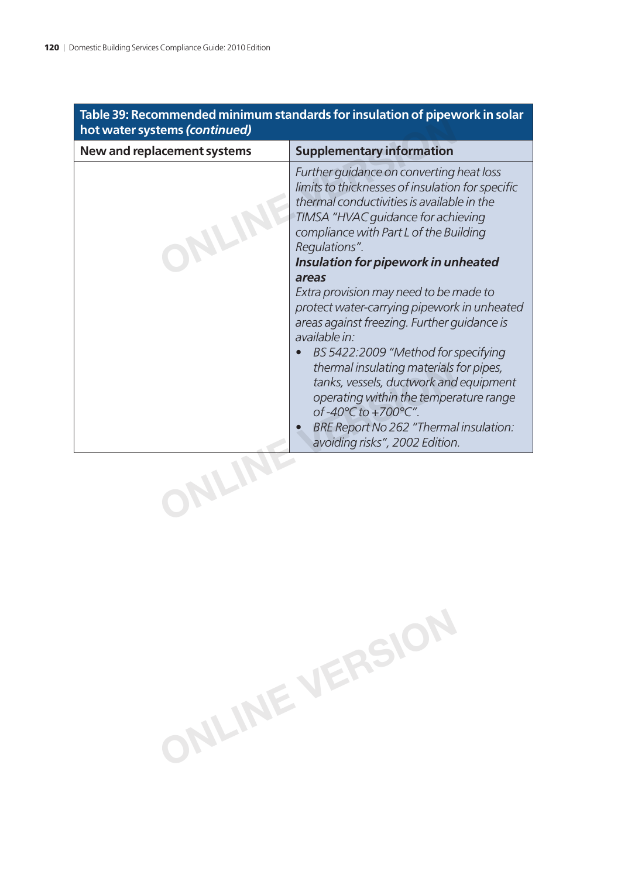| Table 39: Recommended minimum standards for insulation of pipework in solar hot water systems *(continued)* | |
|---|---|
| **New and replacement systems** | **Supplementary information** |
| | *Further guidance on converting heat loss limits to thicknesses of insulation for specific thermal conductivities is available in the TIMSA "HVAC guidance for achieving compliance with Part L of the Building Regulations".*<br>***Insulation for pipework in unheated areas***<br>*Extra provision may need to be made to protect water-carrying pipework in unheated areas against freezing. Further guidance is available in:*<br>• *BS 5422:2009 "Method for specifying thermal insulating materials for pipes, tanks, vessels, ductwork and equipment operating within the temperature range of -40°C to +700°C".*<br>• *BRE Report No 262 "Thermal insulation: avoiding risks", 2002 Edition.* |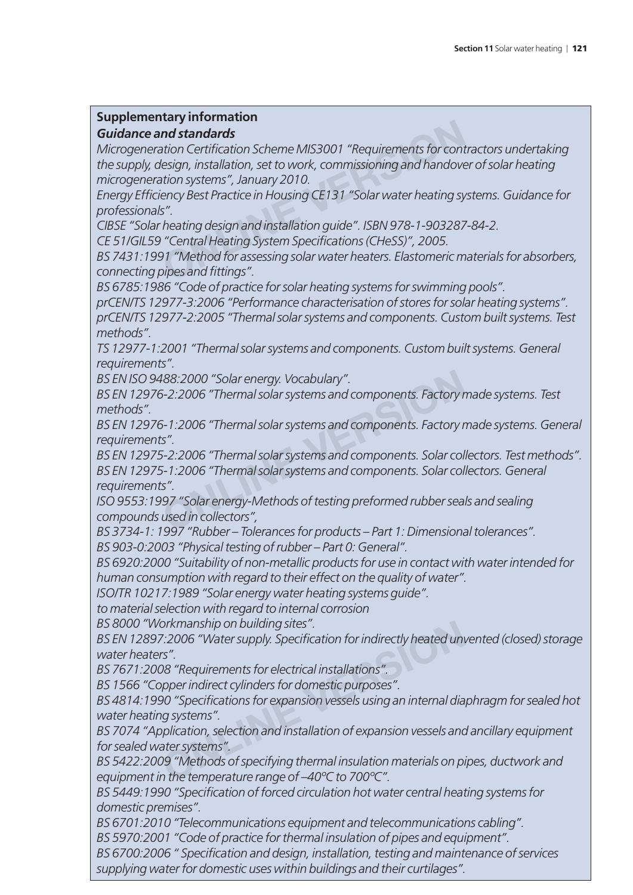**Supplementary information**

***Guidance and standards***

*Microgeneration Certification Scheme MIS3001 "Requirements for contractors undertaking the supply, design, installation, set to work, commissioning and handover of solar heating microgeneration systems", January 2010.*

*Energy Efficiency Best Practice in Housing CE131 "Solar water heating systems. Guidance for professionals".*

*CIBSE "Solar heating design and installation guide". ISBN 978-1-903287-84-2.*

*CE 51/GIL59 "Central Heating System Specifications (CHeSS)", 2005.*

*BS 7431:1991 "Method for assessing solar water heaters. Elastomeric materials for absorbers, connecting pipes and fittings".*

*BS 6785:1986 "Code of practice for solar heating systems for swimming pools".*

*prCEN/TS 12977-3:2006 "Performance characterisation of stores for solar heating systems".*

*prCEN/TS 12977-2:2005 "Thermal solar systems and components. Custom built systems. Test methods".*

*TS 12977-1:2001 "Thermal solar systems and components. Custom built systems. General requirements".*

*BS EN ISO 9488:2000 "Solar energy. Vocabulary".*

*BS EN 12976-2:2006 "Thermal solar systems and components. Factory made systems. Test methods".*

*BS EN 12976-1:2006 "Thermal solar systems and components. Factory made systems. General requirements".*

*BS EN 12975-2:2006 "Thermal solar systems and components. Solar collectors. Test methods".*

*BS EN 12975-1:2006 "Thermal solar systems and components. Solar collectors. General requirements".*

*ISO 9553:1997 "Solar energy-Methods of testing preformed rubber seals and sealing compounds used in collectors",*

*BS 3734-1: 1997 "Rubber – Tolerances for products – Part 1: Dimensional tolerances".*

*BS 903-0:2003 "Physical testing of rubber – Part 0: General".*

*BS 6920:2000 "Suitability of non-metallic products for use in contact with water intended for human consumption with regard to their effect on the quality of water".*

*ISO/TR 10217:1989 "Solar energy water heating systems guide".*

*to material selection with regard to internal corrosion*

*BS 8000 "Workmanship on building sites".*

*BS EN 12897:2006 "Water supply. Specification for indirectly heated unvented (closed) storage water heaters".*

*BS 7671:2008 "Requirements for electrical installations".*

*BS 1566 "Copper indirect cylinders for domestic purposes".*

*BS 4814:1990 "Specifications for expansion vessels using an internal diaphragm for sealed hot water heating systems".*

*BS 7074 "Application, selection and installation of expansion vessels and ancillary equipment for sealed water systems".*

*BS 5422:2009 "Methods of specifying thermal insulation materials on pipes, ductwork and equipment in the temperature range of –40ºC to 700ºC".*

*BS 5449:1990 "Specification of forced circulation hot water central heating systems for domestic premises".*

*BS 6701:2010 "Telecommunications equipment and telecommunications cabling".*

*BS 5970:2001 "Code of practice for thermal insulation of pipes and equipment".*

*BS 6700:2006 " Specification and design, installation, testing and maintenance of services supplying water for domestic uses within buildings and their curtilages".*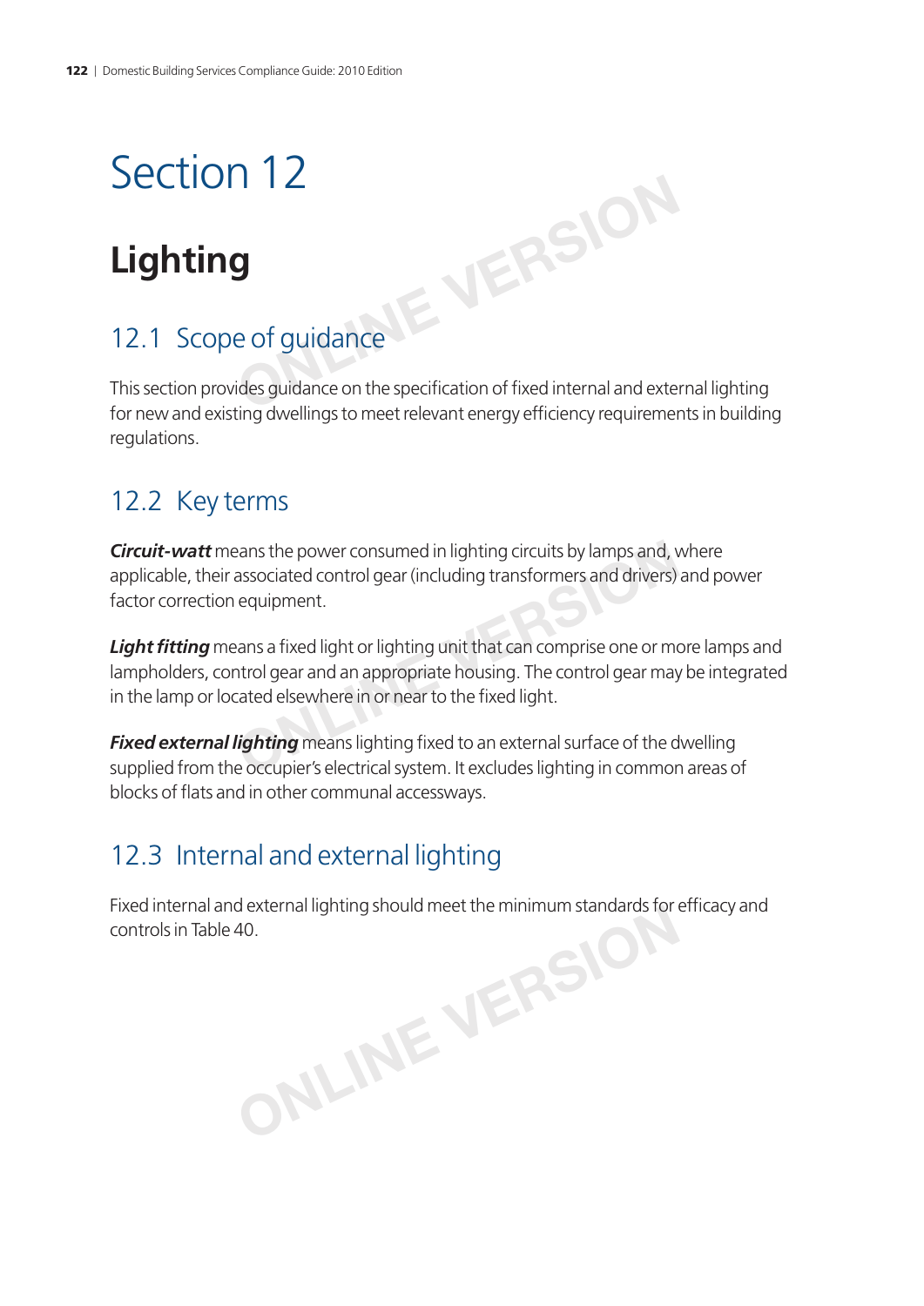# Section 12

## Lighting

### 12.1 Scope of guidance

This section provides guidance on the specification of fixed internal and external lighting for new and existing dwellings to meet relevant energy efficiency requirements in building regulations.

### 12.2 Key terms

***Circuit-watt*** means the power consumed in lighting circuits by lamps and, where applicable, their associated control gear (including transformers and drivers) and power factor correction equipment.

***Light fitting*** means a fixed light or lighting unit that can comprise one or more lamps and lampholders, control gear and an appropriate housing. The control gear may be integrated in the lamp or located elsewhere in or near to the fixed light.

***Fixed external lighting*** means lighting fixed to an external surface of the dwelling supplied from the occupier's electrical system. It excludes lighting in common areas of blocks of flats and in other communal accessways.

### 12.3 Internal and external lighting

Fixed internal and external lighting should meet the minimum standards for efficacy and controls in Table 40.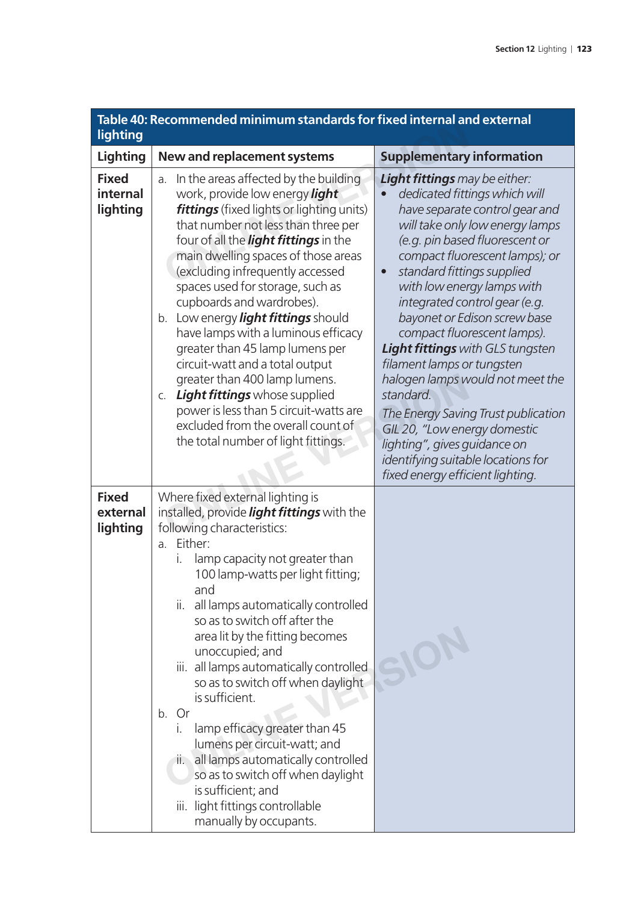**Table 40: Recommended minimum standards for fixed internal and external lighting**

| Lighting | New and replacement systems | Supplementary information |
|---|---|---|
| **Fixed internal lighting** | a. In the areas affected by the building work, provide low energy ***light fittings*** (fixed lights or lighting units) that number not less than three per four of all the ***light fittings*** in the main dwelling spaces of those areas (excluding infrequently accessed spaces used for storage, such as cupboards and wardrobes).<br>b. Low energy ***light fittings*** should have lamps with a luminous efficacy greater than 45 lamp lumens per circuit-watt and a total output greater than 400 lamp lumens.<br>c. ***Light fittings*** whose supplied power is less than 5 circuit-watts are excluded from the overall count of the total number of light fittings. | ***Light fittings*** *may be either:*<br>• *dedicated fittings which will have separate control gear and will take only low energy lamps (e.g. pin based fluorescent or compact fluorescent lamps); or*<br>• *standard fittings supplied with low energy lamps with integrated control gear (e.g. bayonet or Edison screw base compact fluorescent lamps).*<br>***Light fittings*** *with GLS tungsten filament lamps or tungsten halogen lamps would not meet the standard.*<br>*The Energy Saving Trust publication GIL 20, "Low energy domestic lighting", gives guidance on identifying suitable locations for fixed energy efficient lighting.* |
| **Fixed external lighting** | Where fixed external lighting is installed, provide ***light fittings*** with the following characteristics:<br>a. Either:<br>i. lamp capacity not greater than 100 lamp-watts per light fitting; and<br>ii. all lamps automatically controlled so as to switch off after the area lit by the fitting becomes unoccupied; and<br>iii. all lamps automatically controlled so as to switch off when daylight is sufficient.<br>b. Or<br>i. lamp efficacy greater than 45 lumens per circuit-watt; and<br>ii. all lamps automatically controlled so as to switch off when daylight is sufficient; and<br>iii. light fittings controllable manually by occupants. | |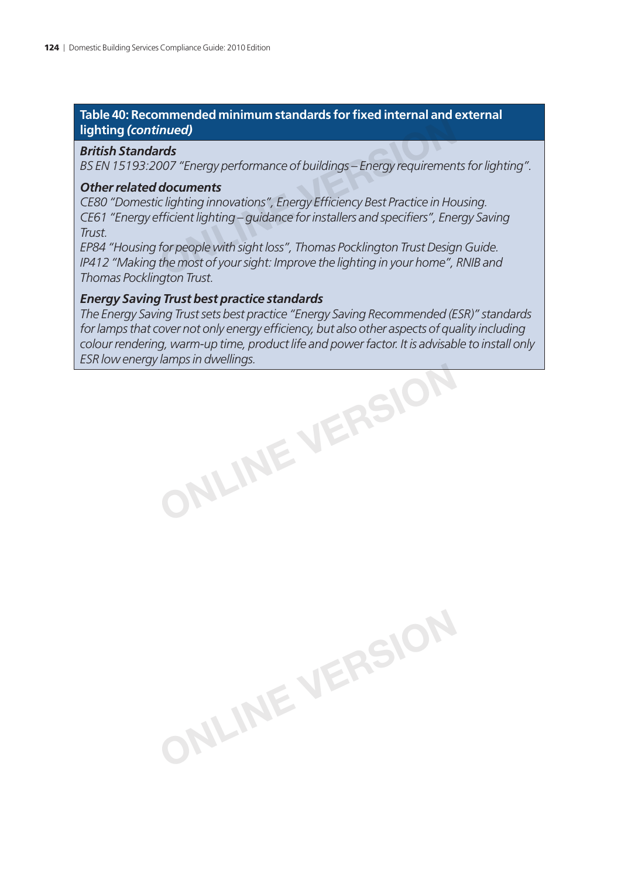## Table 40: Recommended minimum standards for fixed internal and external lighting *(continued)*

***British Standards***

*BS EN 15193:2007 "Energy performance of buildings – Energy requirements for lighting".*

***Other related documents***

*CE80 "Domestic lighting innovations", Energy Efficiency Best Practice in Housing.*
*CE61 "Energy efficient lighting – guidance for installers and specifiers", Energy Saving Trust.*
*EP84 "Housing for people with sight loss", Thomas Pocklington Trust Design Guide.*
*IP412 "Making the most of your sight: Improve the lighting in your home", RNIB and Thomas Pocklington Trust.*

***Energy Saving Trust best practice standards***

*The Energy Saving Trust sets best practice "Energy Saving Recommended (ESR)" standards for lamps that cover not only energy efficiency, but also other aspects of quality including colour rendering, warm-up time, product life and power factor. It is advisable to install only ESR low energy lamps in dwellings.*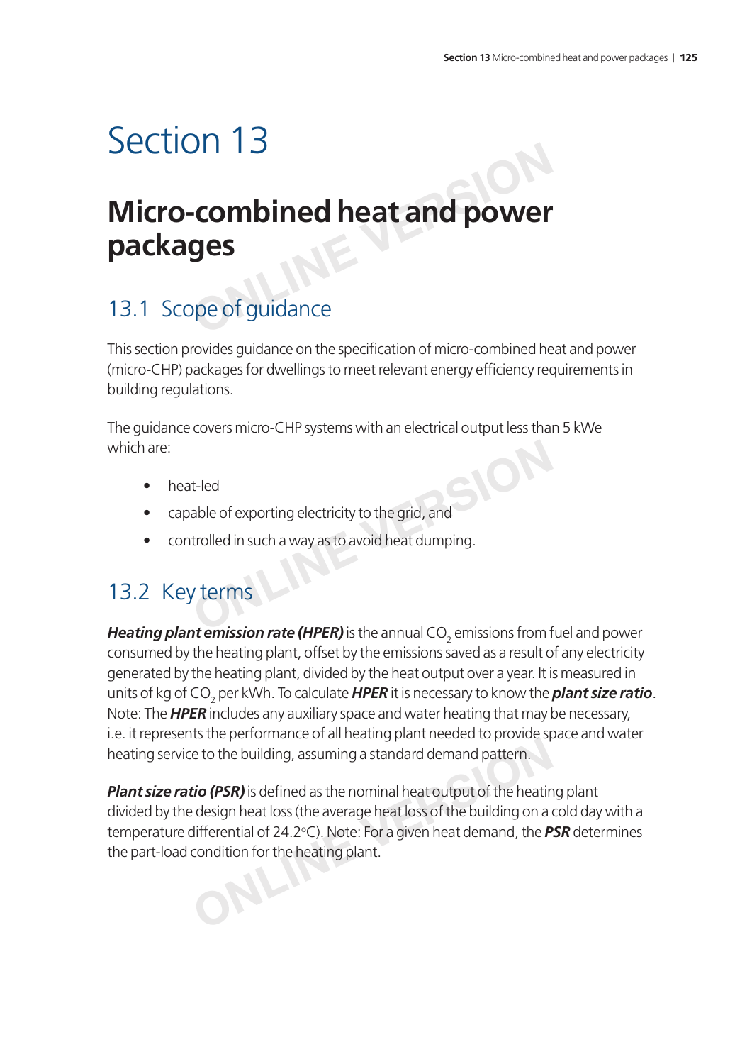# Section 13

## Micro-combined heat and power packages

### 13.1 Scope of guidance

This section provides guidance on the specification of micro-combined heat and power (micro-CHP) packages for dwellings to meet relevant energy efficiency requirements in building regulations.

The guidance covers micro-CHP systems with an electrical output less than 5 kWe which are:

- heat-led
- capable of exporting electricity to the grid, and
- controlled in such a way as to avoid heat dumping.

### 13.2 Key terms

***Heating plant emission rate (HPER)*** is the annual $CO_2$ emissions from fuel and power consumed by the heating plant, offset by the emissions saved as a result of any electricity generated by the heating plant, divided by the heat output over a year. It is measured in units of kg of $CO_2$ per kWh. To calculate ***HPER*** it is necessary to know the ***plant size ratio***. Note: The ***HPER*** includes any auxiliary space and water heating that may be necessary, i.e. it represents the performance of all heating plant needed to provide space and water heating service to the building, assuming a standard demand pattern.

***Plant size ratio (PSR)*** is defined as the nominal heat output of the heating plant divided by the design heat loss (the average heat loss of the building on a cold day with a temperature differential of 24.2°C). Note: For a given heat demand, the ***PSR*** determines the part-load condition for the heating plant.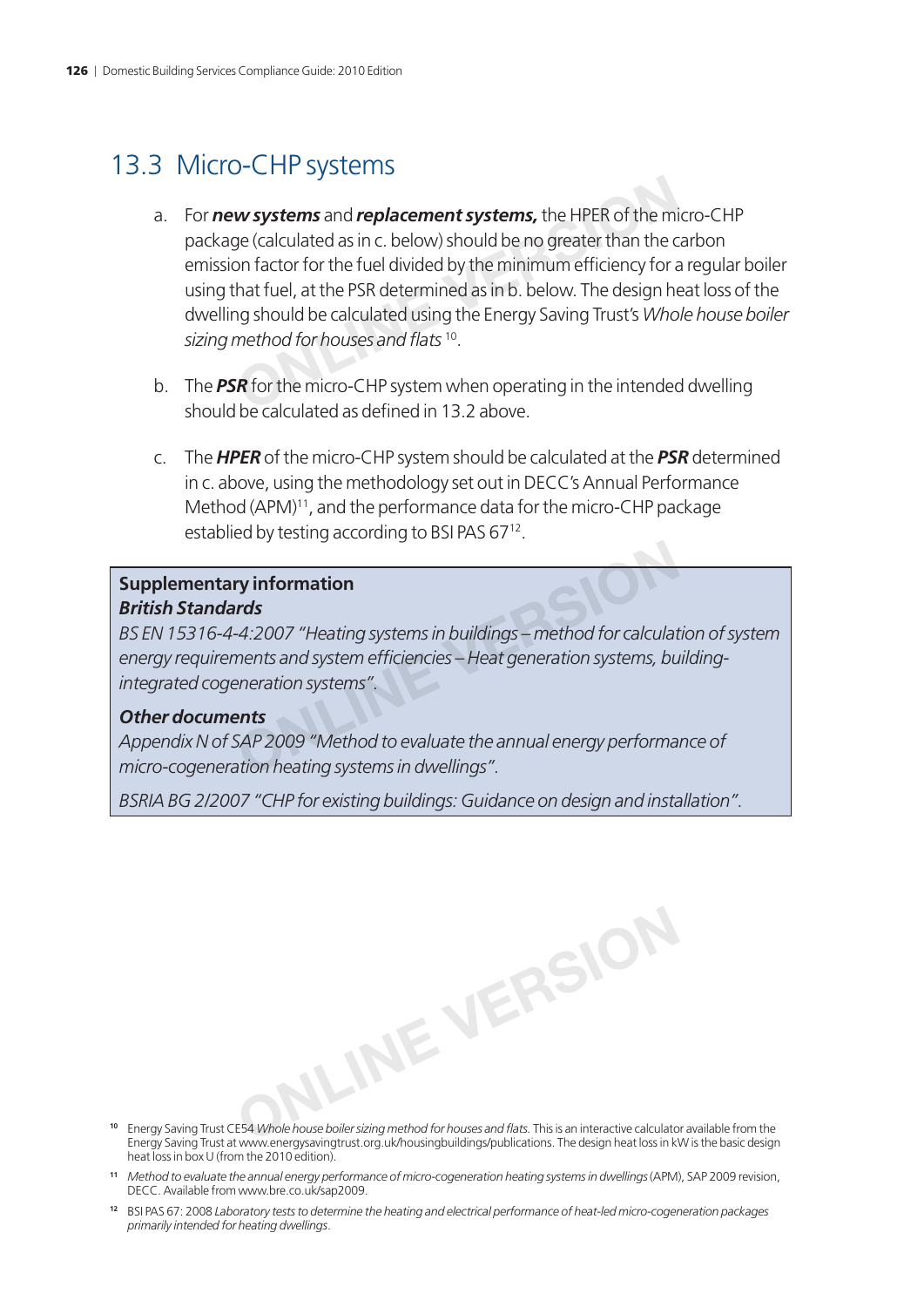## 13.3 Micro-CHP systems

a. For ***new systems*** and ***replacement systems,*** the HPER of the micro-CHP package (calculated as in c. below) should be no greater than the carbon emission factor for the fuel divided by the minimum efficiency for a regular boiler using that fuel, at the PSR determined as in b. below. The design heat loss of the dwelling should be calculated using the Energy Saving Trust's *Whole house boiler sizing method for houses and flats* [10].

b. The ***PSR*** for the micro-CHP system when operating in the intended dwelling should be calculated as defined in 13.2 above.

c. The ***HPER*** of the micro-CHP system should be calculated at the ***PSR*** determined in c. above, using the methodology set out in DECC's Annual Performance Method (APM)[11], and the performance data for the micro-CHP package establied by testing according to BSI PAS 67[12].

> **Supplementary information**
> ***British Standards***
> *BS EN 15316-4-4:2007 "Heating systems in buildings – method for calculation of system energy requirements and system efficiencies – Heat generation systems, building-integrated cogeneration systems".*
>
> ***Other documents***
> *Appendix N of SAP 2009 "Method to evaluate the annual energy performance of micro-cogeneration heating systems in dwellings".*
>
> *BSRIA BG 2/2007 "CHP for existing buildings: Guidance on design and installation".*

[10] Energy Saving Trust CE54 *Whole house boiler sizing method for houses and flats.* This is an interactive calculator available from the Energy Saving Trust at www.energysavingtrust.org.uk/housingbuildings/publications. The design heat loss in kW is the basic design heat loss in box U (from the 2010 edition).

[11] *Method to evaluate the annual energy performance of micro-cogeneration heating systems in dwellings* (APM), SAP 2009 revision, DECC. Available from www.bre.co.uk/sap2009.

[12] BSI PAS 67: 2008 *Laboratory tests to determine the heating and electrical performance of heat-led micro-cogeneration packages primarily intended for heating dwellings*.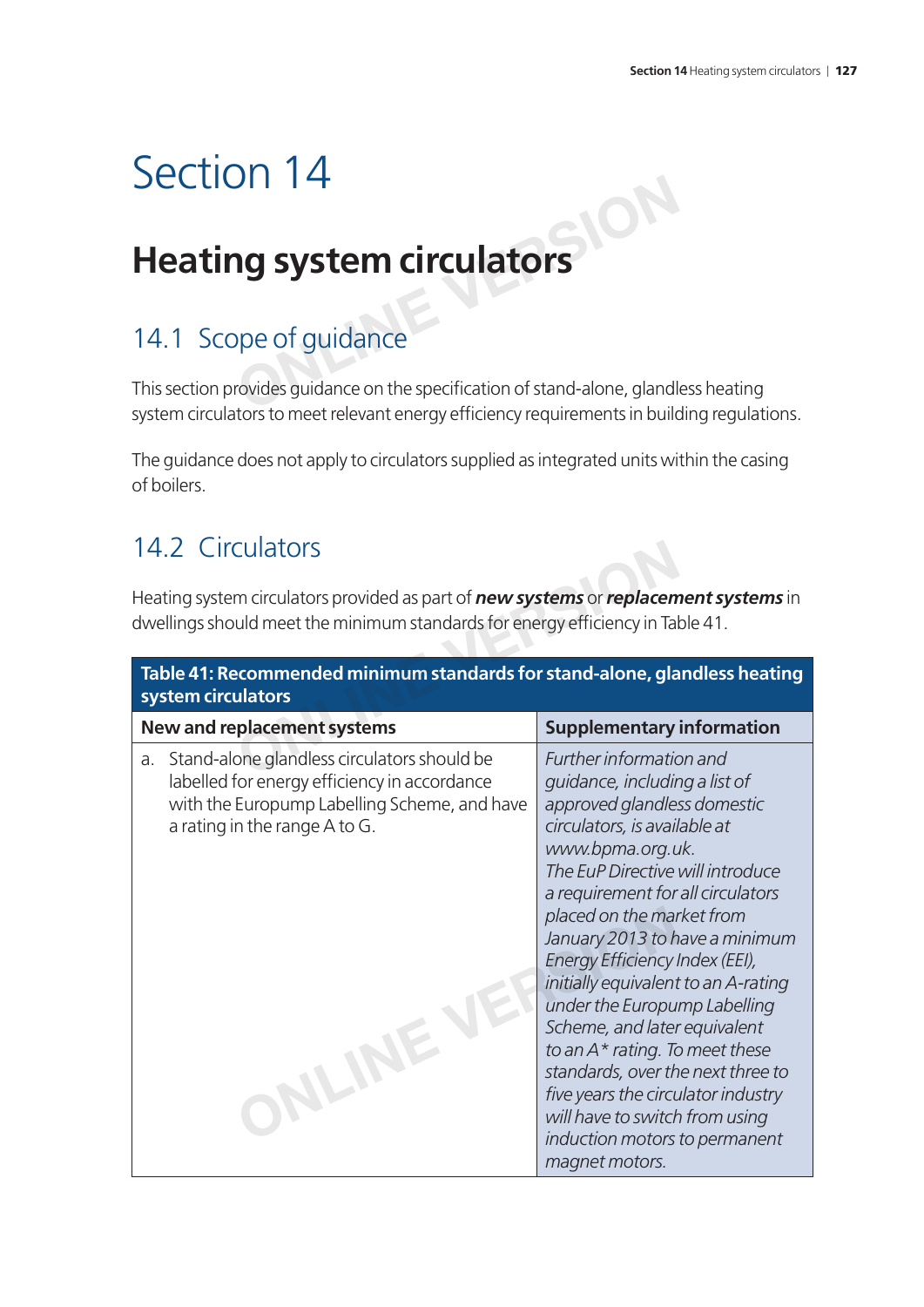# Section 14

## Heating system circulators

### 14.1 Scope of guidance

This section provides guidance on the specification of stand-alone, glandless heating system circulators to meet relevant energy efficiency requirements in building regulations.

The guidance does not apply to circulators supplied as integrated units within the casing of boilers.

### 14.2 Circulators

Heating system circulators provided as part of ***new systems*** or ***replacement systems*** in dwellings should meet the minimum standards for energy efficiency in Table 41.

| **Table 41: Recommended minimum standards for stand-alone, glandless heating system circulators** | |
|---|---|
| **New and replacement systems** | **Supplementary information** |
| a. Stand-alone glandless circulators should be labelled for energy efficiency in accordance with the Europump Labelling Scheme, and have a rating in the range A to G. | *Further information and guidance, including a list of approved glandless domestic circulators, is available at www.bpma.org.uk.* *The EuP Directive will introduce a requirement for all circulators placed on the market from January 2013 to have a minimum Energy Efficiency Index (EEI), initially equivalent to an A-rating under the Europump Labelling Scheme, and later equivalent to an A* rating. To meet these standards, over the next three to five years the circulator industry will have to switch from using induction motors to permanent magnet motors.* |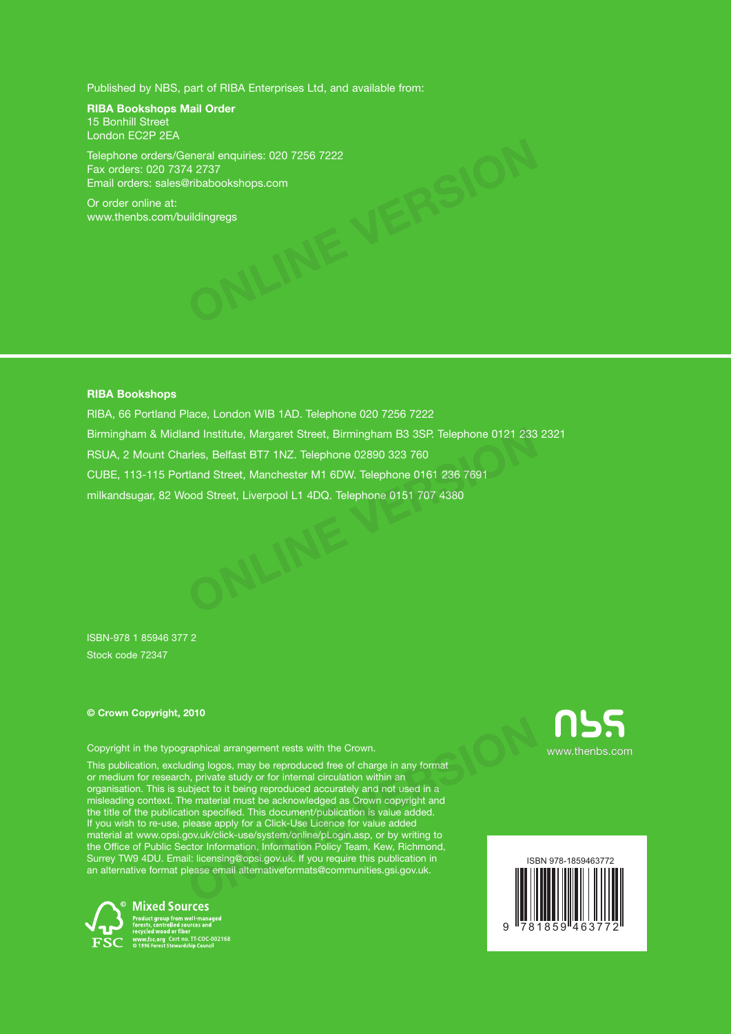Published by NBS, part of RIBA Enterprises Ltd, and available from:

**RIBA Bookshops Mail Order**
15 Bonhill Street
London EC2P 2EA

Telephone orders/General enquiries: 020 7256 7222
Fax orders: 020 7374 2737
Email orders: sales@ribabookshops.com

Or order online at:
www.thenbs.com/buildingregs

**RIBA Bookshops**

RIBA, 66 Portland Place, London WIB 1AD. Telephone 020 7256 7222

Birmingham & Midland Institute, Margaret Street, Birmingham B3 3SP. Telephone 0121 233 2321

RSUA, 2 Mount Charles, Belfast BT7 1NZ. Telephone 02890 323 760

CUBE, 113-115 Portland Street, Manchester M1 6DW. Telephone 0161 236 7691

milkandsugar, 82 Wood Street, Liverpool L1 4DQ. Telephone 0151 707 4380

ISBN-978 1 85946 377 2

Stock code 72347

**© Crown Copyright, 2010**

Copyright in the typographical arrangement rests with the Crown.

This publication, excluding logos, may be reproduced free of charge in any format or medium for research, private study or for internal circulation within an organisation. This is subject to it being reproduced accurately and not used in a misleading context. The material must be acknowledged as Crown copyright and the title of the publication specified. This document/publication is value added. If you wish to re-use, please apply for a Click-Use Licence for value added material at www.opsi.gov.uk/click-use/system/online/pLogin.asp, or by writing to the Office of Public Sector Information, Information Policy Team, Kew, Richmond, Surrey TW9 4DU. Email: licensing@opsi.gov.uk. If you require this publication in an alternative format please email alternativeformats@communities.gsi.gov.uk.

www.thenbs.com

Mixed Sources
Product group from well-managed forests, controlled sources and recycled wood or fiber
www.fsc.org Cert no. TT-COC-002168
© 1996 Forest Stewardship Council

ISBN 978-1859463772

9 781859 463772